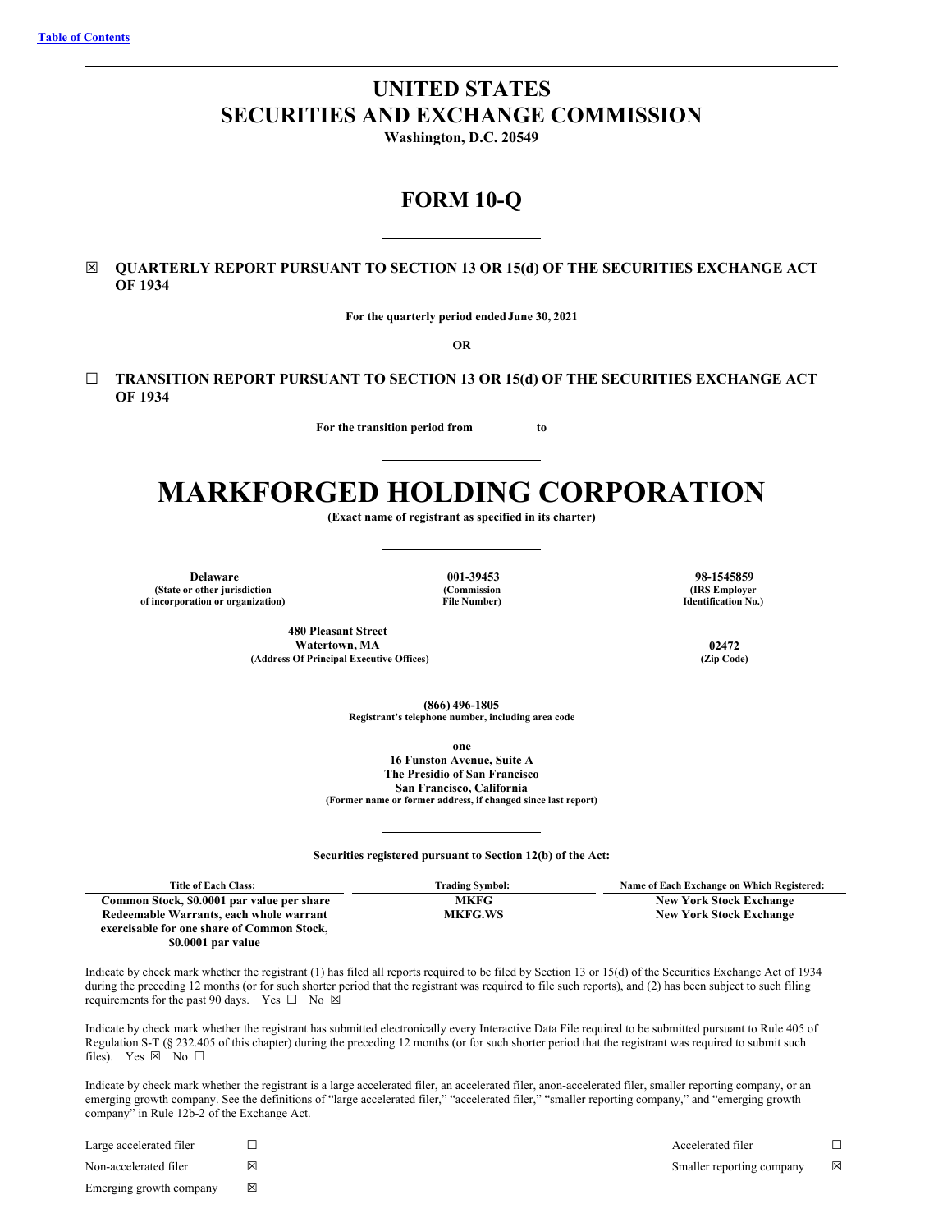[Table of Contents](#)

# UNITED STATES SECURITIES AND EXCHANGE COMMISSION

**Washington, D.C. 20549**

# FORM 10-Q

☒ **QUARTERLY REPORT PURSUANT TO SECTION 13 OR 15(d) OF THE SECURITIES EXCHANGE ACT OF 1934**

**For the quarterly period ended June 30, 2021**

**OR**

☐ **TRANSITION REPORT PURSUANT TO SECTION 13 OR 15(d) OF THE SECURITIES EXCHANGE ACT OF 1934**

**For the transition period from to**

# MARKFORGED HOLDING CORPORATION

**(Exact name of registrant as specified in its charter)**

| **Delaware** | **001-39453** | **98-1545859** |
|---|---|---|
| **(State or other jurisdiction of incorporation or organization)** | **(Commission File Number)** | **(IRS Employer Identification No.)** |

| **480 Pleasant Street Watertown, MA** | **02472** |
|---|---|
| **(Address Of Principal Executive Offices)** | **(Zip Code)** |

**(866) 496-1805**
**Registrant's telephone number, including area code**

**one**
**16 Funston Avenue, Suite A**
**The Presidio of San Francisco**
**San Francisco, California**
**(Former name or former address, if changed since last report)**

**Securities registered pursuant to Section 12(b) of the Act:**

| Title of Each Class: | Trading Symbol: | Name of Each Exchange on Which Registered: |
|---|---|---|
| **Common Stock, $0.0001 par value per share** | **MKFG** | **New York Stock Exchange** |
| **Redeemable Warrants, each whole warrant exercisable for one share of Common Stock, $0.0001 par value** | **MKFG.WS** | **New York Stock Exchange** |

Indicate by check mark whether the registrant (1) has filed all reports required to be filed by Section 13 or 15(d) of the Securities Exchange Act of 1934 during the preceding 12 months (or for such shorter period that the registrant was required to file such reports), and (2) has been subject to such filing requirements for the past 90 days. Yes ☐ No ☒

Indicate by check mark whether the registrant has submitted electronically every Interactive Data File required to be submitted pursuant to Rule 405 of Regulation S-T (§ 232.405 of this chapter) during the preceding 12 months (or for such shorter period that the registrant was required to submit such files). Yes ☒ No ☐

Indicate by check mark whether the registrant is a large accelerated filer, an accelerated filer, anon-accelerated filer, smaller reporting company, or an emerging growth company. See the definitions of "large accelerated filer," "accelerated filer," "smaller reporting company," and "emerging growth company" in Rule 12b-2 of the Exchange Act.

| | | | |
|---|---|---|---|
| Large accelerated filer | ☐ | Accelerated filer | ☐ |
| Non-accelerated filer | ☒ | Smaller reporting company | ☒ |
| Emerging growth company | ☒ | | |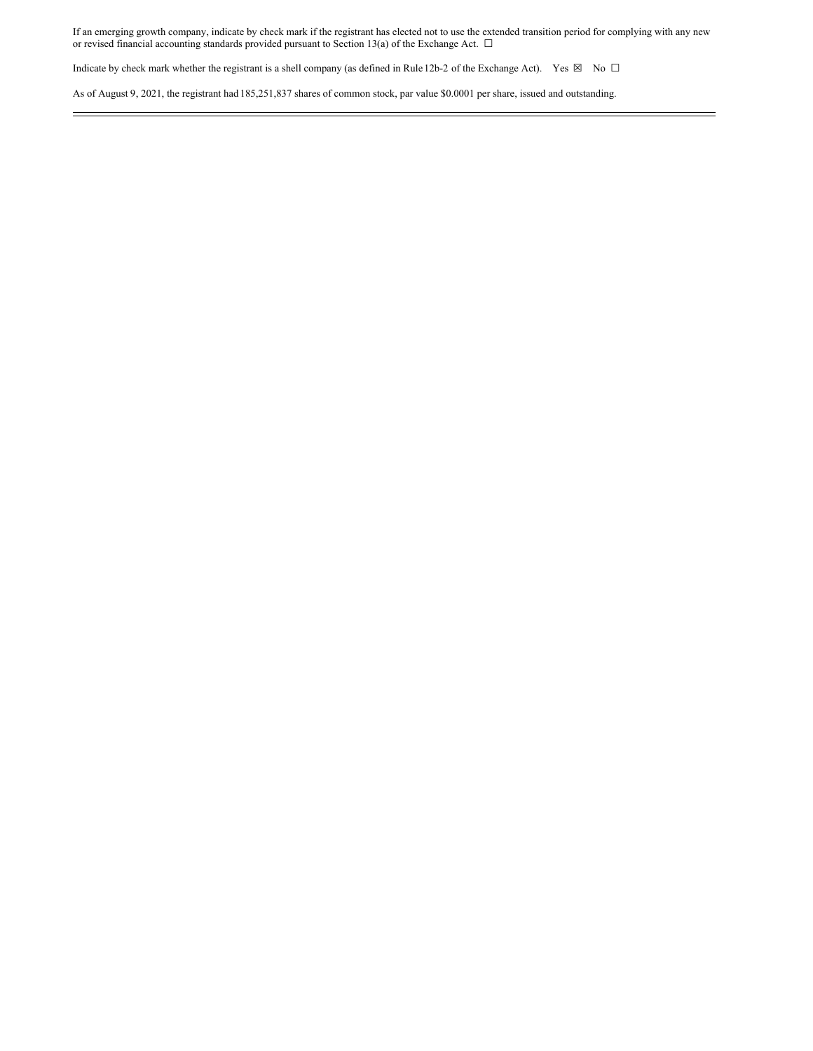If an emerging growth company, indicate by check mark if the registrant has elected not to use the extended transition period for complying with any new or revised financial accounting standards provided pursuant to Section 13(a) of the Exchange Act. ☐

Indicate by check mark whether the registrant is a shell company (as defined in Rule 12b-2 of the Exchange Act). Yes ☒ No ☐

As of August 9, 2021, the registrant had 185,251,837 shares of common stock, par value $0.0001 per share, issued and outstanding.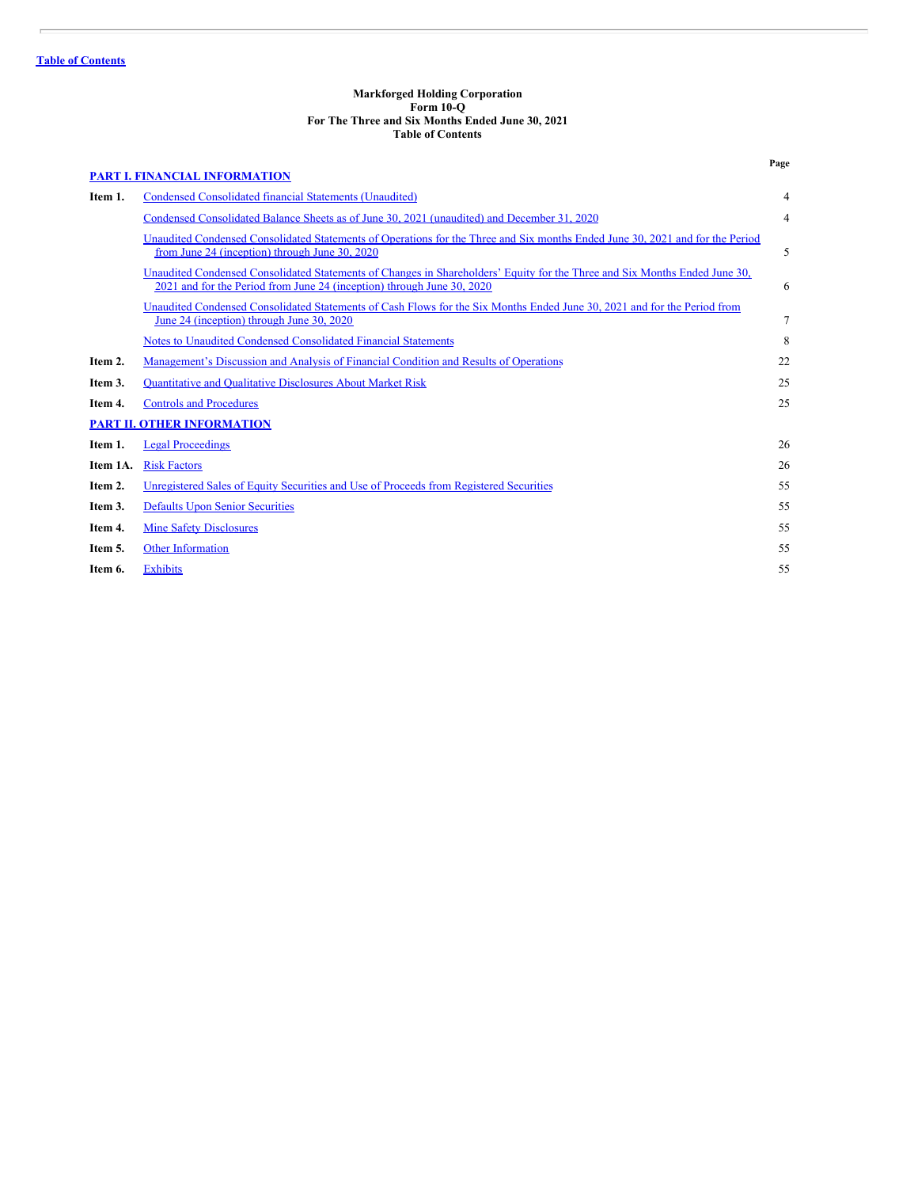Table of Contents

**Markforged Holding Corporation**
**Form 10-Q**
**For The Three and Six Months Ended June 30, 2021**
**Table of Contents**

| | | Page |
|---|---|---|
| **PART I. FINANCIAL INFORMATION** | | |
| **Item 1.** | Condensed Consolidated financial Statements (Unaudited) | 4 |
| | Condensed Consolidated Balance Sheets as of June 30, 2021 (unaudited) and December 31, 2020 | 4 |
| | Unaudited Condensed Consolidated Statements of Operations for the Three and Six months Ended June 30, 2021 and for the Period from June 24 (inception) through June 30, 2020 | 5 |
| | Unaudited Condensed Consolidated Statements of Changes in Shareholders' Equity for the Three and Six Months Ended June 30, 2021 and for the Period from June 24 (inception) through June 30, 2020 | 6 |
| | Unaudited Condensed Consolidated Statements of Cash Flows for the Six Months Ended June 30, 2021 and for the Period from June 24 (inception) through June 30, 2020 | 7 |
| | Notes to Unaudited Condensed Consolidated Financial Statements | 8 |
| **Item 2.** | Management's Discussion and Analysis of Financial Condition and Results of Operations | 22 |
| **Item 3.** | Quantitative and Qualitative Disclosures About Market Risk | 25 |
| **Item 4.** | Controls and Procedures | 25 |
| **PART II. OTHER INFORMATION** | | |
| **Item 1.** | Legal Proceedings | 26 |
| **Item 1A.** | Risk Factors | 26 |
| **Item 2.** | Unregistered Sales of Equity Securities and Use of Proceeds from Registered Securities | 55 |
| **Item 3.** | Defaults Upon Senior Securities | 55 |
| **Item 4.** | Mine Safety Disclosures | 55 |
| **Item 5.** | Other Information | 55 |
| **Item 6.** | Exhibits | 55 |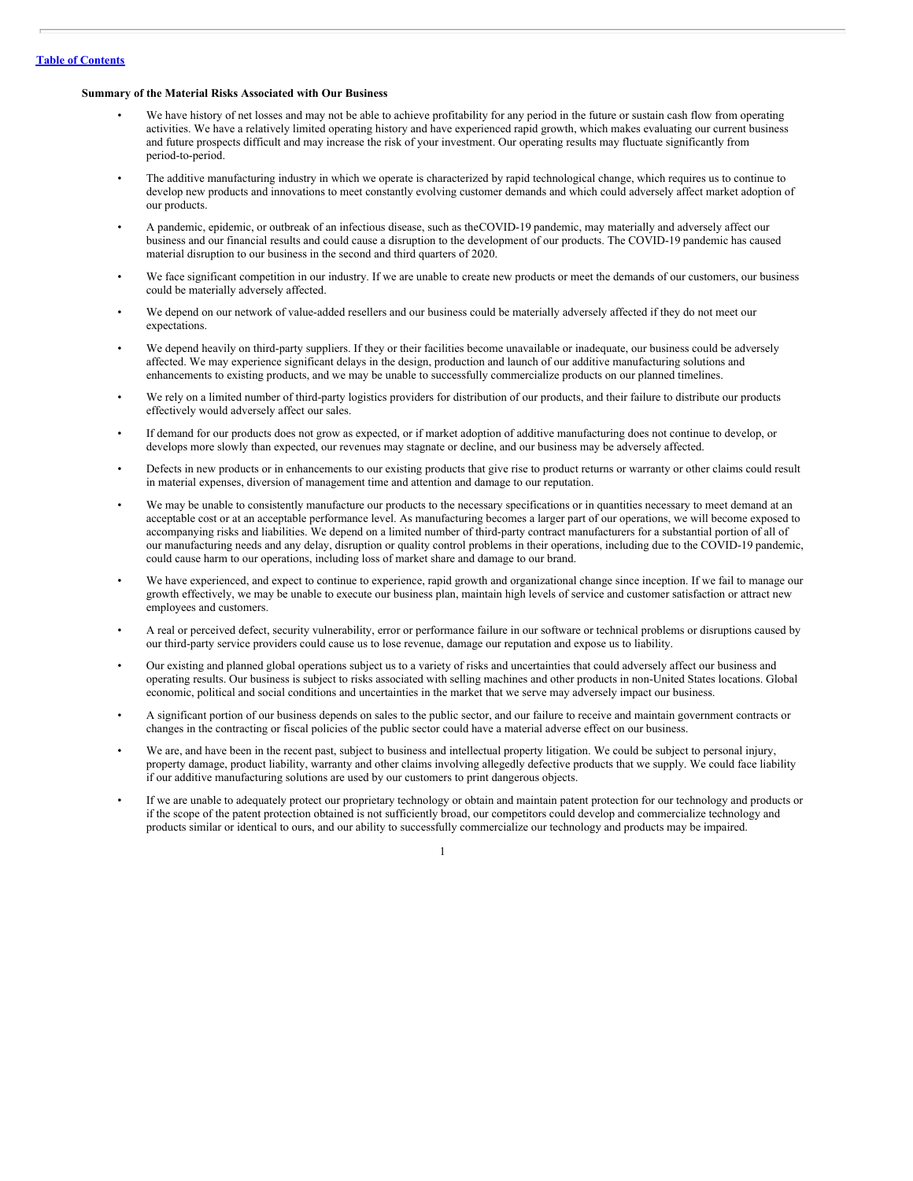**Summary of the Material Risks Associated with Our Business**

- We have history of net losses and may not be able to achieve profitability for any period in the future or sustain cash flow from operating activities. We have a relatively limited operating history and have experienced rapid growth, which makes evaluating our current business and future prospects difficult and may increase the risk of your investment. Our operating results may fluctuate significantly from period-to-period.
- The additive manufacturing industry in which we operate is characterized by rapid technological change, which requires us to continue to develop new products and innovations to meet constantly evolving customer demands and which could adversely affect market adoption of our products.
- A pandemic, epidemic, or outbreak of an infectious disease, such as theCOVID-19 pandemic, may materially and adversely affect our business and our financial results and could cause a disruption to the development of our products. The COVID-19 pandemic has caused material disruption to our business in the second and third quarters of 2020.
- We face significant competition in our industry. If we are unable to create new products or meet the demands of our customers, our business could be materially adversely affected.
- We depend on our network of value-added resellers and our business could be materially adversely affected if they do not meet our expectations.
- We depend heavily on third-party suppliers. If they or their facilities become unavailable or inadequate, our business could be adversely affected. We may experience significant delays in the design, production and launch of our additive manufacturing solutions and enhancements to existing products, and we may be unable to successfully commercialize products on our planned timelines.
- We rely on a limited number of third-party logistics providers for distribution of our products, and their failure to distribute our products effectively would adversely affect our sales.
- If demand for our products does not grow as expected, or if market adoption of additive manufacturing does not continue to develop, or develops more slowly than expected, our revenues may stagnate or decline, and our business may be adversely affected.
- Defects in new products or in enhancements to our existing products that give rise to product returns or warranty or other claims could result in material expenses, diversion of management time and attention and damage to our reputation.
- We may be unable to consistently manufacture our products to the necessary specifications or in quantities necessary to meet demand at an acceptable cost or at an acceptable performance level. As manufacturing becomes a larger part of our operations, we will become exposed to accompanying risks and liabilities. We depend on a limited number of third-party contract manufacturers for a substantial portion of all of our manufacturing needs and any delay, disruption or quality control problems in their operations, including due to the COVID-19 pandemic, could cause harm to our operations, including loss of market share and damage to our brand.
- We have experienced, and expect to continue to experience, rapid growth and organizational change since inception. If we fail to manage our growth effectively, we may be unable to execute our business plan, maintain high levels of service and customer satisfaction or attract new employees and customers.
- A real or perceived defect, security vulnerability, error or performance failure in our software or technical problems or disruptions caused by our third-party service providers could cause us to lose revenue, damage our reputation and expose us to liability.
- Our existing and planned global operations subject us to a variety of risks and uncertainties that could adversely affect our business and operating results. Our business is subject to risks associated with selling machines and other products in non-United States locations. Global economic, political and social conditions and uncertainties in the market that we serve may adversely impact our business.
- A significant portion of our business depends on sales to the public sector, and our failure to receive and maintain government contracts or changes in the contracting or fiscal policies of the public sector could have a material adverse effect on our business.
- We are, and have been in the recent past, subject to business and intellectual property litigation. We could be subject to personal injury, property damage, product liability, warranty and other claims involving allegedly defective products that we supply. We could face liability if our additive manufacturing solutions are used by our customers to print dangerous objects.
- If we are unable to adequately protect our proprietary technology or obtain and maintain patent protection for our technology and products or if the scope of the patent protection obtained is not sufficiently broad, our competitors could develop and commercialize technology and products similar or identical to ours, and our ability to successfully commercialize our technology and products may be impaired.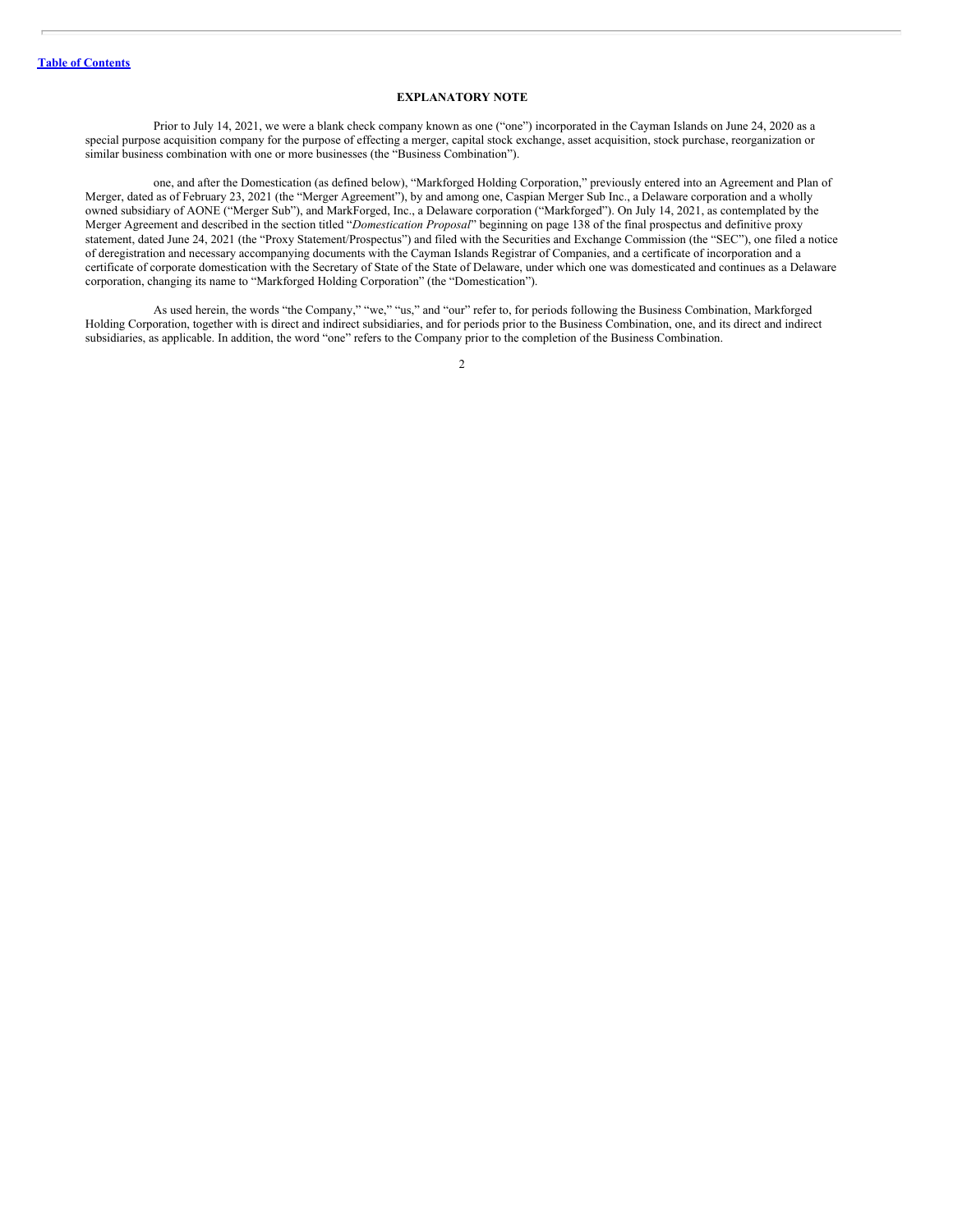[Table of Contents](#)

## EXPLANATORY NOTE

Prior to July 14, 2021, we were a blank check company known as one ("one") incorporated in the Cayman Islands on June 24, 2020 as a special purpose acquisition company for the purpose of effecting a merger, capital stock exchange, asset acquisition, stock purchase, reorganization or similar business combination with one or more businesses (the "Business Combination").

one, and after the Domestication (as defined below), "Markforged Holding Corporation," previously entered into an Agreement and Plan of Merger, dated as of February 23, 2021 (the "Merger Agreement"), by and among one, Caspian Merger Sub Inc., a Delaware corporation and a wholly owned subsidiary of AONE ("Merger Sub"), and MarkForged, Inc., a Delaware corporation ("Markforged"). On July 14, 2021, as contemplated by the Merger Agreement and described in the section titled "*Domestication Proposal*" beginning on page 138 of the final prospectus and definitive proxy statement, dated June 24, 2021 (the "Proxy Statement/Prospectus") and filed with the Securities and Exchange Commission (the "SEC"), one filed a notice of deregistration and necessary accompanying documents with the Cayman Islands Registrar of Companies, and a certificate of incorporation and a certificate of corporate domestication with the Secretary of State of the State of Delaware, under which one was domesticated and continues as a Delaware corporation, changing its name to "Markforged Holding Corporation" (the "Domestication").

As used herein, the words "the Company," "we," "us," and "our" refer to, for periods following the Business Combination, Markforged Holding Corporation, together with is direct and indirect subsidiaries, and for periods prior to the Business Combination, one, and its direct and indirect subsidiaries, as applicable. In addition, the word "one" refers to the Company prior to the completion of the Business Combination.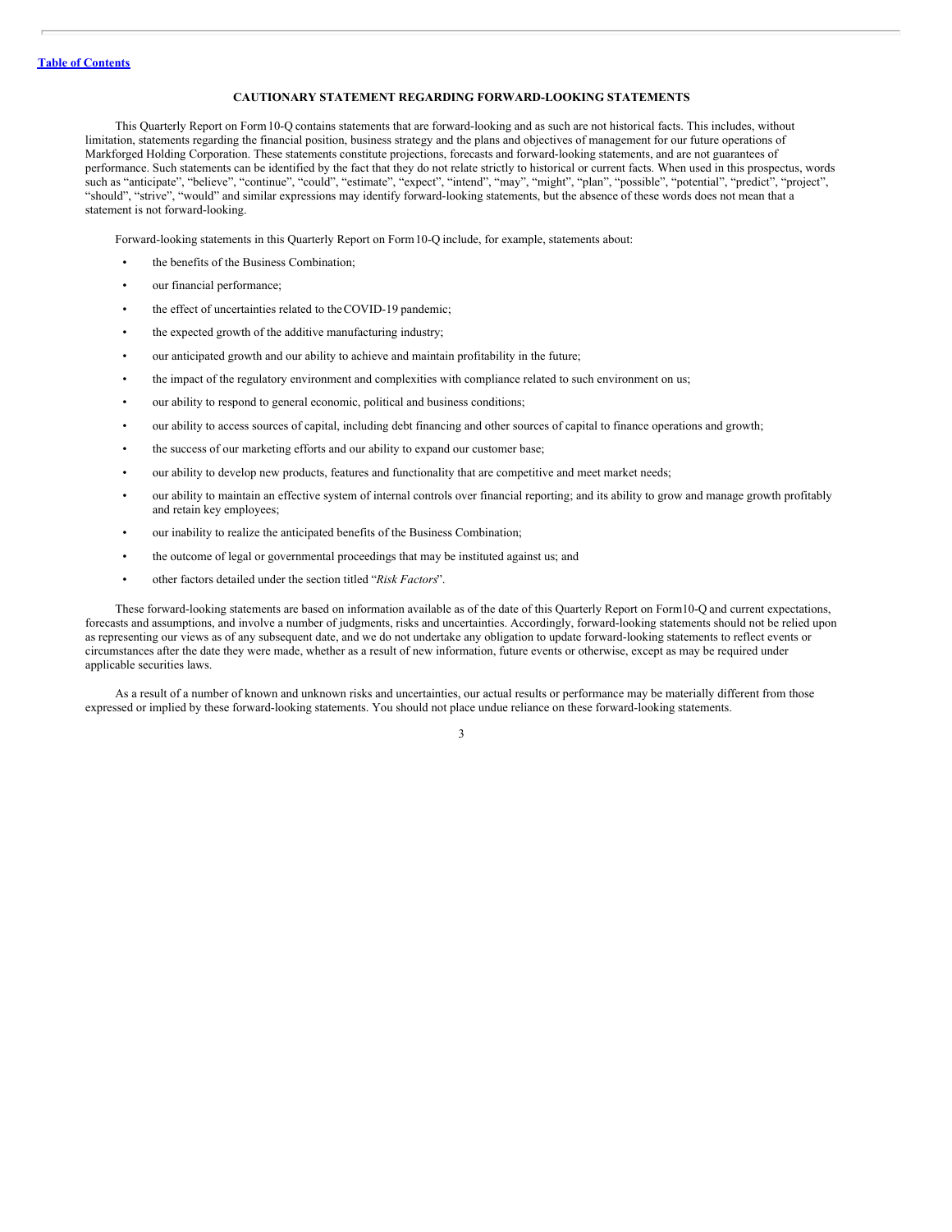[Table of Contents](#)

## CAUTIONARY STATEMENT REGARDING FORWARD-LOOKING STATEMENTS

This Quarterly Report on Form 10-Q contains statements that are forward-looking and as such are not historical facts. This includes, without limitation, statements regarding the financial position, business strategy and the plans and objectives of management for our future operations of Markforged Holding Corporation. These statements constitute projections, forecasts and forward-looking statements, and are not guarantees of performance. Such statements can be identified by the fact that they do not relate strictly to historical or current facts. When used in this prospectus, words such as "anticipate", "believe", "continue", "could", "estimate", "expect", "intend", "may", "might", "plan", "possible", "potential", "predict", "project", "should", "strive", "would" and similar expressions may identify forward-looking statements, but the absence of these words does not mean that a statement is not forward-looking.

Forward-looking statements in this Quarterly Report on Form 10-Q include, for example, statements about:

- the benefits of the Business Combination;
- our financial performance;
- the effect of uncertainties related to the COVID-19 pandemic;
- the expected growth of the additive manufacturing industry;
- our anticipated growth and our ability to achieve and maintain profitability in the future;
- the impact of the regulatory environment and complexities with compliance related to such environment on us;
- our ability to respond to general economic, political and business conditions;
- our ability to access sources of capital, including debt financing and other sources of capital to finance operations and growth;
- the success of our marketing efforts and our ability to expand our customer base;
- our ability to develop new products, features and functionality that are competitive and meet market needs;
- our ability to maintain an effective system of internal controls over financial reporting; and its ability to grow and manage growth profitably and retain key employees;
- our inability to realize the anticipated benefits of the Business Combination;
- the outcome of legal or governmental proceedings that may be instituted against us; and
- other factors detailed under the section titled "*Risk Factors*".

These forward-looking statements are based on information available as of the date of this Quarterly Report on Form 10-Q and current expectations, forecasts and assumptions, and involve a number of judgments, risks and uncertainties. Accordingly, forward-looking statements should not be relied upon as representing our views as of any subsequent date, and we do not undertake any obligation to update forward-looking statements to reflect events or circumstances after the date they were made, whether as a result of new information, future events or otherwise, except as may be required under applicable securities laws.

As a result of a number of known and unknown risks and uncertainties, our actual results or performance may be materially different from those expressed or implied by these forward-looking statements. You should not place undue reliance on these forward-looking statements.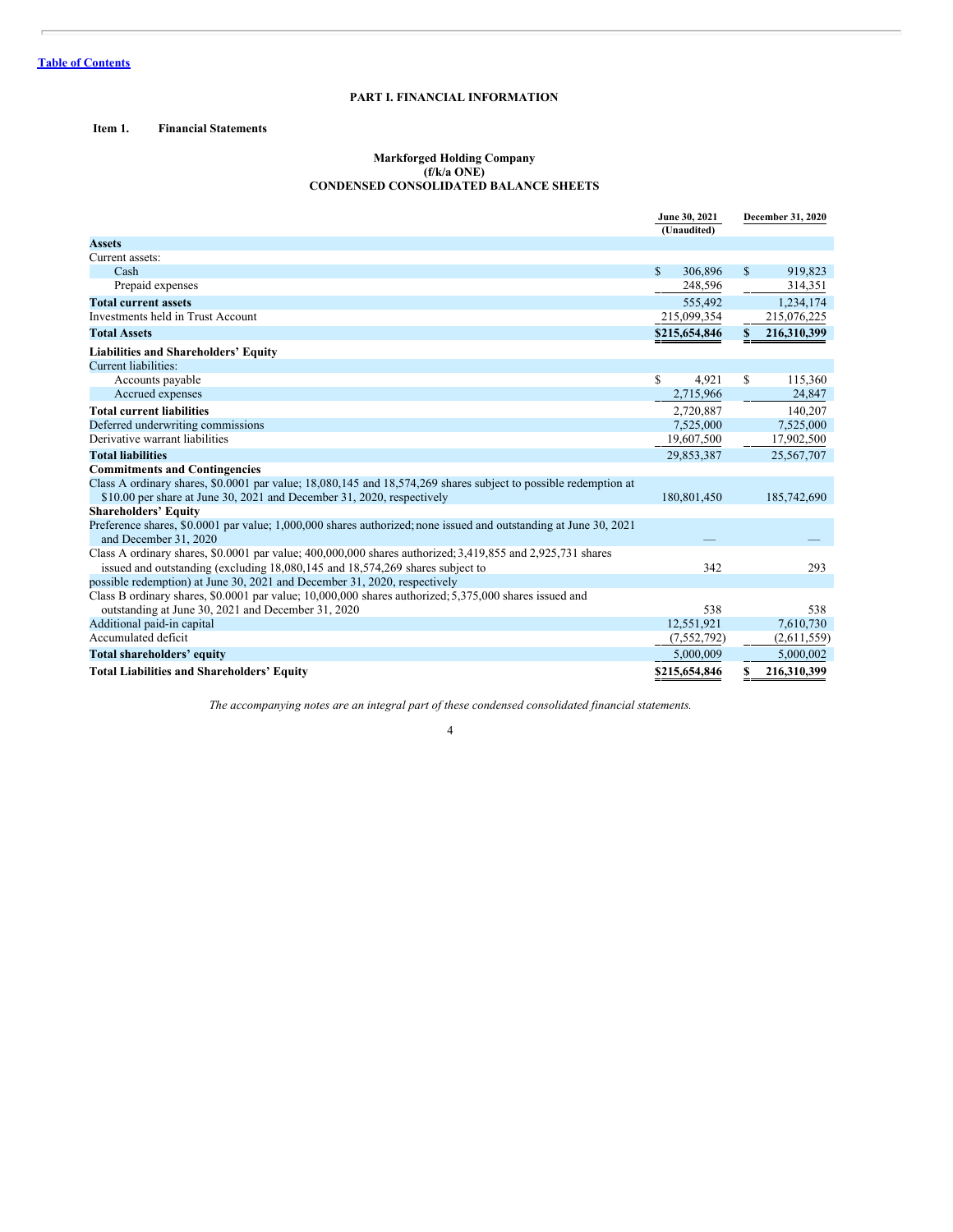[Table of Contents](#)

# PART I. FINANCIAL INFORMATION

## Item 1. Financial Statements

### Markforged Holding Company
### (f/k/a ONE)
### CONDENSED CONSOLIDATED BALANCE SHEETS

| | June 30, 2021 (Unaudited) | December 31, 2020 |
|---|---|---|
| **Assets** | | |
| Current assets: | | |
| Cash | $ 306,896 | $ 919,823 |
| Prepaid expenses | 248,596 | 314,351 |
| **Total current assets** | 555,492 | 1,234,174 |
| Investments held in Trust Account | 215,099,354 | 215,076,225 |
| **Total Assets** | $215,654,846 | $ 216,310,399 |
| **Liabilities and Shareholders' Equity** | | |
| Current liabilities: | | |
| Accounts payable | $ 4,921 | $ 115,360 |
| Accrued expenses | 2,715,966 | 24,847 |
| **Total current liabilities** | 2,720,887 | 140,207 |
| Deferred underwriting commissions | 7,525,000 | 7,525,000 |
| Derivative warrant liabilities | 19,607,500 | 17,902,500 |
| **Total liabilities** | 29,853,387 | 25,567,707 |
| **Commitments and Contingencies** | | |
| Class A ordinary shares, $0.0001 par value; 18,080,145 and 18,574,269 shares subject to possible redemption at $10.00 per share at June 30, 2021 and December 31, 2020, respectively | 180,801,450 | 185,742,690 |
| **Shareholders' Equity** | | |
| Preference shares, $0.0001 par value; 1,000,000 shares authorized; none issued and outstanding at June 30, 2021 and December 31, 2020 | — | — |
| Class A ordinary shares, $0.0001 par value; 400,000,000 shares authorized; 3,419,855 and 2,925,731 shares issued and outstanding (excluding 18,080,145 and 18,574,269 shares subject to possible redemption) at June 30, 2021 and December 31, 2020, respectively | 342 | 293 |
| Class B ordinary shares, $0.0001 par value; 10,000,000 shares authorized; 5,375,000 shares issued and outstanding at June 30, 2021 and December 31, 2020 | 538 | 538 |
| Additional paid-in capital | 12,551,921 | 7,610,730 |
| Accumulated deficit | (7,552,792) | (2,611,559) |
| **Total shareholders' equity** | 5,000,009 | 5,000,002 |
| **Total Liabilities and Shareholders' Equity** | $215,654,846 | $ 216,310,399 |

*The accompanying notes are an integral part of these condensed consolidated financial statements.*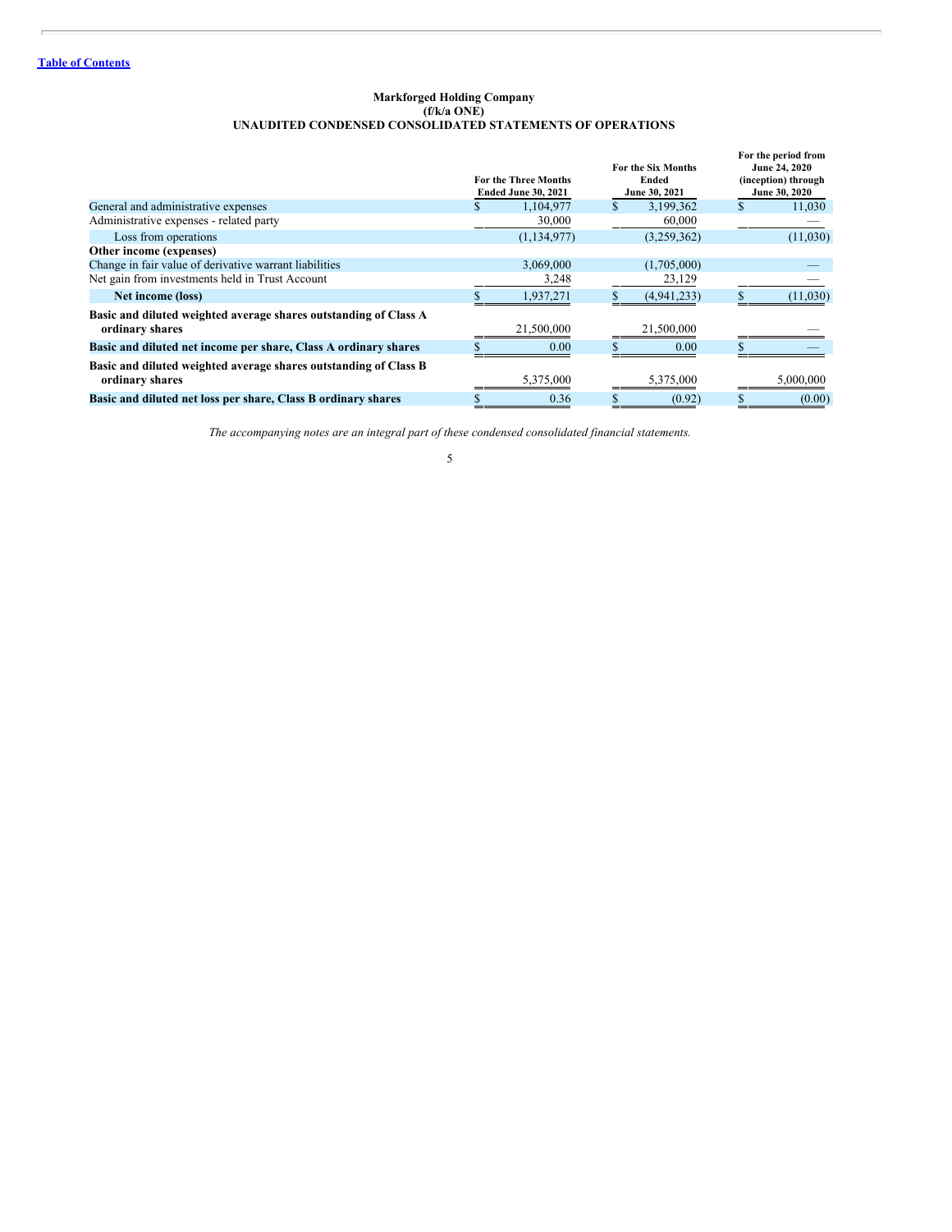[Table of Contents](#)

**Markforged Holding Company**
**(f/k/a ONE)**
**UNAUDITED CONDENSED CONSOLIDATED STATEMENTS OF OPERATIONS**

| | For the Three Months Ended June 30, 2021 | For the Six Months Ended June 30, 2021 | For the period from June 24, 2020 (inception) through June 30, 2020 |
|---|---|---|---|
| General and administrative expenses | $ 1,104,977 | $ 3,199,362 | $ 11,030 |
| Administrative expenses - related party | 30,000 | 60,000 | — |
| Loss from operations | (1,134,977) | (3,259,362) | (11,030) |
| **Other income (expenses)** | | | |
| Change in fair value of derivative warrant liabilities | 3,069,000 | (1,705,000) | — |
| Net gain from investments held in Trust Account | 3,248 | 23,129 | — |
| **Net income (loss)** | $ 1,937,271 | $ (4,941,233) | $ (11,030) |
| **Basic and diluted weighted average shares outstanding of Class A ordinary shares** | 21,500,000 | 21,500,000 | — |
| **Basic and diluted net income per share, Class A ordinary shares** | $ 0.00 | $ 0.00 | $ — |
| **Basic and diluted weighted average shares outstanding of Class B ordinary shares** | 5,375,000 | 5,375,000 | 5,000,000 |
| **Basic and diluted net loss per share, Class B ordinary shares** | $ 0.36 | $ (0.92) | $ (0.00) |

*The accompanying notes are an integral part of these condensed consolidated financial statements.*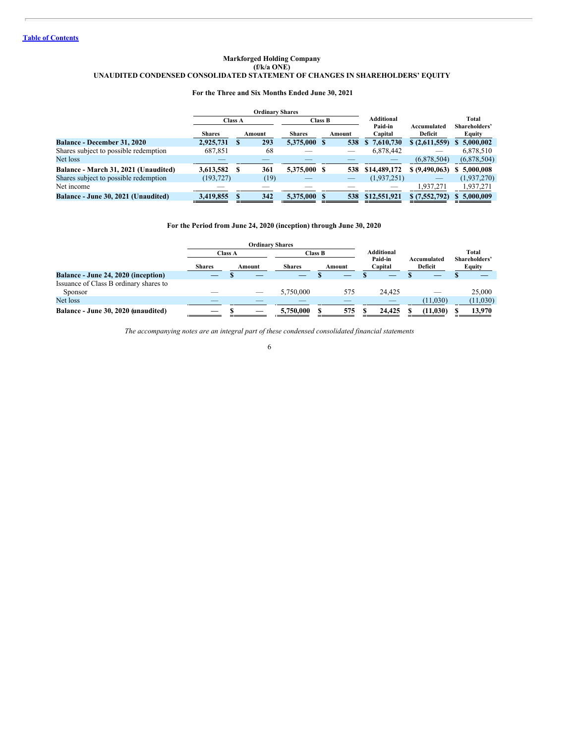Table of Contents

**Markforged Holding Company**
**(f/k/a ONE)**
**UNAUDITED CONDENSED CONSOLIDATED STATEMENT OF CHANGES IN SHAREHOLDERS' EQUITY**

**For the Three and Six Months Ended June 30, 2021**

| | Ordinary Shares | | | | Additional Paid-in Capital | Accumulated Deficit | Total Shareholders' Equity |
|---|---|---|---|---|---|---|---|
| | Class A | | Class B | | | | |
| | Shares | Amount | Shares | Amount | | | |
| **Balance - December 31, 2020** | **2,925,731** | **$ 293** | **5,375,000** | **$ 538** | **$ 7,610,730** | **$ (2,611,559)** | **$ 5,000,002** |
| Shares subject to possible redemption | 687,851 | 68 | — | — | 6,878,442 | — | 6,878,510 |
| Net loss | — | — | — | — | — | (6,878,504) | (6,878,504) |
| **Balance - March 31, 2021 (Unaudited)** | **3,613,582** | **$ 361** | **5,375,000** | **$ 538** | **$14,489,172** | **$ (9,490,063)** | **$ 5,000,008** |
| Shares subject to possible redemption | (193,727) | (19) | — | — | (1,937,251) | — | (1,937,270) |
| Net income | — | — | — | — | — | 1,937,271 | 1,937,271 |
| **Balance - June 30, 2021 (Unaudited)** | **3,419,855** | **$ 342** | **5,375,000** | **$ 538** | **$12,551,921** | **$ (7,552,792)** | **$ 5,000,009** |

**For the Period from June 24, 2020 (inception) through June 30, 2020**

| | Ordinary Shares | | | | Additional Paid-in Capital | Accumulated Deficit | Total Shareholders' Equity |
|---|---|---|---|---|---|---|---|
| | Class A | | Class B | | | | |
| | Shares | Amount | Shares | Amount | | | |
| **Balance - June 24, 2020 (inception)** | — | $ — | — | $ — | $ — | $ — | $ — |
| Issuance of Class B ordinary shares to Sponsor | — | — | 5,750,000 | 575 | 24,425 | — | 25,000 |
| Net loss | — | — | — | — | — | (11,030) | (11,030) |
| **Balance - June 30, 2020 (unaudited)** | **—** | **$ —** | **5,750,000** | **$ 575** | **$ 24,425** | **$ (11,030)** | **$ 13,970** |

*The accompanying notes are an integral part of these condensed consolidated financial statements*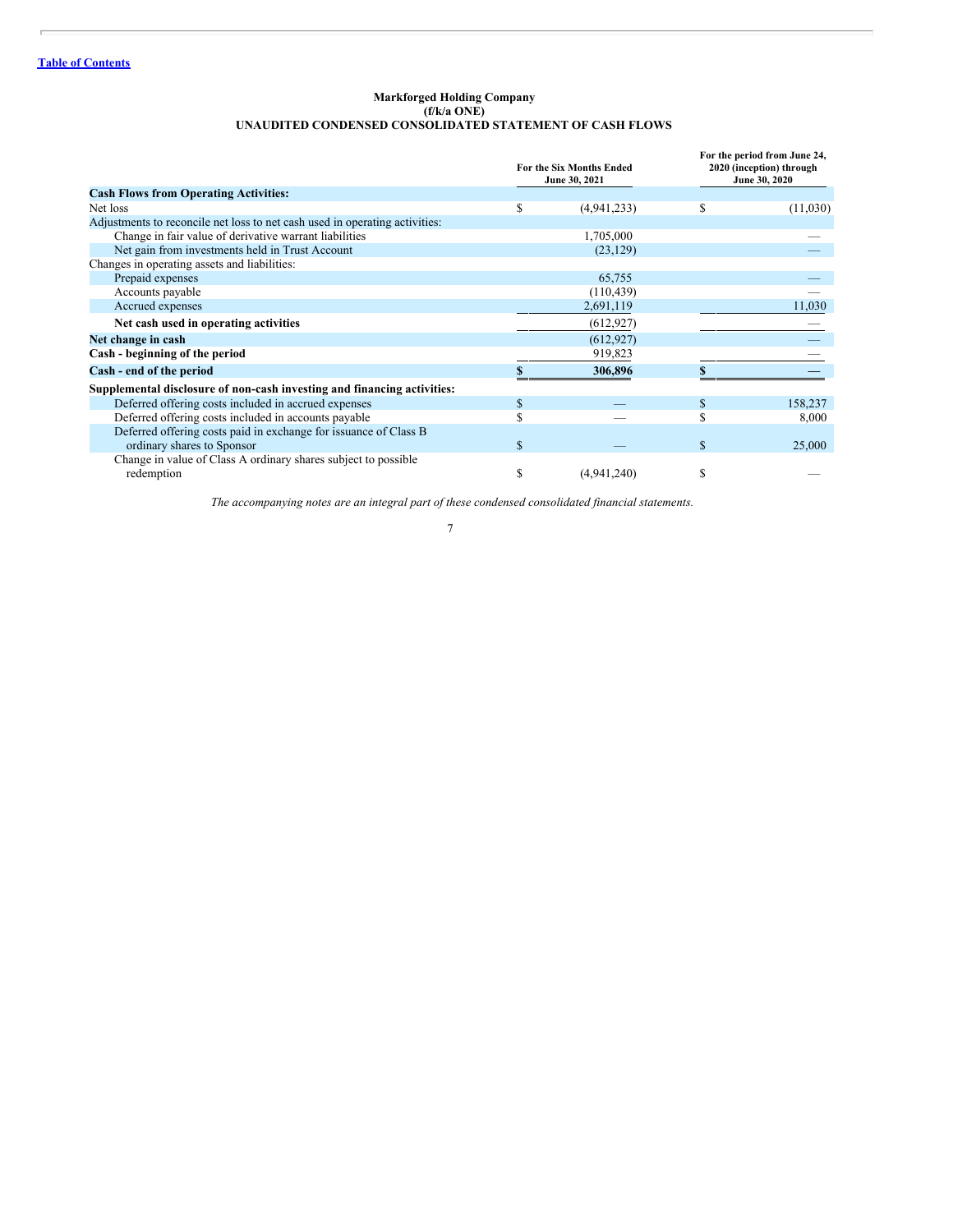[Table of Contents](#)

**Markforged Holding Company**
**(f/k/a ONE)**
**UNAUDITED CONDENSED CONSOLIDATED STATEMENT OF CASH FLOWS**

| | For the Six Months Ended June 30, 2021 | For the period from June 24, 2020 (inception) through June 30, 2020 |
|---|---|---|
| **Cash Flows from Operating Activities:** | | |
| Net loss | $ (4,941,233) | $ (11,030) |
| Adjustments to reconcile net loss to net cash used in operating activities: | | |
| Change in fair value of derivative warrant liabilities | 1,705,000 | — |
| Net gain from investments held in Trust Account | (23,129) | — |
| Changes in operating assets and liabilities: | | |
| Prepaid expenses | 65,755 | — |
| Accounts payable | (110,439) | — |
| Accrued expenses | 2,691,119 | 11,030 |
| **Net cash used in operating activities** | (612,927) | — |
| **Net change in cash** | (612,927) | — |
| **Cash - beginning of the period** | 919,823 | — |
| **Cash - end of the period** | **$ 306,896** | **$ —** |
| **Supplemental disclosure of non-cash investing and financing activities:** | | |
| Deferred offering costs included in accrued expenses | $ — | $ 158,237 |
| Deferred offering costs included in accounts payable | $ — | $ 8,000 |
| Deferred offering costs paid in exchange for issuance of Class B ordinary shares to Sponsor | $ — | $ 25,000 |
| Change in value of Class A ordinary shares subject to possible redemption | $ (4,941,240) | $ — |

*The accompanying notes are an integral part of these condensed consolidated financial statements.*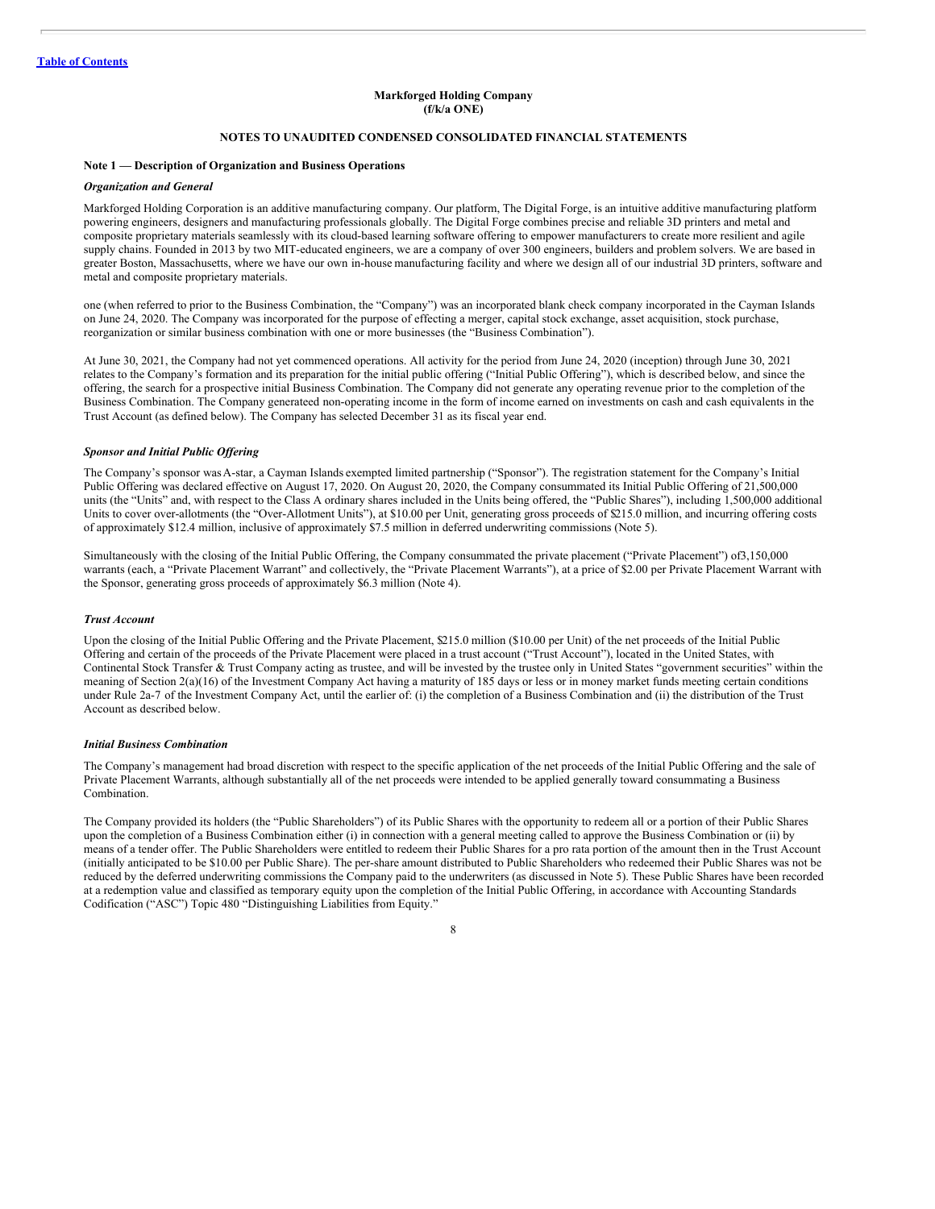**Markforged Holding Company**
**(f/k/a ONE)**

**NOTES TO UNAUDITED CONDENSED CONSOLIDATED FINANCIAL STATEMENTS**

**Note 1 — Description of Organization and Business Operations**

***Organization and General***

Markforged Holding Corporation is an additive manufacturing company. Our platform, The Digital Forge, is an intuitive additive manufacturing platform powering engineers, designers and manufacturing professionals globally. The Digital Forge combines precise and reliable 3D printers and metal and composite proprietary materials seamlessly with its cloud-based learning software offering to empower manufacturers to create more resilient and agile supply chains. Founded in 2013 by two MIT-educated engineers, we are a company of over 300 engineers, builders and problem solvers. We are based in greater Boston, Massachusetts, where we have our own in-house manufacturing facility and where we design all of our industrial 3D printers, software and metal and composite proprietary materials.

one (when referred to prior to the Business Combination, the "Company") was an incorporated blank check company incorporated in the Cayman Islands on June 24, 2020. The Company was incorporated for the purpose of effecting a merger, capital stock exchange, asset acquisition, stock purchase, reorganization or similar business combination with one or more businesses (the "Business Combination").

At June 30, 2021, the Company had not yet commenced operations. All activity for the period from June 24, 2020 (inception) through June 30, 2021 relates to the Company's formation and its preparation for the initial public offering ("Initial Public Offering"), which is described below, and since the offering, the search for a prospective initial Business Combination. The Company did not generate any operating revenue prior to the completion of the Business Combination. The Company generateed non-operating income in the form of income earned on investments on cash and cash equivalents in the Trust Account (as defined below). The Company has selected December 31 as its fiscal year end.

***Sponsor and Initial Public Offering***

The Company's sponsor was A-star, a Cayman Islands exempted limited partnership ("Sponsor"). The registration statement for the Company's Initial Public Offering was declared effective on August 17, 2020. On August 20, 2020, the Company consummated its Initial Public Offering of 21,500,000 units (the "Units" and, with respect to the Class A ordinary shares included in the Units being offered, the "Public Shares"), including 1,500,000 additional Units to cover over-allotments (the "Over-Allotment Units"), at $10.00 per Unit, generating gross proceeds of $215.0 million, and incurring offering costs of approximately $12.4 million, inclusive of approximately $7.5 million in deferred underwriting commissions (Note 5).

Simultaneously with the closing of the Initial Public Offering, the Company consummated the private placement ("Private Placement") of3,150,000 warrants (each, a "Private Placement Warrant" and collectively, the "Private Placement Warrants"), at a price of $2.00 per Private Placement Warrant with the Sponsor, generating gross proceeds of approximately $6.3 million (Note 4).

***Trust Account***

Upon the closing of the Initial Public Offering and the Private Placement, $215.0 million ($10.00 per Unit) of the net proceeds of the Initial Public Offering and certain of the proceeds of the Private Placement were placed in a trust account ("Trust Account"), located in the United States, with Continental Stock Transfer & Trust Company acting as trustee, and will be invested by the trustee only in United States "government securities" within the meaning of Section 2(a)(16) of the Investment Company Act having a maturity of 185 days or less or in money market funds meeting certain conditions under Rule 2a-7 of the Investment Company Act, until the earlier of: (i) the completion of a Business Combination and (ii) the distribution of the Trust Account as described below.

***Initial Business Combination***

The Company's management had broad discretion with respect to the specific application of the net proceeds of the Initial Public Offering and the sale of Private Placement Warrants, although substantially all of the net proceeds were intended to be applied generally toward consummating a Business Combination.

The Company provided its holders (the "Public Shareholders") of its Public Shares with the opportunity to redeem all or a portion of their Public Shares upon the completion of a Business Combination either (i) in connection with a general meeting called to approve the Business Combination or (ii) by means of a tender offer. The Public Shareholders were entitled to redeem their Public Shares for a pro rata portion of the amount then in the Trust Account (initially anticipated to be $10.00 per Public Share). The per-share amount distributed to Public Shareholders who redeemed their Public Shares was not be reduced by the deferred underwriting commissions the Company paid to the underwriters (as discussed in Note 5). These Public Shares have been recorded at a redemption value and classified as temporary equity upon the completion of the Initial Public Offering, in accordance with Accounting Standards Codification ("ASC") Topic 480 "Distinguishing Liabilities from Equity."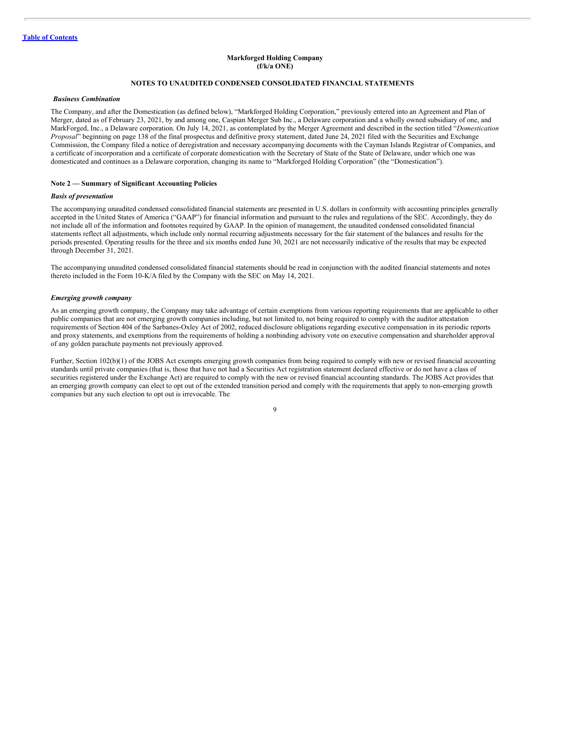**Markforged Holding Company**
**(f/k/a ONE)**

**NOTES TO UNAUDITED CONDENSED CONSOLIDATED FINANCIAL STATEMENTS**

***Business Combination***

The Company, and after the Domestication (as defined below), "Markforged Holding Corporation," previously entered into an Agreement and Plan of Merger, dated as of February 23, 2021, by and among one, Caspian Merger Sub Inc., a Delaware corporation and a wholly owned subsidiary of one, and MarkForged, Inc., a Delaware corporation. On July 14, 2021, as contemplated by the Merger Agreement and described in the section titled "*Domestication Proposal*" beginning on page 138 of the final prospectus and definitive proxy statement, dated June 24, 2021 filed with the Securities and Exchange Commission, the Company filed a notice of deregistration and necessary accompanying documents with the Cayman Islands Registrar of Companies, and a certificate of incorporation and a certificate of corporate domestication with the Secretary of State of the State of Delaware, under which one was domesticated and continues as a Delaware corporation, changing its name to "Markforged Holding Corporation" (the "Domestication").

## Note 2 — Summary of Significant Accounting Policies

***Basis of presentation***

The accompanying unaudited condensed consolidated financial statements are presented in U.S. dollars in conformity with accounting principles generally accepted in the United States of America ("GAAP") for financial information and pursuant to the rules and regulations of the SEC. Accordingly, they do not include all of the information and footnotes required by GAAP. In the opinion of management, the unaudited condensed consolidated financial statements reflect all adjustments, which include only normal recurring adjustments necessary for the fair statement of the balances and results for the periods presented. Operating results for the three and six months ended June 30, 2021 are not necessarily indicative of the results that may be expected through December 31, 2021.

The accompanying unaudited condensed consolidated financial statements should be read in conjunction with the audited financial statements and notes thereto included in the Form 10-K/A filed by the Company with the SEC on May 14, 2021.

***Emerging growth company***

As an emerging growth company, the Company may take advantage of certain exemptions from various reporting requirements that are applicable to other public companies that are not emerging growth companies including, but not limited to, not being required to comply with the auditor attestation requirements of Section 404 of the Sarbanes-Oxley Act of 2002, reduced disclosure obligations regarding executive compensation in its periodic reports and proxy statements, and exemptions from the requirements of holding a nonbinding advisory vote on executive compensation and shareholder approval of any golden parachute payments not previously approved.

Further, Section 102(b)(1) of the JOBS Act exempts emerging growth companies from being required to comply with new or revised financial accounting standards until private companies (that is, those that have not had a Securities Act registration statement declared effective or do not have a class of securities registered under the Exchange Act) are required to comply with the new or revised financial accounting standards. The JOBS Act provides that an emerging growth company can elect to opt out of the extended transition period and comply with the requirements that apply to non-emerging growth companies but any such election to opt out is irrevocable. The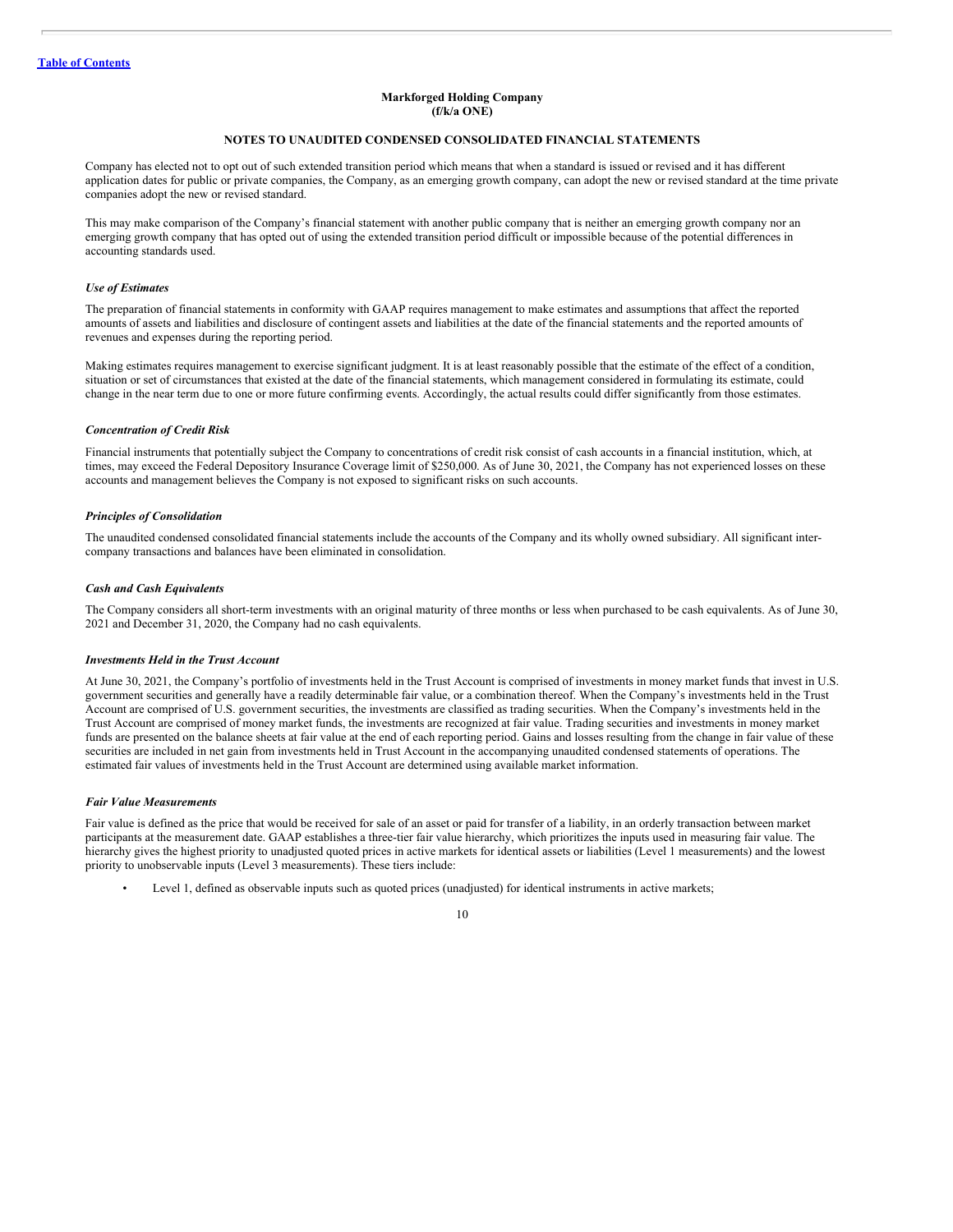Company has elected not to opt out of such extended transition period which means that when a standard is issued or revised and it has different application dates for public or private companies, the Company, as an emerging growth company, can adopt the new or revised standard at the time private companies adopt the new or revised standard.

This may make comparison of the Company's financial statement with another public company that is neither an emerging growth company nor an emerging growth company that has opted out of using the extended transition period difficult or impossible because of the potential differences in accounting standards used.

### *Use of Estimates*

The preparation of financial statements in conformity with GAAP requires management to make estimates and assumptions that affect the reported amounts of assets and liabilities and disclosure of contingent assets and liabilities at the date of the financial statements and the reported amounts of revenues and expenses during the reporting period.

Making estimates requires management to exercise significant judgment. It is at least reasonably possible that the estimate of the effect of a condition, situation or set of circumstances that existed at the date of the financial statements, which management considered in formulating its estimate, could change in the near term due to one or more future confirming events. Accordingly, the actual results could differ significantly from those estimates.

### *Concentration of Credit Risk*

Financial instruments that potentially subject the Company to concentrations of credit risk consist of cash accounts in a financial institution, which, at times, may exceed the Federal Depository Insurance Coverage limit of $250,000. As of June 30, 2021, the Company has not experienced losses on these accounts and management believes the Company is not exposed to significant risks on such accounts.

### *Principles of Consolidation*

The unaudited condensed consolidated financial statements include the accounts of the Company and its wholly owned subsidiary. All significant inter-company transactions and balances have been eliminated in consolidation.

### *Cash and Cash Equivalents*

The Company considers all short-term investments with an original maturity of three months or less when purchased to be cash equivalents. As of June 30, 2021 and December 31, 2020, the Company had no cash equivalents.

### *Investments Held in the Trust Account*

At June 30, 2021, the Company's portfolio of investments held in the Trust Account is comprised of investments in money market funds that invest in U.S. government securities and generally have a readily determinable fair value, or a combination thereof. When the Company's investments held in the Trust Account are comprised of U.S. government securities, the investments are classified as trading securities. When the Company's investments held in the Trust Account are comprised of money market funds, the investments are recognized at fair value. Trading securities and investments in money market funds are presented on the balance sheets at fair value at the end of each reporting period. Gains and losses resulting from the change in fair value of these securities are included in net gain from investments held in Trust Account in the accompanying unaudited condensed statements of operations. The estimated fair values of investments held in the Trust Account are determined using available market information.

### *Fair Value Measurements*

Fair value is defined as the price that would be received for sale of an asset or paid for transfer of a liability, in an orderly transaction between market participants at the measurement date. GAAP establishes a three-tier fair value hierarchy, which prioritizes the inputs used in measuring fair value. The hierarchy gives the highest priority to unadjusted quoted prices in active markets for identical assets or liabilities (Level 1 measurements) and the lowest priority to unobservable inputs (Level 3 measurements). These tiers include:

- Level 1, defined as observable inputs such as quoted prices (unadjusted) for identical instruments in active markets;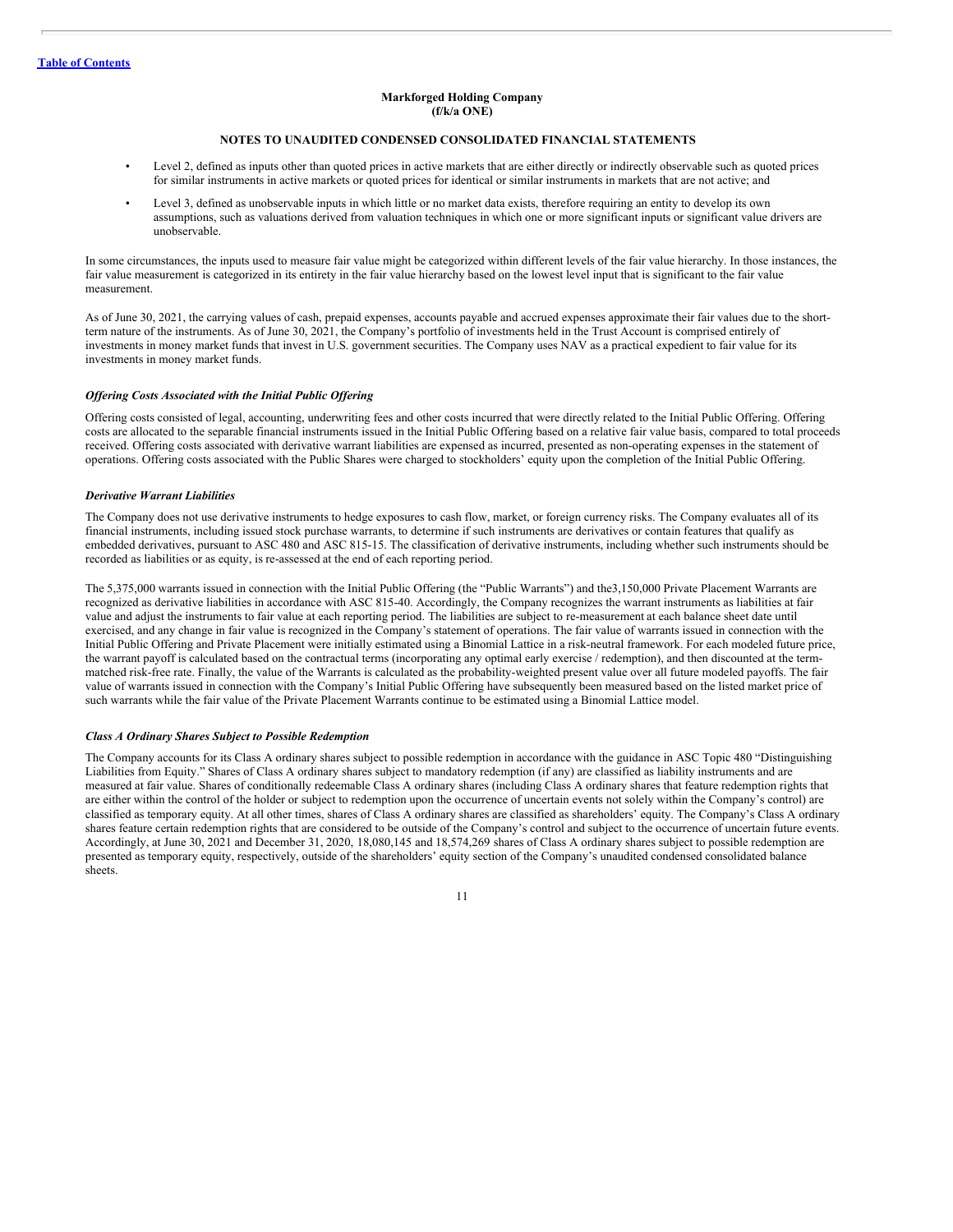**Markforged Holding Company**
**(f/k/a ONE)**

**NOTES TO UNAUDITED CONDENSED CONSOLIDATED FINANCIAL STATEMENTS**

- Level 2, defined as inputs other than quoted prices in active markets that are either directly or indirectly observable such as quoted prices for similar instruments in active markets or quoted prices for identical or similar instruments in markets that are not active; and
- Level 3, defined as unobservable inputs in which little or no market data exists, therefore requiring an entity to develop its own assumptions, such as valuations derived from valuation techniques in which one or more significant inputs or significant value drivers are unobservable.

In some circumstances, the inputs used to measure fair value might be categorized within different levels of the fair value hierarchy. In those instances, the fair value measurement is categorized in its entirety in the fair value hierarchy based on the lowest level input that is significant to the fair value measurement.

As of June 30, 2021, the carrying values of cash, prepaid expenses, accounts payable and accrued expenses approximate their fair values due to the short-term nature of the instruments. As of June 30, 2021, the Company's portfolio of investments held in the Trust Account is comprised entirely of investments in money market funds that invest in U.S. government securities. The Company uses NAV as a practical expedient to fair value for its investments in money market funds.

***Offering Costs Associated with the Initial Public Offering***

Offering costs consisted of legal, accounting, underwriting fees and other costs incurred that were directly related to the Initial Public Offering. Offering costs are allocated to the separable financial instruments issued in the Initial Public Offering based on a relative fair value basis, compared to total proceeds received. Offering costs associated with derivative warrant liabilities are expensed as incurred, presented as non-operating expenses in the statement of operations. Offering costs associated with the Public Shares were charged to stockholders' equity upon the completion of the Initial Public Offering.

***Derivative Warrant Liabilities***

The Company does not use derivative instruments to hedge exposures to cash flow, market, or foreign currency risks. The Company evaluates all of its financial instruments, including issued stock purchase warrants, to determine if such instruments are derivatives or contain features that qualify as embedded derivatives, pursuant to ASC 480 and ASC 815-15. The classification of derivative instruments, including whether such instruments should be recorded as liabilities or as equity, is re-assessed at the end of each reporting period.

The 5,375,000 warrants issued in connection with the Initial Public Offering (the "Public Warrants") and the3,150,000 Private Placement Warrants are recognized as derivative liabilities in accordance with ASC 815-40. Accordingly, the Company recognizes the warrant instruments as liabilities at fair value and adjust the instruments to fair value at each reporting period. The liabilities are subject to re-measurement at each balance sheet date until exercised, and any change in fair value is recognized in the Company's statement of operations. The fair value of warrants issued in connection with the Initial Public Offering and Private Placement were initially estimated using a Binomial Lattice in a risk-neutral framework. For each modeled future price, the warrant payoff is calculated based on the contractual terms (incorporating any optimal early exercise / redemption), and then discounted at the term-matched risk-free rate. Finally, the value of the Warrants is calculated as the probability-weighted present value over all future modeled payoffs. The fair value of warrants issued in connection with the Company's Initial Public Offering have subsequently been measured based on the listed market price of such warrants while the fair value of the Private Placement Warrants continue to be estimated using a Binomial Lattice model.

***Class A Ordinary Shares Subject to Possible Redemption***

The Company accounts for its Class A ordinary shares subject to possible redemption in accordance with the guidance in ASC Topic 480 "Distinguishing Liabilities from Equity." Shares of Class A ordinary shares subject to mandatory redemption (if any) are classified as liability instruments and are measured at fair value. Shares of conditionally redeemable Class A ordinary shares (including Class A ordinary shares that feature redemption rights that are either within the control of the holder or subject to redemption upon the occurrence of uncertain events not solely within the Company's control) are classified as temporary equity. At all other times, shares of Class A ordinary shares are classified as shareholders' equity. The Company's Class A ordinary shares feature certain redemption rights that are considered to be outside of the Company's control and subject to the occurrence of uncertain future events. Accordingly, at June 30, 2021 and December 31, 2020, 18,080,145 and 18,574,269 shares of Class A ordinary shares subject to possible redemption are presented as temporary equity, respectively, outside of the shareholders' equity section of the Company's unaudited condensed consolidated balance sheets.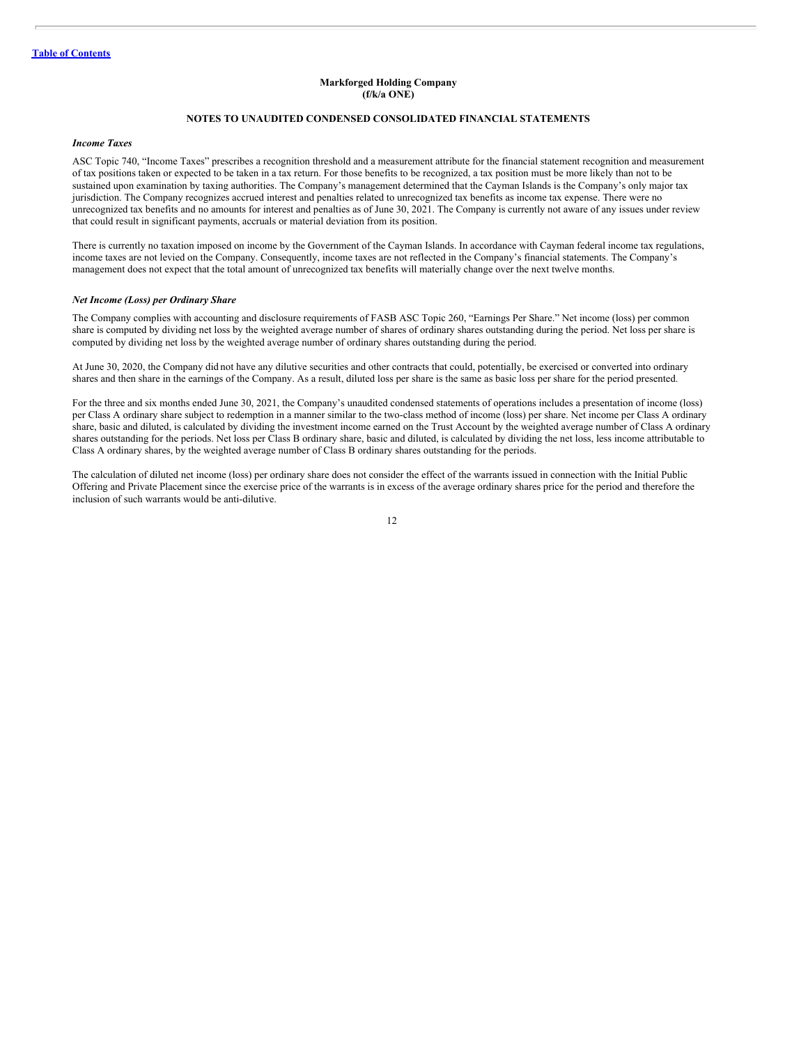**Markforged Holding Company**
**(f/k/a ONE)**

**NOTES TO UNAUDITED CONDENSED CONSOLIDATED FINANCIAL STATEMENTS**

***Income Taxes***

ASC Topic 740, "Income Taxes" prescribes a recognition threshold and a measurement attribute for the financial statement recognition and measurement of tax positions taken or expected to be taken in a tax return. For those benefits to be recognized, a tax position must be more likely than not to be sustained upon examination by taxing authorities. The Company's management determined that the Cayman Islands is the Company's only major tax jurisdiction. The Company recognizes accrued interest and penalties related to unrecognized tax benefits as income tax expense. There were no unrecognized tax benefits and no amounts for interest and penalties as of June 30, 2021. The Company is currently not aware of any issues under review that could result in significant payments, accruals or material deviation from its position.

There is currently no taxation imposed on income by the Government of the Cayman Islands. In accordance with Cayman federal income tax regulations, income taxes are not levied on the Company. Consequently, income taxes are not reflected in the Company's financial statements. The Company's management does not expect that the total amount of unrecognized tax benefits will materially change over the next twelve months.

***Net Income (Loss) per Ordinary Share***

The Company complies with accounting and disclosure requirements of FASB ASC Topic 260, "Earnings Per Share." Net income (loss) per common share is computed by dividing net loss by the weighted average number of shares of ordinary shares outstanding during the period. Net loss per share is computed by dividing net loss by the weighted average number of ordinary shares outstanding during the period.

At June 30, 2020, the Company did not have any dilutive securities and other contracts that could, potentially, be exercised or converted into ordinary shares and then share in the earnings of the Company. As a result, diluted loss per share is the same as basic loss per share for the period presented.

For the three and six months ended June 30, 2021, the Company's unaudited condensed statements of operations includes a presentation of income (loss) per Class A ordinary share subject to redemption in a manner similar to the two-class method of income (loss) per share. Net income per Class A ordinary share, basic and diluted, is calculated by dividing the investment income earned on the Trust Account by the weighted average number of Class A ordinary shares outstanding for the periods. Net loss per Class B ordinary share, basic and diluted, is calculated by dividing the net loss, less income attributable to Class A ordinary shares, by the weighted average number of Class B ordinary shares outstanding for the periods.

The calculation of diluted net income (loss) per ordinary share does not consider the effect of the warrants issued in connection with the Initial Public Offering and Private Placement since the exercise price of the warrants is in excess of the average ordinary shares price for the period and therefore the inclusion of such warrants would be anti-dilutive.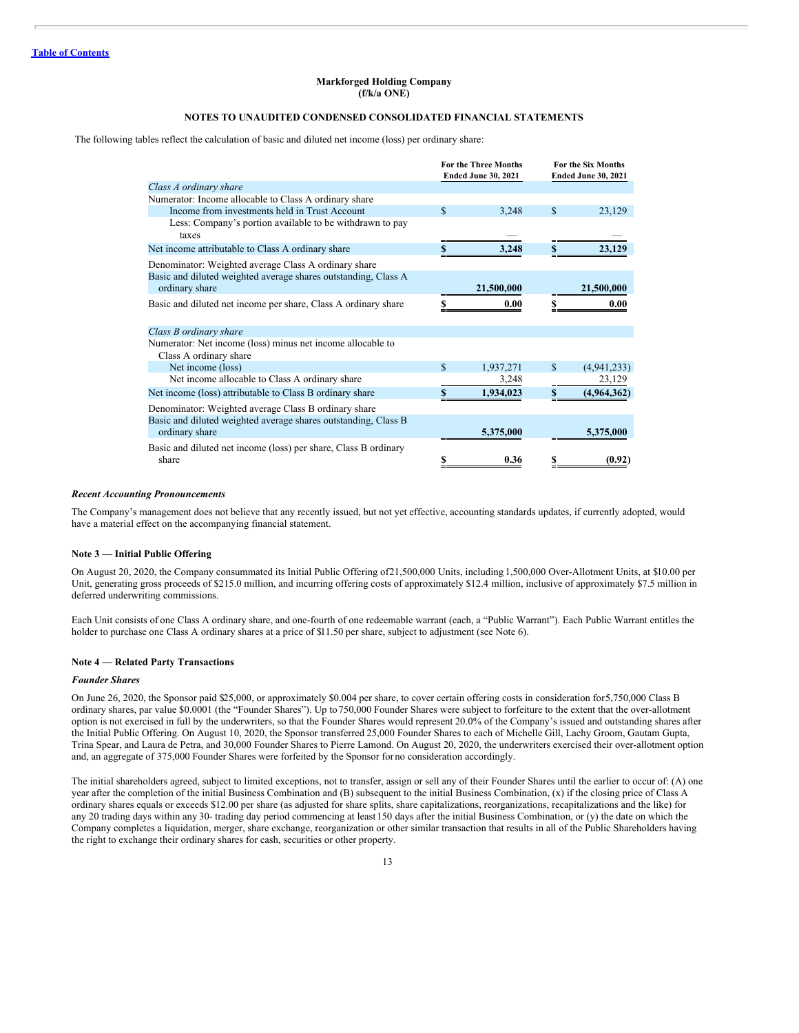**Markforged Holding Company**
**(f/k/a ONE)**

**NOTES TO UNAUDITED CONDENSED CONSOLIDATED FINANCIAL STATEMENTS**

The following tables reflect the calculation of basic and diluted net income (loss) per ordinary share:

| | For the Three Months Ended June 30, 2021 | For the Six Months Ended June 30, 2021 |
|---|---|---|
| *Class A ordinary share* | | |
| Numerator: Income allocable to Class A ordinary share | | |
| Income from investments held in Trust Account | $ 3,248 | $ 23,129 |
| Less: Company's portion available to be withdrawn to pay taxes | — | — |
| Net income attributable to Class A ordinary share | **$ 3,248** | **$ 23,129** |
| Denominator: Weighted average Class A ordinary share | | |
| Basic and diluted weighted average shares outstanding, Class A ordinary share | **21,500,000** | **21,500,000** |
| Basic and diluted net income per share, Class A ordinary share | **$ 0.00** | **$ 0.00** |
| *Class B ordinary share* | | |
| Numerator: Net income (loss) minus net income allocable to Class A ordinary share | | |
| Net income (loss) | $ 1,937,271 | $ (4,941,233) |
| Net income allocable to Class A ordinary share | 3,248 | 23,129 |
| Net income (loss) attributable to Class B ordinary share | **$ 1,934,023** | **$ (4,964,362)** |
| Denominator: Weighted average Class B ordinary share | | |
| Basic and diluted weighted average shares outstanding, Class B ordinary share | **5,375,000** | **5,375,000** |
| Basic and diluted net income (loss) per share, Class B ordinary share | **$ 0.36** | **$ (0.92)** |

***Recent Accounting Pronouncements***

The Company's management does not believe that any recently issued, but not yet effective, accounting standards updates, if currently adopted, would have a material effect on the accompanying financial statement.

**Note 3 — Initial Public Offering**

On August 20, 2020, the Company consummated its Initial Public Offering of 21,500,000 Units, including 1,500,000 Over-Allotment Units, at $10.00 per Unit, generating gross proceeds of $215.0 million, and incurring offering costs of approximately $12.4 million, inclusive of approximately $7.5 million in deferred underwriting commissions.

Each Unit consists of one Class A ordinary share, and one-fourth of one redeemable warrant (each, a "Public Warrant"). Each Public Warrant entitles the holder to purchase one Class A ordinary shares at a price of $11.50 per share, subject to adjustment (see Note 6).

**Note 4 — Related Party Transactions**

***Founder Shares***

On June 26, 2020, the Sponsor paid $25,000, or approximately $0.004 per share, to cover certain offering costs in consideration for 5,750,000 Class B ordinary shares, par value $0.0001 (the "Founder Shares"). Up to 750,000 Founder Shares were subject to forfeiture to the extent that the over-allotment option is not exercised in full by the underwriters, so that the Founder Shares would represent 20.0% of the Company's issued and outstanding shares after the Initial Public Offering. On August 10, 2020, the Sponsor transferred 25,000 Founder Shares to each of Michelle Gill, Lachy Groom, Gautam Gupta, Trina Spear, and Laura de Petra, and 30,000 Founder Shares to Pierre Lamond. On August 20, 2020, the underwriters exercised their over-allotment option and, an aggregate of 375,000 Founder Shares were forfeited by the Sponsor for no consideration accordingly.

The initial shareholders agreed, subject to limited exceptions, not to transfer, assign or sell any of their Founder Shares until the earlier to occur of: (A) one year after the completion of the initial Business Combination and (B) subsequent to the initial Business Combination, (x) if the closing price of Class A ordinary shares equals or exceeds $12.00 per share (as adjusted for share splits, share capitalizations, reorganizations, recapitalizations and the like) for any 20 trading days within any 30- trading day period commencing at least 150 days after the initial Business Combination, or (y) the date on which the Company completes a liquidation, merger, share exchange, reorganization or other similar transaction that results in all of the Public Shareholders having the right to exchange their ordinary shares for cash, securities or other property.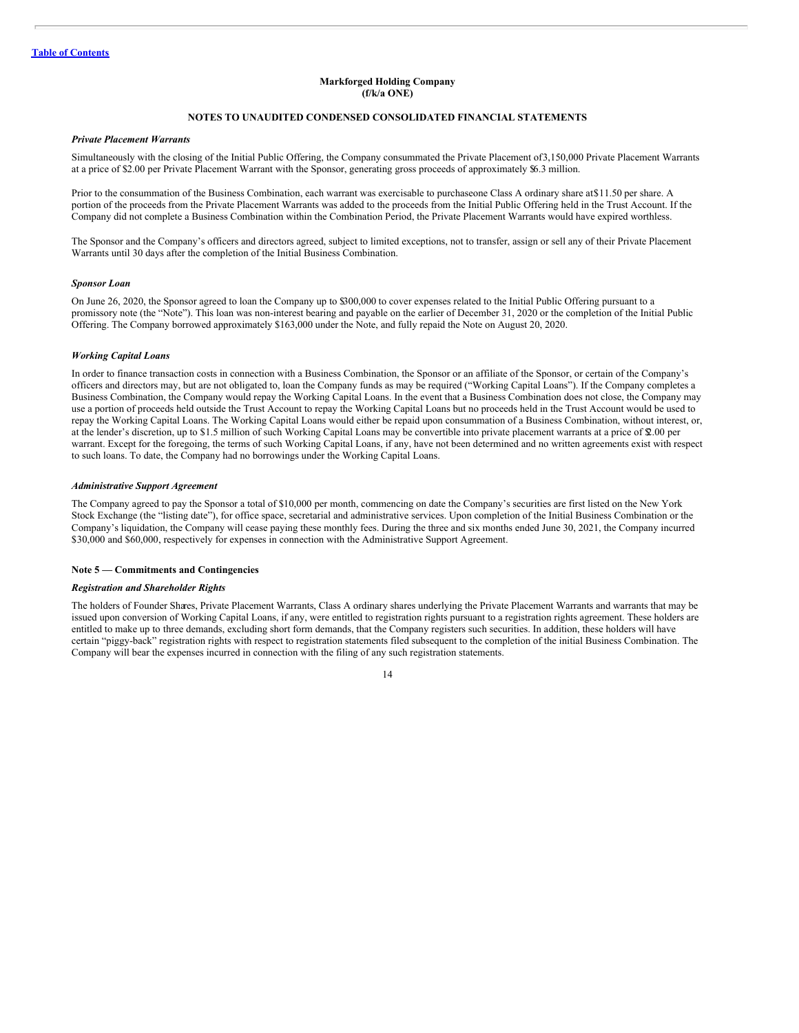# Markforged Holding Company
## (f/k/a ONE)

### NOTES TO UNAUDITED CONDENSED CONSOLIDATED FINANCIAL STATEMENTS

***Private Placement Warrants***

Simultaneously with the closing of the Initial Public Offering, the Company consummated the Private Placement of 3,150,000 Private Placement Warrants at a price of $2.00 per Private Placement Warrant with the Sponsor, generating gross proceeds of approximately $6.3 million.

Prior to the consummation of the Business Combination, each warrant was exercisable to purchase one Class A ordinary share at $11.50 per share. A portion of the proceeds from the Private Placement Warrants was added to the proceeds from the Initial Public Offering held in the Trust Account. If the Company did not complete a Business Combination within the Combination Period, the Private Placement Warrants would have expired worthless.

The Sponsor and the Company's officers and directors agreed, subject to limited exceptions, not to transfer, assign or sell any of their Private Placement Warrants until 30 days after the completion of the Initial Business Combination.

***Sponsor Loan***

On June 26, 2020, the Sponsor agreed to loan the Company up to $300,000 to cover expenses related to the Initial Public Offering pursuant to a promissory note (the "Note"). This loan was non-interest bearing and payable on the earlier of December 31, 2020 or the completion of the Initial Public Offering. The Company borrowed approximately $163,000 under the Note, and fully repaid the Note on August 20, 2020.

***Working Capital Loans***

In order to finance transaction costs in connection with a Business Combination, the Sponsor or an affiliate of the Sponsor, or certain of the Company's officers and directors may, but are not obligated to, loan the Company funds as may be required ("Working Capital Loans"). If the Company completes a Business Combination, the Company would repay the Working Capital Loans. In the event that a Business Combination does not close, the Company may use a portion of proceeds held outside the Trust Account to repay the Working Capital Loans but no proceeds held in the Trust Account would be used to repay the Working Capital Loans. The Working Capital Loans would either be repaid upon consummation of a Business Combination, without interest, or, at the lender's discretion, up to $1.5 million of such Working Capital Loans may be convertible into private placement warrants at a price of $2.00 per warrant. Except for the foregoing, the terms of such Working Capital Loans, if any, have not been determined and no written agreements exist with respect to such loans. To date, the Company had no borrowings under the Working Capital Loans.

***Administrative Support Agreement***

The Company agreed to pay the Sponsor a total of $10,000 per month, commencing on date the Company's securities are first listed on the New York Stock Exchange (the "listing date"), for office space, secretarial and administrative services. Upon completion of the Initial Business Combination or the Company's liquidation, the Company will cease paying these monthly fees. During the three and six months ended June 30, 2021, the Company incurred $30,000 and $60,000, respectively for expenses in connection with the Administrative Support Agreement.

**Note 5 — Commitments and Contingencies**

***Registration and Shareholder Rights***

The holders of Founder Shares, Private Placement Warrants, Class A ordinary shares underlying the Private Placement Warrants and warrants that may be issued upon conversion of Working Capital Loans, if any, were entitled to registration rights pursuant to a registration rights agreement. These holders are entitled to make up to three demands, excluding short form demands, that the Company registers such securities. In addition, these holders will have certain "piggy-back" registration rights with respect to registration statements filed subsequent to the completion of the initial Business Combination. The Company will bear the expenses incurred in connection with the filing of any such registration statements.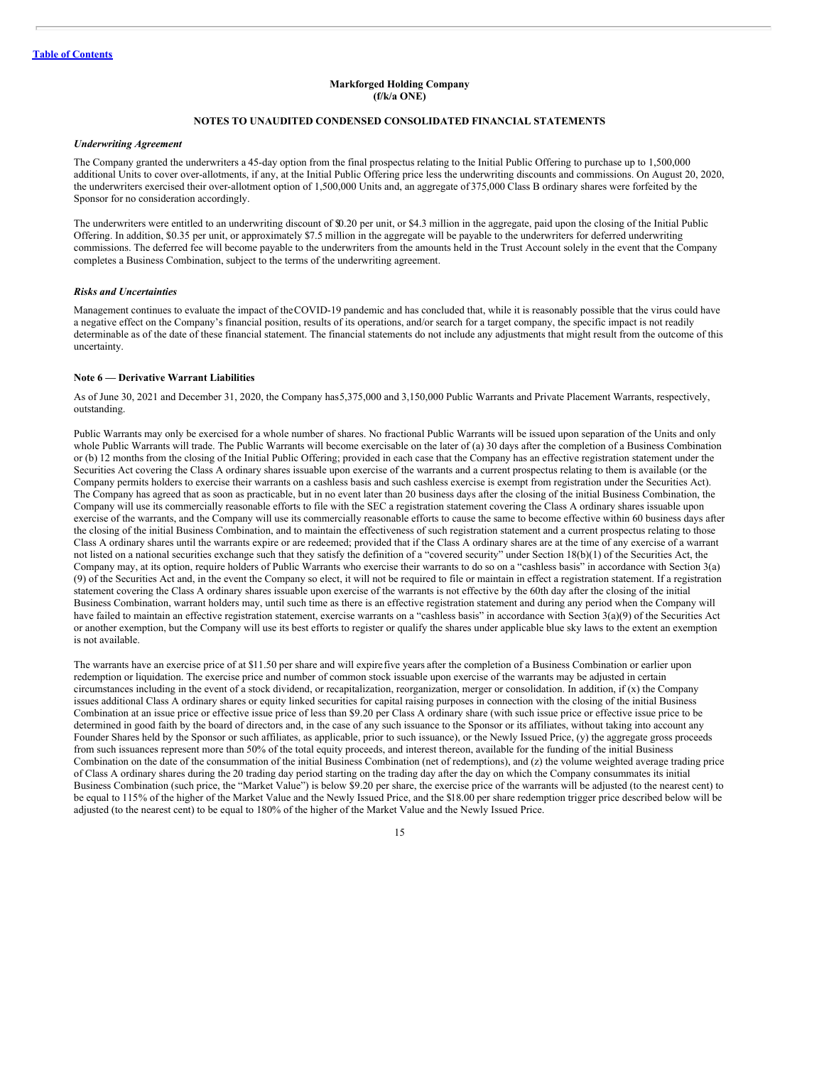[Table of Contents](#)

**Markforged Holding Company**
**(f/k/a ONE)**

**NOTES TO UNAUDITED CONDENSED CONSOLIDATED FINANCIAL STATEMENTS**

***Underwriting Agreement***

The Company granted the underwriters a 45-day option from the final prospectus relating to the Initial Public Offering to purchase up to 1,500,000 additional Units to cover over-allotments, if any, at the Initial Public Offering price less the underwriting discounts and commissions. On August 20, 2020, the underwriters exercised their over-allotment option of 1,500,000 Units and, an aggregate of 375,000 Class B ordinary shares were forfeited by the Sponsor for no consideration accordingly.

The underwriters were entitled to an underwriting discount of $0.20 per unit, or $4.3 million in the aggregate, paid upon the closing of the Initial Public Offering. In addition, $0.35 per unit, or approximately $7.5 million in the aggregate will be payable to the underwriters for deferred underwriting commissions. The deferred fee will become payable to the underwriters from the amounts held in the Trust Account solely in the event that the Company completes a Business Combination, subject to the terms of the underwriting agreement.

***Risks and Uncertainties***

Management continues to evaluate the impact of the COVID-19 pandemic and has concluded that, while it is reasonably possible that the virus could have a negative effect on the Company's financial position, results of its operations, and/or search for a target company, the specific impact is not readily determinable as of the date of these financial statement. The financial statements do not include any adjustments that might result from the outcome of this uncertainty.

**Note 6 — Derivative Warrant Liabilities**

As of June 30, 2021 and December 31, 2020, the Company has 5,375,000 and 3,150,000 Public Warrants and Private Placement Warrants, respectively, outstanding.

Public Warrants may only be exercised for a whole number of shares. No fractional Public Warrants will be issued upon separation of the Units and only whole Public Warrants will trade. The Public Warrants will become exercisable on the later of (a) 30 days after the completion of a Business Combination or (b) 12 months from the closing of the Initial Public Offering; provided in each case that the Company has an effective registration statement under the Securities Act covering the Class A ordinary shares issuable upon exercise of the warrants and a current prospectus relating to them is available (or the Company permits holders to exercise their warrants on a cashless basis and such cashless exercise is exempt from registration under the Securities Act). The Company has agreed that as soon as practicable, but in no event later than 20 business days after the closing of the initial Business Combination, the Company will use its commercially reasonable efforts to file with the SEC a registration statement covering the Class A ordinary shares issuable upon exercise of the warrants, and the Company will use its commercially reasonable efforts to cause the same to become effective within 60 business days after the closing of the initial Business Combination, and to maintain the effectiveness of such registration statement and a current prospectus relating to those Class A ordinary shares until the warrants expire or are redeemed; provided that if the Class A ordinary shares are at the time of any exercise of a warrant not listed on a national securities exchange such that they satisfy the definition of a "covered security" under Section 18(b)(1) of the Securities Act, the Company may, at its option, require holders of Public Warrants who exercise their warrants to do so on a "cashless basis" in accordance with Section 3(a)(9) of the Securities Act and, in the event the Company so elect, it will not be required to file or maintain in effect a registration statement. If a registration statement covering the Class A ordinary shares issuable upon exercise of the warrants is not effective by the 60th day after the closing of the initial Business Combination, warrant holders may, until such time as there is an effective registration statement and during any period when the Company will have failed to maintain an effective registration statement, exercise warrants on a "cashless basis" in accordance with Section 3(a)(9) of the Securities Act or another exemption, but the Company will use its best efforts to register or qualify the shares under applicable blue sky laws to the extent an exemption is not available.

The warrants have an exercise price of at $11.50 per share and will expire five years after the completion of a Business Combination or earlier upon redemption or liquidation. The exercise price and number of common stock issuable upon exercise of the warrants may be adjusted in certain circumstances including in the event of a stock dividend, or recapitalization, reorganization, merger or consolidation. In addition, if (x) the Company issues additional Class A ordinary shares or equity linked securities for capital raising purposes in connection with the closing of the initial Business Combination at an issue price or effective issue price of less than $9.20 per Class A ordinary share (with such issue price or effective issue price to be determined in good faith by the board of directors and, in the case of any such issuance to the Sponsor or its affiliates, without taking into account any Founder Shares held by the Sponsor or such affiliates, as applicable, prior to such issuance), or the Newly Issued Price, (y) the aggregate gross proceeds from such issuances represent more than 50% of the total equity proceeds, and interest thereon, available for the funding of the initial Business Combination on the date of the consummation of the initial Business Combination (net of redemptions), and (z) the volume weighted average trading price of Class A ordinary shares during the 20 trading day period starting on the trading day after the day on which the Company consummates its initial Business Combination (such price, the "Market Value") is below $9.20 per share, the exercise price of the warrants will be adjusted (to the nearest cent) to be equal to 115% of the higher of the Market Value and the Newly Issued Price, and the $18.00 per share redemption trigger price described below will be adjusted (to the nearest cent) to be equal to 180% of the higher of the Market Value and the Newly Issued Price.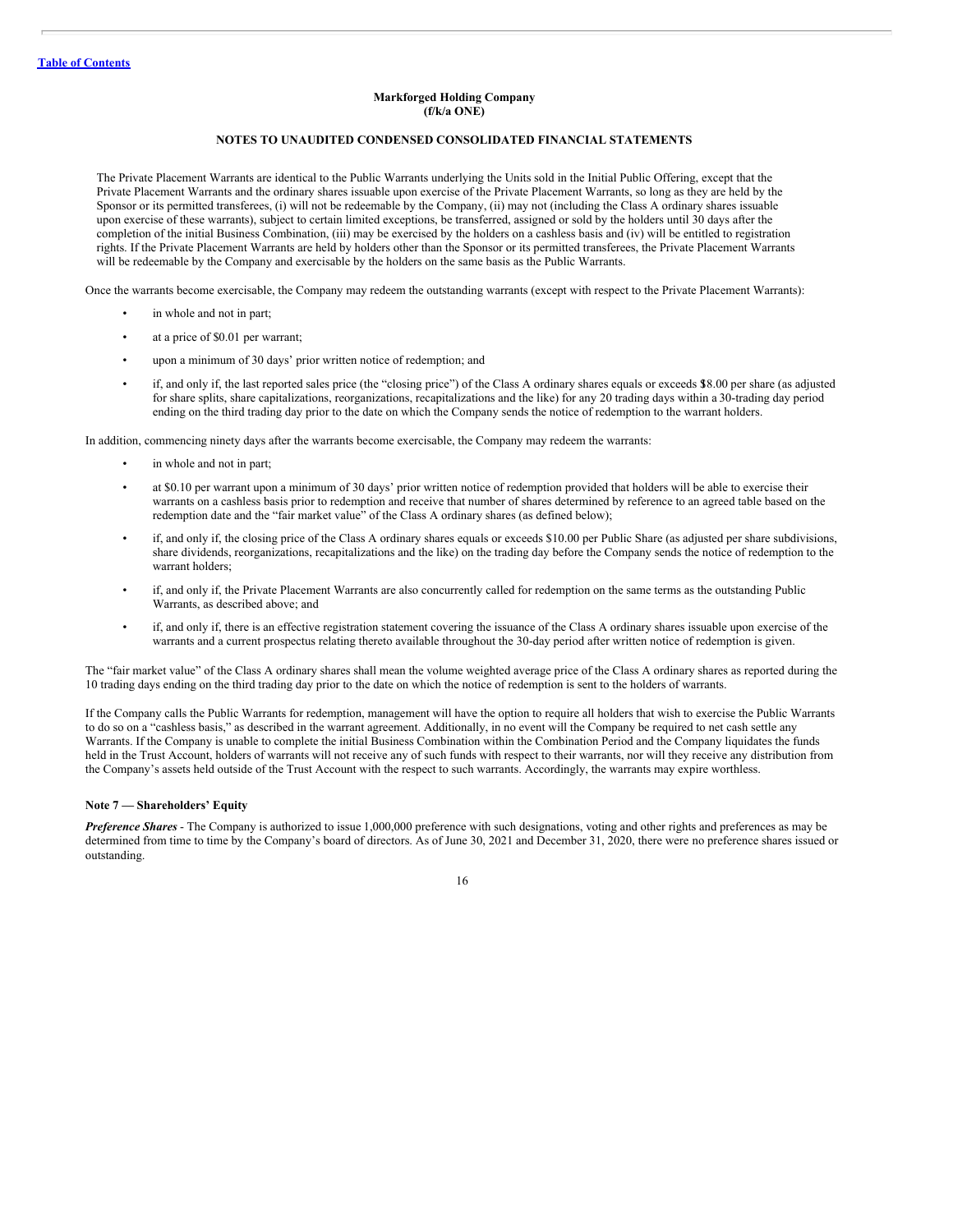Markforged Holding Company
(f/k/a ONE)

**NOTES TO UNAUDITED CONDENSED CONSOLIDATED FINANCIAL STATEMENTS**

The Private Placement Warrants are identical to the Public Warrants underlying the Units sold in the Initial Public Offering, except that the Private Placement Warrants and the ordinary shares issuable upon exercise of the Private Placement Warrants, so long as they are held by the Sponsor or its permitted transferees, (i) will not be redeemable by the Company, (ii) may not (including the Class A ordinary shares issuable upon exercise of these warrants), subject to certain limited exceptions, be transferred, assigned or sold by the holders until 30 days after the completion of the initial Business Combination, (iii) may be exercised by the holders on a cashless basis and (iv) will be entitled to registration rights. If the Private Placement Warrants are held by holders other than the Sponsor or its permitted transferees, the Private Placement Warrants will be redeemable by the Company and exercisable by the holders on the same basis as the Public Warrants.

Once the warrants become exercisable, the Company may redeem the outstanding warrants (except with respect to the Private Placement Warrants):

- in whole and not in part;
- at a price of $0.01 per warrant;
- upon a minimum of 30 days' prior written notice of redemption; and
- if, and only if, the last reported sales price (the "closing price") of the Class A ordinary shares equals or exceeds $18.00 per share (as adjusted for share splits, share capitalizations, reorganizations, recapitalizations and the like) for any 20 trading days within a 30-trading day period ending on the third trading day prior to the date on which the Company sends the notice of redemption to the warrant holders.

In addition, commencing ninety days after the warrants become exercisable, the Company may redeem the warrants:

- in whole and not in part;
- at $0.10 per warrant upon a minimum of 30 days' prior written notice of redemption provided that holders will be able to exercise their warrants on a cashless basis prior to redemption and receive that number of shares determined by reference to an agreed table based on the redemption date and the "fair market value" of the Class A ordinary shares (as defined below);
- if, and only if, the closing price of the Class A ordinary shares equals or exceeds $10.00 per Public Share (as adjusted per share subdivisions, share dividends, reorganizations, recapitalizations and the like) on the trading day before the Company sends the notice of redemption to the warrant holders;
- if, and only if, the Private Placement Warrants are also concurrently called for redemption on the same terms as the outstanding Public Warrants, as described above; and
- if, and only if, there is an effective registration statement covering the issuance of the Class A ordinary shares issuable upon exercise of the warrants and a current prospectus relating thereto available throughout the 30-day period after written notice of redemption is given.

The "fair market value" of the Class A ordinary shares shall mean the volume weighted average price of the Class A ordinary shares as reported during the 10 trading days ending on the third trading day prior to the date on which the notice of redemption is sent to the holders of warrants.

If the Company calls the Public Warrants for redemption, management will have the option to require all holders that wish to exercise the Public Warrants to do so on a "cashless basis," as described in the warrant agreement. Additionally, in no event will the Company be required to net cash settle any Warrants. If the Company is unable to complete the initial Business Combination within the Combination Period and the Company liquidates the funds held in the Trust Account, holders of warrants will not receive any of such funds with respect to their warrants, nor will they receive any distribution from the Company's assets held outside of the Trust Account with the respect to such warrants. Accordingly, the warrants may expire worthless.

**Note 7 — Shareholders' Equity**

***Preference Shares*** - The Company is authorized to issue 1,000,000 preference with such designations, voting and other rights and preferences as may be determined from time to time by the Company's board of directors. As of June 30, 2021 and December 31, 2020, there were no preference shares issued or outstanding.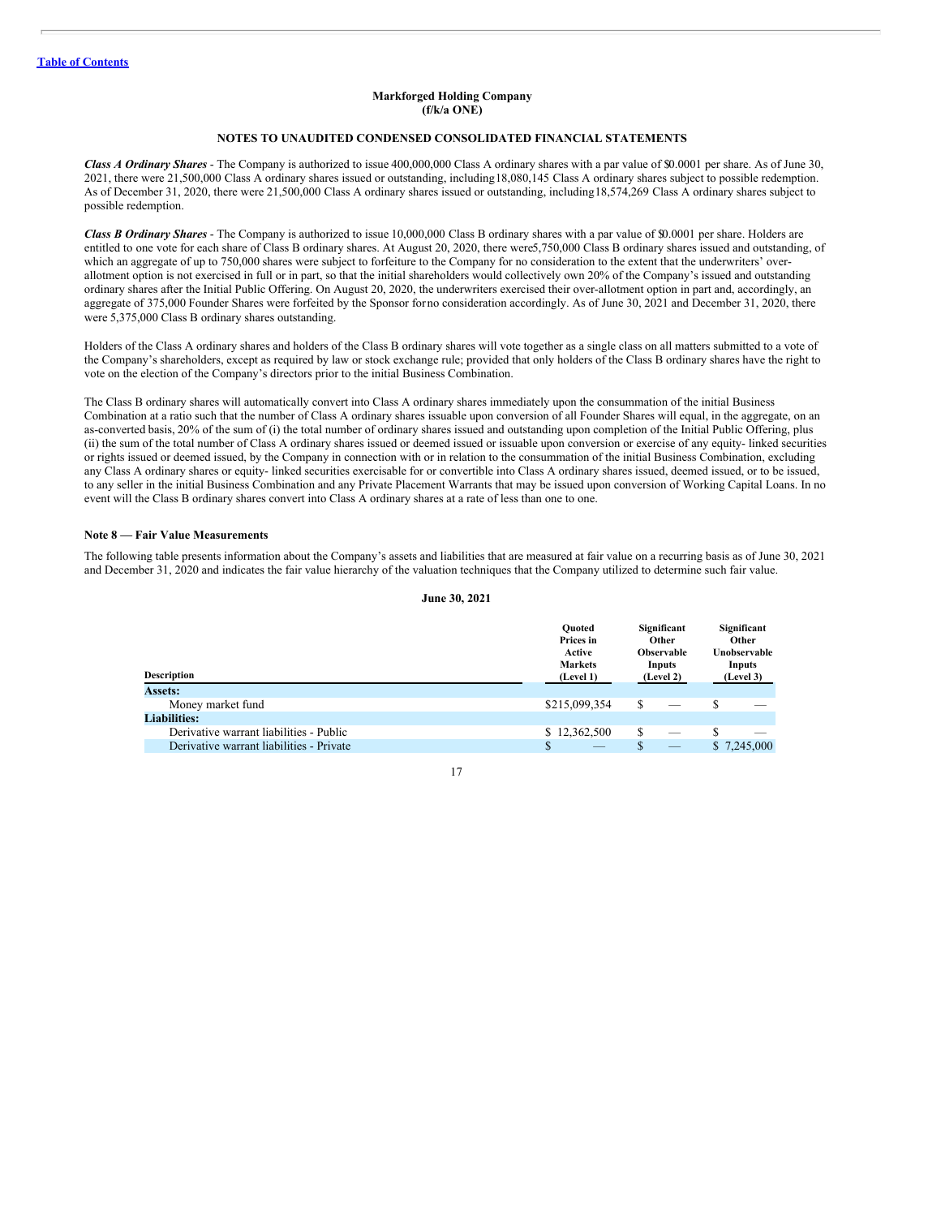Markforged Holding Company
(f/k/a ONE)

**NOTES TO UNAUDITED CONDENSED CONSOLIDATED FINANCIAL STATEMENTS**

***Class A Ordinary Shares*** - The Company is authorized to issue 400,000,000 Class A ordinary shares with a par value of $0.0001 per share. As of June 30, 2021, there were 21,500,000 Class A ordinary shares issued or outstanding, including 18,080,145 Class A ordinary shares subject to possible redemption. As of December 31, 2020, there were 21,500,000 Class A ordinary shares issued or outstanding, including 18,574,269 Class A ordinary shares subject to possible redemption.

***Class B Ordinary Shares*** - The Company is authorized to issue 10,000,000 Class B ordinary shares with a par value of $0.0001 per share. Holders are entitled to one vote for each share of Class B ordinary shares. At August 20, 2020, there were 5,750,000 Class B ordinary shares issued and outstanding, of which an aggregate of up to 750,000 shares were subject to forfeiture to the Company for no consideration to the extent that the underwriters' over-allotment option is not exercised in full or in part, so that the initial shareholders would collectively own 20% of the Company's issued and outstanding ordinary shares after the Initial Public Offering. On August 20, 2020, the underwriters exercised their over-allotment option in part and, accordingly, an aggregate of 375,000 Founder Shares were forfeited by the Sponsor for no consideration accordingly. As of June 30, 2021 and December 31, 2020, there were 5,375,000 Class B ordinary shares outstanding.

Holders of the Class A ordinary shares and holders of the Class B ordinary shares will vote together as a single class on all matters submitted to a vote of the Company's shareholders, except as required by law or stock exchange rule; provided that only holders of the Class B ordinary shares have the right to vote on the election of the Company's directors prior to the initial Business Combination.

The Class B ordinary shares will automatically convert into Class A ordinary shares immediately upon the consummation of the initial Business Combination at a ratio such that the number of Class A ordinary shares issuable upon conversion of all Founder Shares will equal, in the aggregate, on an as-converted basis, 20% of the sum of (i) the total number of ordinary shares issued and outstanding upon completion of the Initial Public Offering, plus (ii) the sum of the total number of Class A ordinary shares issued or deemed issued or issuable upon conversion or exercise of any equity- linked securities or rights issued or deemed issued, by the Company in connection with or in relation to the consummation of the initial Business Combination, excluding any Class A ordinary shares or equity- linked securities exercisable for or convertible into Class A ordinary shares issued, deemed issued, or to be issued, to any seller in the initial Business Combination and any Private Placement Warrants that may be issued upon conversion of Working Capital Loans. In no event will the Class B ordinary shares convert into Class A ordinary shares at a rate of less than one to one.

### Note 8 — Fair Value Measurements

The following table presents information about the Company's assets and liabilities that are measured at fair value on a recurring basis as of June 30, 2021 and December 31, 2020 and indicates the fair value hierarchy of the valuation techniques that the Company utilized to determine such fair value.

**June 30, 2021**

| Description | Quoted Prices in Active Markets (Level 1) | Significant Other Observable Inputs (Level 2) | Significant Other Unobservable Inputs (Level 3) |
|---|---|---|---|
| **Assets:** | | | |
| Money market fund | $215,099,354 | $ — | $ — |
| **Liabilities:** | | | |
| Derivative warrant liabilities - Public | $ 12,362,500 | $ — | $ — |
| Derivative warrant liabilities - Private | $ — | $ — | $ 7,245,000 |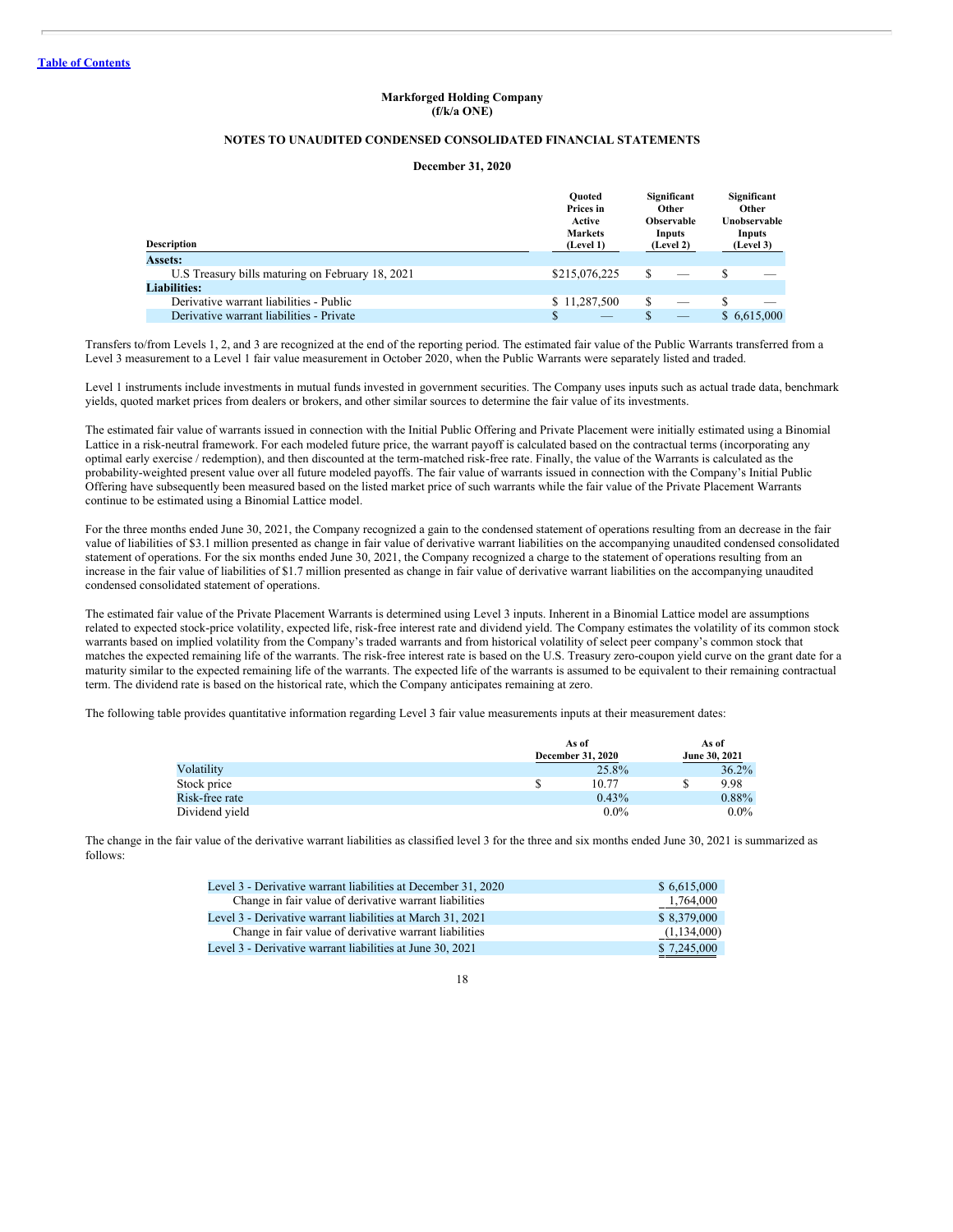**Markforged Holding Company (f/k/a ONE)**

**NOTES TO UNAUDITED CONDENSED CONSOLIDATED FINANCIAL STATEMENTS**

**December 31, 2020**

| Description | Quoted Prices in Active Markets (Level 1) | Significant Other Observable Inputs (Level 2) | Significant Other Unobservable Inputs (Level 3) |
|---|---|---|---|
| **Assets:** | | | |
| U.S Treasury bills maturing on February 18, 2021 | $215,076,225 | $ — | $ — |
| **Liabilities:** | | | |
| Derivative warrant liabilities - Public | $ 11,287,500 | $ — | $ — |
| Derivative warrant liabilities - Private | $ — | $ — | $ 6,615,000 |

Transfers to/from Levels 1, 2, and 3 are recognized at the end of the reporting period. The estimated fair value of the Public Warrants transferred from a Level 3 measurement to a Level 1 fair value measurement in October 2020, when the Public Warrants were separately listed and traded.

Level 1 instruments include investments in mutual funds invested in government securities. The Company uses inputs such as actual trade data, benchmark yields, quoted market prices from dealers or brokers, and other similar sources to determine the fair value of its investments.

The estimated fair value of warrants issued in connection with the Initial Public Offering and Private Placement were initially estimated using a Binomial Lattice in a risk-neutral framework. For each modeled future price, the warrant payoff is calculated based on the contractual terms (incorporating any optimal early exercise / redemption), and then discounted at the term-matched risk-free rate. Finally, the value of the Warrants is calculated as the probability-weighted present value over all future modeled payoffs. The fair value of warrants issued in connection with the Company's Initial Public Offering have subsequently been measured based on the listed market price of such warrants while the fair value of the Private Placement Warrants continue to be estimated using a Binomial Lattice model.

For the three months ended June 30, 2021, the Company recognized a gain to the condensed statement of operations resulting from an decrease in the fair value of liabilities of $3.1 million presented as change in fair value of derivative warrant liabilities on the accompanying unaudited condensed consolidated statement of operations. For the six months ended June 30, 2021, the Company recognized a charge to the statement of operations resulting from an increase in the fair value of liabilities of $1.7 million presented as change in fair value of derivative warrant liabilities on the accompanying unaudited condensed consolidated statement of operations.

The estimated fair value of the Private Placement Warrants is determined using Level 3 inputs. Inherent in a Binomial Lattice model are assumptions related to expected stock-price volatility, expected life, risk-free interest rate and dividend yield. The Company estimates the volatility of its common stock warrants based on implied volatility from the Company's traded warrants and from historical volatility of select peer company's common stock that matches the expected remaining life of the warrants. The risk-free interest rate is based on the U.S. Treasury zero-coupon yield curve on the grant date for a maturity similar to the expected remaining life of the warrants. The expected life of the warrants is assumed to be equivalent to their remaining contractual term. The dividend rate is based on the historical rate, which the Company anticipates remaining at zero.

The following table provides quantitative information regarding Level 3 fair value measurements inputs at their measurement dates:

| | As of December 31, 2020 | As of June 30, 2021 |
|---|---|---|
| Volatility | 25.8% | 36.2% |
| Stock price | $ 10.77 | $ 9.98 |
| Risk-free rate | 0.43% | 0.88% |
| Dividend yield | 0.0% | 0.0% |

The change in the fair value of the derivative warrant liabilities as classified level 3 for the three and six months ended June 30, 2021 is summarized as follows:

| | |
|---|---|
| Level 3 - Derivative warrant liabilities at December 31, 2020 | $ 6,615,000 |
| Change in fair value of derivative warrant liabilities | 1,764,000 |
| Level 3 - Derivative warrant liabilities at March 31, 2021 | $ 8,379,000 |
| Change in fair value of derivative warrant liabilities | (1,134,000) |
| Level 3 - Derivative warrant liabilities at June 30, 2021 | $ 7,245,000 |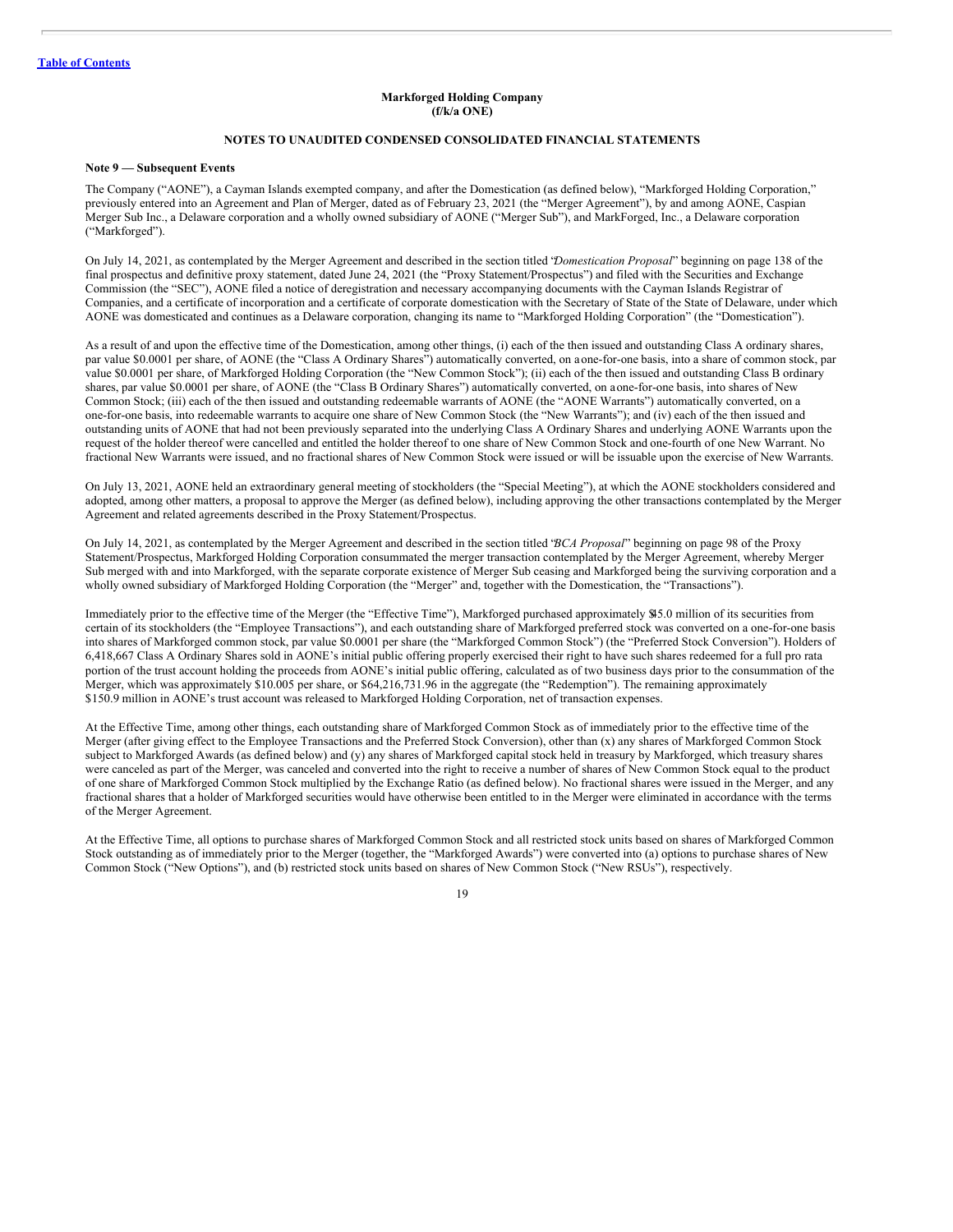[Table of Contents](#)

**Markforged Holding Company**
**(f/k/a ONE)**

**NOTES TO UNAUDITED CONDENSED CONSOLIDATED FINANCIAL STATEMENTS**

**Note 9 — Subsequent Events**

The Company ("AONE"), a Cayman Islands exempted company, and after the Domestication (as defined below), "Markforged Holding Corporation," previously entered into an Agreement and Plan of Merger, dated as of February 23, 2021 (the "Merger Agreement"), by and among AONE, Caspian Merger Sub Inc., a Delaware corporation and a wholly owned subsidiary of AONE ("Merger Sub"), and MarkForged, Inc., a Delaware corporation ("Markforged").

On July 14, 2021, as contemplated by the Merger Agreement and described in the section titled "*Domestication Proposal*" beginning on page 138 of the final prospectus and definitive proxy statement, dated June 24, 2021 (the "Proxy Statement/Prospectus") and filed with the Securities and Exchange Commission (the "SEC"), AONE filed a notice of deregistration and necessary accompanying documents with the Cayman Islands Registrar of Companies, and a certificate of incorporation and a certificate of corporate domestication with the Secretary of State of the State of Delaware, under which AONE was domesticated and continues as a Delaware corporation, changing its name to "Markforged Holding Corporation" (the "Domestication").

As a result of and upon the effective time of the Domestication, among other things, (i) each of the then issued and outstanding Class A ordinary shares, par value $0.0001 per share, of AONE (the "Class A Ordinary Shares") automatically converted, on a one-for-one basis, into a share of common stock, par value $0.0001 per share, of Markforged Holding Corporation (the "New Common Stock"); (ii) each of the then issued and outstanding Class B ordinary shares, par value $0.0001 per share, of AONE (the "Class B Ordinary Shares") automatically converted, on a one-for-one basis, into shares of New Common Stock; (iii) each of the then issued and outstanding redeemable warrants of AONE (the "AONE Warrants") automatically converted, on a one-for-one basis, into redeemable warrants to acquire one share of New Common Stock (the "New Warrants"); and (iv) each of the then issued and outstanding units of AONE that had not been previously separated into the underlying Class A Ordinary Shares and underlying AONE Warrants upon the request of the holder thereof were cancelled and entitled the holder thereof to one share of New Common Stock and one-fourth of one New Warrant. No fractional New Warrants were issued, and no fractional shares of New Common Stock were issued or will be issuable upon the exercise of New Warrants.

On July 13, 2021, AONE held an extraordinary general meeting of stockholders (the "Special Meeting"), at which the AONE stockholders considered and adopted, among other matters, a proposal to approve the Merger (as defined below), including approving the other transactions contemplated by the Merger Agreement and related agreements described in the Proxy Statement/Prospectus.

On July 14, 2021, as contemplated by the Merger Agreement and described in the section titled "*BCA Proposal*" beginning on page 98 of the Proxy Statement/Prospectus, Markforged Holding Corporation consummated the merger transaction contemplated by the Merger Agreement, whereby Merger Sub merged with and into Markforged, with the separate corporate existence of Merger Sub ceasing and Markforged being the surviving corporation and a wholly owned subsidiary of Markforged Holding Corporation (the "Merger" and, together with the Domestication, the "Transactions").

Immediately prior to the effective time of the Merger (the "Effective Time"), Markforged purchased approximately $45.0 million of its securities from certain of its stockholders (the "Employee Transactions"), and each outstanding share of Markforged preferred stock was converted on a one-for-one basis into shares of Markforged common stock, par value $0.0001 per share (the "Markforged Common Stock") (the "Preferred Stock Conversion"). Holders of 6,418,667 Class A Ordinary Shares sold in AONE's initial public offering properly exercised their right to have such shares redeemed for a full pro rata portion of the trust account holding the proceeds from AONE's initial public offering, calculated as of two business days prior to the consummation of the Merger, which was approximately $10.005 per share, or $64,216,731.96 in the aggregate (the "Redemption"). The remaining approximately $150.9 million in AONE's trust account was released to Markforged Holding Corporation, net of transaction expenses.

At the Effective Time, among other things, each outstanding share of Markforged Common Stock as of immediately prior to the effective time of the Merger (after giving effect to the Employee Transactions and the Preferred Stock Conversion), other than (x) any shares of Markforged Common Stock subject to Markforged Awards (as defined below) and (y) any shares of Markforged capital stock held in treasury by Markforged, which treasury shares were canceled as part of the Merger, was canceled and converted into the right to receive a number of shares of New Common Stock equal to the product of one share of Markforged Common Stock multiplied by the Exchange Ratio (as defined below). No fractional shares were issued in the Merger, and any fractional shares that a holder of Markforged securities would have otherwise been entitled to in the Merger were eliminated in accordance with the terms of the Merger Agreement.

At the Effective Time, all options to purchase shares of Markforged Common Stock and all restricted stock units based on shares of Markforged Common Stock outstanding as of immediately prior to the Merger (together, the "Markforged Awards") were converted into (a) options to purchase shares of New Common Stock ("New Options"), and (b) restricted stock units based on shares of New Common Stock ("New RSUs"), respectively.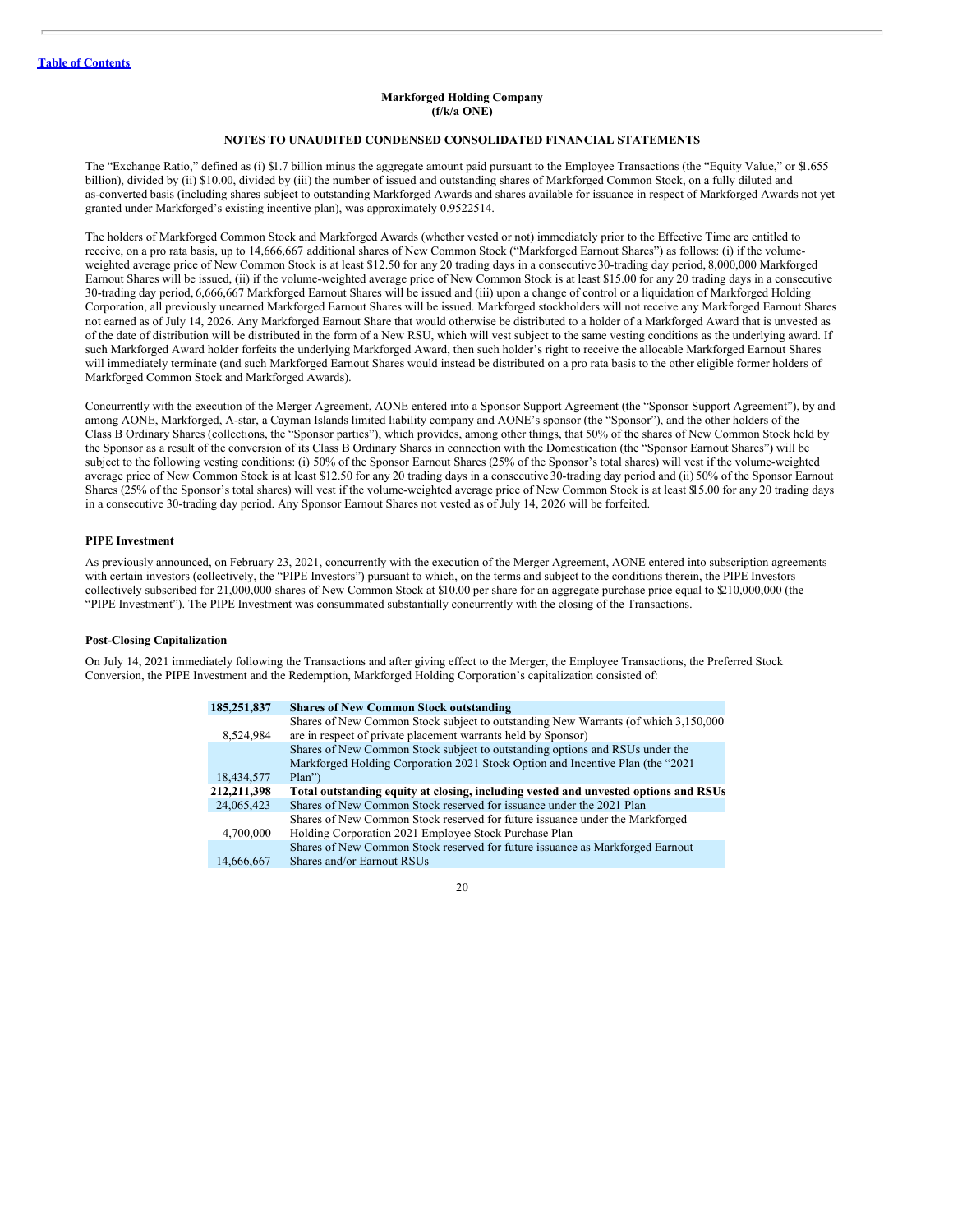**Markforged Holding Company**
**(f/k/a ONE)**

**NOTES TO UNAUDITED CONDENSED CONSOLIDATED FINANCIAL STATEMENTS**

The "Exchange Ratio," defined as (i) $1.7 billion minus the aggregate amount paid pursuant to the Employee Transactions (the "Equity Value," or $1.655 billion), divided by (ii) $10.00, divided by (iii) the number of issued and outstanding shares of Markforged Common Stock, on a fully diluted and as-converted basis (including shares subject to outstanding Markforged Awards and shares available for issuance in respect of Markforged Awards not yet granted under Markforged's existing incentive plan), was approximately 0.9522514.

The holders of Markforged Common Stock and Markforged Awards (whether vested or not) immediately prior to the Effective Time are entitled to receive, on a pro rata basis, up to 14,666,667 additional shares of New Common Stock ("Markforged Earnout Shares") as follows: (i) if the volume-weighted average price of New Common Stock is at least $12.50 for any 20 trading days in a consecutive 30-trading day period, 8,000,000 Markforged Earnout Shares will be issued, (ii) if the volume-weighted average price of New Common Stock is at least $15.00 for any 20 trading days in a consecutive 30-trading day period, 6,666,667 Markforged Earnout Shares will be issued and (iii) upon a change of control or a liquidation of Markforged Holding Corporation, all previously unearned Markforged Earnout Shares will be issued. Markforged stockholders will not receive any Markforged Earnout Shares not earned as of July 14, 2026. Any Markforged Earnout Share that would otherwise be distributed to a holder of a Markforged Award that is unvested as of the date of distribution will be distributed in the form of a New RSU, which will vest subject to the same vesting conditions as the underlying award. If such Markforged Award holder forfeits the underlying Markforged Award, then such holder's right to receive the allocable Markforged Earnout Shares will immediately terminate (and such Markforged Earnout Shares would instead be distributed on a pro rata basis to the other eligible former holders of Markforged Common Stock and Markforged Awards).

Concurrently with the execution of the Merger Agreement, AONE entered into a Sponsor Support Agreement (the "Sponsor Support Agreement"), by and among AONE, Markforged, A-star, a Cayman Islands limited liability company and AONE's sponsor (the "Sponsor"), and the other holders of the Class B Ordinary Shares (collections, the "Sponsor parties"), which provides, among other things, that 50% of the shares of New Common Stock held by the Sponsor as a result of the conversion of its Class B Ordinary Shares in connection with the Domestication (the "Sponsor Earnout Shares") will be subject to the following vesting conditions: (i) 50% of the Sponsor Earnout Shares (25% of the Sponsor's total shares) will vest if the volume-weighted average price of New Common Stock is at least $12.50 for any 20 trading days in a consecutive 30-trading day period and (ii) 50% of the Sponsor Earnout Shares (25% of the Sponsor's total shares) will vest if the volume-weighted average price of New Common Stock is at least $15.00 for any 20 trading days in a consecutive 30-trading day period. Any Sponsor Earnout Shares not vested as of July 14, 2026 will be forfeited.

### PIPE Investment

As previously announced, on February 23, 2021, concurrently with the execution of the Merger Agreement, AONE entered into subscription agreements with certain investors (collectively, the "PIPE Investors") pursuant to which, on the terms and subject to the conditions therein, the PIPE Investors collectively subscribed for 21,000,000 shares of New Common Stock at $10.00 per share for an aggregate purchase price equal to $210,000,000 (the "PIPE Investment"). The PIPE Investment was consummated substantially concurrently with the closing of the Transactions.

### Post-Closing Capitalization

On July 14, 2021 immediately following the Transactions and after giving effect to the Merger, the Employee Transactions, the Preferred Stock Conversion, the PIPE Investment and the Redemption, Markforged Holding Corporation's capitalization consisted of:

| | |
|---|---|
| **185,251,837** | **Shares of New Common Stock outstanding** |
| 8,524,984 | Shares of New Common Stock subject to outstanding New Warrants (of which 3,150,000 are in respect of private placement warrants held by Sponsor) |
| 18,434,577 | Shares of New Common Stock subject to outstanding options and RSUs under the Markforged Holding Corporation 2021 Stock Option and Incentive Plan (the "2021 Plan") |
| **212,211,398** | **Total outstanding equity at closing, including vested and unvested options and RSUs** |
| 24,065,423 | Shares of New Common Stock reserved for issuance under the 2021 Plan |
| 4,700,000 | Shares of New Common Stock reserved for future issuance under the Markforged Holding Corporation 2021 Employee Stock Purchase Plan |
| 14,666,667 | Shares of New Common Stock reserved for future issuance as Markforged Earnout Shares and/or Earnout RSUs |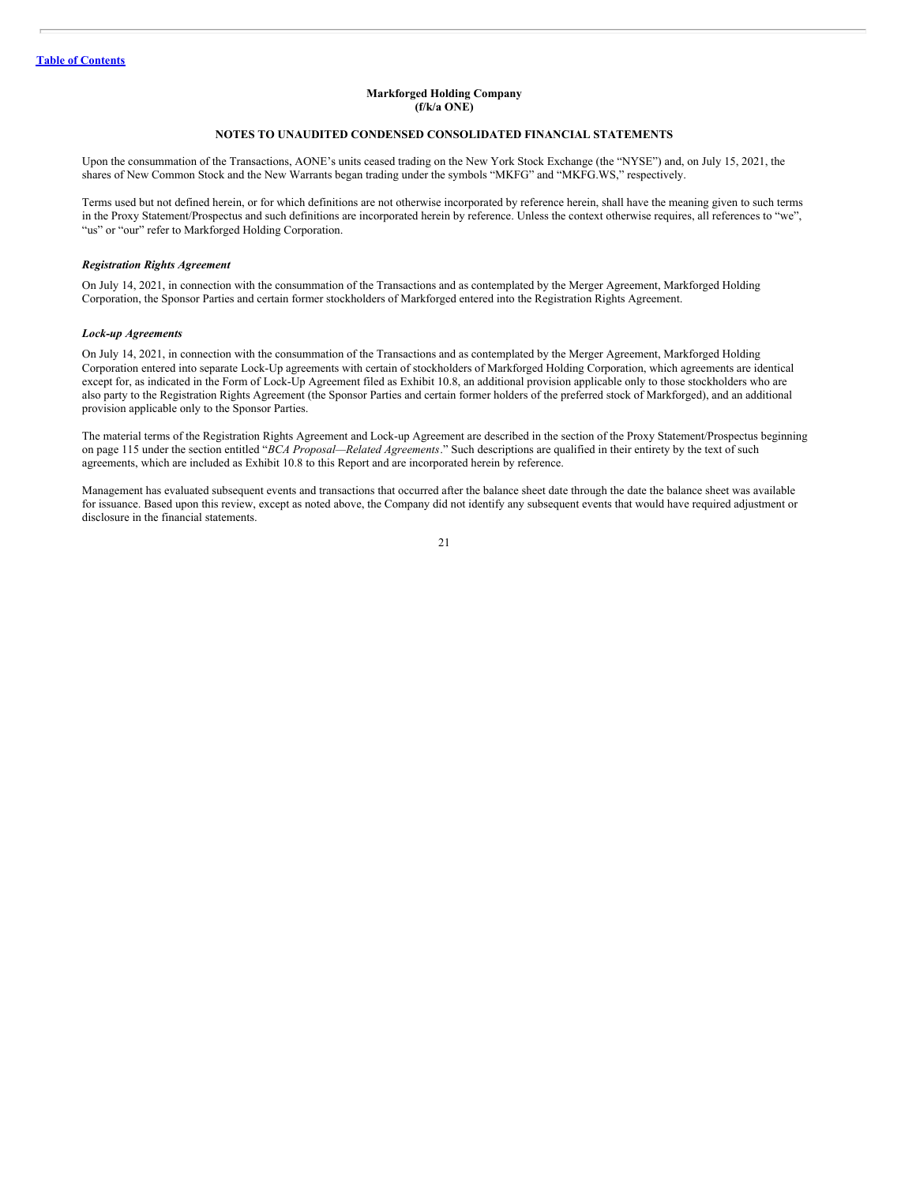**Markforged Holding Company**
**(f/k/a ONE)**

**NOTES TO UNAUDITED CONDENSED CONSOLIDATED FINANCIAL STATEMENTS**

Upon the consummation of the Transactions, AONE's units ceased trading on the New York Stock Exchange (the "NYSE") and, on July 15, 2021, the shares of New Common Stock and the New Warrants began trading under the symbols "MKFG" and "MKFG.WS," respectively.

Terms used but not defined herein, or for which definitions are not otherwise incorporated by reference herein, shall have the meaning given to such terms in the Proxy Statement/Prospectus and such definitions are incorporated herein by reference. Unless the context otherwise requires, all references to "we", "us" or "our" refer to Markforged Holding Corporation.

***Registration Rights Agreement***

On July 14, 2021, in connection with the consummation of the Transactions and as contemplated by the Merger Agreement, Markforged Holding Corporation, the Sponsor Parties and certain former stockholders of Markforged entered into the Registration Rights Agreement.

***Lock-up Agreements***

On July 14, 2021, in connection with the consummation of the Transactions and as contemplated by the Merger Agreement, Markforged Holding Corporation entered into separate Lock-Up agreements with certain of stockholders of Markforged Holding Corporation, which agreements are identical except for, as indicated in the Form of Lock-Up Agreement filed as Exhibit 10.8, an additional provision applicable only to those stockholders who are also party to the Registration Rights Agreement (the Sponsor Parties and certain former holders of the preferred stock of Markforged), and an additional provision applicable only to the Sponsor Parties.

The material terms of the Registration Rights Agreement and Lock-up Agreement are described in the section of the Proxy Statement/Prospectus beginning on page 115 under the section entitled "*BCA Proposal—Related Agreements*." Such descriptions are qualified in their entirety by the text of such agreements, which are included as Exhibit 10.8 to this Report and are incorporated herein by reference.

Management has evaluated subsequent events and transactions that occurred after the balance sheet date through the date the balance sheet was available for issuance. Based upon this review, except as noted above, the Company did not identify any subsequent events that would have required adjustment or disclosure in the financial statements.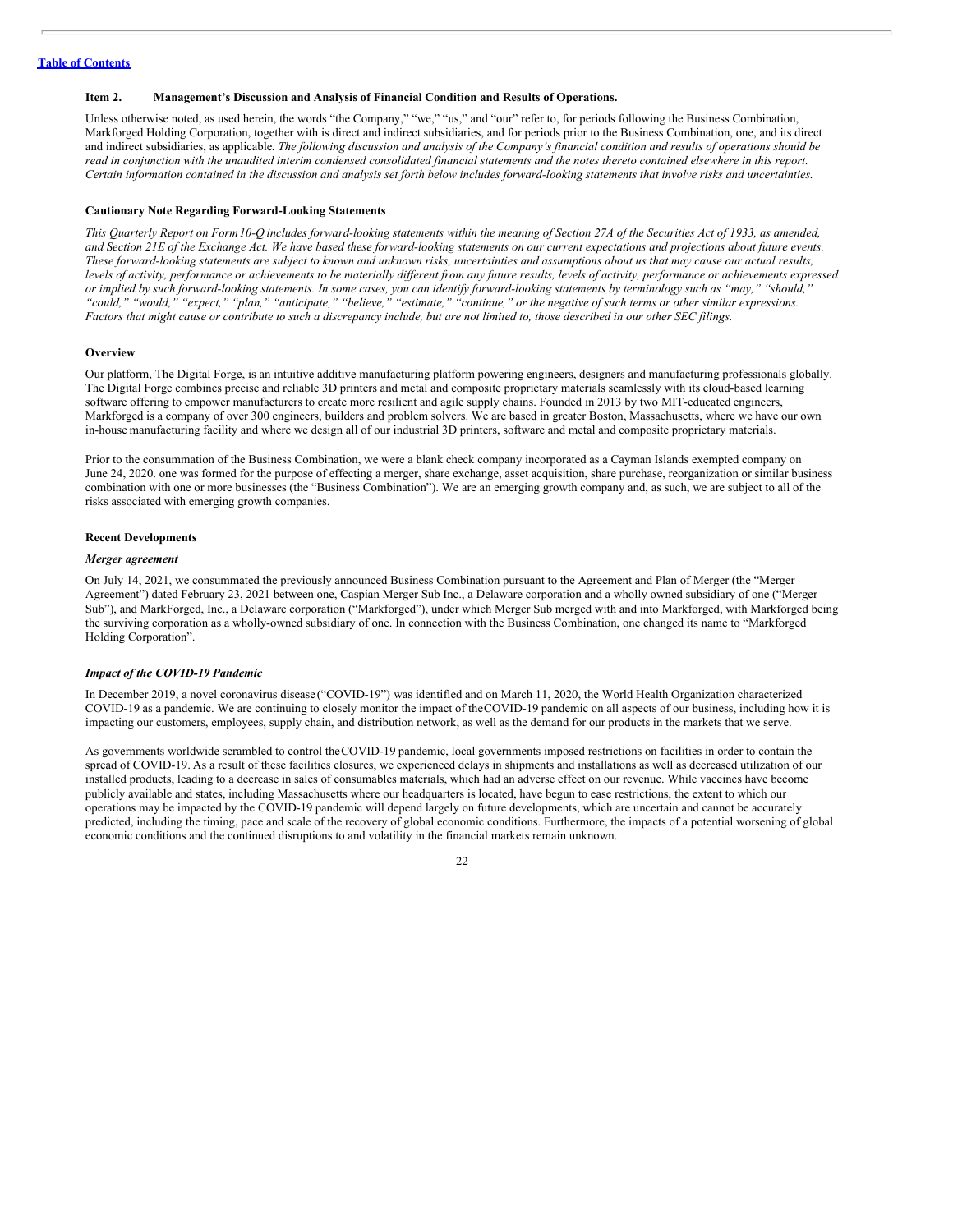## Item 2. Management's Discussion and Analysis of Financial Condition and Results of Operations.

Unless otherwise noted, as used herein, the words "the Company," "we," "us," and "our" refer to, for periods following the Business Combination, Markforged Holding Corporation, together with is direct and indirect subsidiaries, and for periods prior to the Business Combination, one, and its direct and indirect subsidiaries, as applicable. *The following discussion and analysis of the Company's financial condition and results of operations should be read in conjunction with the unaudited interim condensed consolidated financial statements and the notes thereto contained elsewhere in this report. Certain information contained in the discussion and analysis set forth below includes forward-looking statements that involve risks and uncertainties.*

### Cautionary Note Regarding Forward-Looking Statements

*This Quarterly Report on Form 10-Q includes forward-looking statements within the meaning of Section 27A of the Securities Act of 1933, as amended, and Section 21E of the Exchange Act. We have based these forward-looking statements on our current expectations and projections about future events. These forward-looking statements are subject to known and unknown risks, uncertainties and assumptions about us that may cause our actual results, levels of activity, performance or achievements to be materially different from any future results, levels of activity, performance or achievements expressed or implied by such forward-looking statements. In some cases, you can identify forward-looking statements by terminology such as "may," "should," "could," "would," "expect," "plan," "anticipate," "believe," "estimate," "continue," or the negative of such terms or other similar expressions. Factors that might cause or contribute to such a discrepancy include, but are not limited to, those described in our other SEC filings.*

### Overview

Our platform, The Digital Forge, is an intuitive additive manufacturing platform powering engineers, designers and manufacturing professionals globally. The Digital Forge combines precise and reliable 3D printers and metal and composite proprietary materials seamlessly with its cloud-based learning software offering to empower manufacturers to create more resilient and agile supply chains. Founded in 2013 by two MIT-educated engineers, Markforged is a company of over 300 engineers, builders and problem solvers. We are based in greater Boston, Massachusetts, where we have our own in-house manufacturing facility and where we design all of our industrial 3D printers, software and metal and composite proprietary materials.

Prior to the consummation of the Business Combination, we were a blank check company incorporated as a Cayman Islands exempted company on June 24, 2020. one was formed for the purpose of effecting a merger, share exchange, asset acquisition, share purchase, reorganization or similar business combination with one or more businesses (the "Business Combination"). We are an emerging growth company and, as such, we are subject to all of the risks associated with emerging growth companies.

### Recent Developments

#### *Merger agreement*

On July 14, 2021, we consummated the previously announced Business Combination pursuant to the Agreement and Plan of Merger (the "Merger Agreement") dated February 23, 2021 between one, Caspian Merger Sub Inc., a Delaware corporation and a wholly owned subsidiary of one ("Merger Sub"), and MarkForged, Inc., a Delaware corporation ("Markforged"), under which Merger Sub merged with and into Markforged, with Markforged being the surviving corporation as a wholly-owned subsidiary of one. In connection with the Business Combination, one changed its name to "Markforged Holding Corporation".

#### *Impact of the COVID-19 Pandemic*

In December 2019, a novel coronavirus disease ("COVID-19") was identified and on March 11, 2020, the World Health Organization characterized COVID-19 as a pandemic. We are continuing to closely monitor the impact of the COVID-19 pandemic on all aspects of our business, including how it is impacting our customers, employees, supply chain, and distribution network, as well as the demand for our products in the markets that we serve.

As governments worldwide scrambled to control the COVID-19 pandemic, local governments imposed restrictions on facilities in order to contain the spread of COVID-19. As a result of these facilities closures, we experienced delays in shipments and installations as well as decreased utilization of our installed products, leading to a decrease in sales of consumables materials, which had an adverse effect on our revenue. While vaccines have become publicly available and states, including Massachusetts where our headquarters is located, have begun to ease restrictions, the extent to which our operations may be impacted by the COVID-19 pandemic will depend largely on future developments, which are uncertain and cannot be accurately predicted, including the timing, pace and scale of the recovery of global economic conditions. Furthermore, the impacts of a potential worsening of global economic conditions and the continued disruptions to and volatility in the financial markets remain unknown.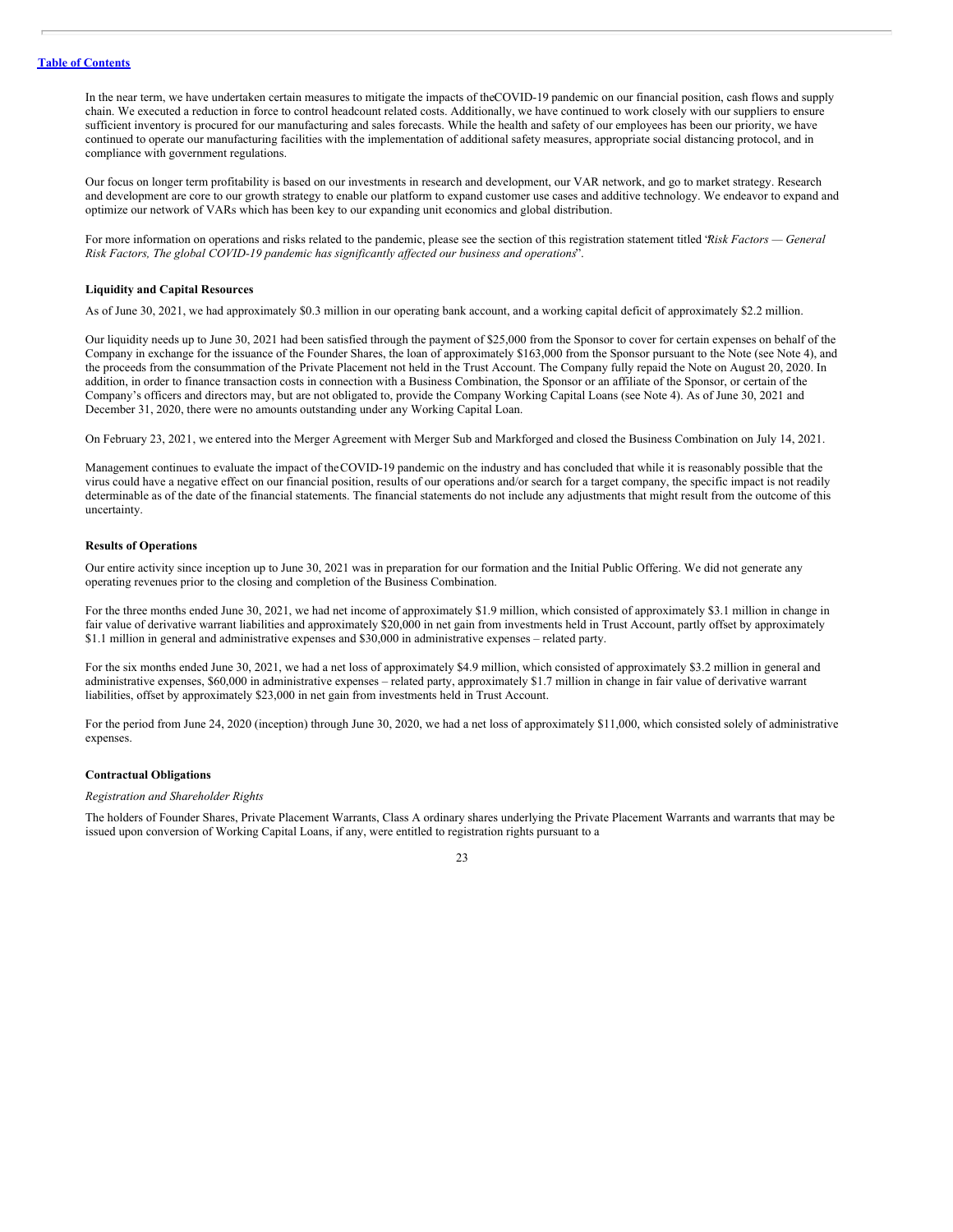In the near term, we have undertaken certain measures to mitigate the impacts of theCOVID-19 pandemic on our financial position, cash flows and supply chain. We executed a reduction in force to control headcount related costs. Additionally, we have continued to work closely with our suppliers to ensure sufficient inventory is procured for our manufacturing and sales forecasts. While the health and safety of our employees has been our priority, we have continued to operate our manufacturing facilities with the implementation of additional safety measures, appropriate social distancing protocol, and in compliance with government regulations.

Our focus on longer term profitability is based on our investments in research and development, our VAR network, and go to market strategy. Research and development are core to our growth strategy to enable our platform to expand customer use cases and additive technology. We endeavor to expand and optimize our network of VARs which has been key to our expanding unit economics and global distribution.

For more information on operations and risks related to the pandemic, please see the section of this registration statement titled "*Risk Factors — General Risk Factors, The global COVID-19 pandemic has significantly affected our business and operations*".

**Liquidity and Capital Resources**

As of June 30, 2021, we had approximately $0.3 million in our operating bank account, and a working capital deficit of approximately $2.2 million.

Our liquidity needs up to June 30, 2021 had been satisfied through the payment of $25,000 from the Sponsor to cover for certain expenses on behalf of the Company in exchange for the issuance of the Founder Shares, the loan of approximately $163,000 from the Sponsor pursuant to the Note (see Note 4), and the proceeds from the consummation of the Private Placement not held in the Trust Account. The Company fully repaid the Note on August 20, 2020. In addition, in order to finance transaction costs in connection with a Business Combination, the Sponsor or an affiliate of the Sponsor, or certain of the Company's officers and directors may, but are not obligated to, provide the Company Working Capital Loans (see Note 4). As of June 30, 2021 and December 31, 2020, there were no amounts outstanding under any Working Capital Loan.

On February 23, 2021, we entered into the Merger Agreement with Merger Sub and Markforged and closed the Business Combination on July 14, 2021.

Management continues to evaluate the impact of theCOVID-19 pandemic on the industry and has concluded that while it is reasonably possible that the virus could have a negative effect on our financial position, results of our operations and/or search for a target company, the specific impact is not readily determinable as of the date of the financial statements. The financial statements do not include any adjustments that might result from the outcome of this uncertainty.

**Results of Operations**

Our entire activity since inception up to June 30, 2021 was in preparation for our formation and the Initial Public Offering. We did not generate any operating revenues prior to the closing and completion of the Business Combination.

For the three months ended June 30, 2021, we had net income of approximately $1.9 million, which consisted of approximately $3.1 million in change in fair value of derivative warrant liabilities and approximately $20,000 in net gain from investments held in Trust Account, partly offset by approximately $1.1 million in general and administrative expenses and $30,000 in administrative expenses – related party.

For the six months ended June 30, 2021, we had a net loss of approximately $4.9 million, which consisted of approximately $3.2 million in general and administrative expenses, $60,000 in administrative expenses – related party, approximately $1.7 million in change in fair value of derivative warrant liabilities, offset by approximately $23,000 in net gain from investments held in Trust Account.

For the period from June 24, 2020 (inception) through June 30, 2020, we had a net loss of approximately $11,000, which consisted solely of administrative expenses.

**Contractual Obligations**

*Registration and Shareholder Rights*

The holders of Founder Shares, Private Placement Warrants, Class A ordinary shares underlying the Private Placement Warrants and warrants that may be issued upon conversion of Working Capital Loans, if any, were entitled to registration rights pursuant to a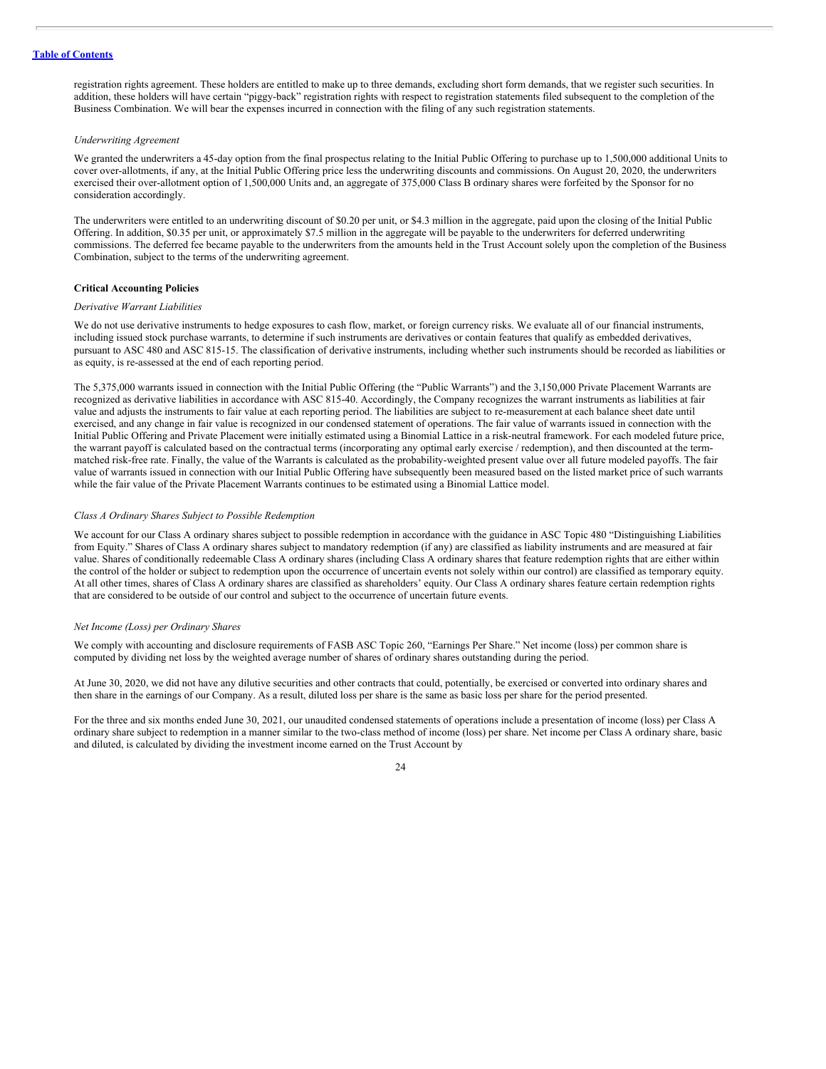registration rights agreement. These holders are entitled to make up to three demands, excluding short form demands, that we register such securities. In addition, these holders will have certain "piggy-back" registration rights with respect to registration statements filed subsequent to the completion of the Business Combination. We will bear the expenses incurred in connection with the filing of any such registration statements.

*Underwriting Agreement*

We granted the underwriters a 45-day option from the final prospectus relating to the Initial Public Offering to purchase up to 1,500,000 additional Units to cover over-allotments, if any, at the Initial Public Offering price less the underwriting discounts and commissions. On August 20, 2020, the underwriters exercised their over-allotment option of 1,500,000 Units and, an aggregate of 375,000 Class B ordinary shares were forfeited by the Sponsor for no consideration accordingly.

The underwriters were entitled to an underwriting discount of $0.20 per unit, or $4.3 million in the aggregate, paid upon the closing of the Initial Public Offering. In addition, $0.35 per unit, or approximately $7.5 million in the aggregate will be payable to the underwriters for deferred underwriting commissions. The deferred fee became payable to the underwriters from the amounts held in the Trust Account solely upon the completion of the Business Combination, subject to the terms of the underwriting agreement.

**Critical Accounting Policies**

*Derivative Warrant Liabilities*

We do not use derivative instruments to hedge exposures to cash flow, market, or foreign currency risks. We evaluate all of our financial instruments, including issued stock purchase warrants, to determine if such instruments are derivatives or contain features that qualify as embedded derivatives, pursuant to ASC 480 and ASC 815-15. The classification of derivative instruments, including whether such instruments should be recorded as liabilities or as equity, is re-assessed at the end of each reporting period.

The 5,375,000 warrants issued in connection with the Initial Public Offering (the "Public Warrants") and the 3,150,000 Private Placement Warrants are recognized as derivative liabilities in accordance with ASC 815-40. Accordingly, the Company recognizes the warrant instruments as liabilities at fair value and adjusts the instruments to fair value at each reporting period. The liabilities are subject to re-measurement at each balance sheet date until exercised, and any change in fair value is recognized in our condensed statement of operations. The fair value of warrants issued in connection with the Initial Public Offering and Private Placement were initially estimated using a Binomial Lattice in a risk-neutral framework. For each modeled future price, the warrant payoff is calculated based on the contractual terms (incorporating any optimal early exercise / redemption), and then discounted at the term-matched risk-free rate. Finally, the value of the Warrants is calculated as the probability-weighted present value over all future modeled payoffs. The fair value of warrants issued in connection with our Initial Public Offering have subsequently been measured based on the listed market price of such warrants while the fair value of the Private Placement Warrants continues to be estimated using a Binomial Lattice model.

*Class A Ordinary Shares Subject to Possible Redemption*

We account for our Class A ordinary shares subject to possible redemption in accordance with the guidance in ASC Topic 480 "Distinguishing Liabilities from Equity." Shares of Class A ordinary shares subject to mandatory redemption (if any) are classified as liability instruments and are measured at fair value. Shares of conditionally redeemable Class A ordinary shares (including Class A ordinary shares that feature redemption rights that are either within the control of the holder or subject to redemption upon the occurrence of uncertain events not solely within our control) are classified as temporary equity. At all other times, shares of Class A ordinary shares are classified as shareholders' equity. Our Class A ordinary shares feature certain redemption rights that are considered to be outside of our control and subject to the occurrence of uncertain future events.

*Net Income (Loss) per Ordinary Shares*

We comply with accounting and disclosure requirements of FASB ASC Topic 260, "Earnings Per Share." Net income (loss) per common share is computed by dividing net loss by the weighted average number of shares of ordinary shares outstanding during the period.

At June 30, 2020, we did not have any dilutive securities and other contracts that could, potentially, be exercised or converted into ordinary shares and then share in the earnings of our Company. As a result, diluted loss per share is the same as basic loss per share for the period presented.

For the three and six months ended June 30, 2021, our unaudited condensed statements of operations include a presentation of income (loss) per Class A ordinary share subject to redemption in a manner similar to the two-class method of income (loss) per share. Net income per Class A ordinary share, basic and diluted, is calculated by dividing the investment income earned on the Trust Account by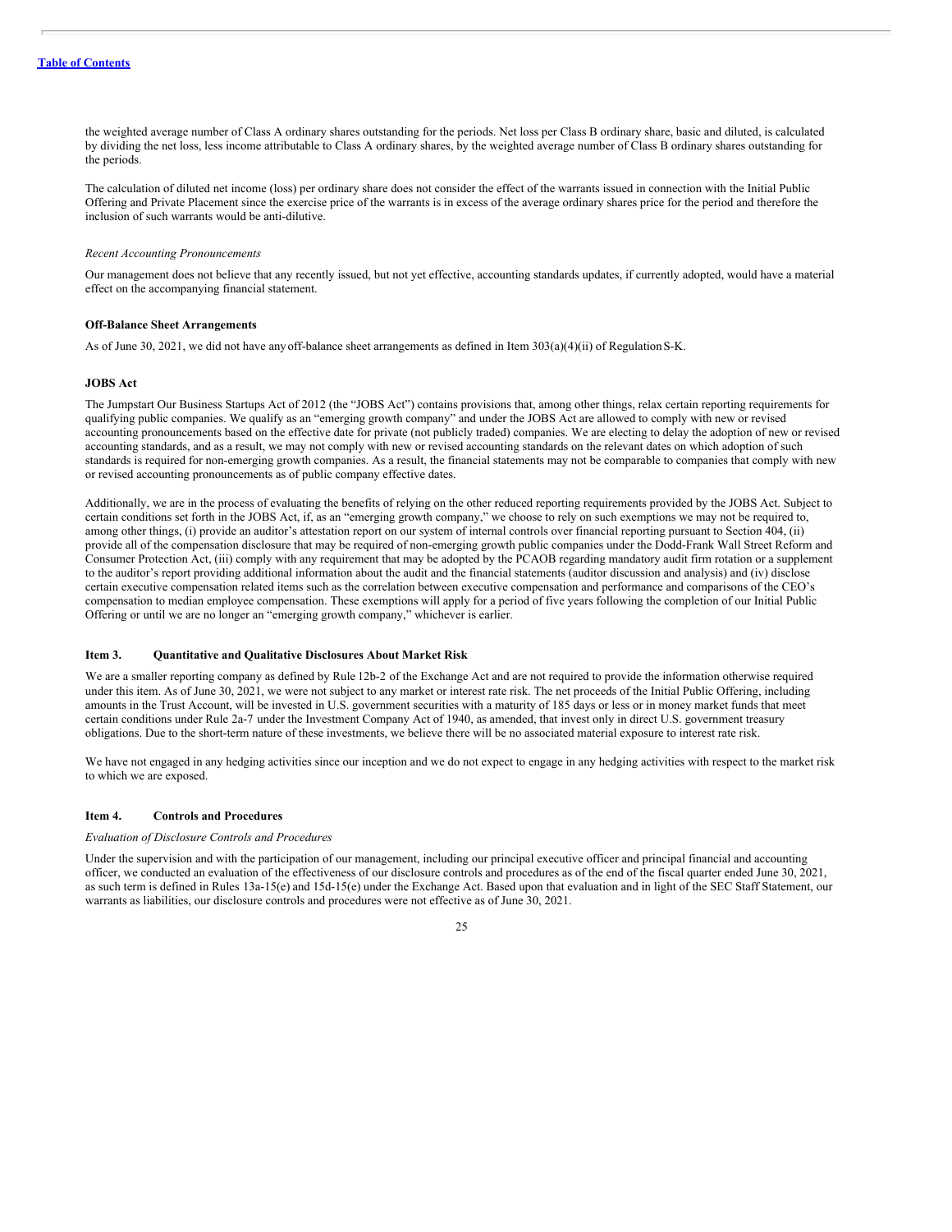the weighted average number of Class A ordinary shares outstanding for the periods. Net loss per Class B ordinary share, basic and diluted, is calculated by dividing the net loss, less income attributable to Class A ordinary shares, by the weighted average number of Class B ordinary shares outstanding for the periods.

The calculation of diluted net income (loss) per ordinary share does not consider the effect of the warrants issued in connection with the Initial Public Offering and Private Placement since the exercise price of the warrants is in excess of the average ordinary shares price for the period and therefore the inclusion of such warrants would be anti-dilutive.

*Recent Accounting Pronouncements*

Our management does not believe that any recently issued, but not yet effective, accounting standards updates, if currently adopted, would have a material effect on the accompanying financial statement.

**Off-Balance Sheet Arrangements**

As of June 30, 2021, we did not have any off-balance sheet arrangements as defined in Item 303(a)(4)(ii) of Regulation S-K.

**JOBS Act**

The Jumpstart Our Business Startups Act of 2012 (the "JOBS Act") contains provisions that, among other things, relax certain reporting requirements for qualifying public companies. We qualify as an "emerging growth company" and under the JOBS Act are allowed to comply with new or revised accounting pronouncements based on the effective date for private (not publicly traded) companies. We are electing to delay the adoption of new or revised accounting standards, and as a result, we may not comply with new or revised accounting standards on the relevant dates on which adoption of such standards is required for non-emerging growth companies. As a result, the financial statements may not be comparable to companies that comply with new or revised accounting pronouncements as of public company effective dates.

Additionally, we are in the process of evaluating the benefits of relying on the other reduced reporting requirements provided by the JOBS Act. Subject to certain conditions set forth in the JOBS Act, if, as an "emerging growth company," we choose to rely on such exemptions we may not be required to, among other things, (i) provide an auditor's attestation report on our system of internal controls over financial reporting pursuant to Section 404, (ii) provide all of the compensation disclosure that may be required of non-emerging growth public companies under the Dodd-Frank Wall Street Reform and Consumer Protection Act, (iii) comply with any requirement that may be adopted by the PCAOB regarding mandatory audit firm rotation or a supplement to the auditor's report providing additional information about the audit and the financial statements (auditor discussion and analysis) and (iv) disclose certain executive compensation related items such as the correlation between executive compensation and performance and comparisons of the CEO's compensation to median employee compensation. These exemptions will apply for a period of five years following the completion of our Initial Public Offering or until we are no longer an "emerging growth company," whichever is earlier.

## Item 3. Quantitative and Qualitative Disclosures About Market Risk

We are a smaller reporting company as defined by Rule 12b-2 of the Exchange Act and are not required to provide the information otherwise required under this item. As of June 30, 2021, we were not subject to any market or interest rate risk. The net proceeds of the Initial Public Offering, including amounts in the Trust Account, will be invested in U.S. government securities with a maturity of 185 days or less or in money market funds that meet certain conditions under Rule 2a-7 under the Investment Company Act of 1940, as amended, that invest only in direct U.S. government treasury obligations. Due to the short-term nature of these investments, we believe there will be no associated material exposure to interest rate risk.

We have not engaged in any hedging activities since our inception and we do not expect to engage in any hedging activities with respect to the market risk to which we are exposed.

## Item 4. Controls and Procedures

*Evaluation of Disclosure Controls and Procedures*

Under the supervision and with the participation of our management, including our principal executive officer and principal financial and accounting officer, we conducted an evaluation of the effectiveness of our disclosure controls and procedures as of the end of the fiscal quarter ended June 30, 2021, as such term is defined in Rules 13a-15(e) and 15d-15(e) under the Exchange Act. Based upon that evaluation and in light of the SEC Staff Statement, our warrants as liabilities, our disclosure controls and procedures were not effective as of June 30, 2021.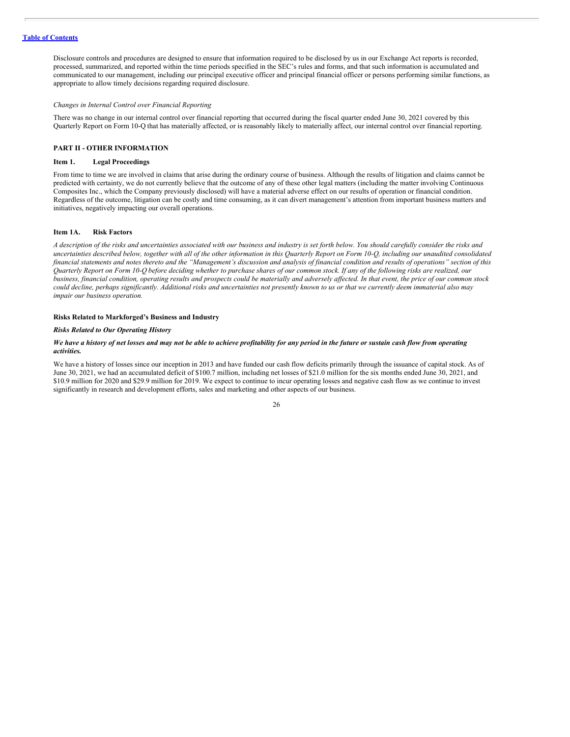Disclosure controls and procedures are designed to ensure that information required to be disclosed by us in our Exchange Act reports is recorded, processed, summarized, and reported within the time periods specified in the SEC's rules and forms, and that such information is accumulated and communicated to our management, including our principal executive officer and principal financial officer or persons performing similar functions, as appropriate to allow timely decisions regarding required disclosure.

*Changes in Internal Control over Financial Reporting*

There was no change in our internal control over financial reporting that occurred during the fiscal quarter ended June 30, 2021 covered by this Quarterly Report on Form 10-Q that has materially affected, or is reasonably likely to materially affect, our internal control over financial reporting.

## PART II - OTHER INFORMATION

### Item 1. Legal Proceedings

From time to time we are involved in claims that arise during the ordinary course of business. Although the results of litigation and claims cannot be predicted with certainty, we do not currently believe that the outcome of any of these other legal matters (including the matter involving Continuous Composites Inc., which the Company previously disclosed) will have a material adverse effect on our results of operation or financial condition. Regardless of the outcome, litigation can be costly and time consuming, as it can divert management's attention from important business matters and initiatives, negatively impacting our overall operations.

### Item 1A. Risk Factors

*A description of the risks and uncertainties associated with our business and industry is set forth below. You should carefully consider the risks and uncertainties described below, together with all of the other information in this Quarterly Report on Form 10-Q, including our unaudited consolidated financial statements and notes thereto and the "Management's discussion and analysis of financial condition and results of operations" section of this Quarterly Report on Form 10-Q before deciding whether to purchase shares of our common stock. If any of the following risks are realized, our business, financial condition, operating results and prospects could be materially and adversely affected. In that event, the price of our common stock could decline, perhaps significantly. Additional risks and uncertainties not presently known to us or that we currently deem immaterial also may impair our business operation.*

**Risks Related to Markforged's Business and Industry**

***Risks Related to Our Operating History***

***We have a history of net losses and may not be able to achieve profitability for any period in the future or sustain cash flow from operating activities.***

We have a history of losses since our inception in 2013 and have funded our cash flow deficits primarily through the issuance of capital stock. As of June 30, 2021, we had an accumulated deficit of $100.7 million, including net losses of $21.0 million for the six months ended June 30, 2021, and $10.9 million for 2020 and $29.9 million for 2019. We expect to continue to incur operating losses and negative cash flow as we continue to invest significantly in research and development efforts, sales and marketing and other aspects of our business.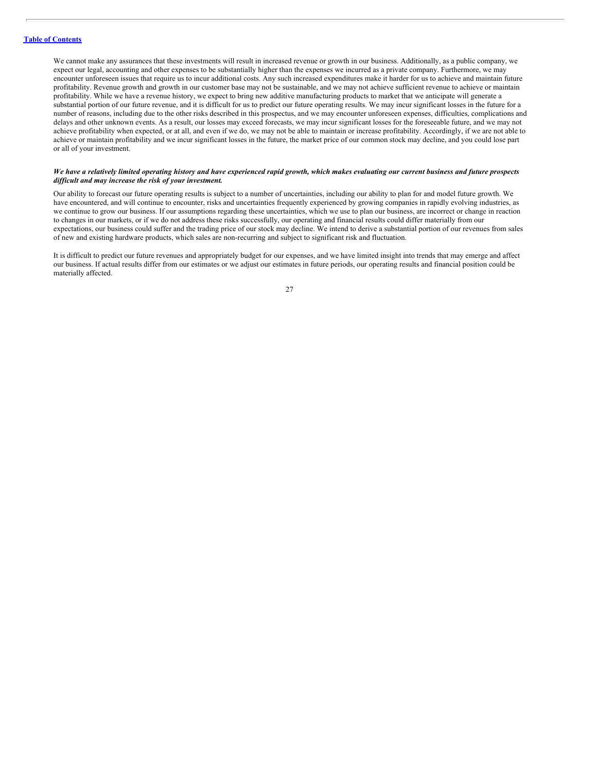We cannot make any assurances that these investments will result in increased revenue or growth in our business. Additionally, as a public company, we expect our legal, accounting and other expenses to be substantially higher than the expenses we incurred as a private company. Furthermore, we may encounter unforeseen issues that require us to incur additional costs. Any such increased expenditures make it harder for us to achieve and maintain future profitability. Revenue growth and growth in our customer base may not be sustainable, and we may not achieve sufficient revenue to achieve or maintain profitability. While we have a revenue history, we expect to bring new additive manufacturing products to market that we anticipate will generate a substantial portion of our future revenue, and it is difficult for us to predict our future operating results. We may incur significant losses in the future for a number of reasons, including due to the other risks described in this prospectus, and we may encounter unforeseen expenses, difficulties, complications and delays and other unknown events. As a result, our losses may exceed forecasts, we may incur significant losses for the foreseeable future, and we may not achieve profitability when expected, or at all, and even if we do, we may not be able to maintain or increase profitability. Accordingly, if we are not able to achieve or maintain profitability and we incur significant losses in the future, the market price of our common stock may decline, and you could lose part or all of your investment.

***We have a relatively limited operating history and have experienced rapid growth, which makes evaluating our current business and future prospects difficult and may increase the risk of your investment.***

Our ability to forecast our future operating results is subject to a number of uncertainties, including our ability to plan for and model future growth. We have encountered, and will continue to encounter, risks and uncertainties frequently experienced by growing companies in rapidly evolving industries, as we continue to grow our business. If our assumptions regarding these uncertainties, which we use to plan our business, are incorrect or change in reaction to changes in our markets, or if we do not address these risks successfully, our operating and financial results could differ materially from our expectations, our business could suffer and the trading price of our stock may decline. We intend to derive a substantial portion of our revenues from sales of new and existing hardware products, which sales are non-recurring and subject to significant risk and fluctuation.

It is difficult to predict our future revenues and appropriately budget for our expenses, and we have limited insight into trends that may emerge and affect our business. If actual results differ from our estimates or we adjust our estimates in future periods, our operating results and financial position could be materially affected.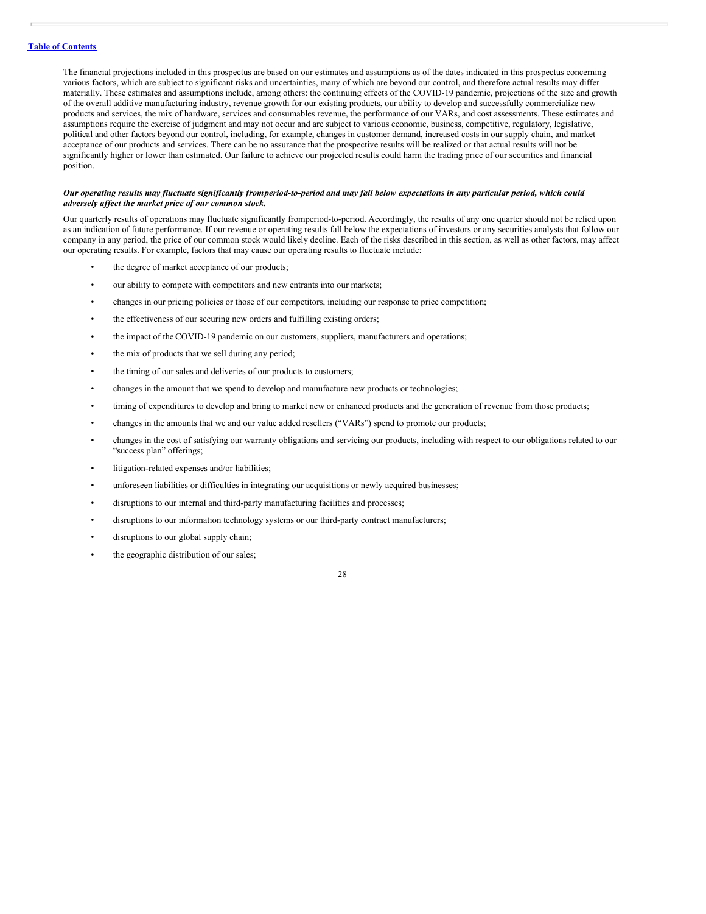The financial projections included in this prospectus are based on our estimates and assumptions as of the dates indicated in this prospectus concerning various factors, which are subject to significant risks and uncertainties, many of which are beyond our control, and therefore actual results may differ materially. These estimates and assumptions include, among others: the continuing effects of the COVID-19 pandemic, projections of the size and growth of the overall additive manufacturing industry, revenue growth for our existing products, our ability to develop and successfully commercialize new products and services, the mix of hardware, services and consumables revenue, the performance of our VARs, and cost assessments. These estimates and assumptions require the exercise of judgment and may not occur and are subject to various economic, business, competitive, regulatory, legislative, political and other factors beyond our control, including, for example, changes in customer demand, increased costs in our supply chain, and market acceptance of our products and services. There can be no assurance that the prospective results will be realized or that actual results will not be significantly higher or lower than estimated. Our failure to achieve our projected results could harm the trading price of our securities and financial position.

***Our operating results may fluctuate significantly from period-to-period and may fall below expectations in any particular period, which could adversely affect the market price of our common stock.***

Our quarterly results of operations may fluctuate significantly from period-to-period. Accordingly, the results of any one quarter should not be relied upon as an indication of future performance. If our revenue or operating results fall below the expectations of investors or any securities analysts that follow our company in any period, the price of our common stock would likely decline. Each of the risks described in this section, as well as other factors, may affect our operating results. For example, factors that may cause our operating results to fluctuate include:

- the degree of market acceptance of our products;
- our ability to compete with competitors and new entrants into our markets;
- changes in our pricing policies or those of our competitors, including our response to price competition;
- the effectiveness of our securing new orders and fulfilling existing orders;
- the impact of the COVID-19 pandemic on our customers, suppliers, manufacturers and operations;
- the mix of products that we sell during any period;
- the timing of our sales and deliveries of our products to customers;
- changes in the amount that we spend to develop and manufacture new products or technologies;
- timing of expenditures to develop and bring to market new or enhanced products and the generation of revenue from those products;
- changes in the amounts that we and our value added resellers ("VARs") spend to promote our products;
- changes in the cost of satisfying our warranty obligations and servicing our products, including with respect to our obligations related to our "success plan" offerings;
- litigation-related expenses and/or liabilities;
- unforeseen liabilities or difficulties in integrating our acquisitions or newly acquired businesses;
- disruptions to our internal and third-party manufacturing facilities and processes;
- disruptions to our information technology systems or our third-party contract manufacturers;
- disruptions to our global supply chain;
- the geographic distribution of our sales;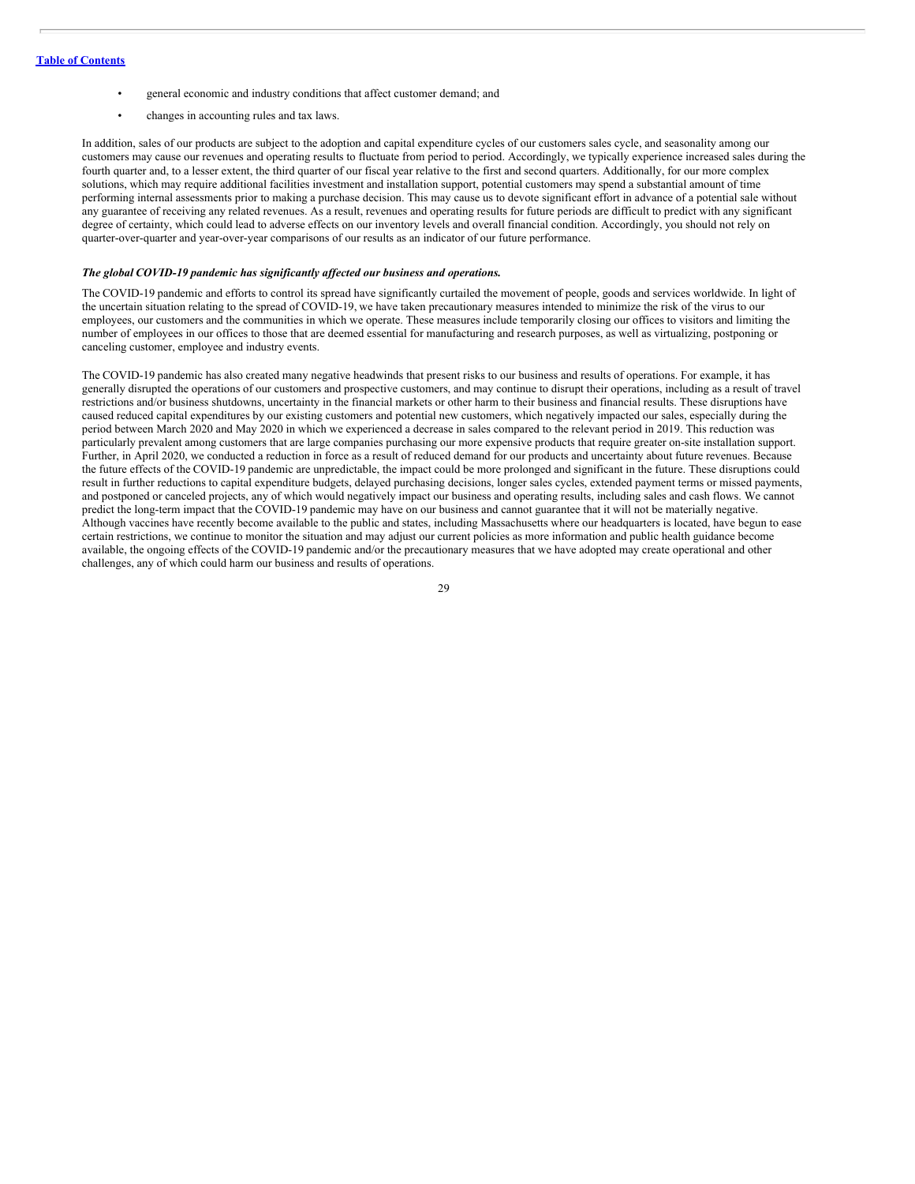- general economic and industry conditions that affect customer demand; and
- changes in accounting rules and tax laws.

In addition, sales of our products are subject to the adoption and capital expenditure cycles of our customers sales cycle, and seasonality among our customers may cause our revenues and operating results to fluctuate from period to period. Accordingly, we typically experience increased sales during the fourth quarter and, to a lesser extent, the third quarter of our fiscal year relative to the first and second quarters. Additionally, for our more complex solutions, which may require additional facilities investment and installation support, potential customers may spend a substantial amount of time performing internal assessments prior to making a purchase decision. This may cause us to devote significant effort in advance of a potential sale without any guarantee of receiving any related revenues. As a result, revenues and operating results for future periods are difficult to predict with any significant degree of certainty, which could lead to adverse effects on our inventory levels and overall financial condition. Accordingly, you should not rely on quarter-over-quarter and year-over-year comparisons of our results as an indicator of our future performance.

***The global COVID-19 pandemic has significantly affected our business and operations.***

The COVID-19 pandemic and efforts to control its spread have significantly curtailed the movement of people, goods and services worldwide. In light of the uncertain situation relating to the spread of COVID-19, we have taken precautionary measures intended to minimize the risk of the virus to our employees, our customers and the communities in which we operate. These measures include temporarily closing our offices to visitors and limiting the number of employees in our offices to those that are deemed essential for manufacturing and research purposes, as well as virtualizing, postponing or canceling customer, employee and industry events.

The COVID-19 pandemic has also created many negative headwinds that present risks to our business and results of operations. For example, it has generally disrupted the operations of our customers and prospective customers, and may continue to disrupt their operations, including as a result of travel restrictions and/or business shutdowns, uncertainty in the financial markets or other harm to their business and financial results. These disruptions have caused reduced capital expenditures by our existing customers and potential new customers, which negatively impacted our sales, especially during the period between March 2020 and May 2020 in which we experienced a decrease in sales compared to the relevant period in 2019. This reduction was particularly prevalent among customers that are large companies purchasing our more expensive products that require greater on-site installation support. Further, in April 2020, we conducted a reduction in force as a result of reduced demand for our products and uncertainty about future revenues. Because the future effects of the COVID-19 pandemic are unpredictable, the impact could be more prolonged and significant in the future. These disruptions could result in further reductions to capital expenditure budgets, delayed purchasing decisions, longer sales cycles, extended payment terms or missed payments, and postponed or canceled projects, any of which would negatively impact our business and operating results, including sales and cash flows. We cannot predict the long-term impact that the COVID-19 pandemic may have on our business and cannot guarantee that it will not be materially negative. Although vaccines have recently become available to the public and states, including Massachusetts where our headquarters is located, have begun to ease certain restrictions, we continue to monitor the situation and may adjust our current policies as more information and public health guidance become available, the ongoing effects of the COVID-19 pandemic and/or the precautionary measures that we have adopted may create operational and other challenges, any of which could harm our business and results of operations.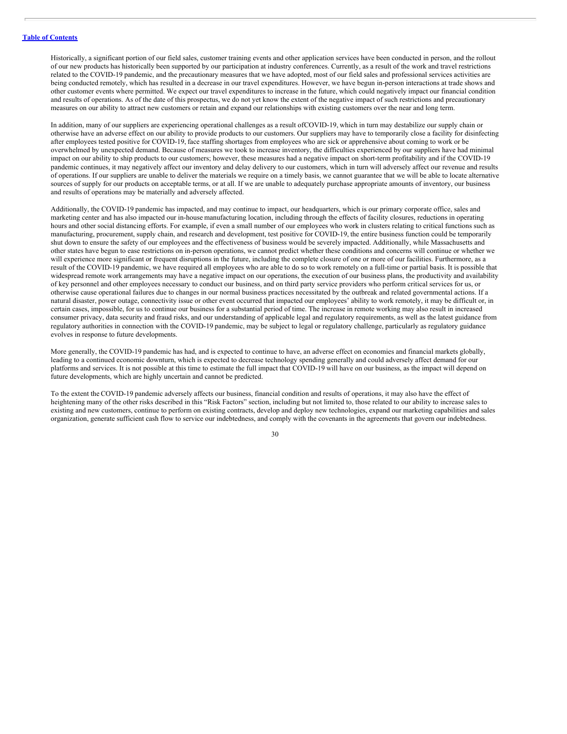Historically, a significant portion of our field sales, customer training events and other application services have been conducted in person, and the rollout of our new products has historically been supported by our participation at industry conferences. Currently, as a result of the work and travel restrictions related to the COVID-19 pandemic, and the precautionary measures that we have adopted, most of our field sales and professional services activities are being conducted remotely, which has resulted in a decrease in our travel expenditures. However, we have begun in-person interactions at trade shows and other customer events where permitted. We expect our travel expenditures to increase in the future, which could negatively impact our financial condition and results of operations. As of the date of this prospectus, we do not yet know the extent of the negative impact of such restrictions and precautionary measures on our ability to attract new customers or retain and expand our relationships with existing customers over the near and long term.

In addition, many of our suppliers are experiencing operational challenges as a result ofCOVID-19, which in turn may destabilize our supply chain or otherwise have an adverse effect on our ability to provide products to our customers. Our suppliers may have to temporarily close a facility for disinfecting after employees tested positive for COVID-19, face staffing shortages from employees who are sick or apprehensive about coming to work or be overwhelmed by unexpected demand. Because of measures we took to increase inventory, the difficulties experienced by our suppliers have had minimal impact on our ability to ship products to our customers; however, these measures had a negative impact on short-term profitability and if the COVID-19 pandemic continues, it may negatively affect our inventory and delay delivery to our customers, which in turn will adversely affect our revenue and results of operations. If our suppliers are unable to deliver the materials we require on a timely basis, we cannot guarantee that we will be able to locate alternative sources of supply for our products on acceptable terms, or at all. If we are unable to adequately purchase appropriate amounts of inventory, our business and results of operations may be materially and adversely affected.

Additionally, the COVID-19 pandemic has impacted, and may continue to impact, our headquarters, which is our primary corporate office, sales and marketing center and has also impacted our in-house manufacturing location, including through the effects of facility closures, reductions in operating hours and other social distancing efforts. For example, if even a small number of our employees who work in clusters relating to critical functions such as manufacturing, procurement, supply chain, and research and development, test positive for COVID-19, the entire business function could be temporarily shut down to ensure the safety of our employees and the effectiveness of business would be severely impacted. Additionally, while Massachusetts and other states have begun to ease restrictions on in-person operations, we cannot predict whether these conditions and concerns will continue or whether we will experience more significant or frequent disruptions in the future, including the complete closure of one or more of our facilities. Furthermore, as a result of the COVID-19 pandemic, we have required all employees who are able to do so to work remotely on a full-time or partial basis. It is possible that widespread remote work arrangements may have a negative impact on our operations, the execution of our business plans, the productivity and availability of key personnel and other employees necessary to conduct our business, and on third party service providers who perform critical services for us, or otherwise cause operational failures due to changes in our normal business practices necessitated by the outbreak and related governmental actions. If a natural disaster, power outage, connectivity issue or other event occurred that impacted our employees' ability to work remotely, it may be difficult or, in certain cases, impossible, for us to continue our business for a substantial period of time. The increase in remote working may also result in increased consumer privacy, data security and fraud risks, and our understanding of applicable legal and regulatory requirements, as well as the latest guidance from regulatory authorities in connection with the COVID-19 pandemic, may be subject to legal or regulatory challenge, particularly as regulatory guidance evolves in response to future developments.

More generally, the COVID-19 pandemic has had, and is expected to continue to have, an adverse effect on economies and financial markets globally, leading to a continued economic downturn, which is expected to decrease technology spending generally and could adversely affect demand for our platforms and services. It is not possible at this time to estimate the full impact that COVID-19 will have on our business, as the impact will depend on future developments, which are highly uncertain and cannot be predicted.

To the extent the COVID-19 pandemic adversely affects our business, financial condition and results of operations, it may also have the effect of heightening many of the other risks described in this "Risk Factors" section, including but not limited to, those related to our ability to increase sales to existing and new customers, continue to perform on existing contracts, develop and deploy new technologies, expand our marketing capabilities and sales organization, generate sufficient cash flow to service our indebtedness, and comply with the covenants in the agreements that govern our indebtedness.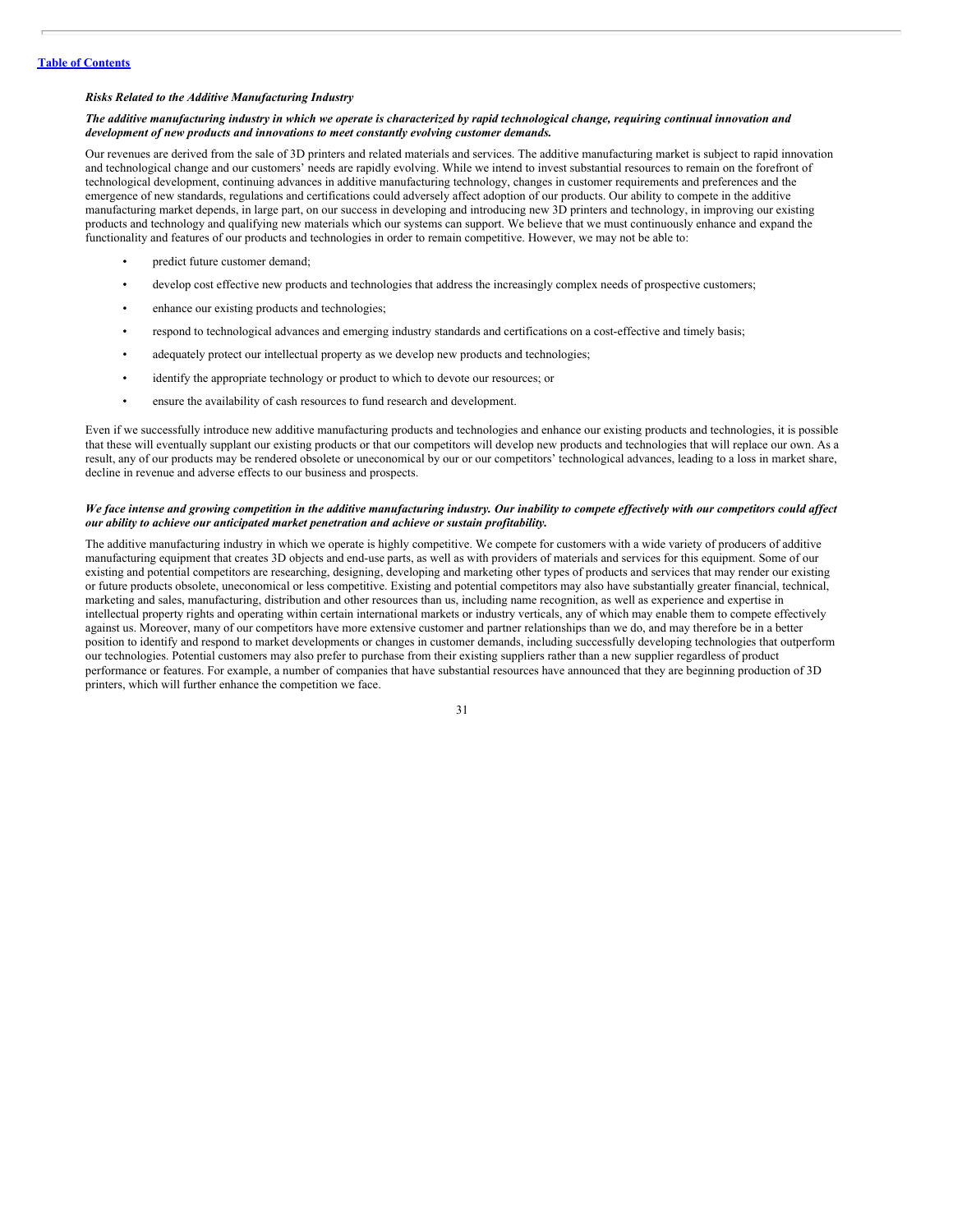### *Risks Related to the Additive Manufacturing Industry*

***The additive manufacturing industry in which we operate is characterized by rapid technological change, requiring continual innovation and development of new products and innovations to meet constantly evolving customer demands.***

Our revenues are derived from the sale of 3D printers and related materials and services. The additive manufacturing market is subject to rapid innovation and technological change and our customers' needs are rapidly evolving. While we intend to invest substantial resources to remain on the forefront of technological development, continuing advances in additive manufacturing technology, changes in customer requirements and preferences and the emergence of new standards, regulations and certifications could adversely affect adoption of our products. Our ability to compete in the additive manufacturing market depends, in large part, on our success in developing and introducing new 3D printers and technology, in improving our existing products and technology and qualifying new materials which our systems can support. We believe that we must continuously enhance and expand the functionality and features of our products and technologies in order to remain competitive. However, we may not be able to:

- predict future customer demand;
- develop cost effective new products and technologies that address the increasingly complex needs of prospective customers;
- enhance our existing products and technologies;
- respond to technological advances and emerging industry standards and certifications on a cost-effective and timely basis;
- adequately protect our intellectual property as we develop new products and technologies;
- identify the appropriate technology or product to which to devote our resources; or
- ensure the availability of cash resources to fund research and development.

Even if we successfully introduce new additive manufacturing products and technologies and enhance our existing products and technologies, it is possible that these will eventually supplant our existing products or that our competitors will develop new products and technologies that will replace our own. As a result, any of our products may be rendered obsolete or uneconomical by our or our competitors' technological advances, leading to a loss in market share, decline in revenue and adverse effects to our business and prospects.

***We face intense and growing competition in the additive manufacturing industry. Our inability to compete effectively with our competitors could affect our ability to achieve our anticipated market penetration and achieve or sustain profitability.***

The additive manufacturing industry in which we operate is highly competitive. We compete for customers with a wide variety of producers of additive manufacturing equipment that creates 3D objects and end-use parts, as well as with providers of materials and services for this equipment. Some of our existing and potential competitors are researching, designing, developing and marketing other types of products and services that may render our existing or future products obsolete, uneconomical or less competitive. Existing and potential competitors may also have substantially greater financial, technical, marketing and sales, manufacturing, distribution and other resources than us, including name recognition, as well as experience and expertise in intellectual property rights and operating within certain international markets or industry verticals, any of which may enable them to compete effectively against us. Moreover, many of our competitors have more extensive customer and partner relationships than we do, and may therefore be in a better position to identify and respond to market developments or changes in customer demands, including successfully developing technologies that outperform our technologies. Potential customers may also prefer to purchase from their existing suppliers rather than a new supplier regardless of product performance or features. For example, a number of companies that have substantial resources have announced that they are beginning production of 3D printers, which will further enhance the competition we face.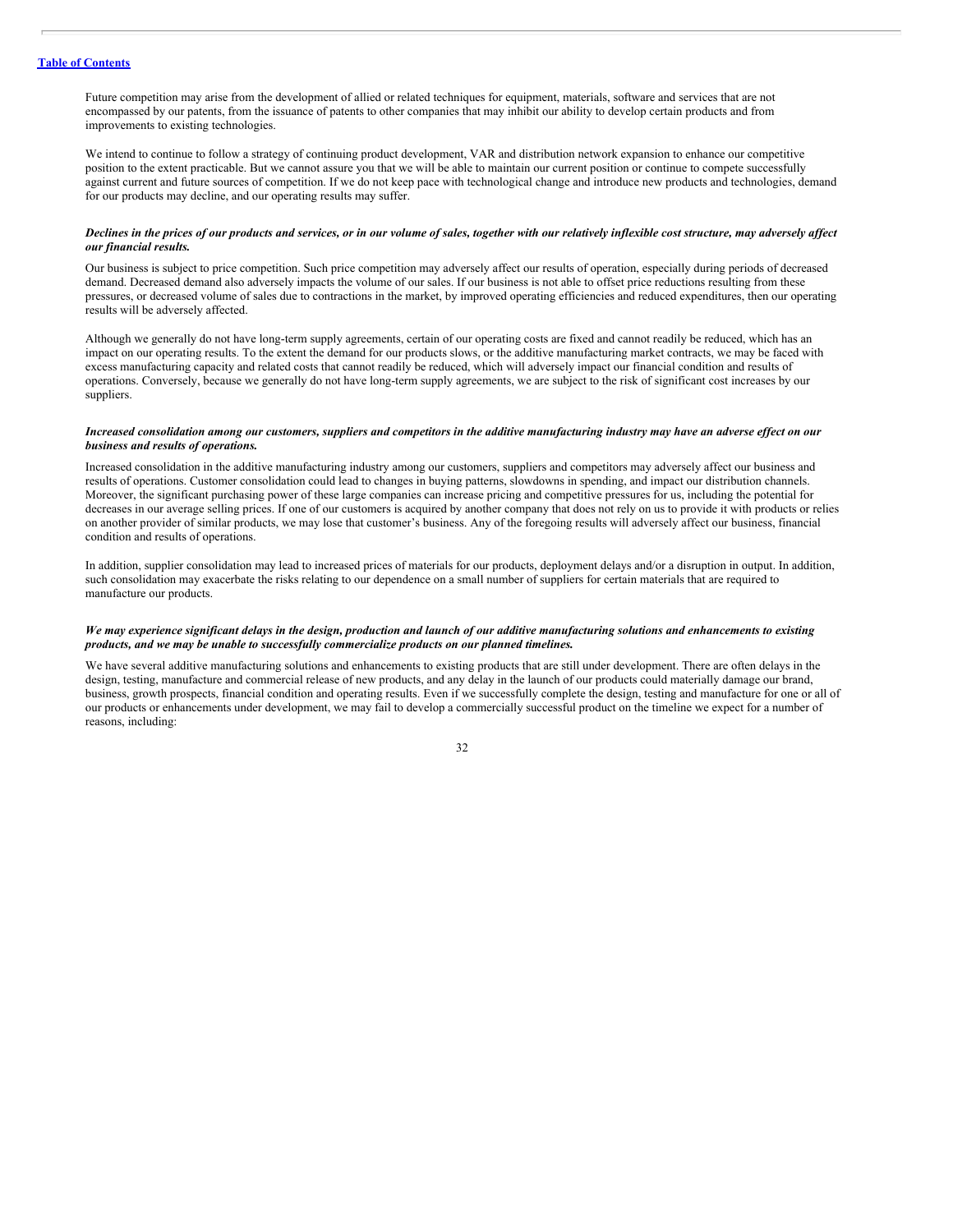Future competition may arise from the development of allied or related techniques for equipment, materials, software and services that are not encompassed by our patents, from the issuance of patents to other companies that may inhibit our ability to develop certain products and from improvements to existing technologies.

We intend to continue to follow a strategy of continuing product development, VAR and distribution network expansion to enhance our competitive position to the extent practicable. But we cannot assure you that we will be able to maintain our current position or continue to compete successfully against current and future sources of competition. If we do not keep pace with technological change and introduce new products and technologies, demand for our products may decline, and our operating results may suffer.

***Declines in the prices of our products and services, or in our volume of sales, together with our relatively inflexible cost structure, may adversely affect our financial results.***

Our business is subject to price competition. Such price competition may adversely affect our results of operation, especially during periods of decreased demand. Decreased demand also adversely impacts the volume of our sales. If our business is not able to offset price reductions resulting from these pressures, or decreased volume of sales due to contractions in the market, by improved operating efficiencies and reduced expenditures, then our operating results will be adversely affected.

Although we generally do not have long-term supply agreements, certain of our operating costs are fixed and cannot readily be reduced, which has an impact on our operating results. To the extent the demand for our products slows, or the additive manufacturing market contracts, we may be faced with excess manufacturing capacity and related costs that cannot readily be reduced, which will adversely impact our financial condition and results of operations. Conversely, because we generally do not have long-term supply agreements, we are subject to the risk of significant cost increases by our suppliers.

***Increased consolidation among our customers, suppliers and competitors in the additive manufacturing industry may have an adverse effect on our business and results of operations.***

Increased consolidation in the additive manufacturing industry among our customers, suppliers and competitors may adversely affect our business and results of operations. Customer consolidation could lead to changes in buying patterns, slowdowns in spending, and impact our distribution channels. Moreover, the significant purchasing power of these large companies can increase pricing and competitive pressures for us, including the potential for decreases in our average selling prices. If one of our customers is acquired by another company that does not rely on us to provide it with products or relies on another provider of similar products, we may lose that customer's business. Any of the foregoing results will adversely affect our business, financial condition and results of operations.

In addition, supplier consolidation may lead to increased prices of materials for our products, deployment delays and/or a disruption in output. In addition, such consolidation may exacerbate the risks relating to our dependence on a small number of suppliers for certain materials that are required to manufacture our products.

***We may experience significant delays in the design, production and launch of our additive manufacturing solutions and enhancements to existing products, and we may be unable to successfully commercialize products on our planned timelines.***

We have several additive manufacturing solutions and enhancements to existing products that are still under development. There are often delays in the design, testing, manufacture and commercial release of new products, and any delay in the launch of our products could materially damage our brand, business, growth prospects, financial condition and operating results. Even if we successfully complete the design, testing and manufacture for one or all of our products or enhancements under development, we may fail to develop a commercially successful product on the timeline we expect for a number of reasons, including: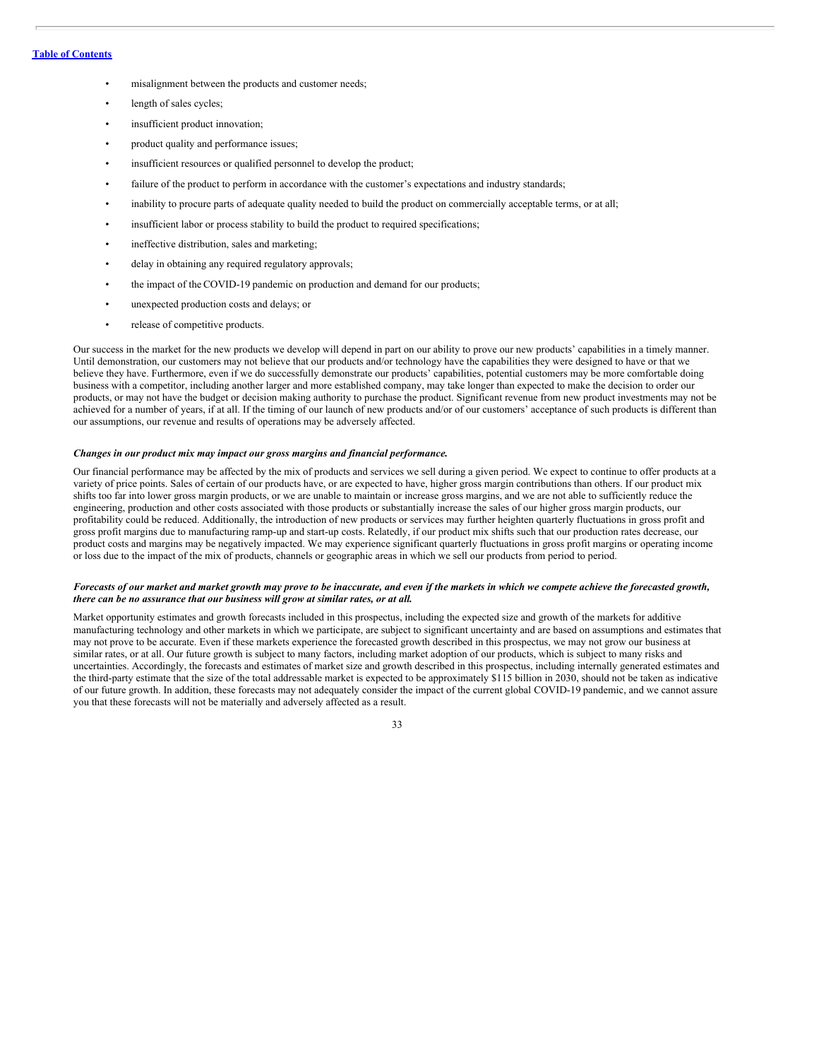- misalignment between the products and customer needs;
- length of sales cycles;
- insufficient product innovation;
- product quality and performance issues;
- insufficient resources or qualified personnel to develop the product;
- failure of the product to perform in accordance with the customer's expectations and industry standards;
- inability to procure parts of adequate quality needed to build the product on commercially acceptable terms, or at all;
- insufficient labor or process stability to build the product to required specifications;
- ineffective distribution, sales and marketing;
- delay in obtaining any required regulatory approvals;
- the impact of the COVID-19 pandemic on production and demand for our products;
- unexpected production costs and delays; or
- release of competitive products.

Our success in the market for the new products we develop will depend in part on our ability to prove our new products' capabilities in a timely manner. Until demonstration, our customers may not believe that our products and/or technology have the capabilities they were designed to have or that we believe they have. Furthermore, even if we do successfully demonstrate our products' capabilities, potential customers may be more comfortable doing business with a competitor, including another larger and more established company, may take longer than expected to make the decision to order our products, or may not have the budget or decision making authority to purchase the product. Significant revenue from new product investments may not be achieved for a number of years, if at all. If the timing of our launch of new products and/or of our customers' acceptance of such products is different than our assumptions, our revenue and results of operations may be adversely affected.

***Changes in our product mix may impact our gross margins and financial performance.***

Our financial performance may be affected by the mix of products and services we sell during a given period. We expect to continue to offer products at a variety of price points. Sales of certain of our products have, or are expected to have, higher gross margin contributions than others. If our product mix shifts too far into lower gross margin products, or we are unable to maintain or increase gross margins, and we are not able to sufficiently reduce the engineering, production and other costs associated with those products or substantially increase the sales of our higher gross margin products, our profitability could be reduced. Additionally, the introduction of new products or services may further heighten quarterly fluctuations in gross profit and gross profit margins due to manufacturing ramp-up and start-up costs. Relatedly, if our product mix shifts such that our production rates decrease, our product costs and margins may be negatively impacted. We may experience significant quarterly fluctuations in gross profit margins or operating income or loss due to the impact of the mix of products, channels or geographic areas in which we sell our products from period to period.

***Forecasts of our market and market growth may prove to be inaccurate, and even if the markets in which we compete achieve the forecasted growth, there can be no assurance that our business will grow at similar rates, or at all.***

Market opportunity estimates and growth forecasts included in this prospectus, including the expected size and growth of the markets for additive manufacturing technology and other markets in which we participate, are subject to significant uncertainty and are based on assumptions and estimates that may not prove to be accurate. Even if these markets experience the forecasted growth described in this prospectus, we may not grow our business at similar rates, or at all. Our future growth is subject to many factors, including market adoption of our products, which is subject to many risks and uncertainties. Accordingly, the forecasts and estimates of market size and growth described in this prospectus, including internally generated estimates and the third-party estimate that the size of the total addressable market is expected to be approximately $115 billion in 2030, should not be taken as indicative of our future growth. In addition, these forecasts may not adequately consider the impact of the current global COVID-19 pandemic, and we cannot assure you that these forecasts will not be materially and adversely affected as a result.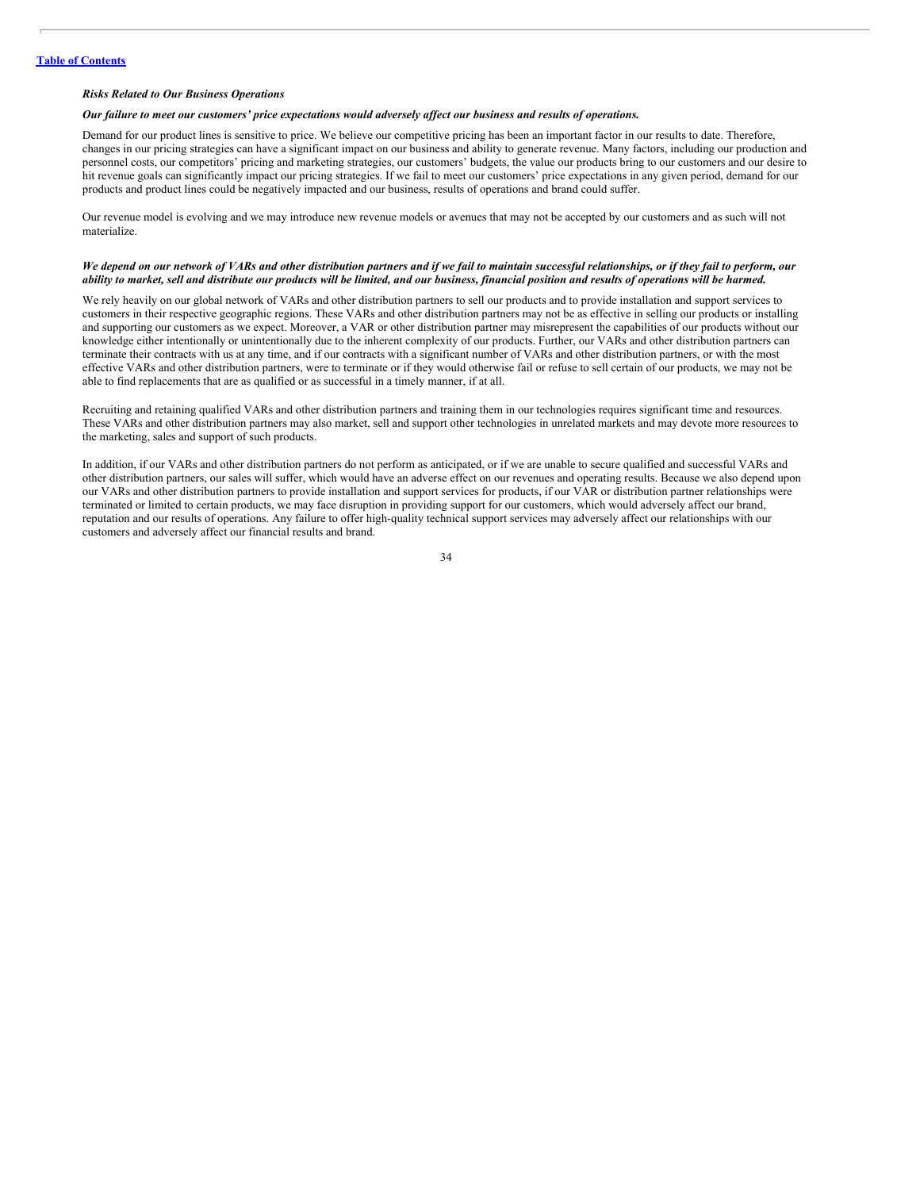*Risks Related to Our Business Operations*

***Our failure to meet our customers' price expectations would adversely affect our business and results of operations.***

Demand for our product lines is sensitive to price. We believe our competitive pricing has been an important factor in our results to date. Therefore, changes in our pricing strategies can have a significant impact on our business and ability to generate revenue. Many factors, including our production and personnel costs, our competitors' pricing and marketing strategies, our customers' budgets, the value our products bring to our customers and our desire to hit revenue goals can significantly impact our pricing strategies. If we fail to meet our customers' price expectations in any given period, demand for our products and product lines could be negatively impacted and our business, results of operations and brand could suffer.

Our revenue model is evolving and we may introduce new revenue models or avenues that may not be accepted by our customers and as such will not materialize.

***We depend on our network of VARs and other distribution partners and if we fail to maintain successful relationships, or if they fail to perform, our ability to market, sell and distribute our products will be limited, and our business, financial position and results of operations will be harmed.***

We rely heavily on our global network of VARs and other distribution partners to sell our products and to provide installation and support services to customers in their respective geographic regions. These VARs and other distribution partners may not be as effective in selling our products or installing and supporting our customers as we expect. Moreover, a VAR or other distribution partner may misrepresent the capabilities of our products without our knowledge either intentionally or unintentionally due to the inherent complexity of our products. Further, our VARs and other distribution partners can terminate their contracts with us at any time, and if our contracts with a significant number of VARs and other distribution partners, or with the most effective VARs and other distribution partners, were to terminate or if they would otherwise fail or refuse to sell certain of our products, we may not be able to find replacements that are as qualified or as successful in a timely manner, if at all.

Recruiting and retaining qualified VARs and other distribution partners and training them in our technologies requires significant time and resources. These VARs and other distribution partners may also market, sell and support other technologies in unrelated markets and may devote more resources to the marketing, sales and support of such products.

In addition, if our VARs and other distribution partners do not perform as anticipated, or if we are unable to secure qualified and successful VARs and other distribution partners, our sales will suffer, which would have an adverse effect on our revenues and operating results. Because we also depend upon our VARs and other distribution partners to provide installation and support services for products, if our VAR or distribution partner relationships were terminated or limited to certain products, we may face disruption in providing support for our customers, which would adversely affect our brand, reputation and our results of operations. Any failure to offer high-quality technical support services may adversely affect our relationships with our customers and adversely affect our financial results and brand.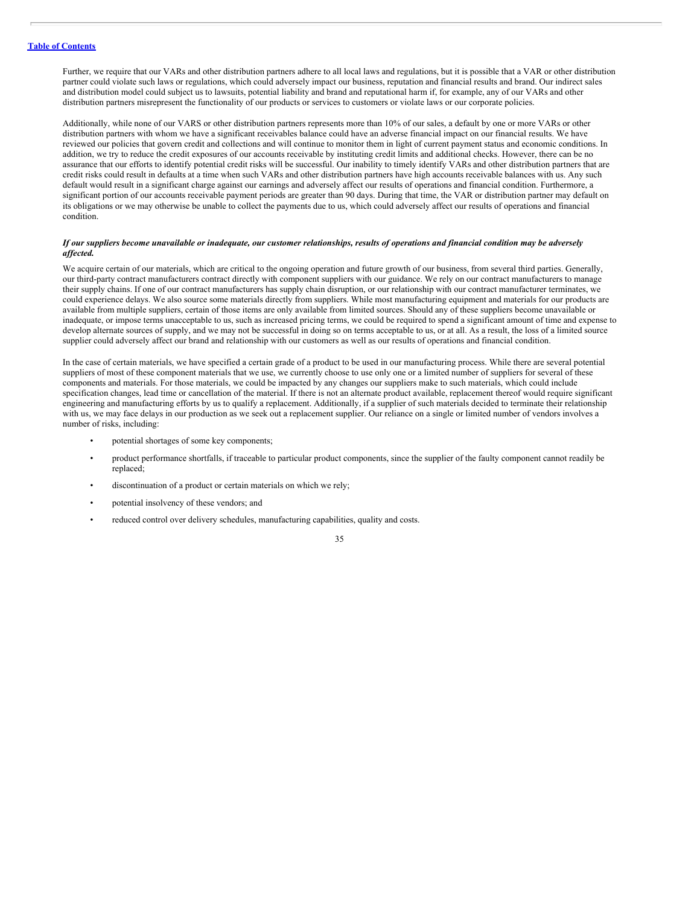Further, we require that our VARs and other distribution partners adhere to all local laws and regulations, but it is possible that a VAR or other distribution partner could violate such laws or regulations, which could adversely impact our business, reputation and financial results and brand. Our indirect sales and distribution model could subject us to lawsuits, potential liability and brand and reputational harm if, for example, any of our VARs and other distribution partners misrepresent the functionality of our products or services to customers or violate laws or our corporate policies.

Additionally, while none of our VARS or other distribution partners represents more than 10% of our sales, a default by one or more VARs or other distribution partners with whom we have a significant receivables balance could have an adverse financial impact on our financial results. We have reviewed our policies that govern credit and collections and will continue to monitor them in light of current payment status and economic conditions. In addition, we try to reduce the credit exposures of our accounts receivable by instituting credit limits and additional checks. However, there can be no assurance that our efforts to identify potential credit risks will be successful. Our inability to timely identify VARs and other distribution partners that are credit risks could result in defaults at a time when such VARs and other distribution partners have high accounts receivable balances with us. Any such default would result in a significant charge against our earnings and adversely affect our results of operations and financial condition. Furthermore, a significant portion of our accounts receivable payment periods are greater than 90 days. During that time, the VAR or distribution partner may default on its obligations or we may otherwise be unable to collect the payments due to us, which could adversely affect our results of operations and financial condition.

***If our suppliers become unavailable or inadequate, our customer relationships, results of operations and financial condition may be adversely affected.***

We acquire certain of our materials, which are critical to the ongoing operation and future growth of our business, from several third parties. Generally, our third-party contract manufacturers contract directly with component suppliers with our guidance. We rely on our contract manufacturers to manage their supply chains. If one of our contract manufacturers has supply chain disruption, or our relationship with our contract manufacturer terminates, we could experience delays. We also source some materials directly from suppliers. While most manufacturing equipment and materials for our products are available from multiple suppliers, certain of those items are only available from limited sources. Should any of these suppliers become unavailable or inadequate, or impose terms unacceptable to us, such as increased pricing terms, we could be required to spend a significant amount of time and expense to develop alternate sources of supply, and we may not be successful in doing so on terms acceptable to us, or at all. As a result, the loss of a limited source supplier could adversely affect our brand and relationship with our customers as well as our results of operations and financial condition.

In the case of certain materials, we have specified a certain grade of a product to be used in our manufacturing process. While there are several potential suppliers of most of these component materials that we use, we currently choose to use only one or a limited number of suppliers for several of these components and materials. For those materials, we could be impacted by any changes our suppliers make to such materials, which could include specification changes, lead time or cancellation of the material. If there is not an alternate product available, replacement thereof would require significant engineering and manufacturing efforts by us to qualify a replacement. Additionally, if a supplier of such materials decided to terminate their relationship with us, we may face delays in our production as we seek out a replacement supplier. Our reliance on a single or limited number of vendors involves a number of risks, including:

- potential shortages of some key components;
- product performance shortfalls, if traceable to particular product components, since the supplier of the faulty component cannot readily be replaced;
- discontinuation of a product or certain materials on which we rely;
- potential insolvency of these vendors; and
- reduced control over delivery schedules, manufacturing capabilities, quality and costs.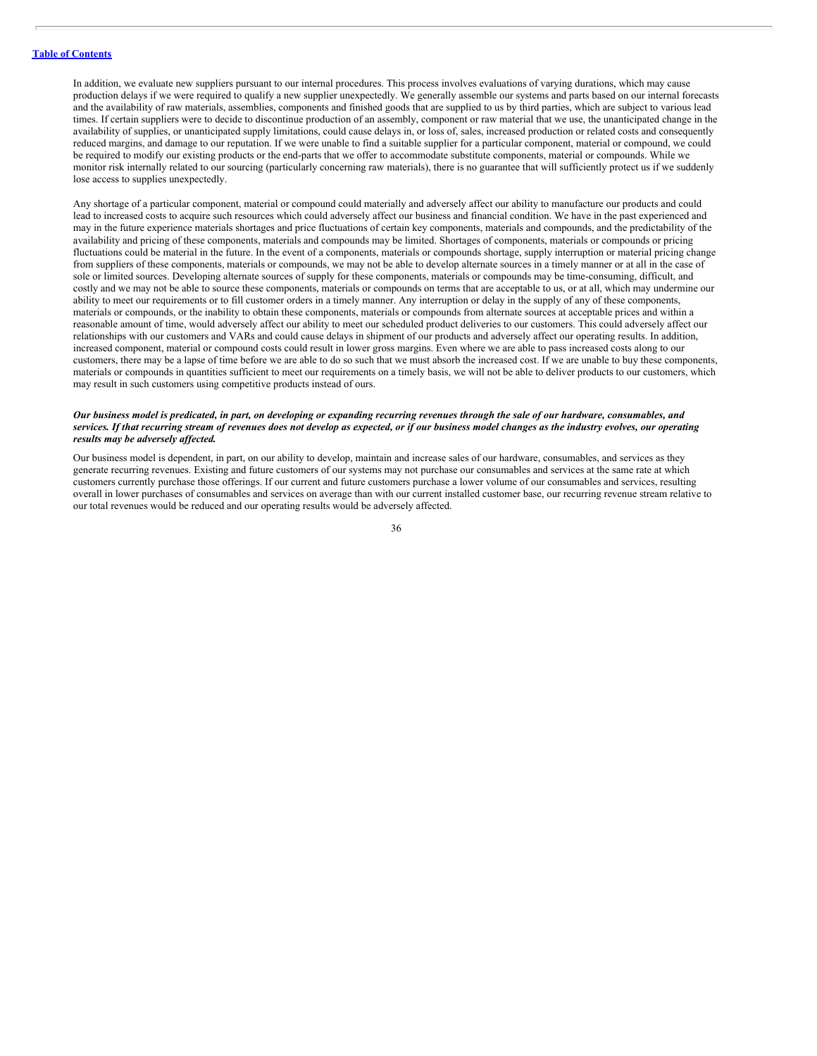In addition, we evaluate new suppliers pursuant to our internal procedures. This process involves evaluations of varying durations, which may cause production delays if we were required to qualify a new supplier unexpectedly. We generally assemble our systems and parts based on our internal forecasts and the availability of raw materials, assemblies, components and finished goods that are supplied to us by third parties, which are subject to various lead times. If certain suppliers were to decide to discontinue production of an assembly, component or raw material that we use, the unanticipated change in the availability of supplies, or unanticipated supply limitations, could cause delays in, or loss of, sales, increased production or related costs and consequently reduced margins, and damage to our reputation. If we were unable to find a suitable supplier for a particular component, material or compound, we could be required to modify our existing products or the end-parts that we offer to accommodate substitute components, material or compounds. While we monitor risk internally related to our sourcing (particularly concerning raw materials), there is no guarantee that will sufficiently protect us if we suddenly lose access to supplies unexpectedly.

Any shortage of a particular component, material or compound could materially and adversely affect our ability to manufacture our products and could lead to increased costs to acquire such resources which could adversely affect our business and financial condition. We have in the past experienced and may in the future experience materials shortages and price fluctuations of certain key components, materials and compounds, and the predictability of the availability and pricing of these components, materials and compounds may be limited. Shortages of components, materials or compounds or pricing fluctuations could be material in the future. In the event of a components, materials or compounds shortage, supply interruption or material pricing change from suppliers of these components, materials or compounds, we may not be able to develop alternate sources in a timely manner or at all in the case of sole or limited sources. Developing alternate sources of supply for these components, materials or compounds may be time-consuming, difficult, and costly and we may not be able to source these components, materials or compounds on terms that are acceptable to us, or at all, which may undermine our ability to meet our requirements or to fill customer orders in a timely manner. Any interruption or delay in the supply of any of these components, materials or compounds, or the inability to obtain these components, materials or compounds from alternate sources at acceptable prices and within a reasonable amount of time, would adversely affect our ability to meet our scheduled product deliveries to our customers. This could adversely affect our relationships with our customers and VARs and could cause delays in shipment of our products and adversely affect our operating results. In addition, increased component, material or compound costs could result in lower gross margins. Even where we are able to pass increased costs along to our customers, there may be a lapse of time before we are able to do so such that we must absorb the increased cost. If we are unable to buy these components, materials or compounds in quantities sufficient to meet our requirements on a timely basis, we will not be able to deliver products to our customers, which may result in such customers using competitive products instead of ours.

***Our business model is predicated, in part, on developing or expanding recurring revenues through the sale of our hardware, consumables, and services. If that recurring stream of revenues does not develop as expected, or if our business model changes as the industry evolves, our operating results may be adversely affected.***

Our business model is dependent, in part, on our ability to develop, maintain and increase sales of our hardware, consumables, and services as they generate recurring revenues. Existing and future customers of our systems may not purchase our consumables and services at the same rate at which customers currently purchase those offerings. If our current and future customers purchase a lower volume of our consumables and services, resulting overall in lower purchases of consumables and services on average than with our current installed customer base, our recurring revenue stream relative to our total revenues would be reduced and our operating results would be adversely affected.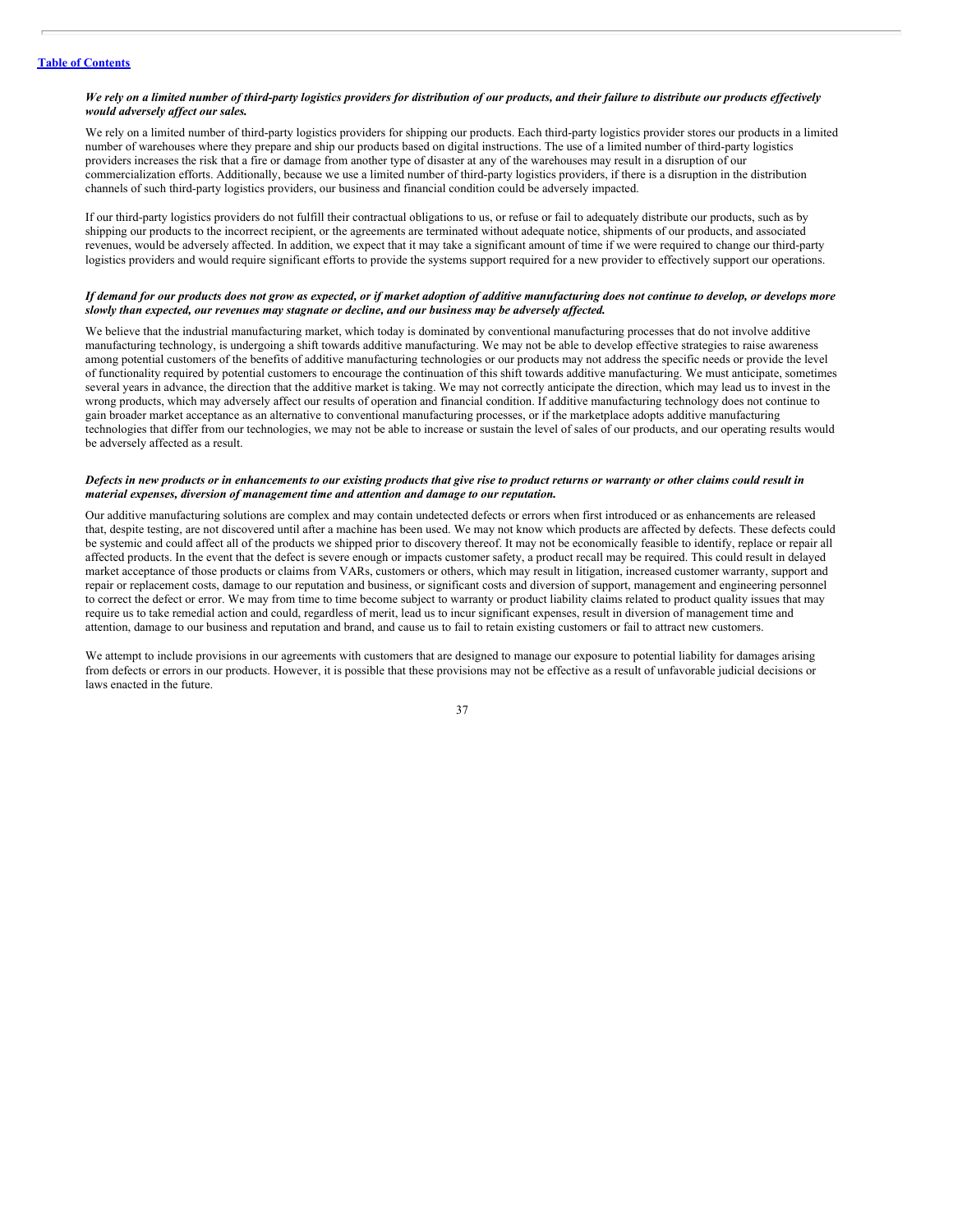*We rely on a limited number of third-party logistics providers for distribution of our products, and their failure to distribute our products effectively would adversely affect our sales.*

We rely on a limited number of third-party logistics providers for shipping our products. Each third-party logistics provider stores our products in a limited number of warehouses where they prepare and ship our products based on digital instructions. The use of a limited number of third-party logistics providers increases the risk that a fire or damage from another type of disaster at any of the warehouses may result in a disruption of our commercialization efforts. Additionally, because we use a limited number of third-party logistics providers, if there is a disruption in the distribution channels of such third-party logistics providers, our business and financial condition could be adversely impacted.

If our third-party logistics providers do not fulfill their contractual obligations to us, or refuse or fail to adequately distribute our products, such as by shipping our products to the incorrect recipient, or the agreements are terminated without adequate notice, shipments of our products, and associated revenues, would be adversely affected. In addition, we expect that it may take a significant amount of time if we were required to change our third-party logistics providers and would require significant efforts to provide the systems support required for a new provider to effectively support our operations.

*If demand for our products does not grow as expected, or if market adoption of additive manufacturing does not continue to develop, or develops more slowly than expected, our revenues may stagnate or decline, and our business may be adversely affected.*

We believe that the industrial manufacturing market, which today is dominated by conventional manufacturing processes that do not involve additive manufacturing technology, is undergoing a shift towards additive manufacturing. We may not be able to develop effective strategies to raise awareness among potential customers of the benefits of additive manufacturing technologies or our products may not address the specific needs or provide the level of functionality required by potential customers to encourage the continuation of this shift towards additive manufacturing. We must anticipate, sometimes several years in advance, the direction that the additive market is taking. We may not correctly anticipate the direction, which may lead us to invest in the wrong products, which may adversely affect our results of operation and financial condition. If additive manufacturing technology does not continue to gain broader market acceptance as an alternative to conventional manufacturing processes, or if the marketplace adopts additive manufacturing technologies that differ from our technologies, we may not be able to increase or sustain the level of sales of our products, and our operating results would be adversely affected as a result.

*Defects in new products or in enhancements to our existing products that give rise to product returns or warranty or other claims could result in material expenses, diversion of management time and attention and damage to our reputation.*

Our additive manufacturing solutions are complex and may contain undetected defects or errors when first introduced or as enhancements are released that, despite testing, are not discovered until after a machine has been used. We may not know which products are affected by defects. These defects could be systemic and could affect all of the products we shipped prior to discovery thereof. It may not be economically feasible to identify, replace or repair all affected products. In the event that the defect is severe enough or impacts customer safety, a product recall may be required. This could result in delayed market acceptance of those products or claims from VARs, customers or others, which may result in litigation, increased customer warranty, support and repair or replacement costs, damage to our reputation and business, or significant costs and diversion of support, management and engineering personnel to correct the defect or error. We may from time to time become subject to warranty or product liability claims related to product quality issues that may require us to take remedial action and could, regardless of merit, lead us to incur significant expenses, result in diversion of management time and attention, damage to our business and reputation and brand, and cause us to fail to retain existing customers or fail to attract new customers.

We attempt to include provisions in our agreements with customers that are designed to manage our exposure to potential liability for damages arising from defects or errors in our products. However, it is possible that these provisions may not be effective as a result of unfavorable judicial decisions or laws enacted in the future.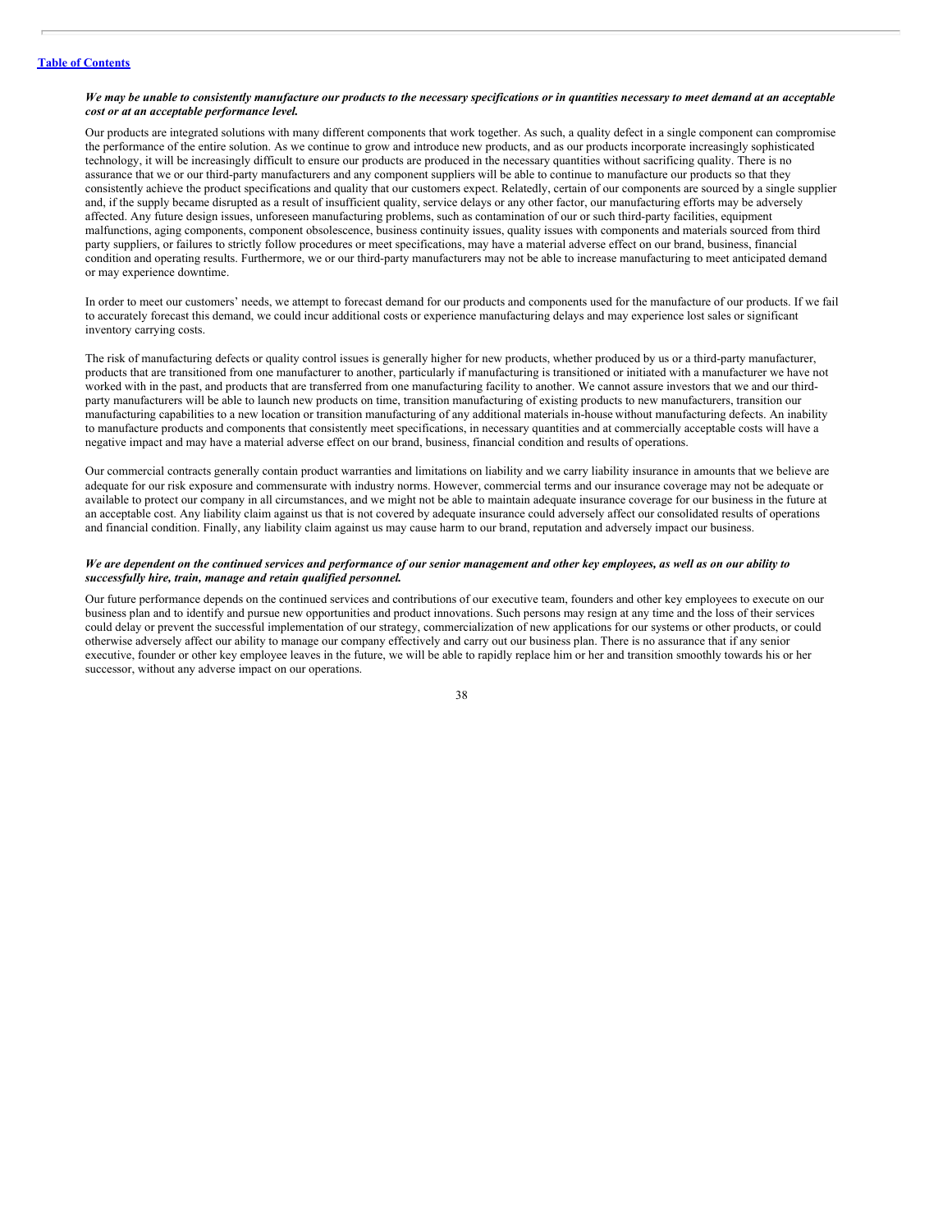***We may be unable to consistently manufacture our products to the necessary specifications or in quantities necessary to meet demand at an acceptable cost or at an acceptable performance level.***

Our products are integrated solutions with many different components that work together. As such, a quality defect in a single component can compromise the performance of the entire solution. As we continue to grow and introduce new products, and as our products incorporate increasingly sophisticated technology, it will be increasingly difficult to ensure our products are produced in the necessary quantities without sacrificing quality. There is no assurance that we or our third-party manufacturers and any component suppliers will be able to continue to manufacture our products so that they consistently achieve the product specifications and quality that our customers expect. Relatedly, certain of our components are sourced by a single supplier and, if the supply became disrupted as a result of insufficient quality, service delays or any other factor, our manufacturing efforts may be adversely affected. Any future design issues, unforeseen manufacturing problems, such as contamination of our or such third-party facilities, equipment malfunctions, aging components, component obsolescence, business continuity issues, quality issues with components and materials sourced from third party suppliers, or failures to strictly follow procedures or meet specifications, may have a material adverse effect on our brand, business, financial condition and operating results. Furthermore, we or our third-party manufacturers may not be able to increase manufacturing to meet anticipated demand or may experience downtime.

In order to meet our customers' needs, we attempt to forecast demand for our products and components used for the manufacture of our products. If we fail to accurately forecast this demand, we could incur additional costs or experience manufacturing delays and may experience lost sales or significant inventory carrying costs.

The risk of manufacturing defects or quality control issues is generally higher for new products, whether produced by us or a third-party manufacturer, products that are transitioned from one manufacturer to another, particularly if manufacturing is transitioned or initiated with a manufacturer we have not worked with in the past, and products that are transferred from one manufacturing facility to another. We cannot assure investors that we and our third-party manufacturers will be able to launch new products on time, transition manufacturing of existing products to new manufacturers, transition our manufacturing capabilities to a new location or transition manufacturing of any additional materials in-house without manufacturing defects. An inability to manufacture products and components that consistently meet specifications, in necessary quantities and at commercially acceptable costs will have a negative impact and may have a material adverse effect on our brand, business, financial condition and results of operations.

Our commercial contracts generally contain product warranties and limitations on liability and we carry liability insurance in amounts that we believe are adequate for our risk exposure and commensurate with industry norms. However, commercial terms and our insurance coverage may not be adequate or available to protect our company in all circumstances, and we might not be able to maintain adequate insurance coverage for our business in the future at an acceptable cost. Any liability claim against us that is not covered by adequate insurance could adversely affect our consolidated results of operations and financial condition. Finally, any liability claim against us may cause harm to our brand, reputation and adversely impact our business.

***We are dependent on the continued services and performance of our senior management and other key employees, as well as on our ability to successfully hire, train, manage and retain qualified personnel.***

Our future performance depends on the continued services and contributions of our executive team, founders and other key employees to execute on our business plan and to identify and pursue new opportunities and product innovations. Such persons may resign at any time and the loss of their services could delay or prevent the successful implementation of our strategy, commercialization of new applications for our systems or other products, or could otherwise adversely affect our ability to manage our company effectively and carry out our business plan. There is no assurance that if any senior executive, founder or other key employee leaves in the future, we will be able to rapidly replace him or her and transition smoothly towards his or her successor, without any adverse impact on our operations.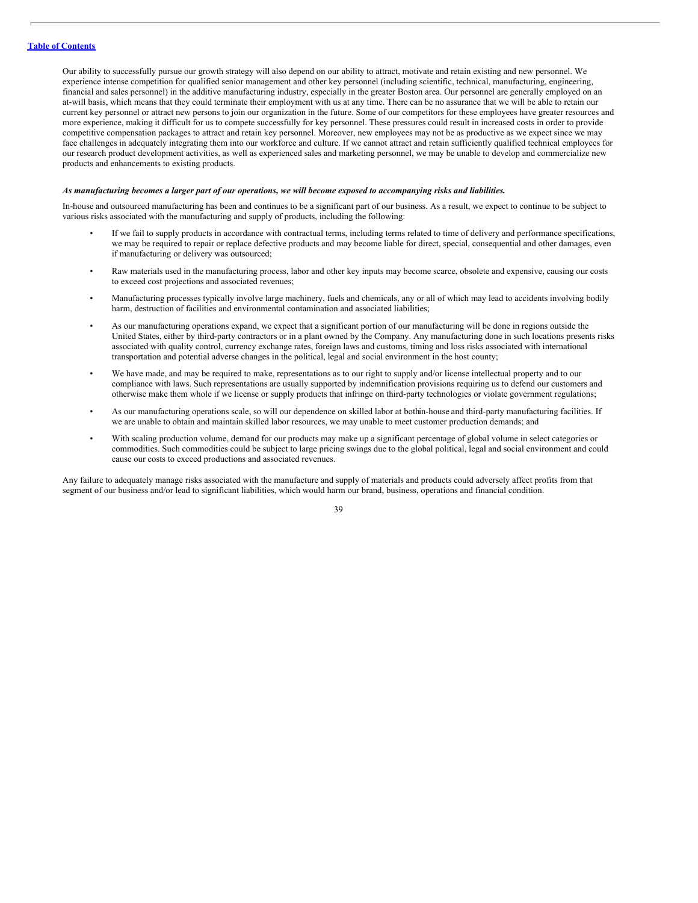Our ability to successfully pursue our growth strategy will also depend on our ability to attract, motivate and retain existing and new personnel. We experience intense competition for qualified senior management and other key personnel (including scientific, technical, manufacturing, engineering, financial and sales personnel) in the additive manufacturing industry, especially in the greater Boston area. Our personnel are generally employed on an at-will basis, which means that they could terminate their employment with us at any time. There can be no assurance that we will be able to retain our current key personnel or attract new persons to join our organization in the future. Some of our competitors for these employees have greater resources and more experience, making it difficult for us to compete successfully for key personnel. These pressures could result in increased costs in order to provide competitive compensation packages to attract and retain key personnel. Moreover, new employees may not be as productive as we expect since we may face challenges in adequately integrating them into our workforce and culture. If we cannot attract and retain sufficiently qualified technical employees for our research product development activities, as well as experienced sales and marketing personnel, we may be unable to develop and commercialize new products and enhancements to existing products.

***As manufacturing becomes a larger part of our operations, we will become exposed to accompanying risks and liabilities.***

In-house and outsourced manufacturing has been and continues to be a significant part of our business. As a result, we expect to continue to be subject to various risks associated with the manufacturing and supply of products, including the following:

- If we fail to supply products in accordance with contractual terms, including terms related to time of delivery and performance specifications, we may be required to repair or replace defective products and may become liable for direct, special, consequential and other damages, even if manufacturing or delivery was outsourced;
- Raw materials used in the manufacturing process, labor and other key inputs may become scarce, obsolete and expensive, causing our costs to exceed cost projections and associated revenues;
- Manufacturing processes typically involve large machinery, fuels and chemicals, any or all of which may lead to accidents involving bodily harm, destruction of facilities and environmental contamination and associated liabilities;
- As our manufacturing operations expand, we expect that a significant portion of our manufacturing will be done in regions outside the United States, either by third-party contractors or in a plant owned by the Company. Any manufacturing done in such locations presents risks associated with quality control, currency exchange rates, foreign laws and customs, timing and loss risks associated with international transportation and potential adverse changes in the political, legal and social environment in the host county;
- We have made, and may be required to make, representations as to our right to supply and/or license intellectual property and to our compliance with laws. Such representations are usually supported by indemnification provisions requiring us to defend our customers and otherwise make them whole if we license or supply products that infringe on third-party technologies or violate government regulations;
- As our manufacturing operations scale, so will our dependence on skilled labor at bothin-house and third-party manufacturing facilities. If we are unable to obtain and maintain skilled labor resources, we may unable to meet customer production demands; and
- With scaling production volume, demand for our products may make up a significant percentage of global volume in select categories or commodities. Such commodities could be subject to large pricing swings due to the global political, legal and social environment and could cause our costs to exceed productions and associated revenues.

Any failure to adequately manage risks associated with the manufacture and supply of materials and products could adversely affect profits from that segment of our business and/or lead to significant liabilities, which would harm our brand, business, operations and financial condition.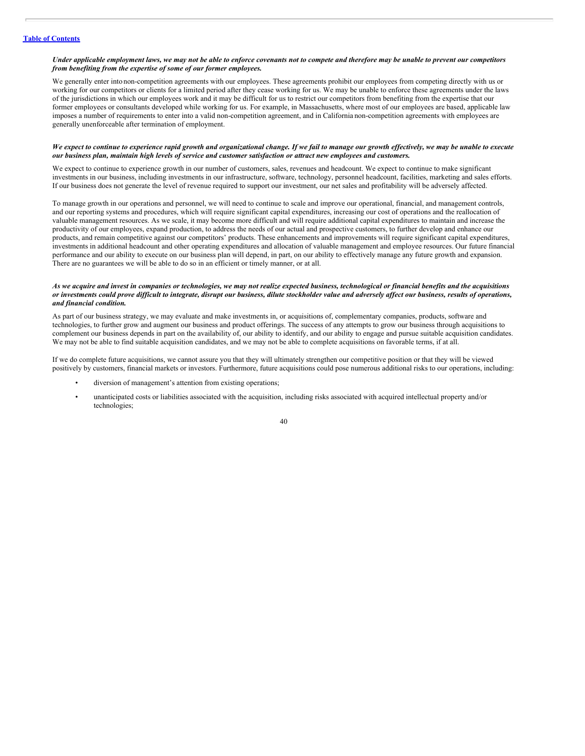*Under applicable employment laws, we may not be able to enforce covenants not to compete and therefore may be unable to prevent our competitors from benefiting from the expertise of some of our former employees.*

We generally enter into non-competition agreements with our employees. These agreements prohibit our employees from competing directly with us or working for our competitors or clients for a limited period after they cease working for us. We may be unable to enforce these agreements under the laws of the jurisdictions in which our employees work and it may be difficult for us to restrict our competitors from benefiting from the expertise that our former employees or consultants developed while working for us. For example, in Massachusetts, where most of our employees are based, applicable law imposes a number of requirements to enter into a valid non-competition agreement, and in California non-competition agreements with employees are generally unenforceable after termination of employment.

*We expect to continue to experience rapid growth and organizational change. If we fail to manage our growth effectively, we may be unable to execute our business plan, maintain high levels of service and customer satisfaction or attract new employees and customers.*

We expect to continue to experience growth in our number of customers, sales, revenues and headcount. We expect to continue to make significant investments in our business, including investments in our infrastructure, software, technology, personnel headcount, facilities, marketing and sales efforts. If our business does not generate the level of revenue required to support our investment, our net sales and profitability will be adversely affected.

To manage growth in our operations and personnel, we will need to continue to scale and improve our operational, financial, and management controls, and our reporting systems and procedures, which will require significant capital expenditures, increasing our cost of operations and the reallocation of valuable management resources. As we scale, it may become more difficult and will require additional capital expenditures to maintain and increase the productivity of our employees, expand production, to address the needs of our actual and prospective customers, to further develop and enhance our products, and remain competitive against our competitors' products. These enhancements and improvements will require significant capital expenditures, investments in additional headcount and other operating expenditures and allocation of valuable management and employee resources. Our future financial performance and our ability to execute on our business plan will depend, in part, on our ability to effectively manage any future growth and expansion. There are no guarantees we will be able to do so in an efficient or timely manner, or at all.

*As we acquire and invest in companies or technologies, we may not realize expected business, technological or financial benefits and the acquisitions or investments could prove difficult to integrate, disrupt our business, dilute stockholder value and adversely affect our business, results of operations, and financial condition.*

As part of our business strategy, we may evaluate and make investments in, or acquisitions of, complementary companies, products, software and technologies, to further grow and augment our business and product offerings. The success of any attempts to grow our business through acquisitions to complement our business depends in part on the availability of, our ability to identify, and our ability to engage and pursue suitable acquisition candidates. We may not be able to find suitable acquisition candidates, and we may not be able to complete acquisitions on favorable terms, if at all.

If we do complete future acquisitions, we cannot assure you that they will ultimately strengthen our competitive position or that they will be viewed positively by customers, financial markets or investors. Furthermore, future acquisitions could pose numerous additional risks to our operations, including:

- diversion of management's attention from existing operations;
- unanticipated costs or liabilities associated with the acquisition, including risks associated with acquired intellectual property and/or technologies;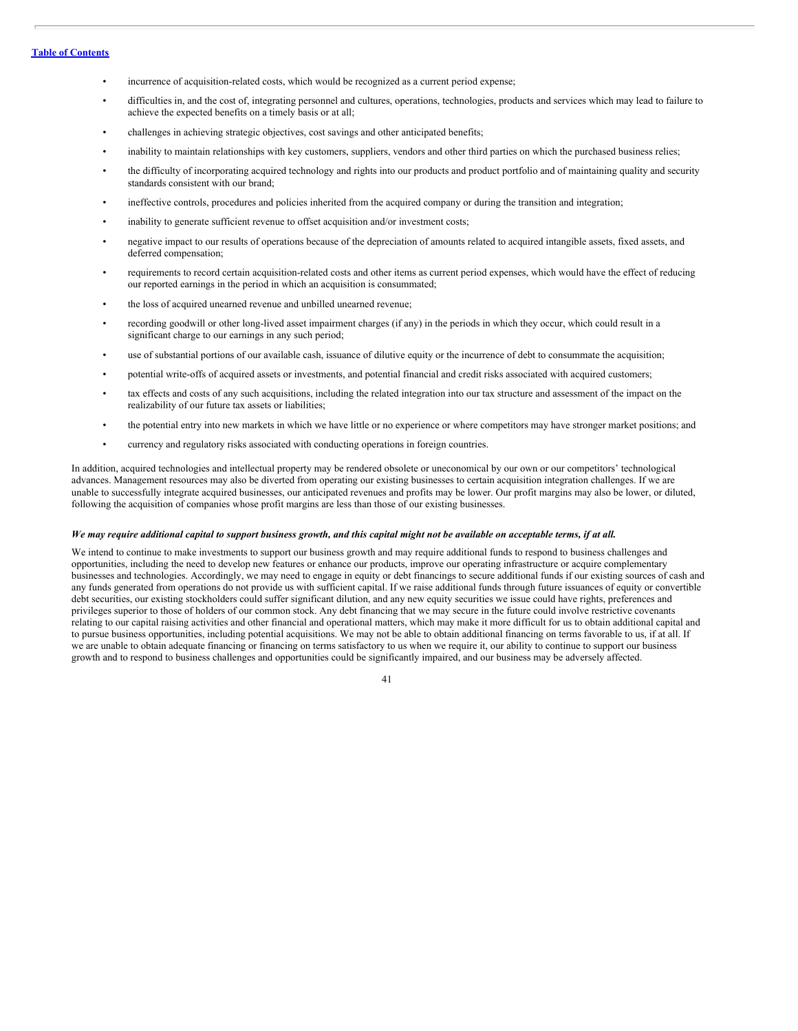- incurrence of acquisition-related costs, which would be recognized as a current period expense;
- difficulties in, and the cost of, integrating personnel and cultures, operations, technologies, products and services which may lead to failure to achieve the expected benefits on a timely basis or at all;
- challenges in achieving strategic objectives, cost savings and other anticipated benefits;
- inability to maintain relationships with key customers, suppliers, vendors and other third parties on which the purchased business relies;
- the difficulty of incorporating acquired technology and rights into our products and product portfolio and of maintaining quality and security standards consistent with our brand;
- ineffective controls, procedures and policies inherited from the acquired company or during the transition and integration;
- inability to generate sufficient revenue to offset acquisition and/or investment costs;
- negative impact to our results of operations because of the depreciation of amounts related to acquired intangible assets, fixed assets, and deferred compensation;
- requirements to record certain acquisition-related costs and other items as current period expenses, which would have the effect of reducing our reported earnings in the period in which an acquisition is consummated;
- the loss of acquired unearned revenue and unbilled unearned revenue;
- recording goodwill or other long-lived asset impairment charges (if any) in the periods in which they occur, which could result in a significant charge to our earnings in any such period;
- use of substantial portions of our available cash, issuance of dilutive equity or the incurrence of debt to consummate the acquisition;
- potential write-offs of acquired assets or investments, and potential financial and credit risks associated with acquired customers;
- tax effects and costs of any such acquisitions, including the related integration into our tax structure and assessment of the impact on the realizability of our future tax assets or liabilities;
- the potential entry into new markets in which we have little or no experience or where competitors may have stronger market positions; and
- currency and regulatory risks associated with conducting operations in foreign countries.

In addition, acquired technologies and intellectual property may be rendered obsolete or uneconomical by our own or our competitors' technological advances. Management resources may also be diverted from operating our existing businesses to certain acquisition integration challenges. If we are unable to successfully integrate acquired businesses, our anticipated revenues and profits may be lower. Our profit margins may also be lower, or diluted, following the acquisition of companies whose profit margins are less than those of our existing businesses.

***We may require additional capital to support business growth, and this capital might not be available on acceptable terms, if at all.***

We intend to continue to make investments to support our business growth and may require additional funds to respond to business challenges and opportunities, including the need to develop new features or enhance our products, improve our operating infrastructure or acquire complementary businesses and technologies. Accordingly, we may need to engage in equity or debt financings to secure additional funds if our existing sources of cash and any funds generated from operations do not provide us with sufficient capital. If we raise additional funds through future issuances of equity or convertible debt securities, our existing stockholders could suffer significant dilution, and any new equity securities we issue could have rights, preferences and privileges superior to those of holders of our common stock. Any debt financing that we may secure in the future could involve restrictive covenants relating to our capital raising activities and other financial and operational matters, which may make it more difficult for us to obtain additional capital and to pursue business opportunities, including potential acquisitions. We may not be able to obtain additional financing on terms favorable to us, if at all. If we are unable to obtain adequate financing or financing on terms satisfactory to us when we require it, our ability to continue to support our business growth and to respond to business challenges and opportunities could be significantly impaired, and our business may be adversely affected.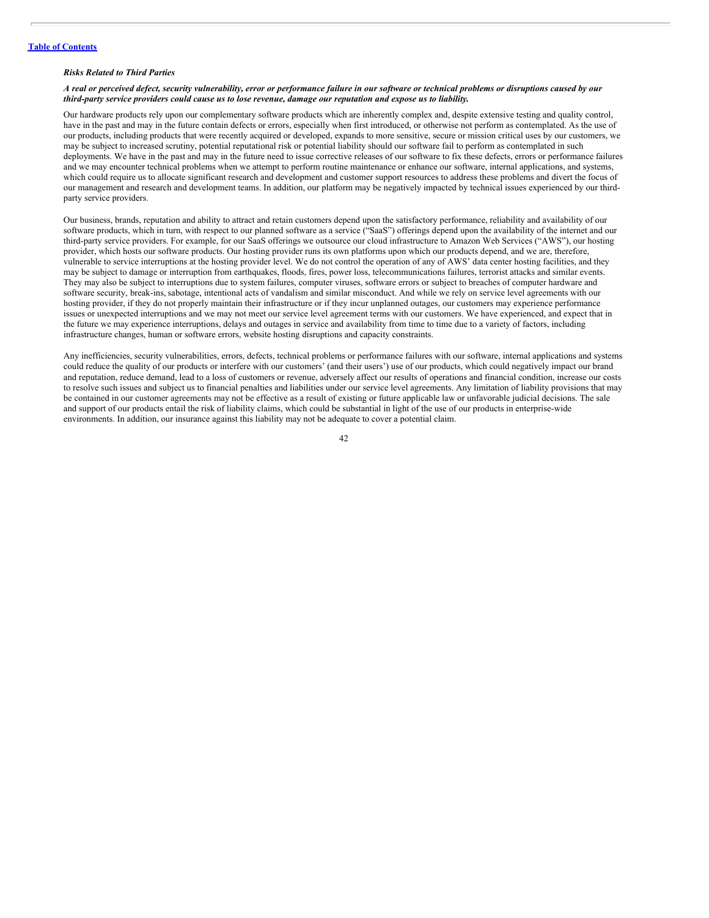[Table of Contents](#)

***Risks Related to Third Parties***

***A real or perceived defect, security vulnerability, error or performance failure in our software or technical problems or disruptions caused by our third-party service providers could cause us to lose revenue, damage our reputation and expose us to liability.***

Our hardware products rely upon our complementary software products which are inherently complex and, despite extensive testing and quality control, have in the past and may in the future contain defects or errors, especially when first introduced, or otherwise not perform as contemplated. As the use of our products, including products that were recently acquired or developed, expands to more sensitive, secure or mission critical uses by our customers, we may be subject to increased scrutiny, potential reputational risk or potential liability should our software fail to perform as contemplated in such deployments. We have in the past and may in the future need to issue corrective releases of our software to fix these defects, errors or performance failures and we may encounter technical problems when we attempt to perform routine maintenance or enhance our software, internal applications, and systems, which could require us to allocate significant research and development and customer support resources to address these problems and divert the focus of our management and research and development teams. In addition, our platform may be negatively impacted by technical issues experienced by our third-party service providers.

Our business, brands, reputation and ability to attract and retain customers depend upon the satisfactory performance, reliability and availability of our software products, which in turn, with respect to our planned software as a service ("SaaS") offerings depend upon the availability of the internet and our third-party service providers. For example, for our SaaS offerings we outsource our cloud infrastructure to Amazon Web Services ("AWS"), our hosting provider, which hosts our software products. Our hosting provider runs its own platforms upon which our products depend, and we are, therefore, vulnerable to service interruptions at the hosting provider level. We do not control the operation of any of AWS' data center hosting facilities, and they may be subject to damage or interruption from earthquakes, floods, fires, power loss, telecommunications failures, terrorist attacks and similar events. They may also be subject to interruptions due to system failures, computer viruses, software errors or subject to breaches of computer hardware and software security, break-ins, sabotage, intentional acts of vandalism and similar misconduct. And while we rely on service level agreements with our hosting provider, if they do not properly maintain their infrastructure or if they incur unplanned outages, our customers may experience performance issues or unexpected interruptions and we may not meet our service level agreement terms with our customers. We have experienced, and expect that in the future we may experience interruptions, delays and outages in service and availability from time to time due to a variety of factors, including infrastructure changes, human or software errors, website hosting disruptions and capacity constraints.

Any inefficiencies, security vulnerabilities, errors, defects, technical problems or performance failures with our software, internal applications and systems could reduce the quality of our products or interfere with our customers' (and their users') use of our products, which could negatively impact our brand and reputation, reduce demand, lead to a loss of customers or revenue, adversely affect our results of operations and financial condition, increase our costs to resolve such issues and subject us to financial penalties and liabilities under our service level agreements. Any limitation of liability provisions that may be contained in our customer agreements may not be effective as a result of existing or future applicable law or unfavorable judicial decisions. The sale and support of our products entail the risk of liability claims, which could be substantial in light of the use of our products in enterprise-wide environments. In addition, our insurance against this liability may not be adequate to cover a potential claim.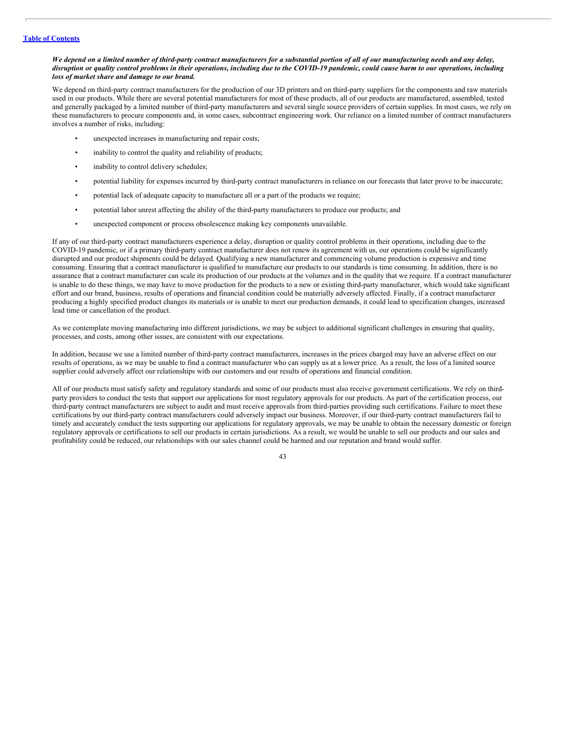***We depend on a limited number of third-party contract manufacturers for a substantial portion of all of our manufacturing needs and any delay, disruption or quality control problems in their operations, including due to the COVID-19 pandemic, could cause harm to our operations, including loss of market share and damage to our brand.***

We depend on third-party contract manufacturers for the production of our 3D printers and on third-party suppliers for the components and raw materials used in our products. While there are several potential manufacturers for most of these products, all of our products are manufactured, assembled, tested and generally packaged by a limited number of third-party manufacturers and several single source providers of certain supplies. In most cases, we rely on these manufacturers to procure components and, in some cases, subcontract engineering work. Our reliance on a limited number of contract manufacturers involves a number of risks, including:

- unexpected increases in manufacturing and repair costs;
- inability to control the quality and reliability of products;
- inability to control delivery schedules;
- potential liability for expenses incurred by third-party contract manufacturers in reliance on our forecasts that later prove to be inaccurate;
- potential lack of adequate capacity to manufacture all or a part of the products we require;
- potential labor unrest affecting the ability of the third-party manufacturers to produce our products; and
- unexpected component or process obsolescence making key components unavailable.

If any of our third-party contract manufacturers experience a delay, disruption or quality control problems in their operations, including due to the COVID-19 pandemic, or if a primary third-party contract manufacturer does not renew its agreement with us, our operations could be significantly disrupted and our product shipments could be delayed. Qualifying a new manufacturer and commencing volume production is expensive and time consuming. Ensuring that a contract manufacturer is qualified to manufacture our products to our standards is time consuming. In addition, there is no assurance that a contract manufacturer can scale its production of our products at the volumes and in the quality that we require. If a contract manufacturer is unable to do these things, we may have to move production for the products to a new or existing third-party manufacturer, which would take significant effort and our brand, business, results of operations and financial condition could be materially adversely affected. Finally, if a contract manufacturer producing a highly specified product changes its materials or is unable to meet our production demands, it could lead to specification changes, increased lead time or cancellation of the product.

As we contemplate moving manufacturing into different jurisdictions, we may be subject to additional significant challenges in ensuring that quality, processes, and costs, among other issues, are consistent with our expectations.

In addition, because we use a limited number of third-party contract manufacturers, increases in the prices charged may have an adverse effect on our results of operations, as we may be unable to find a contract manufacturer who can supply us at a lower price. As a result, the loss of a limited source supplier could adversely affect our relationships with our customers and our results of operations and financial condition.

All of our products must satisfy safety and regulatory standards and some of our products must also receive government certifications. We rely on third-party providers to conduct the tests that support our applications for most regulatory approvals for our products. As part of the certification process, our third-party contract manufacturers are subject to audit and must receive approvals from third-parties providing such certifications. Failure to meet these certifications by our third-party contract manufacturers could adversely impact our business. Moreover, if our third-party contract manufacturers fail to timely and accurately conduct the tests supporting our applications for regulatory approvals, we may be unable to obtain the necessary domestic or foreign regulatory approvals or certifications to sell our products in certain jurisdictions. As a result, we would be unable to sell our products and our sales and profitability could be reduced, our relationships with our sales channel could be harmed and our reputation and brand would suffer.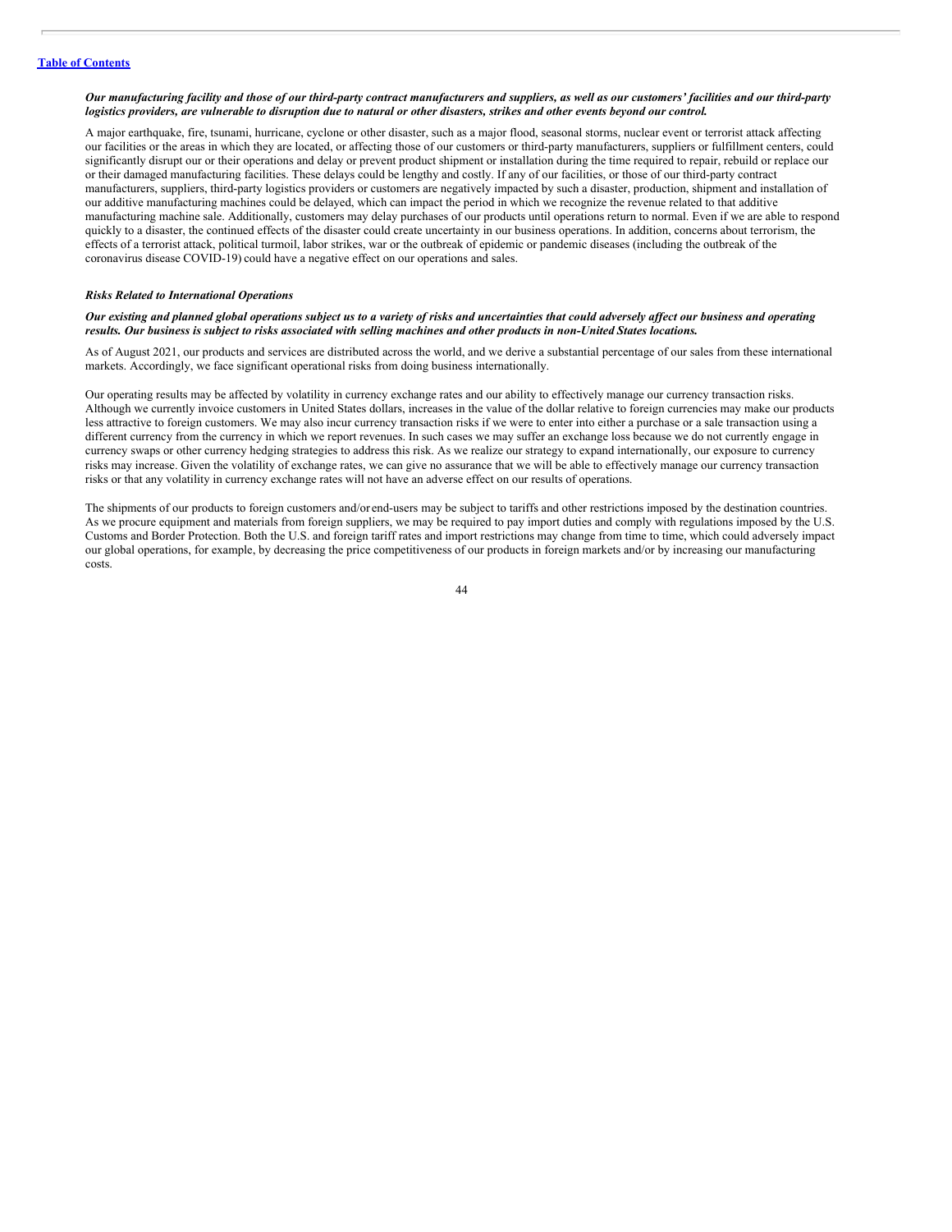***Our manufacturing facility and those of our third-party contract manufacturers and suppliers, as well as our customers' facilities and our third-party logistics providers, are vulnerable to disruption due to natural or other disasters, strikes and other events beyond our control.***

A major earthquake, fire, tsunami, hurricane, cyclone or other disaster, such as a major flood, seasonal storms, nuclear event or terrorist attack affecting our facilities or the areas in which they are located, or affecting those of our customers or third-party manufacturers, suppliers or fulfillment centers, could significantly disrupt our or their operations and delay or prevent product shipment or installation during the time required to repair, rebuild or replace our or their damaged manufacturing facilities. These delays could be lengthy and costly. If any of our facilities, or those of our third-party contract manufacturers, suppliers, third-party logistics providers or customers are negatively impacted by such a disaster, production, shipment and installation of our additive manufacturing machines could be delayed, which can impact the period in which we recognize the revenue related to that additive manufacturing machine sale. Additionally, customers may delay purchases of our products until operations return to normal. Even if we are able to respond quickly to a disaster, the continued effects of the disaster could create uncertainty in our business operations. In addition, concerns about terrorism, the effects of a terrorist attack, political turmoil, labor strikes, war or the outbreak of epidemic or pandemic diseases (including the outbreak of the coronavirus disease COVID-19) could have a negative effect on our operations and sales.

***Risks Related to International Operations***

***Our existing and planned global operations subject us to a variety of risks and uncertainties that could adversely affect our business and operating results. Our business is subject to risks associated with selling machines and other products in non-United States locations.***

As of August 2021, our products and services are distributed across the world, and we derive a substantial percentage of our sales from these international markets. Accordingly, we face significant operational risks from doing business internationally.

Our operating results may be affected by volatility in currency exchange rates and our ability to effectively manage our currency transaction risks. Although we currently invoice customers in United States dollars, increases in the value of the dollar relative to foreign currencies may make our products less attractive to foreign customers. We may also incur currency transaction risks if we were to enter into either a purchase or a sale transaction using a different currency from the currency in which we report revenues. In such cases we may suffer an exchange loss because we do not currently engage in currency swaps or other currency hedging strategies to address this risk. As we realize our strategy to expand internationally, our exposure to currency risks may increase. Given the volatility of exchange rates, we can give no assurance that we will be able to effectively manage our currency transaction risks or that any volatility in currency exchange rates will not have an adverse effect on our results of operations.

The shipments of our products to foreign customers and/or end-users may be subject to tariffs and other restrictions imposed by the destination countries. As we procure equipment and materials from foreign suppliers, we may be required to pay import duties and comply with regulations imposed by the U.S. Customs and Border Protection. Both the U.S. and foreign tariff rates and import restrictions may change from time to time, which could adversely impact our global operations, for example, by decreasing the price competitiveness of our products in foreign markets and/or by increasing our manufacturing costs.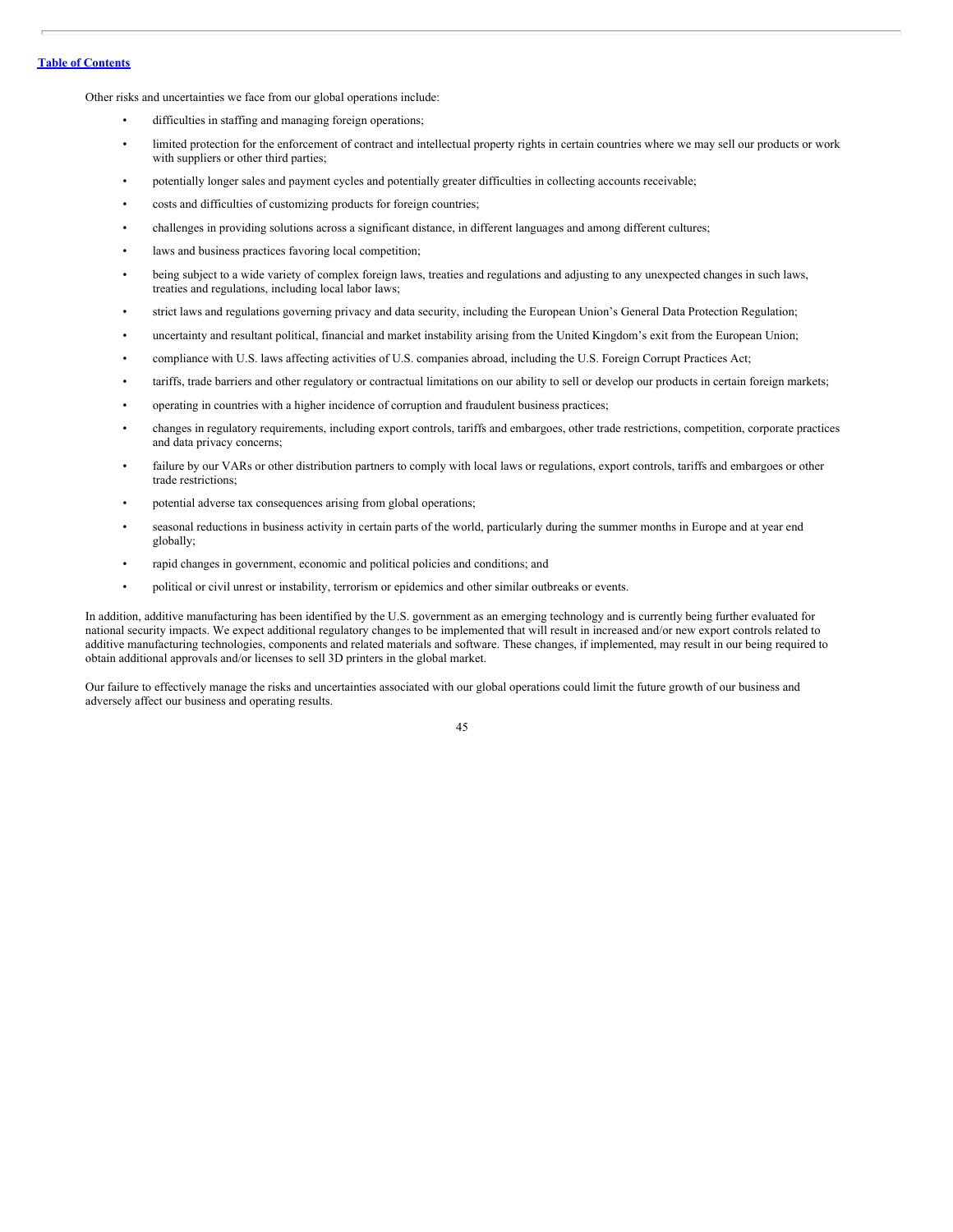Other risks and uncertainties we face from our global operations include:

- difficulties in staffing and managing foreign operations;
- limited protection for the enforcement of contract and intellectual property rights in certain countries where we may sell our products or work with suppliers or other third parties;
- potentially longer sales and payment cycles and potentially greater difficulties in collecting accounts receivable;
- costs and difficulties of customizing products for foreign countries;
- challenges in providing solutions across a significant distance, in different languages and among different cultures;
- laws and business practices favoring local competition;
- being subject to a wide variety of complex foreign laws, treaties and regulations and adjusting to any unexpected changes in such laws, treaties and regulations, including local labor laws;
- strict laws and regulations governing privacy and data security, including the European Union's General Data Protection Regulation;
- uncertainty and resultant political, financial and market instability arising from the United Kingdom's exit from the European Union;
- compliance with U.S. laws affecting activities of U.S. companies abroad, including the U.S. Foreign Corrupt Practices Act;
- tariffs, trade barriers and other regulatory or contractual limitations on our ability to sell or develop our products in certain foreign markets;
- operating in countries with a higher incidence of corruption and fraudulent business practices;
- changes in regulatory requirements, including export controls, tariffs and embargoes, other trade restrictions, competition, corporate practices and data privacy concerns;
- failure by our VARs or other distribution partners to comply with local laws or regulations, export controls, tariffs and embargoes or other trade restrictions;
- potential adverse tax consequences arising from global operations;
- seasonal reductions in business activity in certain parts of the world, particularly during the summer months in Europe and at year end globally;
- rapid changes in government, economic and political policies and conditions; and
- political or civil unrest or instability, terrorism or epidemics and other similar outbreaks or events.

In addition, additive manufacturing has been identified by the U.S. government as an emerging technology and is currently being further evaluated for national security impacts. We expect additional regulatory changes to be implemented that will result in increased and/or new export controls related to additive manufacturing technologies, components and related materials and software. These changes, if implemented, may result in our being required to obtain additional approvals and/or licenses to sell 3D printers in the global market.

Our failure to effectively manage the risks and uncertainties associated with our global operations could limit the future growth of our business and adversely affect our business and operating results.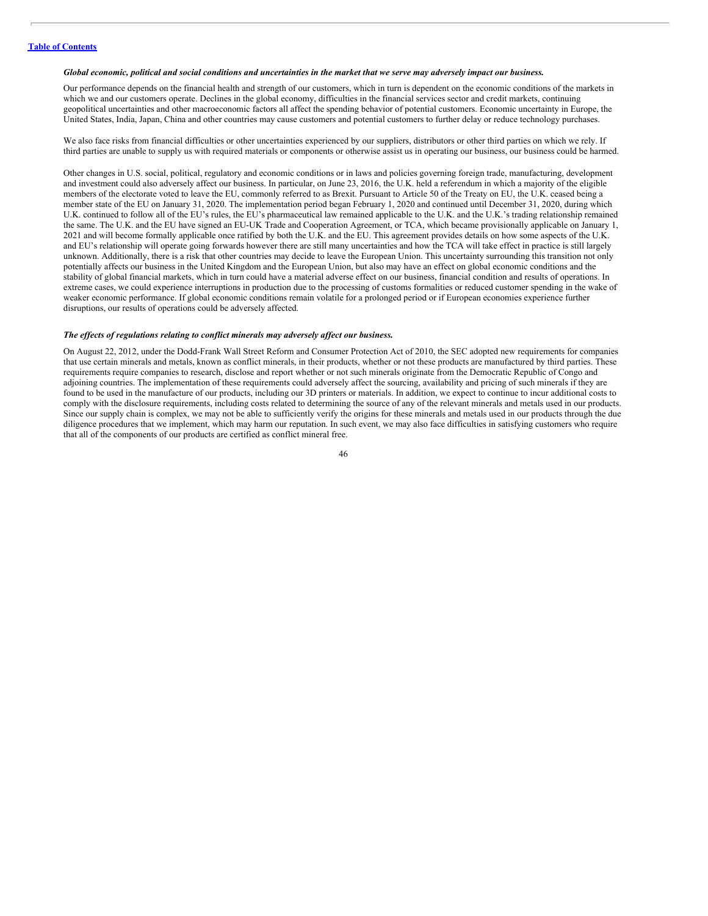*Global economic, political and social conditions and uncertainties in the market that we serve may adversely impact our business.*

Our performance depends on the financial health and strength of our customers, which in turn is dependent on the economic conditions of the markets in which we and our customers operate. Declines in the global economy, difficulties in the financial services sector and credit markets, continuing geopolitical uncertainties and other macroeconomic factors all affect the spending behavior of potential customers. Economic uncertainty in Europe, the United States, India, Japan, China and other countries may cause customers and potential customers to further delay or reduce technology purchases.

We also face risks from financial difficulties or other uncertainties experienced by our suppliers, distributors or other third parties on which we rely. If third parties are unable to supply us with required materials or components or otherwise assist us in operating our business, our business could be harmed.

Other changes in U.S. social, political, regulatory and economic conditions or in laws and policies governing foreign trade, manufacturing, development and investment could also adversely affect our business. In particular, on June 23, 2016, the U.K. held a referendum in which a majority of the eligible members of the electorate voted to leave the EU, commonly referred to as Brexit. Pursuant to Article 50 of the Treaty on EU, the U.K. ceased being a member state of the EU on January 31, 2020. The implementation period began February 1, 2020 and continued until December 31, 2020, during which U.K. continued to follow all of the EU's rules, the EU's pharmaceutical law remained applicable to the U.K. and the U.K.'s trading relationship remained the same. The U.K. and the EU have signed an EU-UK Trade and Cooperation Agreement, or TCA, which became provisionally applicable on January 1, 2021 and will become formally applicable once ratified by both the U.K. and the EU. This agreement provides details on how some aspects of the U.K. and EU's relationship will operate going forwards however there are still many uncertainties and how the TCA will take effect in practice is still largely unknown. Additionally, there is a risk that other countries may decide to leave the European Union. This uncertainty surrounding this transition not only potentially affects our business in the United Kingdom and the European Union, but also may have an effect on global economic conditions and the stability of global financial markets, which in turn could have a material adverse effect on our business, financial condition and results of operations. In extreme cases, we could experience interruptions in production due to the processing of customs formalities or reduced customer spending in the wake of weaker economic performance. If global economic conditions remain volatile for a prolonged period or if European economies experience further disruptions, our results of operations could be adversely affected.

*The effects of regulations relating to conflict minerals may adversely affect our business.*

On August 22, 2012, under the Dodd-Frank Wall Street Reform and Consumer Protection Act of 2010, the SEC adopted new requirements for companies that use certain minerals and metals, known as conflict minerals, in their products, whether or not these products are manufactured by third parties. These requirements require companies to research, disclose and report whether or not such minerals originate from the Democratic Republic of Congo and adjoining countries. The implementation of these requirements could adversely affect the sourcing, availability and pricing of such minerals if they are found to be used in the manufacture of our products, including our 3D printers or materials. In addition, we expect to continue to incur additional costs to comply with the disclosure requirements, including costs related to determining the source of any of the relevant minerals and metals used in our products. Since our supply chain is complex, we may not be able to sufficiently verify the origins for these minerals and metals used in our products through the due diligence procedures that we implement, which may harm our reputation. In such event, we may also face difficulties in satisfying customers who require that all of the components of our products are certified as conflict mineral free.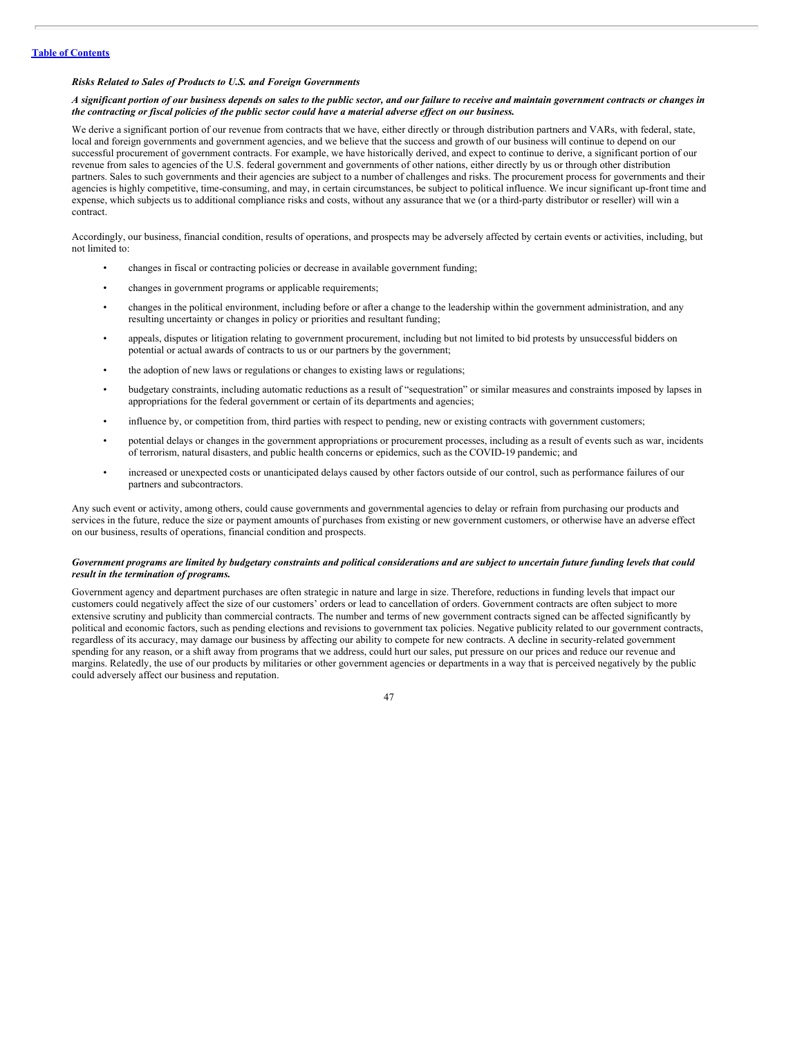*Risks Related to Sales of Products to U.S. and Foreign Governments*

***A significant portion of our business depends on sales to the public sector, and our failure to receive and maintain government contracts or changes in the contracting or fiscal policies of the public sector could have a material adverse effect on our business.***

We derive a significant portion of our revenue from contracts that we have, either directly or through distribution partners and VARs, with federal, state, local and foreign governments and government agencies, and we believe that the success and growth of our business will continue to depend on our successful procurement of government contracts. For example, we have historically derived, and expect to continue to derive, a significant portion of our revenue from sales to agencies of the U.S. federal government and governments of other nations, either directly by us or through other distribution partners. Sales to such governments and their agencies are subject to a number of challenges and risks. The procurement process for governments and their agencies is highly competitive, time-consuming, and may, in certain circumstances, be subject to political influence. We incur significant up-front time and expense, which subjects us to additional compliance risks and costs, without any assurance that we (or a third-party distributor or reseller) will win a contract.

Accordingly, our business, financial condition, results of operations, and prospects may be adversely affected by certain events or activities, including, but not limited to:

- changes in fiscal or contracting policies or decrease in available government funding;
- changes in government programs or applicable requirements;
- changes in the political environment, including before or after a change to the leadership within the government administration, and any resulting uncertainty or changes in policy or priorities and resultant funding;
- appeals, disputes or litigation relating to government procurement, including but not limited to bid protests by unsuccessful bidders on potential or actual awards of contracts to us or our partners by the government;
- the adoption of new laws or regulations or changes to existing laws or regulations;
- budgetary constraints, including automatic reductions as a result of "sequestration" or similar measures and constraints imposed by lapses in appropriations for the federal government or certain of its departments and agencies;
- influence by, or competition from, third parties with respect to pending, new or existing contracts with government customers;
- potential delays or changes in the government appropriations or procurement processes, including as a result of events such as war, incidents of terrorism, natural disasters, and public health concerns or epidemics, such as the COVID-19 pandemic; and
- increased or unexpected costs or unanticipated delays caused by other factors outside of our control, such as performance failures of our partners and subcontractors.

Any such event or activity, among others, could cause governments and governmental agencies to delay or refrain from purchasing our products and services in the future, reduce the size or payment amounts of purchases from existing or new government customers, or otherwise have an adverse effect on our business, results of operations, financial condition and prospects.

***Government programs are limited by budgetary constraints and political considerations and are subject to uncertain future funding levels that could result in the termination of programs.***

Government agency and department purchases are often strategic in nature and large in size. Therefore, reductions in funding levels that impact our customers could negatively affect the size of our customers' orders or lead to cancellation of orders. Government contracts are often subject to more extensive scrutiny and publicity than commercial contracts. The number and terms of new government contracts signed can be affected significantly by political and economic factors, such as pending elections and revisions to government tax policies. Negative publicity related to our government contracts, regardless of its accuracy, may damage our business by affecting our ability to compete for new contracts. A decline in security-related government spending for any reason, or a shift away from programs that we address, could hurt our sales, put pressure on our prices and reduce our revenue and margins. Relatedly, the use of our products by militaries or other government agencies or departments in a way that is perceived negatively by the public could adversely affect our business and reputation.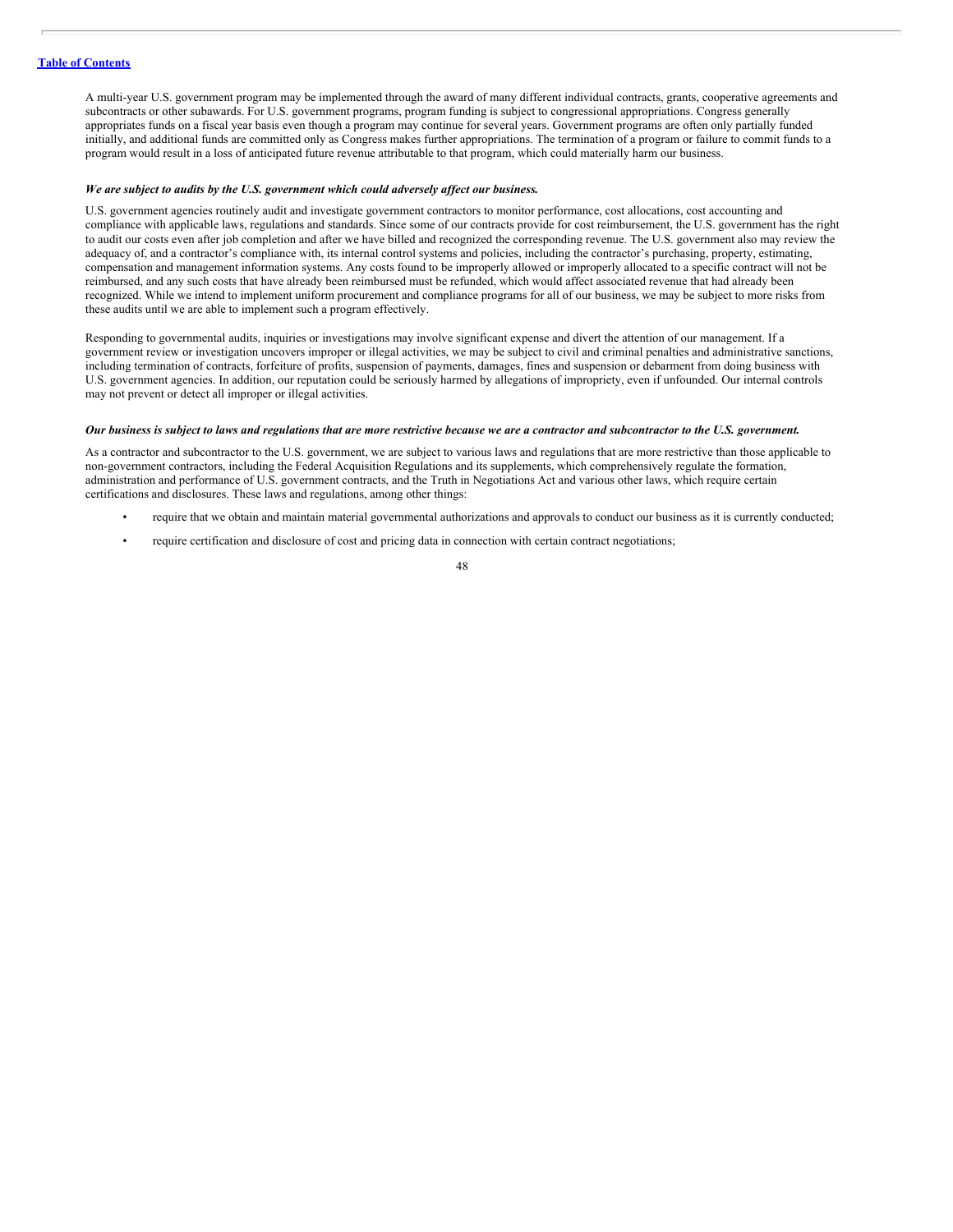A multi-year U.S. government program may be implemented through the award of many different individual contracts, grants, cooperative agreements and subcontracts or other subawards. For U.S. government programs, program funding is subject to congressional appropriations. Congress generally appropriates funds on a fiscal year basis even though a program may continue for several years. Government programs are often only partially funded initially, and additional funds are committed only as Congress makes further appropriations. The termination of a program or failure to commit funds to a program would result in a loss of anticipated future revenue attributable to that program, which could materially harm our business.

***We are subject to audits by the U.S. government which could adversely affect our business.***

U.S. government agencies routinely audit and investigate government contractors to monitor performance, cost allocations, cost accounting and compliance with applicable laws, regulations and standards. Since some of our contracts provide for cost reimbursement, the U.S. government has the right to audit our costs even after job completion and after we have billed and recognized the corresponding revenue. The U.S. government also may review the adequacy of, and a contractor's compliance with, its internal control systems and policies, including the contractor's purchasing, property, estimating, compensation and management information systems. Any costs found to be improperly allowed or improperly allocated to a specific contract will not be reimbursed, and any such costs that have already been reimbursed must be refunded, which would affect associated revenue that had already been recognized. While we intend to implement uniform procurement and compliance programs for all of our business, we may be subject to more risks from these audits until we are able to implement such a program effectively.

Responding to governmental audits, inquiries or investigations may involve significant expense and divert the attention of our management. If a government review or investigation uncovers improper or illegal activities, we may be subject to civil and criminal penalties and administrative sanctions, including termination of contracts, forfeiture of profits, suspension of payments, damages, fines and suspension or debarment from doing business with U.S. government agencies. In addition, our reputation could be seriously harmed by allegations of impropriety, even if unfounded. Our internal controls may not prevent or detect all improper or illegal activities.

***Our business is subject to laws and regulations that are more restrictive because we are a contractor and subcontractor to the U.S. government.***

As a contractor and subcontractor to the U.S. government, we are subject to various laws and regulations that are more restrictive than those applicable to non-government contractors, including the Federal Acquisition Regulations and its supplements, which comprehensively regulate the formation, administration and performance of U.S. government contracts, and the Truth in Negotiations Act and various other laws, which require certain certifications and disclosures. These laws and regulations, among other things:

- require that we obtain and maintain material governmental authorizations and approvals to conduct our business as it is currently conducted;
- require certification and disclosure of cost and pricing data in connection with certain contract negotiations;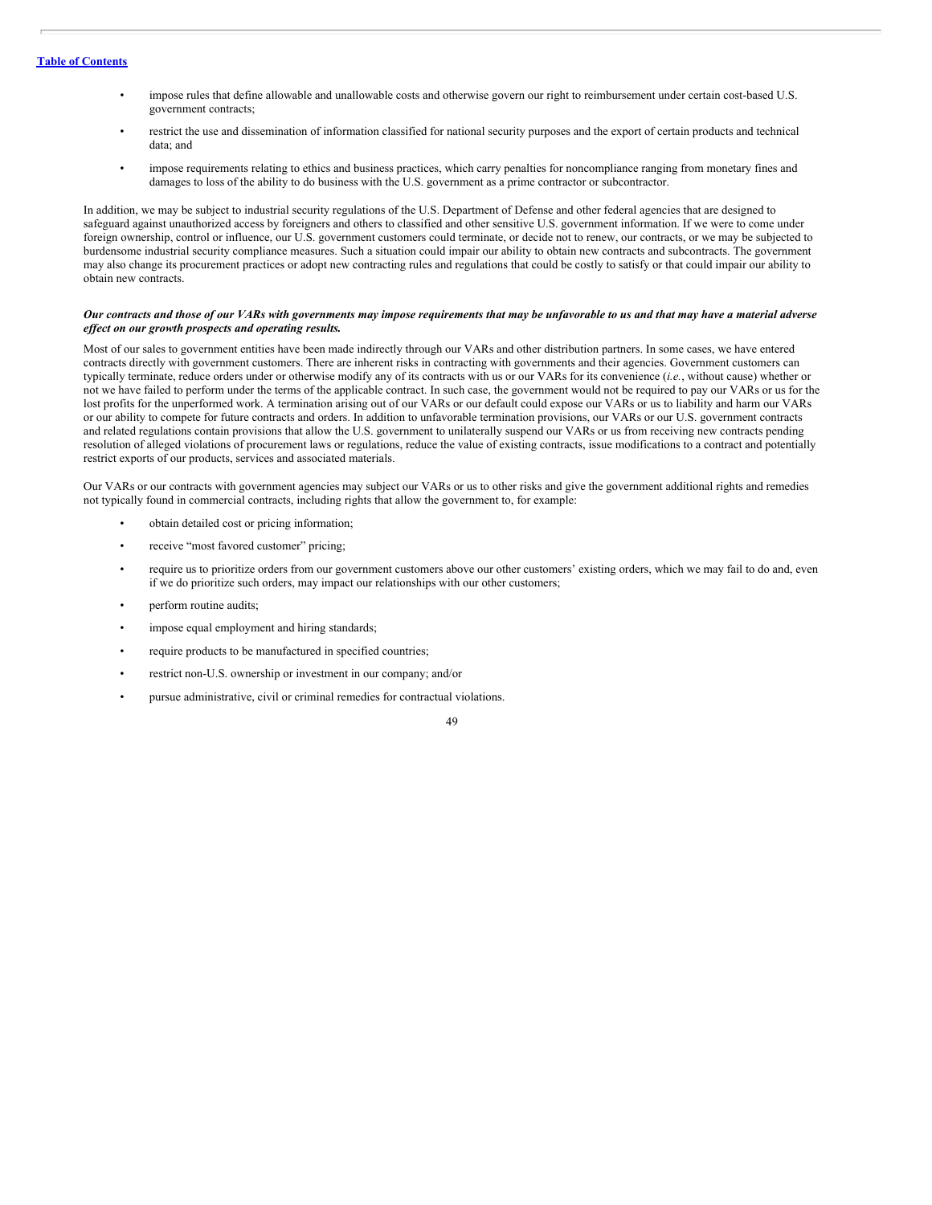- impose rules that define allowable and unallowable costs and otherwise govern our right to reimbursement under certain cost-based U.S. government contracts;
- restrict the use and dissemination of information classified for national security purposes and the export of certain products and technical data; and
- impose requirements relating to ethics and business practices, which carry penalties for noncompliance ranging from monetary fines and damages to loss of the ability to do business with the U.S. government as a prime contractor or subcontractor.

In addition, we may be subject to industrial security regulations of the U.S. Department of Defense and other federal agencies that are designed to safeguard against unauthorized access by foreigners and others to classified and other sensitive U.S. government information. If we were to come under foreign ownership, control or influence, our U.S. government customers could terminate, or decide not to renew, our contracts, or we may be subjected to burdensome industrial security compliance measures. Such a situation could impair our ability to obtain new contracts and subcontracts. The government may also change its procurement practices or adopt new contracting rules and regulations that could be costly to satisfy or that could impair our ability to obtain new contracts.

***Our contracts and those of our VARs with governments may impose requirements that may be unfavorable to us and that may have a material adverse effect on our growth prospects and operating results.***

Most of our sales to government entities have been made indirectly through our VARs and other distribution partners. In some cases, we have entered contracts directly with government customers. There are inherent risks in contracting with governments and their agencies. Government customers can typically terminate, reduce orders under or otherwise modify any of its contracts with us or our VARs for its convenience (*i.e.*, without cause) whether or not we have failed to perform under the terms of the applicable contract. In such case, the government would not be required to pay our VARs or us for the lost profits for the unperformed work. A termination arising out of our VARs or our default could expose our VARs or us to liability and harm our VARs or our ability to compete for future contracts and orders. In addition to unfavorable termination provisions, our VARs or our U.S. government contracts and related regulations contain provisions that allow the U.S. government to unilaterally suspend our VARs or us from receiving new contracts pending resolution of alleged violations of procurement laws or regulations, reduce the value of existing contracts, issue modifications to a contract and potentially restrict exports of our products, services and associated materials.

Our VARs or our contracts with government agencies may subject our VARs or us to other risks and give the government additional rights and remedies not typically found in commercial contracts, including rights that allow the government to, for example:

- obtain detailed cost or pricing information;
- receive "most favored customer" pricing;
- require us to prioritize orders from our government customers above our other customers' existing orders, which we may fail to do and, even if we do prioritize such orders, may impact our relationships with our other customers;
- perform routine audits;
- impose equal employment and hiring standards;
- require products to be manufactured in specified countries;
- restrict non-U.S. ownership or investment in our company; and/or
- pursue administrative, civil or criminal remedies for contractual violations.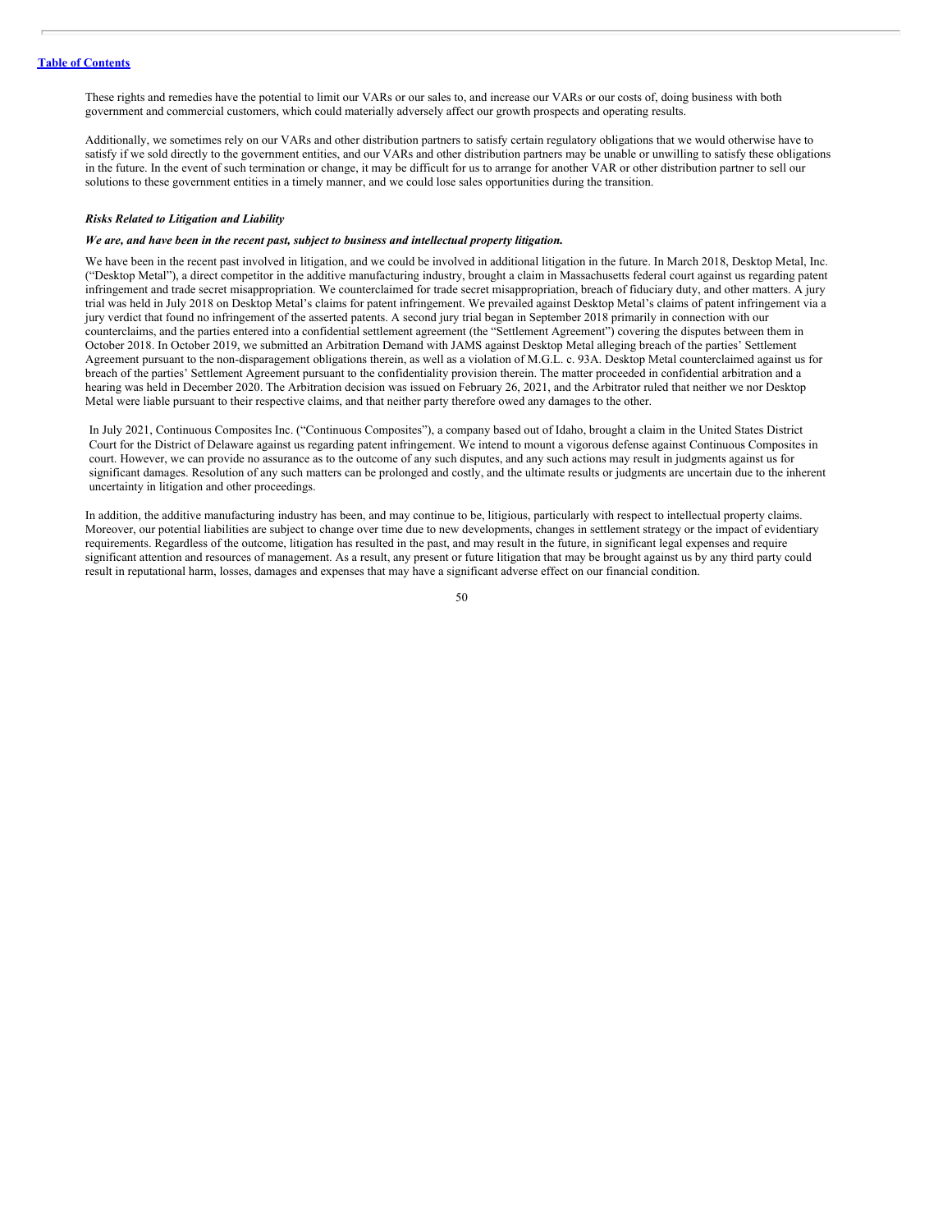These rights and remedies have the potential to limit our VARs or our sales to, and increase our VARs or our costs of, doing business with both government and commercial customers, which could materially adversely affect our growth prospects and operating results.

Additionally, we sometimes rely on our VARs and other distribution partners to satisfy certain regulatory obligations that we would otherwise have to satisfy if we sold directly to the government entities, and our VARs and other distribution partners may be unable or unwilling to satisfy these obligations in the future. In the event of such termination or change, it may be difficult for us to arrange for another VAR or other distribution partner to sell our solutions to these government entities in a timely manner, and we could lose sales opportunities during the transition.

***Risks Related to Litigation and Liability***

***We are, and have been in the recent past, subject to business and intellectual property litigation.***

We have been in the recent past involved in litigation, and we could be involved in additional litigation in the future. In March 2018, Desktop Metal, Inc. ("Desktop Metal"), a direct competitor in the additive manufacturing industry, brought a claim in Massachusetts federal court against us regarding patent infringement and trade secret misappropriation. We counterclaimed for trade secret misappropriation, breach of fiduciary duty, and other matters. A jury trial was held in July 2018 on Desktop Metal's claims for patent infringement. We prevailed against Desktop Metal's claims of patent infringement via a jury verdict that found no infringement of the asserted patents. A second jury trial began in September 2018 primarily in connection with our counterclaims, and the parties entered into a confidential settlement agreement (the "Settlement Agreement") covering the disputes between them in October 2018. In October 2019, we submitted an Arbitration Demand with JAMS against Desktop Metal alleging breach of the parties' Settlement Agreement pursuant to the non-disparagement obligations therein, as well as a violation of M.G.L. c. 93A. Desktop Metal counterclaimed against us for breach of the parties' Settlement Agreement pursuant to the confidentiality provision therein. The matter proceeded in confidential arbitration and a hearing was held in December 2020. The Arbitration decision was issued on February 26, 2021, and the Arbitrator ruled that neither we nor Desktop Metal were liable pursuant to their respective claims, and that neither party therefore owed any damages to the other.

In July 2021, Continuous Composites Inc. ("Continuous Composites"), a company based out of Idaho, brought a claim in the United States District Court for the District of Delaware against us regarding patent infringement. We intend to mount a vigorous defense against Continuous Composites in court. However, we can provide no assurance as to the outcome of any such disputes, and any such actions may result in judgments against us for significant damages. Resolution of any such matters can be prolonged and costly, and the ultimate results or judgments are uncertain due to the inherent uncertainty in litigation and other proceedings.

In addition, the additive manufacturing industry has been, and may continue to be, litigious, particularly with respect to intellectual property claims. Moreover, our potential liabilities are subject to change over time due to new developments, changes in settlement strategy or the impact of evidentiary requirements. Regardless of the outcome, litigation has resulted in the past, and may result in the future, in significant legal expenses and require significant attention and resources of management. As a result, any present or future litigation that may be brought against us by any third party could result in reputational harm, losses, damages and expenses that may have a significant adverse effect on our financial condition.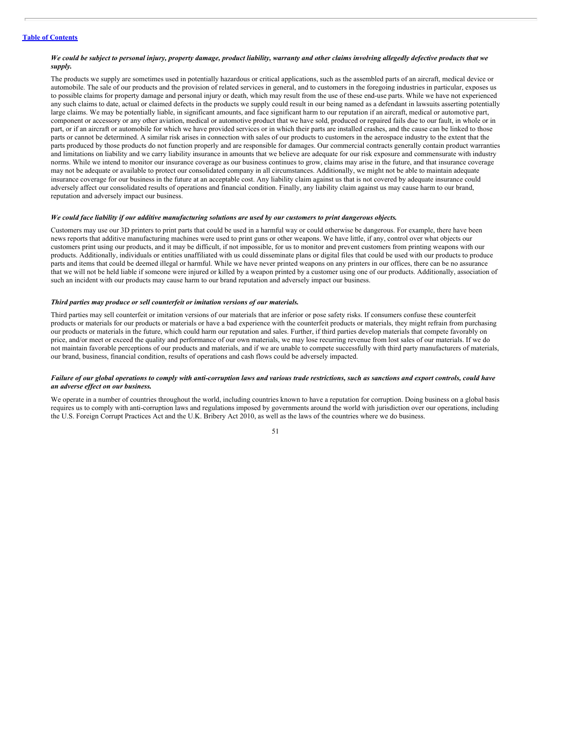***We could be subject to personal injury, property damage, product liability, warranty and other claims involving allegedly defective products that we supply.***

The products we supply are sometimes used in potentially hazardous or critical applications, such as the assembled parts of an aircraft, medical device or automobile. The sale of our products and the provision of related services in general, and to customers in the foregoing industries in particular, exposes us to possible claims for property damage and personal injury or death, which may result from the use of these end-use parts. While we have not experienced any such claims to date, actual or claimed defects in the products we supply could result in our being named as a defendant in lawsuits asserting potentially large claims. We may be potentially liable, in significant amounts, and face significant harm to our reputation if an aircraft, medical or automotive part, component or accessory or any other aviation, medical or automotive product that we have sold, produced or repaired fails due to our fault, in whole or in part, or if an aircraft or automobile for which we have provided services or in which their parts are installed crashes, and the cause can be linked to those parts or cannot be determined. A similar risk arises in connection with sales of our products to customers in the aerospace industry to the extent that the parts produced by those products do not function properly and are responsible for damages. Our commercial contracts generally contain product warranties and limitations on liability and we carry liability insurance in amounts that we believe are adequate for our risk exposure and commensurate with industry norms. While we intend to monitor our insurance coverage as our business continues to grow, claims may arise in the future, and that insurance coverage may not be adequate or available to protect our consolidated company in all circumstances. Additionally, we might not be able to maintain adequate insurance coverage for our business in the future at an acceptable cost. Any liability claim against us that is not covered by adequate insurance could adversely affect our consolidated results of operations and financial condition. Finally, any liability claim against us may cause harm to our brand, reputation and adversely impact our business.

***We could face liability if our additive manufacturing solutions are used by our customers to print dangerous objects.***

Customers may use our 3D printers to print parts that could be used in a harmful way or could otherwise be dangerous. For example, there have been news reports that additive manufacturing machines were used to print guns or other weapons. We have little, if any, control over what objects our customers print using our products, and it may be difficult, if not impossible, for us to monitor and prevent customers from printing weapons with our products. Additionally, individuals or entities unaffiliated with us could disseminate plans or digital files that could be used with our products to produce parts and items that could be deemed illegal or harmful. While we have never printed weapons on any printers in our offices, there can be no assurance that we will not be held liable if someone were injured or killed by a weapon printed by a customer using one of our products. Additionally, association of such an incident with our products may cause harm to our brand reputation and adversely impact our business.

***Third parties may produce or sell counterfeit or imitation versions of our materials.***

Third parties may sell counterfeit or imitation versions of our materials that are inferior or pose safety risks. If consumers confuse these counterfeit products or materials for our products or materials or have a bad experience with the counterfeit products or materials, they might refrain from purchasing our products or materials in the future, which could harm our reputation and sales. Further, if third parties develop materials that compete favorably on price, and/or meet or exceed the quality and performance of our own materials, we may lose recurring revenue from lost sales of our materials. If we do not maintain favorable perceptions of our products and materials, and if we are unable to compete successfully with third party manufacturers of materials, our brand, business, financial condition, results of operations and cash flows could be adversely impacted.

***Failure of our global operations to comply with anti-corruption laws and various trade restrictions, such as sanctions and export controls, could have an adverse effect on our business.***

We operate in a number of countries throughout the world, including countries known to have a reputation for corruption. Doing business on a global basis requires us to comply with anti-corruption laws and regulations imposed by governments around the world with jurisdiction over our operations, including the U.S. Foreign Corrupt Practices Act and the U.K. Bribery Act 2010, as well as the laws of the countries where we do business.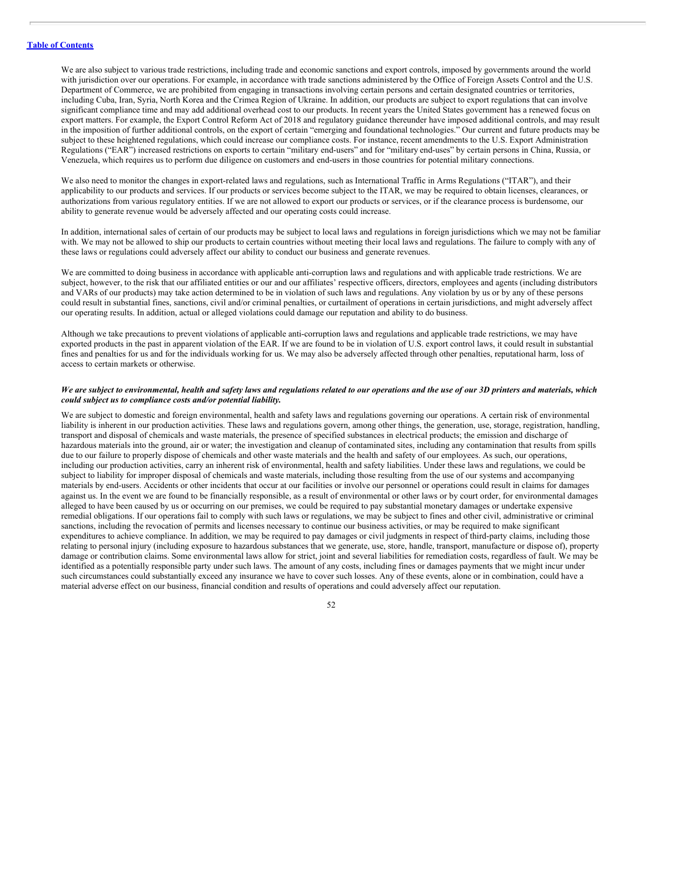We are also subject to various trade restrictions, including trade and economic sanctions and export controls, imposed by governments around the world with jurisdiction over our operations. For example, in accordance with trade sanctions administered by the Office of Foreign Assets Control and the U.S. Department of Commerce, we are prohibited from engaging in transactions involving certain persons and certain designated countries or territories, including Cuba, Iran, Syria, North Korea and the Crimea Region of Ukraine. In addition, our products are subject to export regulations that can involve significant compliance time and may add additional overhead cost to our products. In recent years the United States government has a renewed focus on export matters. For example, the Export Control Reform Act of 2018 and regulatory guidance thereunder have imposed additional controls, and may result in the imposition of further additional controls, on the export of certain "emerging and foundational technologies." Our current and future products may be subject to these heightened regulations, which could increase our compliance costs. For instance, recent amendments to the U.S. Export Administration Regulations ("EAR") increased restrictions on exports to certain "military end-users" and for "military end-uses" by certain persons in China, Russia, or Venezuela, which requires us to perform due diligence on customers and end-users in those countries for potential military connections.

We also need to monitor the changes in export-related laws and regulations, such as International Traffic in Arms Regulations ("ITAR"), and their applicability to our products and services. If our products or services become subject to the ITAR, we may be required to obtain licenses, clearances, or authorizations from various regulatory entities. If we are not allowed to export our products or services, or if the clearance process is burdensome, our ability to generate revenue would be adversely affected and our operating costs could increase.

In addition, international sales of certain of our products may be subject to local laws and regulations in foreign jurisdictions which we may not be familiar with. We may not be allowed to ship our products to certain countries without meeting their local laws and regulations. The failure to comply with any of these laws or regulations could adversely affect our ability to conduct our business and generate revenues.

We are committed to doing business in accordance with applicable anti-corruption laws and regulations and with applicable trade restrictions. We are subject, however, to the risk that our affiliated entities or our and our affiliates' respective officers, directors, employees and agents (including distributors and VARs of our products) may take action determined to be in violation of such laws and regulations. Any violation by us or by any of these persons could result in substantial fines, sanctions, civil and/or criminal penalties, or curtailment of operations in certain jurisdictions, and might adversely affect our operating results. In addition, actual or alleged violations could damage our reputation and ability to do business.

Although we take precautions to prevent violations of applicable anti-corruption laws and regulations and applicable trade restrictions, we may have exported products in the past in apparent violation of the EAR. If we are found to be in violation of U.S. export control laws, it could result in substantial fines and penalties for us and for the individuals working for us. We may also be adversely affected through other penalties, reputational harm, loss of access to certain markets or otherwise.

***We are subject to environmental, health and safety laws and regulations related to our operations and the use of our 3D printers and materials, which could subject us to compliance costs and/or potential liability.***

We are subject to domestic and foreign environmental, health and safety laws and regulations governing our operations. A certain risk of environmental liability is inherent in our production activities. These laws and regulations govern, among other things, the generation, use, storage, registration, handling, transport and disposal of chemicals and waste materials, the presence of specified substances in electrical products; the emission and discharge of hazardous materials into the ground, air or water; the investigation and cleanup of contaminated sites, including any contamination that results from spills due to our failure to properly dispose of chemicals and other waste materials and the health and safety of our employees. As such, our operations, including our production activities, carry an inherent risk of environmental, health and safety liabilities. Under these laws and regulations, we could be subject to liability for improper disposal of chemicals and waste materials, including those resulting from the use of our systems and accompanying materials by end-users. Accidents or other incidents that occur at our facilities or involve our personnel or operations could result in claims for damages against us. In the event we are found to be financially responsible, as a result of environmental or other laws or by court order, for environmental damages alleged to have been caused by us or occurring on our premises, we could be required to pay substantial monetary damages or undertake expensive remedial obligations. If our operations fail to comply with such laws or regulations, we may be subject to fines and other civil, administrative or criminal sanctions, including the revocation of permits and licenses necessary to continue our business activities, or may be required to make significant expenditures to achieve compliance. In addition, we may be required to pay damages or civil judgments in respect of third-party claims, including those relating to personal injury (including exposure to hazardous substances that we generate, use, store, handle, transport, manufacture or dispose of), property damage or contribution claims. Some environmental laws allow for strict, joint and several liabilities for remediation costs, regardless of fault. We may be identified as a potentially responsible party under such laws. The amount of any costs, including fines or damages payments that we might incur under such circumstances could substantially exceed any insurance we have to cover such losses. Any of these events, alone or in combination, could have a material adverse effect on our business, financial condition and results of operations and could adversely affect our reputation.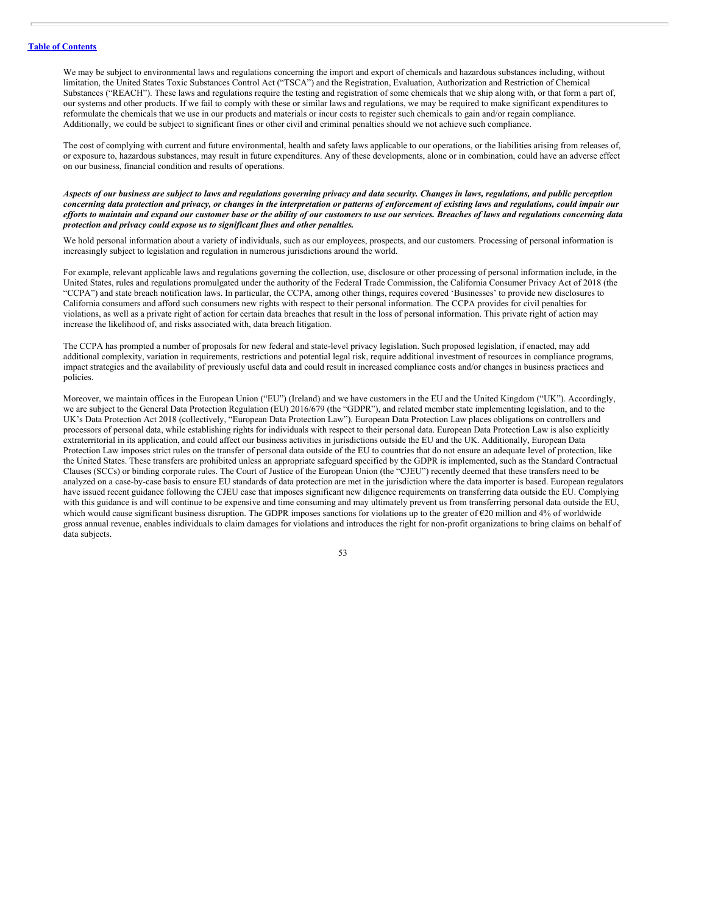We may be subject to environmental laws and regulations concerning the import and export of chemicals and hazardous substances including, without limitation, the United States Toxic Substances Control Act ("TSCA") and the Registration, Evaluation, Authorization and Restriction of Chemical Substances ("REACH"). These laws and regulations require the testing and registration of some chemicals that we ship along with, or that form a part of, our systems and other products. If we fail to comply with these or similar laws and regulations, we may be required to make significant expenditures to reformulate the chemicals that we use in our products and materials or incur costs to register such chemicals to gain and/or regain compliance. Additionally, we could be subject to significant fines or other civil and criminal penalties should we not achieve such compliance.

The cost of complying with current and future environmental, health and safety laws applicable to our operations, or the liabilities arising from releases of, or exposure to, hazardous substances, may result in future expenditures. Any of these developments, alone or in combination, could have an adverse effect on our business, financial condition and results of operations.

***Aspects of our business are subject to laws and regulations governing privacy and data security. Changes in laws, regulations, and public perception concerning data protection and privacy, or changes in the interpretation or patterns of enforcement of existing laws and regulations, could impair our efforts to maintain and expand our customer base or the ability of our customers to use our services. Breaches of laws and regulations concerning data protection and privacy could expose us to significant fines and other penalties.***

We hold personal information about a variety of individuals, such as our employees, prospects, and our customers. Processing of personal information is increasingly subject to legislation and regulation in numerous jurisdictions around the world.

For example, relevant applicable laws and regulations governing the collection, use, disclosure or other processing of personal information include, in the United States, rules and regulations promulgated under the authority of the Federal Trade Commission, the California Consumer Privacy Act of 2018 (the "CCPA") and state breach notification laws. In particular, the CCPA, among other things, requires covered 'Businesses' to provide new disclosures to California consumers and afford such consumers new rights with respect to their personal information. The CCPA provides for civil penalties for violations, as well as a private right of action for certain data breaches that result in the loss of personal information. This private right of action may increase the likelihood of, and risks associated with, data breach litigation.

The CCPA has prompted a number of proposals for new federal and state-level privacy legislation. Such proposed legislation, if enacted, may add additional complexity, variation in requirements, restrictions and potential legal risk, require additional investment of resources in compliance programs, impact strategies and the availability of previously useful data and could result in increased compliance costs and/or changes in business practices and policies.

Moreover, we maintain offices in the European Union ("EU") (Ireland) and we have customers in the EU and the United Kingdom ("UK"). Accordingly, we are subject to the General Data Protection Regulation (EU) 2016/679 (the "GDPR"), and related member state implementing legislation, and to the UK's Data Protection Act 2018 (collectively, "European Data Protection Law"). European Data Protection Law places obligations on controllers and processors of personal data, while establishing rights for individuals with respect to their personal data. European Data Protection Law is also explicitly extraterritorial in its application, and could affect our business activities in jurisdictions outside the EU and the UK. Additionally, European Data Protection Law imposes strict rules on the transfer of personal data outside of the EU to countries that do not ensure an adequate level of protection, like the United States. These transfers are prohibited unless an appropriate safeguard specified by the GDPR is implemented, such as the Standard Contractual Clauses (SCCs) or binding corporate rules. The Court of Justice of the European Union (the "CJEU") recently deemed that these transfers need to be analyzed on a case-by-case basis to ensure EU standards of data protection are met in the jurisdiction where the data importer is based. European regulators have issued recent guidance following the CJEU case that imposes significant new diligence requirements on transferring data outside the EU. Complying with this guidance is and will continue to be expensive and time consuming and may ultimately prevent us from transferring personal data outside the EU, which would cause significant business disruption. The GDPR imposes sanctions for violations up to the greater of €20 million and 4% of worldwide gross annual revenue, enables individuals to claim damages for violations and introduces the right for non-profit organizations to bring claims on behalf of data subjects.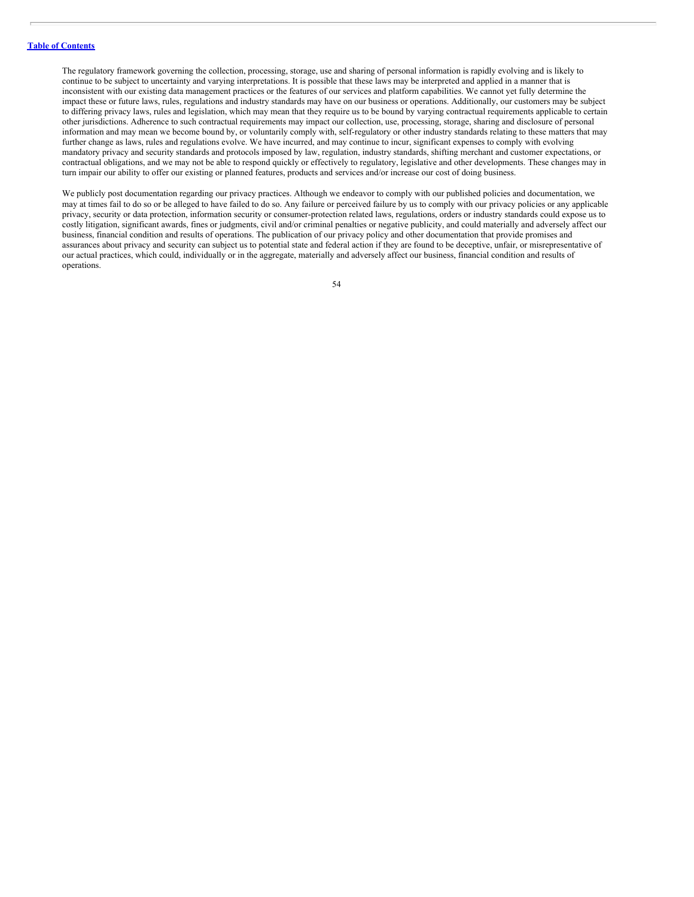The regulatory framework governing the collection, processing, storage, use and sharing of personal information is rapidly evolving and is likely to continue to be subject to uncertainty and varying interpretations. It is possible that these laws may be interpreted and applied in a manner that is inconsistent with our existing data management practices or the features of our services and platform capabilities. We cannot yet fully determine the impact these or future laws, rules, regulations and industry standards may have on our business or operations. Additionally, our customers may be subject to differing privacy laws, rules and legislation, which may mean that they require us to be bound by varying contractual requirements applicable to certain other jurisdictions. Adherence to such contractual requirements may impact our collection, use, processing, storage, sharing and disclosure of personal information and may mean we become bound by, or voluntarily comply with, self-regulatory or other industry standards relating to these matters that may further change as laws, rules and regulations evolve. We have incurred, and may continue to incur, significant expenses to comply with evolving mandatory privacy and security standards and protocols imposed by law, regulation, industry standards, shifting merchant and customer expectations, or contractual obligations, and we may not be able to respond quickly or effectively to regulatory, legislative and other developments. These changes may in turn impair our ability to offer our existing or planned features, products and services and/or increase our cost of doing business.

We publicly post documentation regarding our privacy practices. Although we endeavor to comply with our published policies and documentation, we may at times fail to do so or be alleged to have failed to do so. Any failure or perceived failure by us to comply with our privacy policies or any applicable privacy, security or data protection, information security or consumer-protection related laws, regulations, orders or industry standards could expose us to costly litigation, significant awards, fines or judgments, civil and/or criminal penalties or negative publicity, and could materially and adversely affect our business, financial condition and results of operations. The publication of our privacy policy and other documentation that provide promises and assurances about privacy and security can subject us to potential state and federal action if they are found to be deceptive, unfair, or misrepresentative of our actual practices, which could, individually or in the aggregate, materially and adversely affect our business, financial condition and results of operations.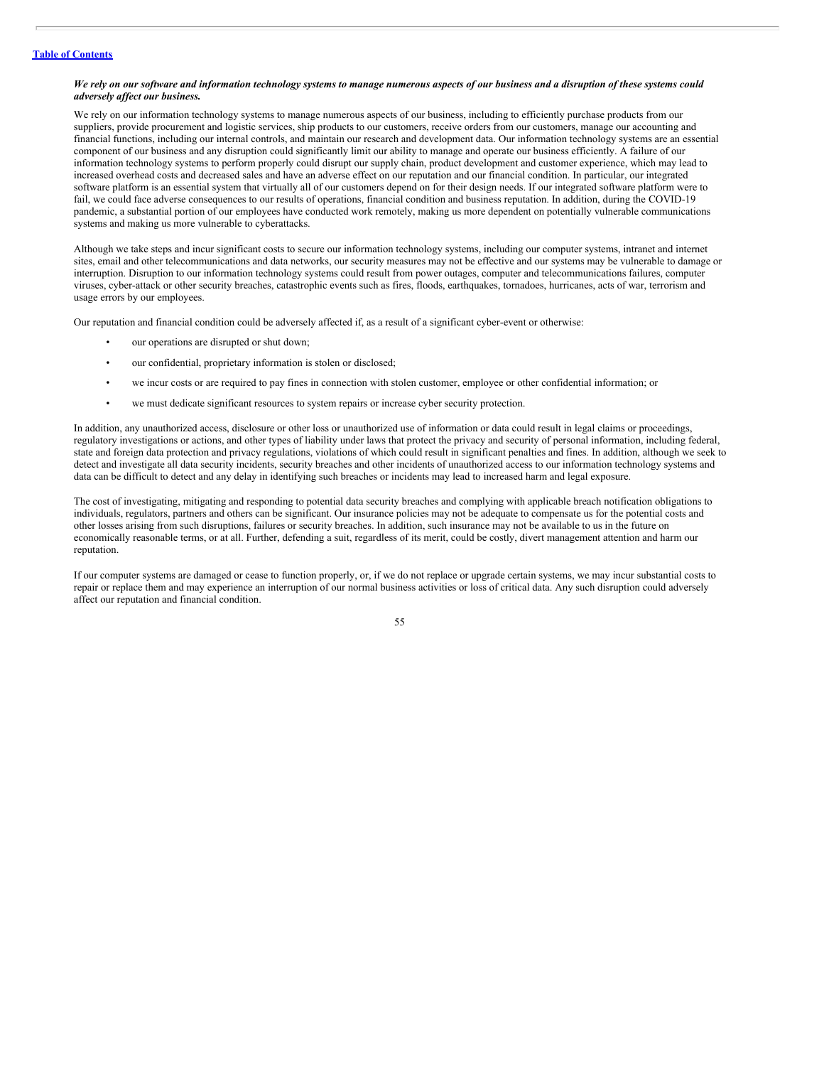***We rely on our software and information technology systems to manage numerous aspects of our business and a disruption of these systems could adversely affect our business.***

We rely on our information technology systems to manage numerous aspects of our business, including to efficiently purchase products from our suppliers, provide procurement and logistic services, ship products to our customers, receive orders from our customers, manage our accounting and financial functions, including our internal controls, and maintain our research and development data. Our information technology systems are an essential component of our business and any disruption could significantly limit our ability to manage and operate our business efficiently. A failure of our information technology systems to perform properly could disrupt our supply chain, product development and customer experience, which may lead to increased overhead costs and decreased sales and have an adverse effect on our reputation and our financial condition. In particular, our integrated software platform is an essential system that virtually all of our customers depend on for their design needs. If our integrated software platform were to fail, we could face adverse consequences to our results of operations, financial condition and business reputation. In addition, during the COVID-19 pandemic, a substantial portion of our employees have conducted work remotely, making us more dependent on potentially vulnerable communications systems and making us more vulnerable to cyberattacks.

Although we take steps and incur significant costs to secure our information technology systems, including our computer systems, intranet and internet sites, email and other telecommunications and data networks, our security measures may not be effective and our systems may be vulnerable to damage or interruption. Disruption to our information technology systems could result from power outages, computer and telecommunications failures, computer viruses, cyber-attack or other security breaches, catastrophic events such as fires, floods, earthquakes, tornadoes, hurricanes, acts of war, terrorism and usage errors by our employees.

Our reputation and financial condition could be adversely affected if, as a result of a significant cyber-event or otherwise:

- our operations are disrupted or shut down;
- our confidential, proprietary information is stolen or disclosed;
- we incur costs or are required to pay fines in connection with stolen customer, employee or other confidential information; or
- we must dedicate significant resources to system repairs or increase cyber security protection.

In addition, any unauthorized access, disclosure or other loss or unauthorized use of information or data could result in legal claims or proceedings, regulatory investigations or actions, and other types of liability under laws that protect the privacy and security of personal information, including federal, state and foreign data protection and privacy regulations, violations of which could result in significant penalties and fines. In addition, although we seek to detect and investigate all data security incidents, security breaches and other incidents of unauthorized access to our information technology systems and data can be difficult to detect and any delay in identifying such breaches or incidents may lead to increased harm and legal exposure.

The cost of investigating, mitigating and responding to potential data security breaches and complying with applicable breach notification obligations to individuals, regulators, partners and others can be significant. Our insurance policies may not be adequate to compensate us for the potential costs and other losses arising from such disruptions, failures or security breaches. In addition, such insurance may not be available to us in the future on economically reasonable terms, or at all. Further, defending a suit, regardless of its merit, could be costly, divert management attention and harm our reputation.

If our computer systems are damaged or cease to function properly, or, if we do not replace or upgrade certain systems, we may incur substantial costs to repair or replace them and may experience an interruption of our normal business activities or loss of critical data. Any such disruption could adversely affect our reputation and financial condition.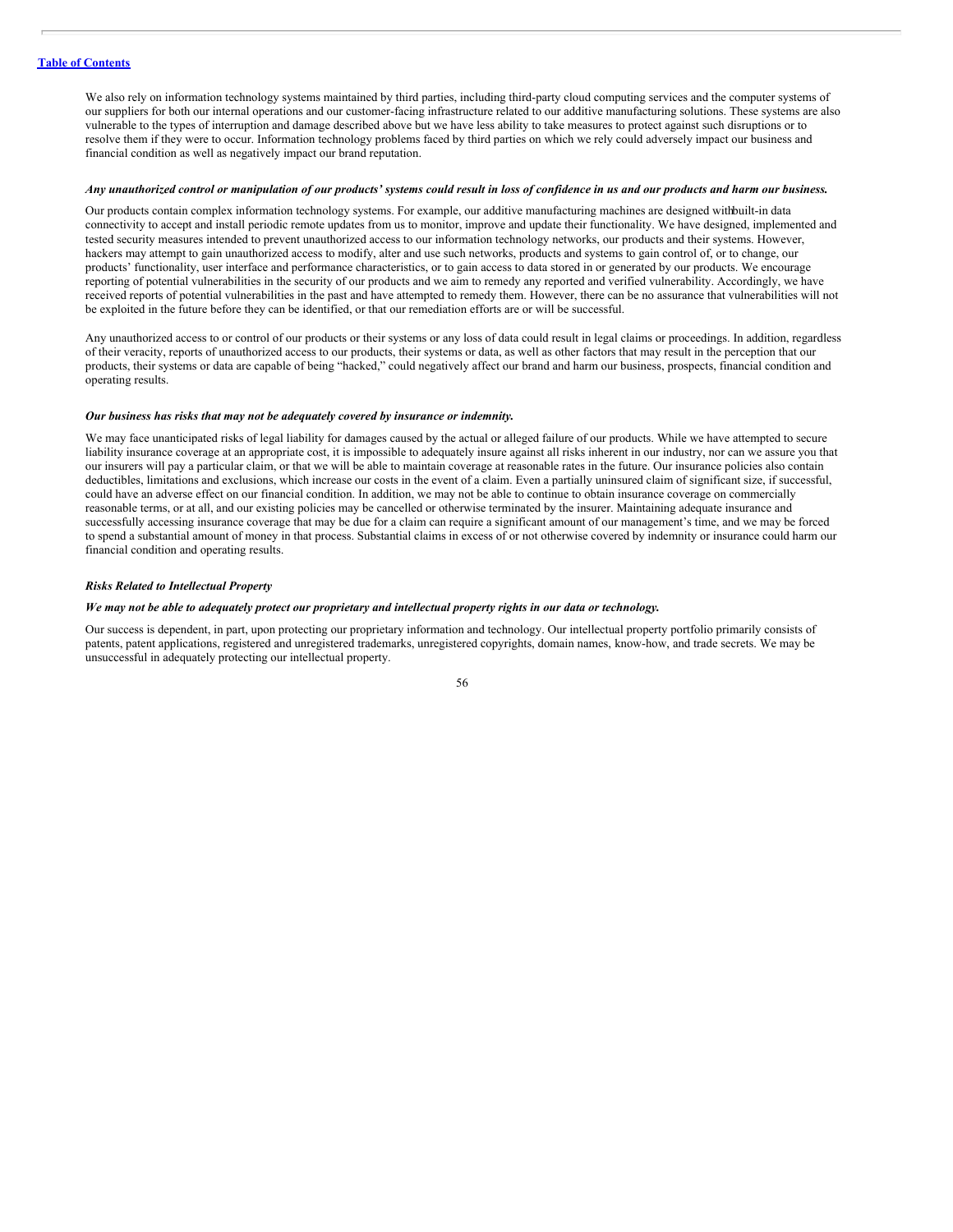We also rely on information technology systems maintained by third parties, including third-party cloud computing services and the computer systems of our suppliers for both our internal operations and our customer-facing infrastructure related to our additive manufacturing solutions. These systems are also vulnerable to the types of interruption and damage described above but we have less ability to take measures to protect against such disruptions or to resolve them if they were to occur. Information technology problems faced by third parties on which we rely could adversely impact our business and financial condition as well as negatively impact our brand reputation.

***Any unauthorized control or manipulation of our products' systems could result in loss of confidence in us and our products and harm our business.***

Our products contain complex information technology systems. For example, our additive manufacturing machines are designed with built-in data connectivity to accept and install periodic remote updates from us to monitor, improve and update their functionality. We have designed, implemented and tested security measures intended to prevent unauthorized access to our information technology networks, our products and their systems. However, hackers may attempt to gain unauthorized access to modify, alter and use such networks, products and systems to gain control of, or to change, our products' functionality, user interface and performance characteristics, or to gain access to data stored in or generated by our products. We encourage reporting of potential vulnerabilities in the security of our products and we aim to remedy any reported and verified vulnerability. Accordingly, we have received reports of potential vulnerabilities in the past and have attempted to remedy them. However, there can be no assurance that vulnerabilities will not be exploited in the future before they can be identified, or that our remediation efforts are or will be successful.

Any unauthorized access to or control of our products or their systems or any loss of data could result in legal claims or proceedings. In addition, regardless of their veracity, reports of unauthorized access to our products, their systems or data, as well as other factors that may result in the perception that our products, their systems or data are capable of being "hacked," could negatively affect our brand and harm our business, prospects, financial condition and operating results.

***Our business has risks that may not be adequately covered by insurance or indemnity.***

We may face unanticipated risks of legal liability for damages caused by the actual or alleged failure of our products. While we have attempted to secure liability insurance coverage at an appropriate cost, it is impossible to adequately insure against all risks inherent in our industry, nor can we assure you that our insurers will pay a particular claim, or that we will be able to maintain coverage at reasonable rates in the future. Our insurance policies also contain deductibles, limitations and exclusions, which increase our costs in the event of a claim. Even a partially uninsured claim of significant size, if successful, could have an adverse effect on our financial condition. In addition, we may not be able to continue to obtain insurance coverage on commercially reasonable terms, or at all, and our existing policies may be cancelled or otherwise terminated by the insurer. Maintaining adequate insurance and successfully accessing insurance coverage that may be due for a claim can require a significant amount of our management's time, and we may be forced to spend a substantial amount of money in that process. Substantial claims in excess of or not otherwise covered by indemnity or insurance could harm our financial condition and operating results.

***Risks Related to Intellectual Property***

***We may not be able to adequately protect our proprietary and intellectual property rights in our data or technology.***

Our success is dependent, in part, upon protecting our proprietary information and technology. Our intellectual property portfolio primarily consists of patents, patent applications, registered and unregistered trademarks, unregistered copyrights, domain names, know-how, and trade secrets. We may be unsuccessful in adequately protecting our intellectual property.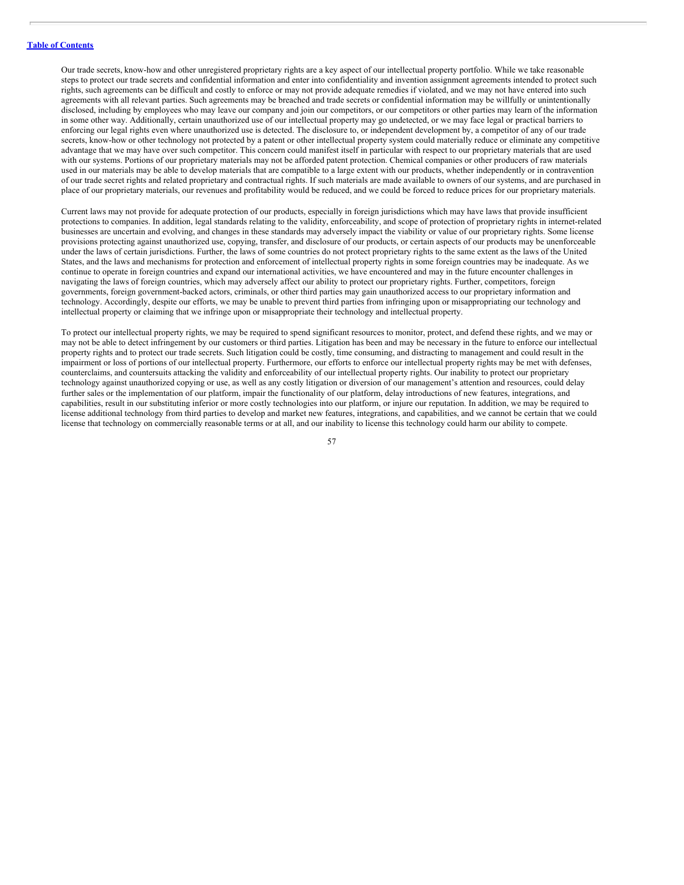Our trade secrets, know-how and other unregistered proprietary rights are a key aspect of our intellectual property portfolio. While we take reasonable steps to protect our trade secrets and confidential information and enter into confidentiality and invention assignment agreements intended to protect such rights, such agreements can be difficult and costly to enforce or may not provide adequate remedies if violated, and we may not have entered into such agreements with all relevant parties. Such agreements may be breached and trade secrets or confidential information may be willfully or unintentionally disclosed, including by employees who may leave our company and join our competitors, or our competitors or other parties may learn of the information in some other way. Additionally, certain unauthorized use of our intellectual property may go undetected, or we may face legal or practical barriers to enforcing our legal rights even where unauthorized use is detected. The disclosure to, or independent development by, a competitor of any of our trade secrets, know-how or other technology not protected by a patent or other intellectual property system could materially reduce or eliminate any competitive advantage that we may have over such competitor. This concern could manifest itself in particular with respect to our proprietary materials that are used with our systems. Portions of our proprietary materials may not be afforded patent protection. Chemical companies or other producers of raw materials used in our materials may be able to develop materials that are compatible to a large extent with our products, whether independently or in contravention of our trade secret rights and related proprietary and contractual rights. If such materials are made available to owners of our systems, and are purchased in place of our proprietary materials, our revenues and profitability would be reduced, and we could be forced to reduce prices for our proprietary materials.

Current laws may not provide for adequate protection of our products, especially in foreign jurisdictions which may have laws that provide insufficient protections to companies. In addition, legal standards relating to the validity, enforceability, and scope of protection of proprietary rights in internet-related businesses are uncertain and evolving, and changes in these standards may adversely impact the viability or value of our proprietary rights. Some license provisions protecting against unauthorized use, copying, transfer, and disclosure of our products, or certain aspects of our products may be unenforceable under the laws of certain jurisdictions. Further, the laws of some countries do not protect proprietary rights to the same extent as the laws of the United States, and the laws and mechanisms for protection and enforcement of intellectual property rights in some foreign countries may be inadequate. As we continue to operate in foreign countries and expand our international activities, we have encountered and may in the future encounter challenges in navigating the laws of foreign countries, which may adversely affect our ability to protect our proprietary rights. Further, competitors, foreign governments, foreign government-backed actors, criminals, or other third parties may gain unauthorized access to our proprietary information and technology. Accordingly, despite our efforts, we may be unable to prevent third parties from infringing upon or misappropriating our technology and intellectual property or claiming that we infringe upon or misappropriate their technology and intellectual property.

To protect our intellectual property rights, we may be required to spend significant resources to monitor, protect, and defend these rights, and we may or may not be able to detect infringement by our customers or third parties. Litigation has been and may be necessary in the future to enforce our intellectual property rights and to protect our trade secrets. Such litigation could be costly, time consuming, and distracting to management and could result in the impairment or loss of portions of our intellectual property. Furthermore, our efforts to enforce our intellectual property rights may be met with defenses, counterclaims, and countersuits attacking the validity and enforceability of our intellectual property rights. Our inability to protect our proprietary technology against unauthorized copying or use, as well as any costly litigation or diversion of our management's attention and resources, could delay further sales or the implementation of our platform, impair the functionality of our platform, delay introductions of new features, integrations, and capabilities, result in our substituting inferior or more costly technologies into our platform, or injure our reputation. In addition, we may be required to license additional technology from third parties to develop and market new features, integrations, and capabilities, and we cannot be certain that we could license that technology on commercially reasonable terms or at all, and our inability to license this technology could harm our ability to compete.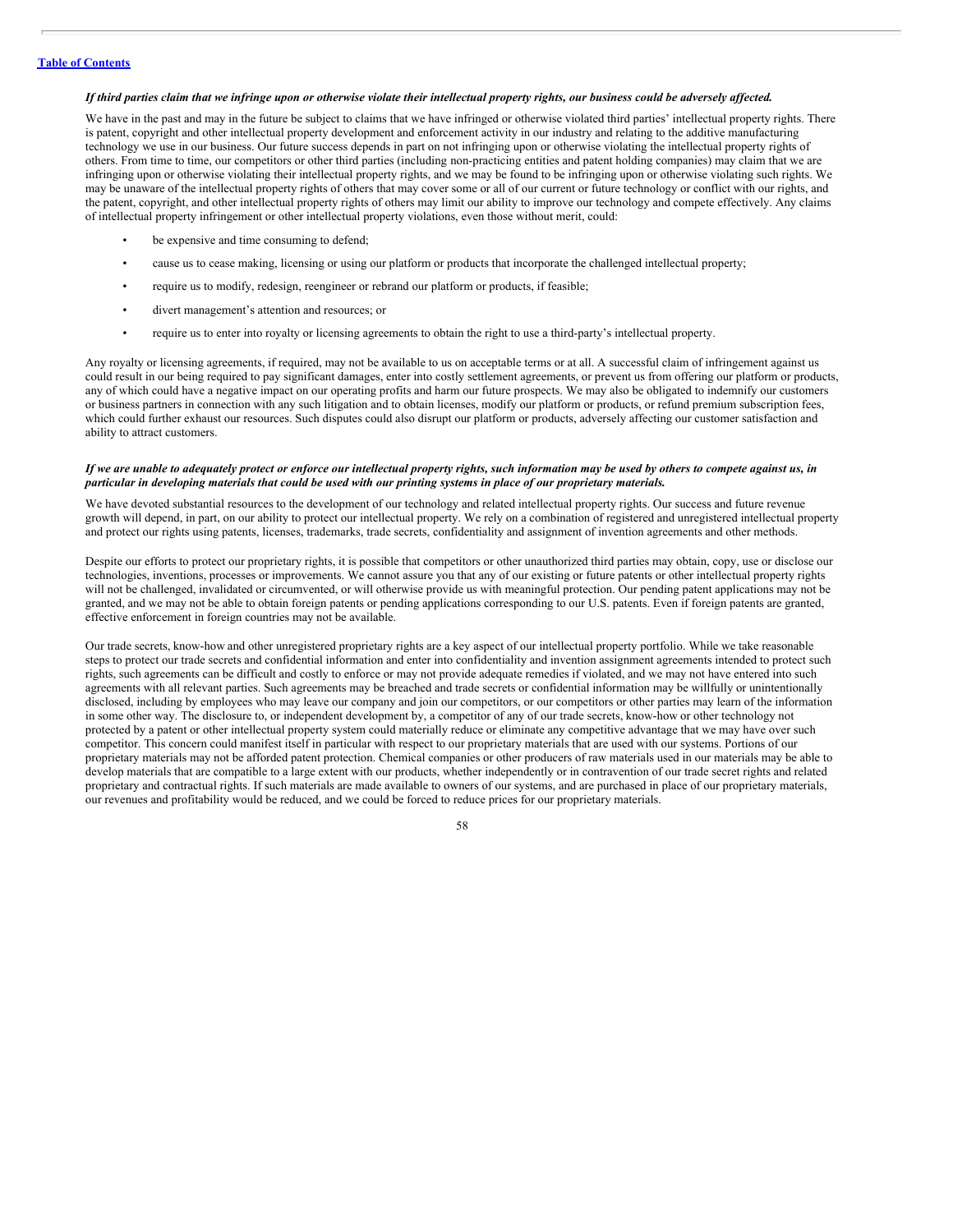*If third parties claim that we infringe upon or otherwise violate their intellectual property rights, our business could be adversely affected.*

We have in the past and may in the future be subject to claims that we have infringed or otherwise violated third parties' intellectual property rights. There is patent, copyright and other intellectual property development and enforcement activity in our industry and relating to the additive manufacturing technology we use in our business. Our future success depends in part on not infringing upon or otherwise violating the intellectual property rights of others. From time to time, our competitors or other third parties (including non-practicing entities and patent holding companies) may claim that we are infringing upon or otherwise violating their intellectual property rights, and we may be found to be infringing upon or otherwise violating such rights. We may be unaware of the intellectual property rights of others that may cover some or all of our current or future technology or conflict with our rights, and the patent, copyright, and other intellectual property rights of others may limit our ability to improve our technology and compete effectively. Any claims of intellectual property infringement or other intellectual property violations, even those without merit, could:

- be expensive and time consuming to defend;
- cause us to cease making, licensing or using our platform or products that incorporate the challenged intellectual property;
- require us to modify, redesign, reengineer or rebrand our platform or products, if feasible;
- divert management's attention and resources; or
- require us to enter into royalty or licensing agreements to obtain the right to use a third-party's intellectual property.

Any royalty or licensing agreements, if required, may not be available to us on acceptable terms or at all. A successful claim of infringement against us could result in our being required to pay significant damages, enter into costly settlement agreements, or prevent us from offering our platform or products, any of which could have a negative impact on our operating profits and harm our future prospects. We may also be obligated to indemnify our customers or business partners in connection with any such litigation and to obtain licenses, modify our platform or products, or refund premium subscription fees, which could further exhaust our resources. Such disputes could also disrupt our platform or products, adversely affecting our customer satisfaction and ability to attract customers.

*If we are unable to adequately protect or enforce our intellectual property rights, such information may be used by others to compete against us, in particular in developing materials that could be used with our printing systems in place of our proprietary materials.*

We have devoted substantial resources to the development of our technology and related intellectual property rights. Our success and future revenue growth will depend, in part, on our ability to protect our intellectual property. We rely on a combination of registered and unregistered intellectual property and protect our rights using patents, licenses, trademarks, trade secrets, confidentiality and assignment of invention agreements and other methods.

Despite our efforts to protect our proprietary rights, it is possible that competitors or other unauthorized third parties may obtain, copy, use or disclose our technologies, inventions, processes or improvements. We cannot assure you that any of our existing or future patents or other intellectual property rights will not be challenged, invalidated or circumvented, or will otherwise provide us with meaningful protection. Our pending patent applications may not be granted, and we may not be able to obtain foreign patents or pending applications corresponding to our U.S. patents. Even if foreign patents are granted, effective enforcement in foreign countries may not be available.

Our trade secrets, know-how and other unregistered proprietary rights are a key aspect of our intellectual property portfolio. While we take reasonable steps to protect our trade secrets and confidential information and enter into confidentiality and invention assignment agreements intended to protect such rights, such agreements can be difficult and costly to enforce or may not provide adequate remedies if violated, and we may not have entered into such agreements with all relevant parties. Such agreements may be breached and trade secrets or confidential information may be willfully or unintentionally disclosed, including by employees who may leave our company and join our competitors, or our competitors or other parties may learn of the information in some other way. The disclosure to, or independent development by, a competitor of any of our trade secrets, know-how or other technology not protected by a patent or other intellectual property system could materially reduce or eliminate any competitive advantage that we may have over such competitor. This concern could manifest itself in particular with respect to our proprietary materials that are used with our systems. Portions of our proprietary materials may not be afforded patent protection. Chemical companies or other producers of raw materials used in our materials may be able to develop materials that are compatible to a large extent with our products, whether independently or in contravention of our trade secret rights and related proprietary and contractual rights. If such materials are made available to owners of our systems, and are purchased in place of our proprietary materials, our revenues and profitability would be reduced, and we could be forced to reduce prices for our proprietary materials.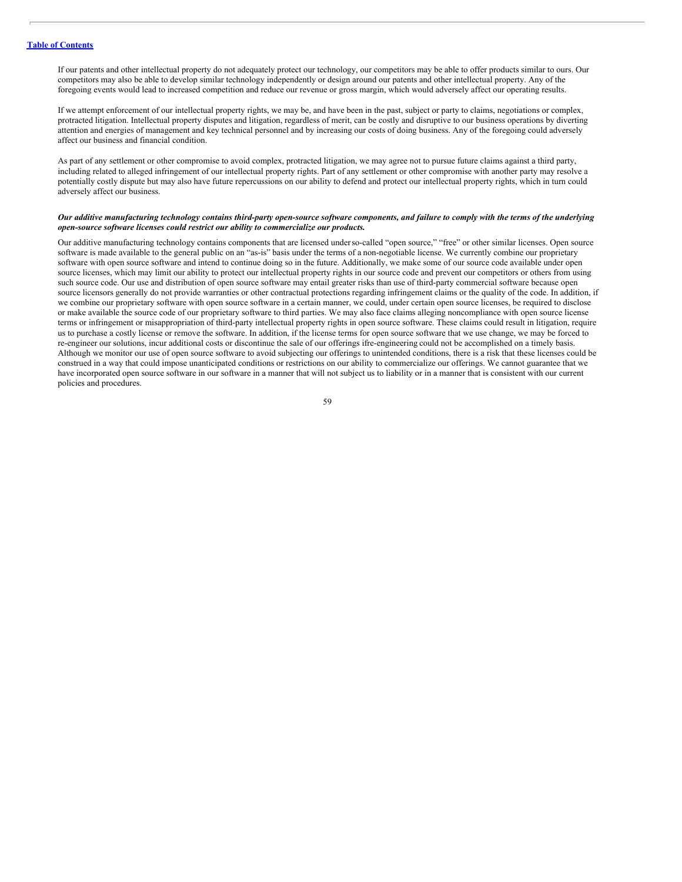If our patents and other intellectual property do not adequately protect our technology, our competitors may be able to offer products similar to ours. Our competitors may also be able to develop similar technology independently or design around our patents and other intellectual property. Any of the foregoing events would lead to increased competition and reduce our revenue or gross margin, which would adversely affect our operating results.

If we attempt enforcement of our intellectual property rights, we may be, and have been in the past, subject or party to claims, negotiations or complex, protracted litigation. Intellectual property disputes and litigation, regardless of merit, can be costly and disruptive to our business operations by diverting attention and energies of management and key technical personnel and by increasing our costs of doing business. Any of the foregoing could adversely affect our business and financial condition.

As part of any settlement or other compromise to avoid complex, protracted litigation, we may agree not to pursue future claims against a third party, including related to alleged infringement of our intellectual property rights. Part of any settlement or other compromise with another party may resolve a potentially costly dispute but may also have future repercussions on our ability to defend and protect our intellectual property rights, which in turn could adversely affect our business.

***Our additive manufacturing technology contains third-party open-source software components, and failure to comply with the terms of the underlying open-source software licenses could restrict our ability to commercialize our products.***

Our additive manufacturing technology contains components that are licensed under so-called "open source," "free" or other similar licenses. Open source software is made available to the general public on an "as-is" basis under the terms of a non-negotiable license. We currently combine our proprietary software with open source software and intend to continue doing so in the future. Additionally, we make some of our source code available under open source licenses, which may limit our ability to protect our intellectual property rights in our source code and prevent our competitors or others from using such source code. Our use and distribution of open source software may entail greater risks than use of third-party commercial software because open source licensors generally do not provide warranties or other contractual protections regarding infringement claims or the quality of the code. In addition, if we combine our proprietary software with open source software in a certain manner, we could, under certain open source licenses, be required to disclose or make available the source code of our proprietary software to third parties. We may also face claims alleging noncompliance with open source license terms or infringement or misappropriation of third-party intellectual property rights in open source software. These claims could result in litigation, require us to purchase a costly license or remove the software. In addition, if the license terms for open source software that we use change, we may be forced to re-engineer our solutions, incur additional costs or discontinue the sale of our offerings if re-engineering could not be accomplished on a timely basis. Although we monitor our use of open source software to avoid subjecting our offerings to unintended conditions, there is a risk that these licenses could be construed in a way that could impose unanticipated conditions or restrictions on our ability to commercialize our offerings. We cannot guarantee that we have incorporated open source software in our software in a manner that will not subject us to liability or in a manner that is consistent with our current policies and procedures.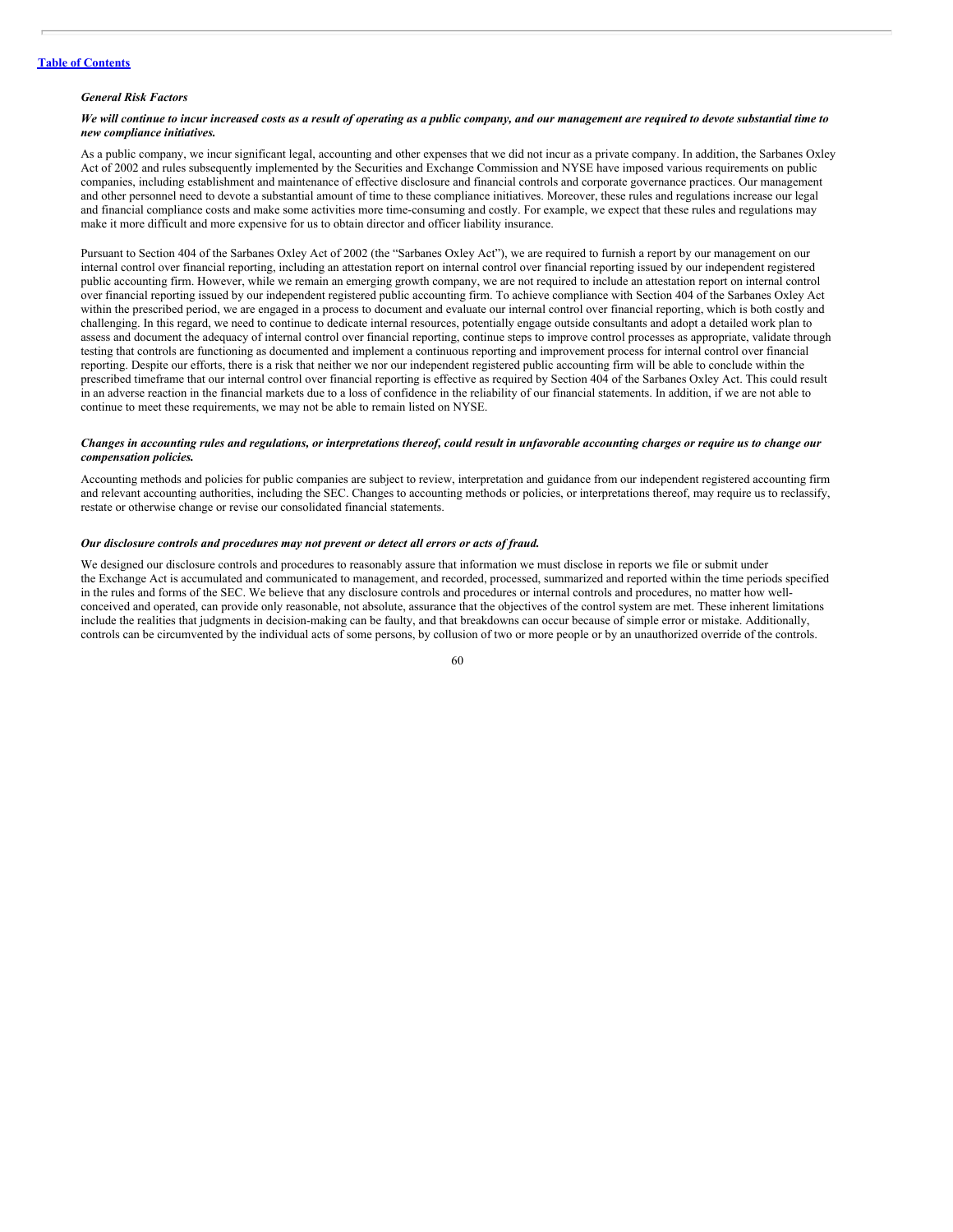### *General Risk Factors*

***We will continue to incur increased costs as a result of operating as a public company, and our management are required to devote substantial time to new compliance initiatives.***

As a public company, we incur significant legal, accounting and other expenses that we did not incur as a private company. In addition, the Sarbanes Oxley Act of 2002 and rules subsequently implemented by the Securities and Exchange Commission and NYSE have imposed various requirements on public companies, including establishment and maintenance of effective disclosure and financial controls and corporate governance practices. Our management and other personnel need to devote a substantial amount of time to these compliance initiatives. Moreover, these rules and regulations increase our legal and financial compliance costs and make some activities more time-consuming and costly. For example, we expect that these rules and regulations may make it more difficult and more expensive for us to obtain director and officer liability insurance.

Pursuant to Section 404 of the Sarbanes Oxley Act of 2002 (the "Sarbanes Oxley Act"), we are required to furnish a report by our management on our internal control over financial reporting, including an attestation report on internal control over financial reporting issued by our independent registered public accounting firm. However, while we remain an emerging growth company, we are not required to include an attestation report on internal control over financial reporting issued by our independent registered public accounting firm. To achieve compliance with Section 404 of the Sarbanes Oxley Act within the prescribed period, we are engaged in a process to document and evaluate our internal control over financial reporting, which is both costly and challenging. In this regard, we need to continue to dedicate internal resources, potentially engage outside consultants and adopt a detailed work plan to assess and document the adequacy of internal control over financial reporting, continue steps to improve control processes as appropriate, validate through testing that controls are functioning as documented and implement a continuous reporting and improvement process for internal control over financial reporting. Despite our efforts, there is a risk that neither we nor our independent registered public accounting firm will be able to conclude within the prescribed timeframe that our internal control over financial reporting is effective as required by Section 404 of the Sarbanes Oxley Act. This could result in an adverse reaction in the financial markets due to a loss of confidence in the reliability of our financial statements. In addition, if we are not able to continue to meet these requirements, we may not be able to remain listed on NYSE.

***Changes in accounting rules and regulations, or interpretations thereof, could result in unfavorable accounting charges or require us to change our compensation policies.***

Accounting methods and policies for public companies are subject to review, interpretation and guidance from our independent registered accounting firm and relevant accounting authorities, including the SEC. Changes to accounting methods or policies, or interpretations thereof, may require us to reclassify, restate or otherwise change or revise our consolidated financial statements.

***Our disclosure controls and procedures may not prevent or detect all errors or acts of fraud.***

We designed our disclosure controls and procedures to reasonably assure that information we must disclose in reports we file or submit under the Exchange Act is accumulated and communicated to management, and recorded, processed, summarized and reported within the time periods specified in the rules and forms of the SEC. We believe that any disclosure controls and procedures or internal controls and procedures, no matter how well-conceived and operated, can provide only reasonable, not absolute, assurance that the objectives of the control system are met. These inherent limitations include the realities that judgments in decision-making can be faulty, and that breakdowns can occur because of simple error or mistake. Additionally, controls can be circumvented by the individual acts of some persons, by collusion of two or more people or by an unauthorized override of the controls.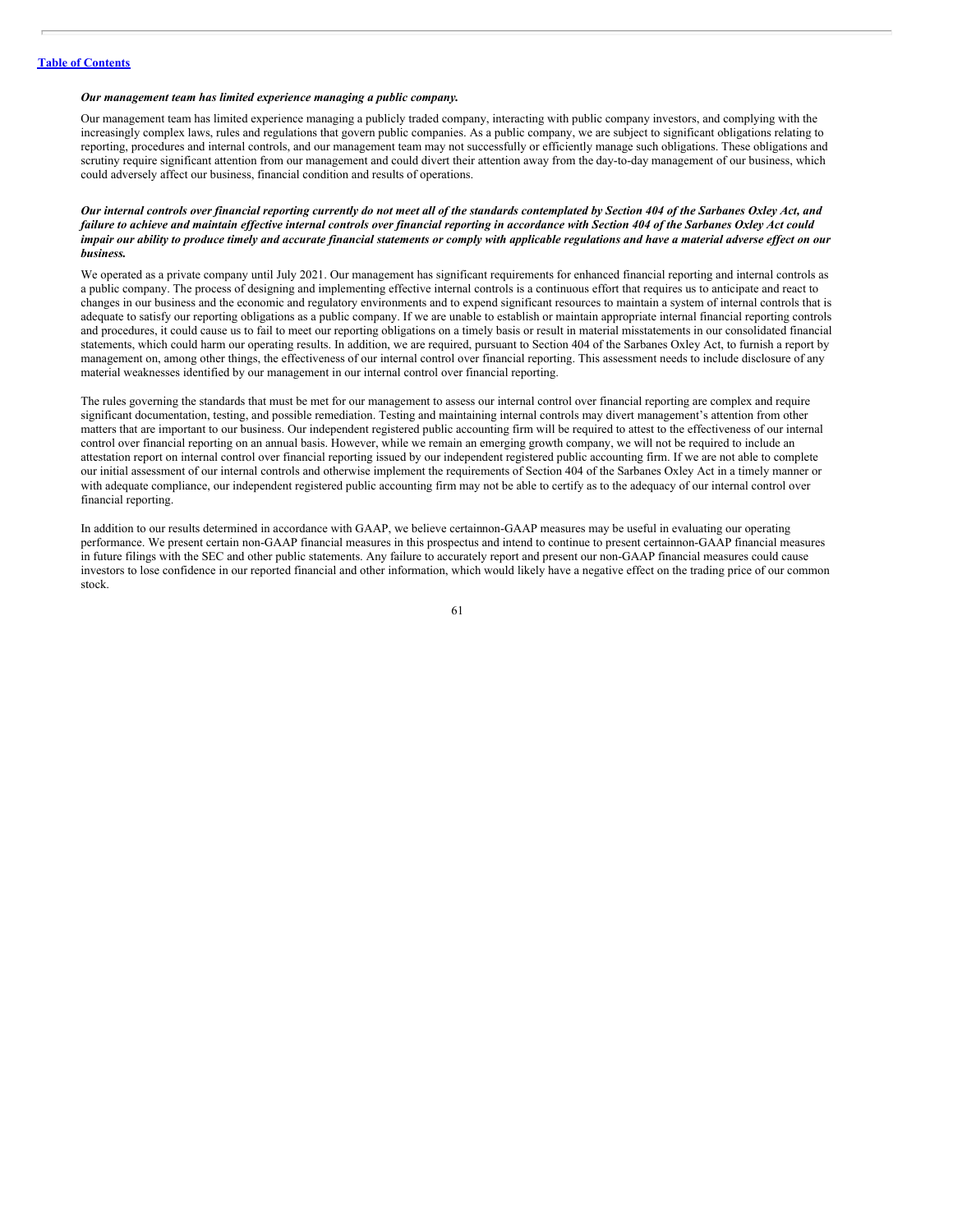*Our management team has limited experience managing a public company.*

Our management team has limited experience managing a publicly traded company, interacting with public company investors, and complying with the increasingly complex laws, rules and regulations that govern public companies. As a public company, we are subject to significant obligations relating to reporting, procedures and internal controls, and our management team may not successfully or efficiently manage such obligations. These obligations and scrutiny require significant attention from our management and could divert their attention away from the day-to-day management of our business, which could adversely affect our business, financial condition and results of operations.

***Our internal controls over financial reporting currently do not meet all of the standards contemplated by Section 404 of the Sarbanes Oxley Act, and failure to achieve and maintain effective internal controls over financial reporting in accordance with Section 404 of the Sarbanes Oxley Act could impair our ability to produce timely and accurate financial statements or comply with applicable regulations and have a material adverse effect on our business.***

We operated as a private company until July 2021. Our management has significant requirements for enhanced financial reporting and internal controls as a public company. The process of designing and implementing effective internal controls is a continuous effort that requires us to anticipate and react to changes in our business and the economic and regulatory environments and to expend significant resources to maintain a system of internal controls that is adequate to satisfy our reporting obligations as a public company. If we are unable to establish or maintain appropriate internal financial reporting controls and procedures, it could cause us to fail to meet our reporting obligations on a timely basis or result in material misstatements in our consolidated financial statements, which could harm our operating results. In addition, we are required, pursuant to Section 404 of the Sarbanes Oxley Act, to furnish a report by management on, among other things, the effectiveness of our internal control over financial reporting. This assessment needs to include disclosure of any material weaknesses identified by our management in our internal control over financial reporting.

The rules governing the standards that must be met for our management to assess our internal control over financial reporting are complex and require significant documentation, testing, and possible remediation. Testing and maintaining internal controls may divert management's attention from other matters that are important to our business. Our independent registered public accounting firm will be required to attest to the effectiveness of our internal control over financial reporting on an annual basis. However, while we remain an emerging growth company, we will not be required to include an attestation report on internal control over financial reporting issued by our independent registered public accounting firm. If we are not able to complete our initial assessment of our internal controls and otherwise implement the requirements of Section 404 of the Sarbanes Oxley Act in a timely manner or with adequate compliance, our independent registered public accounting firm may not be able to certify as to the adequacy of our internal control over financial reporting.

In addition to our results determined in accordance with GAAP, we believe certainnon-GAAP measures may be useful in evaluating our operating performance. We present certain non-GAAP financial measures in this prospectus and intend to continue to present certainnon-GAAP financial measures in future filings with the SEC and other public statements. Any failure to accurately report and present our non-GAAP financial measures could cause investors to lose confidence in our reported financial and other information, which would likely have a negative effect on the trading price of our common stock.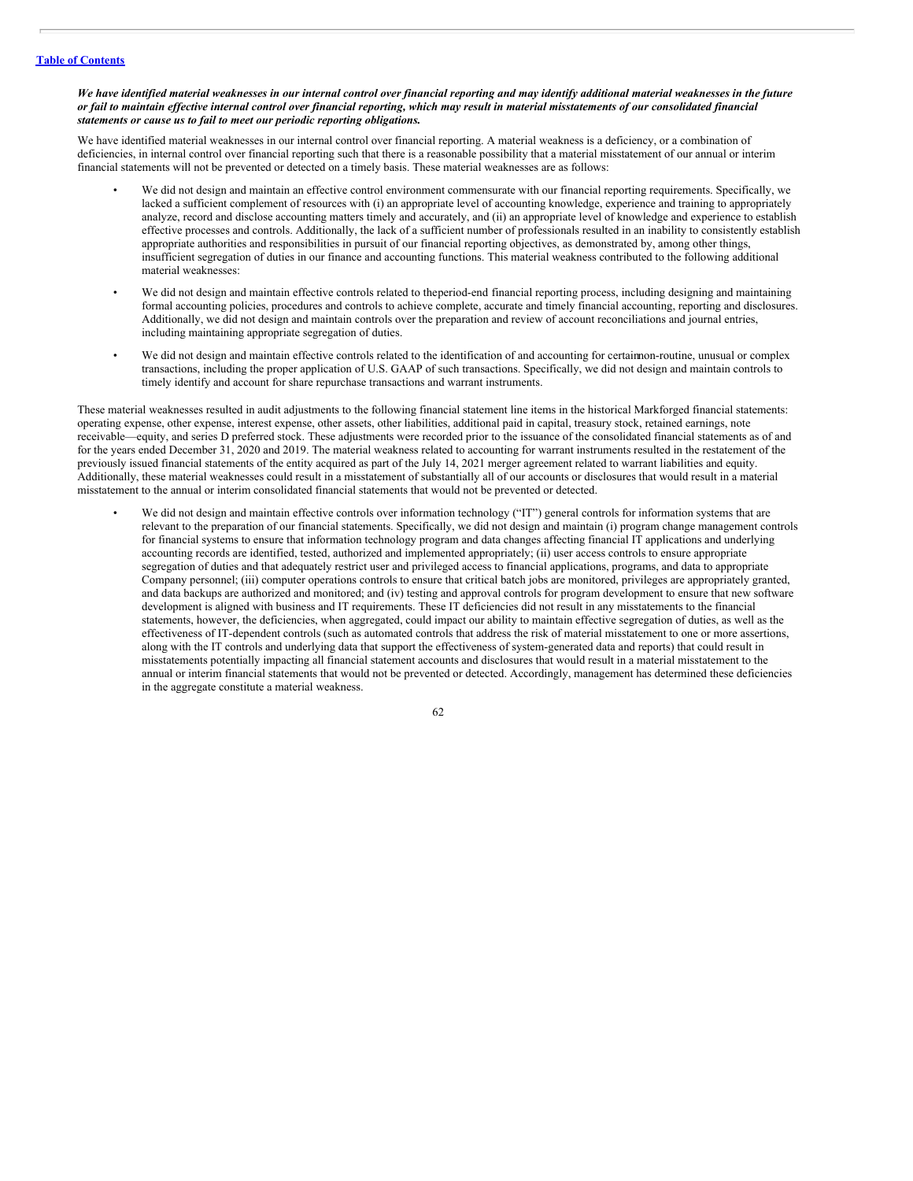[Table of Contents](#)

***We have identified material weaknesses in our internal control over financial reporting and may identify additional material weaknesses in the future or fail to maintain effective internal control over financial reporting, which may result in material misstatements of our consolidated financial statements or cause us to fail to meet our periodic reporting obligations.***

We have identified material weaknesses in our internal control over financial reporting. A material weakness is a deficiency, or a combination of deficiencies, in internal control over financial reporting such that there is a reasonable possibility that a material misstatement of our annual or interim financial statements will not be prevented or detected on a timely basis. These material weaknesses are as follows:

- We did not design and maintain an effective control environment commensurate with our financial reporting requirements. Specifically, we lacked a sufficient complement of resources with (i) an appropriate level of accounting knowledge, experience and training to appropriately analyze, record and disclose accounting matters timely and accurately, and (ii) an appropriate level of knowledge and experience to establish effective processes and controls. Additionally, the lack of a sufficient number of professionals resulted in an inability to consistently establish appropriate authorities and responsibilities in pursuit of our financial reporting objectives, as demonstrated by, among other things, insufficient segregation of duties in our finance and accounting functions. This material weakness contributed to the following additional material weaknesses:

- We did not design and maintain effective controls related to the period-end financial reporting process, including designing and maintaining formal accounting policies, procedures and controls to achieve complete, accurate and timely financial accounting, reporting and disclosures. Additionally, we did not design and maintain controls over the preparation and review of account reconciliations and journal entries, including maintaining appropriate segregation of duties.

- We did not design and maintain effective controls related to the identification of and accounting for certain non-routine, unusual or complex transactions, including the proper application of U.S. GAAP of such transactions. Specifically, we did not design and maintain controls to timely identify and account for share repurchase transactions and warrant instruments.

These material weaknesses resulted in audit adjustments to the following financial statement line items in the historical Markforged financial statements: operating expense, other expense, interest expense, other assets, other liabilities, additional paid in capital, treasury stock, retained earnings, note receivable—equity, and series D preferred stock. These adjustments were recorded prior to the issuance of the consolidated financial statements as of and for the years ended December 31, 2020 and 2019. The material weakness related to accounting for warrant instruments resulted in the restatement of the previously issued financial statements of the entity acquired as part of the July 14, 2021 merger agreement related to warrant liabilities and equity. Additionally, these material weaknesses could result in a misstatement of substantially all of our accounts or disclosures that would result in a material misstatement to the annual or interim consolidated financial statements that would not be prevented or detected.

- We did not design and maintain effective controls over information technology ("IT") general controls for information systems that are relevant to the preparation of our financial statements. Specifically, we did not design and maintain (i) program change management controls for financial systems to ensure that information technology program and data changes affecting financial IT applications and underlying accounting records are identified, tested, authorized and implemented appropriately; (ii) user access controls to ensure appropriate segregation of duties and that adequately restrict user and privileged access to financial applications, programs, and data to appropriate Company personnel; (iii) computer operations controls to ensure that critical batch jobs are monitored, privileges are appropriately granted, and data backups are authorized and monitored; and (iv) testing and approval controls for program development to ensure that new software development is aligned with business and IT requirements. These IT deficiencies did not result in any misstatements to the financial statements, however, the deficiencies, when aggregated, could impact our ability to maintain effective segregation of duties, as well as the effectiveness of IT-dependent controls (such as automated controls that address the risk of material misstatement to one or more assertions, along with the IT controls and underlying data that support the effectiveness of system-generated data and reports) that could result in misstatements potentially impacting all financial statement accounts and disclosures that would result in a material misstatement to the annual or interim financial statements that would not be prevented or detected. Accordingly, management has determined these deficiencies in the aggregate constitute a material weakness.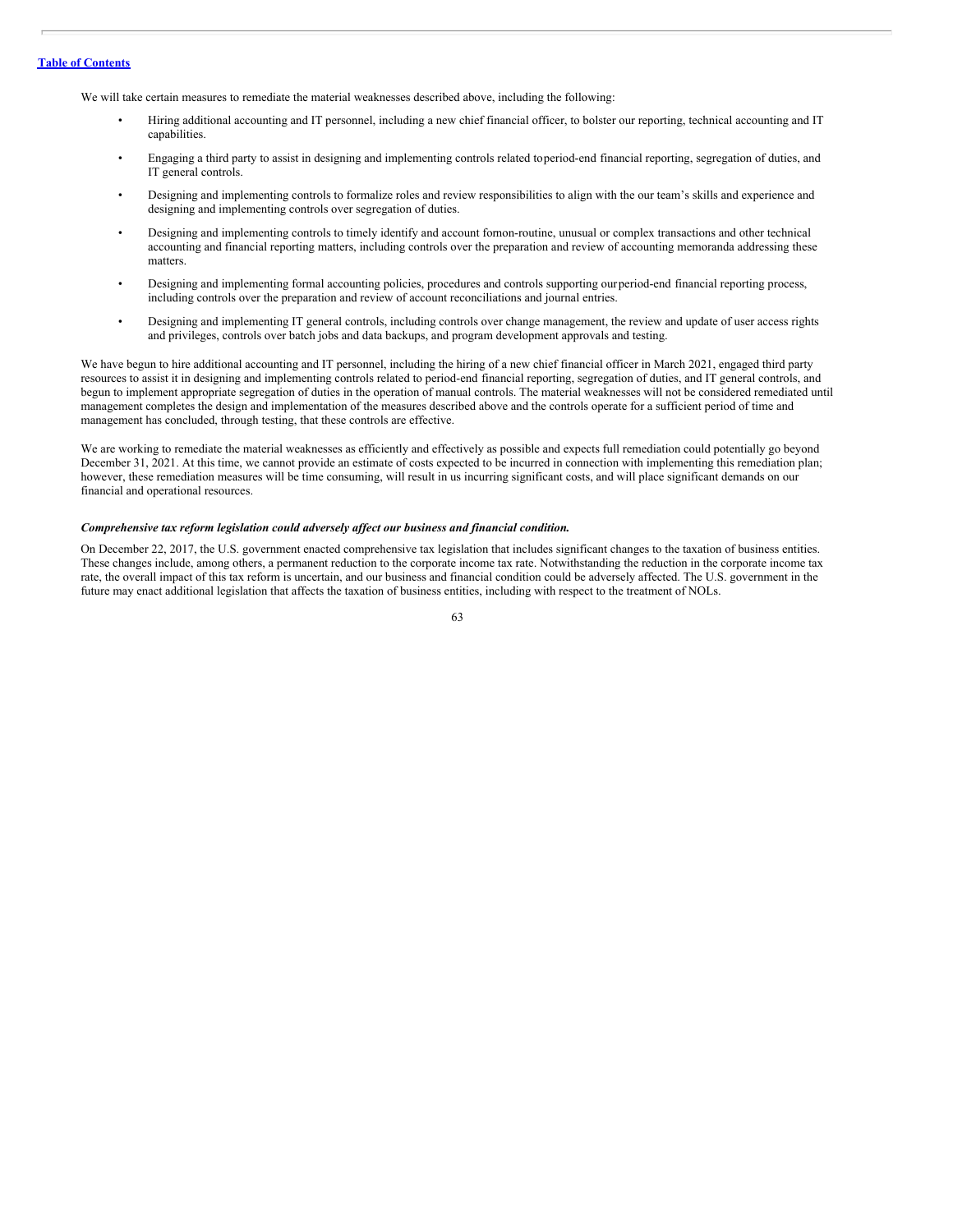We will take certain measures to remediate the material weaknesses described above, including the following:

- Hiring additional accounting and IT personnel, including a new chief financial officer, to bolster our reporting, technical accounting and IT capabilities.
- Engaging a third party to assist in designing and implementing controls related toperiod-end financial reporting, segregation of duties, and IT general controls.
- Designing and implementing controls to formalize roles and review responsibilities to align with the our team's skills and experience and designing and implementing controls over segregation of duties.
- Designing and implementing controls to timely identify and account fornon-routine, unusual or complex transactions and other technical accounting and financial reporting matters, including controls over the preparation and review of accounting memoranda addressing these matters.
- Designing and implementing formal accounting policies, procedures and controls supporting ourperiod-end financial reporting process, including controls over the preparation and review of account reconciliations and journal entries.
- Designing and implementing IT general controls, including controls over change management, the review and update of user access rights and privileges, controls over batch jobs and data backups, and program development approvals and testing.

We have begun to hire additional accounting and IT personnel, including the hiring of a new chief financial officer in March 2021, engaged third party resources to assist it in designing and implementing controls related to period-end financial reporting, segregation of duties, and IT general controls, and begun to implement appropriate segregation of duties in the operation of manual controls. The material weaknesses will not be considered remediated until management completes the design and implementation of the measures described above and the controls operate for a sufficient period of time and management has concluded, through testing, that these controls are effective.

We are working to remediate the material weaknesses as efficiently and effectively as possible and expects full remediation could potentially go beyond December 31, 2021. At this time, we cannot provide an estimate of costs expected to be incurred in connection with implementing this remediation plan; however, these remediation measures will be time consuming, will result in us incurring significant costs, and will place significant demands on our financial and operational resources.

***Comprehensive tax reform legislation could adversely affect our business and financial condition.***

On December 22, 2017, the U.S. government enacted comprehensive tax legislation that includes significant changes to the taxation of business entities. These changes include, among others, a permanent reduction to the corporate income tax rate. Notwithstanding the reduction in the corporate income tax rate, the overall impact of this tax reform is uncertain, and our business and financial condition could be adversely affected. The U.S. government in the future may enact additional legislation that affects the taxation of business entities, including with respect to the treatment of NOLs.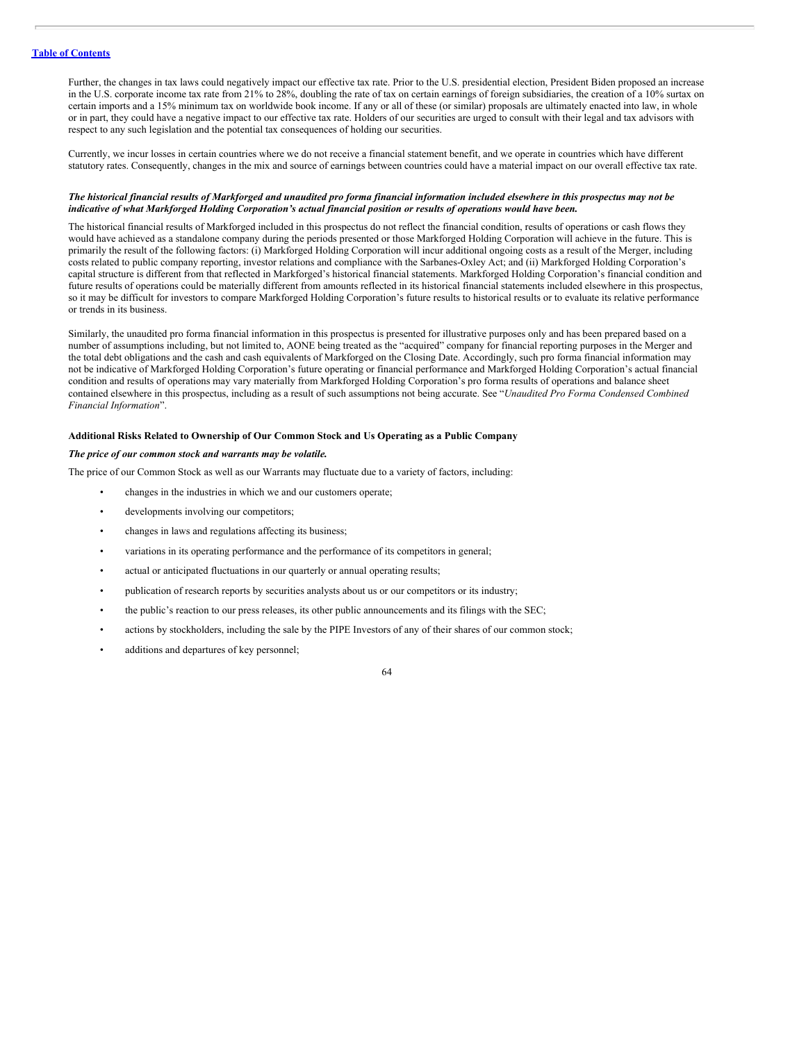[Table of Contents](#)

Further, the changes in tax laws could negatively impact our effective tax rate. Prior to the U.S. presidential election, President Biden proposed an increase in the U.S. corporate income tax rate from 21% to 28%, doubling the rate of tax on certain earnings of foreign subsidiaries, the creation of a 10% surtax on certain imports and a 15% minimum tax on worldwide book income. If any or all of these (or similar) proposals are ultimately enacted into law, in whole or in part, they could have a negative impact to our effective tax rate. Holders of our securities are urged to consult with their legal and tax advisors with respect to any such legislation and the potential tax consequences of holding our securities.

Currently, we incur losses in certain countries where we do not receive a financial statement benefit, and we operate in countries which have different statutory rates. Consequently, changes in the mix and source of earnings between countries could have a material impact on our overall effective tax rate.

***The historical financial results of Markforged and unaudited pro forma financial information included elsewhere in this prospectus may not be indicative of what Markforged Holding Corporation's actual financial position or results of operations would have been.***

The historical financial results of Markforged included in this prospectus do not reflect the financial condition, results of operations or cash flows they would have achieved as a standalone company during the periods presented or those Markforged Holding Corporation will achieve in the future. This is primarily the result of the following factors: (i) Markforged Holding Corporation will incur additional ongoing costs as a result of the Merger, including costs related to public company reporting, investor relations and compliance with the Sarbanes-Oxley Act; and (ii) Markforged Holding Corporation's capital structure is different from that reflected in Markforged's historical financial statements. Markforged Holding Corporation's financial condition and future results of operations could be materially different from amounts reflected in its historical financial statements included elsewhere in this prospectus, so it may be difficult for investors to compare Markforged Holding Corporation's future results to historical results or to evaluate its relative performance or trends in its business.

Similarly, the unaudited pro forma financial information in this prospectus is presented for illustrative purposes only and has been prepared based on a number of assumptions including, but not limited to, AONE being treated as the "acquired" company for financial reporting purposes in the Merger and the total debt obligations and the cash and cash equivalents of Markforged on the Closing Date. Accordingly, such pro forma financial information may not be indicative of Markforged Holding Corporation's future operating or financial performance and Markforged Holding Corporation's actual financial condition and results of operations may vary materially from Markforged Holding Corporation's pro forma results of operations and balance sheet contained elsewhere in this prospectus, including as a result of such assumptions not being accurate. See "*Unaudited Pro Forma Condensed Combined Financial Information*".

**Additional Risks Related to Ownership of Our Common Stock and Us Operating as a Public Company**

***The price of our common stock and warrants may be volatile.***

The price of our Common Stock as well as our Warrants may fluctuate due to a variety of factors, including:

- changes in the industries in which we and our customers operate;
- developments involving our competitors;
- changes in laws and regulations affecting its business;
- variations in its operating performance and the performance of its competitors in general;
- actual or anticipated fluctuations in our quarterly or annual operating results;
- publication of research reports by securities analysts about us or our competitors or its industry;
- the public's reaction to our press releases, its other public announcements and its filings with the SEC;
- actions by stockholders, including the sale by the PIPE Investors of any of their shares of our common stock;
- additions and departures of key personnel;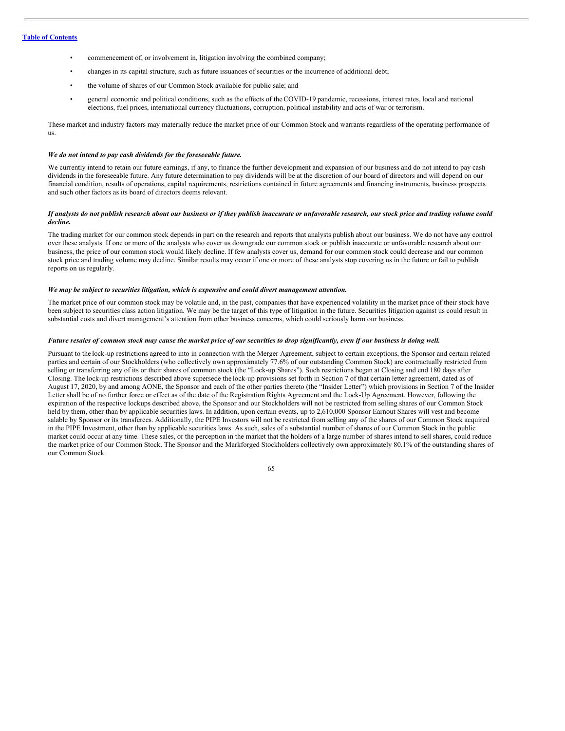- commencement of, or involvement in, litigation involving the combined company;
- changes in its capital structure, such as future issuances of securities or the incurrence of additional debt;
- the volume of shares of our Common Stock available for public sale; and
- general economic and political conditions, such as the effects of the COVID-19 pandemic, recessions, interest rates, local and national elections, fuel prices, international currency fluctuations, corruption, political instability and acts of war or terrorism.

These market and industry factors may materially reduce the market price of our Common Stock and warrants regardless of the operating performance of us.

***We do not intend to pay cash dividends for the foreseeable future.***

We currently intend to retain our future earnings, if any, to finance the further development and expansion of our business and do not intend to pay cash dividends in the foreseeable future. Any future determination to pay dividends will be at the discretion of our board of directors and will depend on our financial condition, results of operations, capital requirements, restrictions contained in future agreements and financing instruments, business prospects and such other factors as its board of directors deems relevant.

***If analysts do not publish research about our business or if they publish inaccurate or unfavorable research, our stock price and trading volume could decline.***

The trading market for our common stock depends in part on the research and reports that analysts publish about our business. We do not have any control over these analysts. If one or more of the analysts who cover us downgrade our common stock or publish inaccurate or unfavorable research about our business, the price of our common stock would likely decline. If few analysts cover us, demand for our common stock could decrease and our common stock price and trading volume may decline. Similar results may occur if one or more of these analysts stop covering us in the future or fail to publish reports on us regularly.

***We may be subject to securities litigation, which is expensive and could divert management attention.***

The market price of our common stock may be volatile and, in the past, companies that have experienced volatility in the market price of their stock have been subject to securities class action litigation. We may be the target of this type of litigation in the future. Securities litigation against us could result in substantial costs and divert management's attention from other business concerns, which could seriously harm our business.

***Future resales of common stock may cause the market price of our securities to drop significantly, even if our business is doing well.***

Pursuant to the lock-up restrictions agreed to into in connection with the Merger Agreement, subject to certain exceptions, the Sponsor and certain related parties and certain of our Stockholders (who collectively own approximately 77.6% of our outstanding Common Stock) are contractually restricted from selling or transferring any of its or their shares of common stock (the "Lock-up Shares"). Such restrictions began at Closing and end 180 days after Closing. The lock-up restrictions described above supersede the lock-up provisions set forth in Section 7 of that certain letter agreement, dated as of August 17, 2020, by and among AONE, the Sponsor and each of the other parties thereto (the "Insider Letter") which provisions in Section 7 of the Insider Letter shall be of no further force or effect as of the date of the Registration Rights Agreement and the Lock-Up Agreement. However, following the expiration of the respective lockups described above, the Sponsor and our Stockholders will not be restricted from selling shares of our Common Stock held by them, other than by applicable securities laws. In addition, upon certain events, up to 2,610,000 Sponsor Earnout Shares will vest and become salable by Sponsor or its transferees. Additionally, the PIPE Investors will not be restricted from selling any of the shares of our Common Stock acquired in the PIPE Investment, other than by applicable securities laws. As such, sales of a substantial number of shares of our Common Stock in the public market could occur at any time. These sales, or the perception in the market that the holders of a large number of shares intend to sell shares, could reduce the market price of our Common Stock. The Sponsor and the Markforged Stockholders collectively own approximately 80.1% of the outstanding shares of our Common Stock.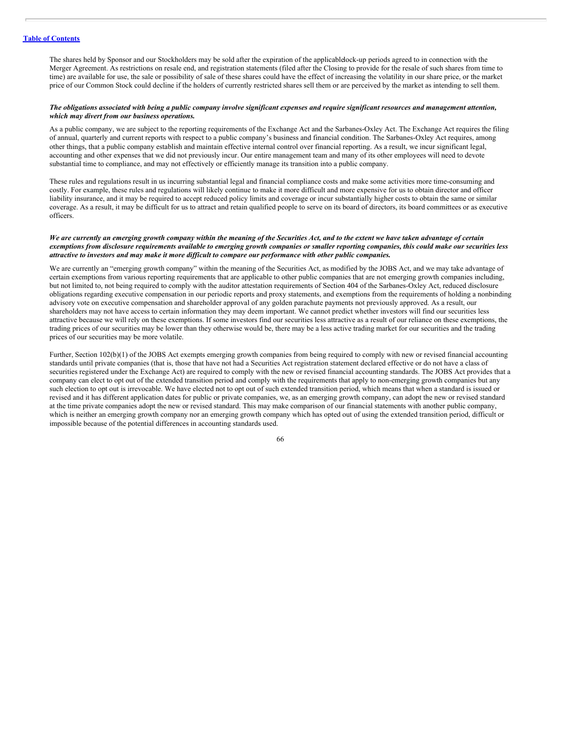The shares held by Sponsor and our Stockholders may be sold after the expiration of the applicable lock-up periods agreed to in connection with the Merger Agreement. As restrictions on resale end, and registration statements (filed after the Closing to provide for the resale of such shares from time to time) are available for use, the sale or possibility of sale of these shares could have the effect of increasing the volatility in our share price, or the market price of our Common Stock could decline if the holders of currently restricted shares sell them or are perceived by the market as intending to sell them.

***The obligations associated with being a public company involve significant expenses and require significant resources and management attention, which may divert from our business operations.***

As a public company, we are subject to the reporting requirements of the Exchange Act and the Sarbanes-Oxley Act. The Exchange Act requires the filing of annual, quarterly and current reports with respect to a public company's business and financial condition. The Sarbanes-Oxley Act requires, among other things, that a public company establish and maintain effective internal control over financial reporting. As a result, we incur significant legal, accounting and other expenses that we did not previously incur. Our entire management team and many of its other employees will need to devote substantial time to compliance, and may not effectively or efficiently manage its transition into a public company.

These rules and regulations result in us incurring substantial legal and financial compliance costs and make some activities more time-consuming and costly. For example, these rules and regulations will likely continue to make it more difficult and more expensive for us to obtain director and officer liability insurance, and it may be required to accept reduced policy limits and coverage or incur substantially higher costs to obtain the same or similar coverage. As a result, it may be difficult for us to attract and retain qualified people to serve on its board of directors, its board committees or as executive officers.

***We are currently an emerging growth company within the meaning of the Securities Act, and to the extent we have taken advantage of certain exemptions from disclosure requirements available to emerging growth companies or smaller reporting companies, this could make our securities less attractive to investors and may make it more difficult to compare our performance with other public companies.***

We are currently an "emerging growth company" within the meaning of the Securities Act, as modified by the JOBS Act, and we may take advantage of certain exemptions from various reporting requirements that are applicable to other public companies that are not emerging growth companies including, but not limited to, not being required to comply with the auditor attestation requirements of Section 404 of the Sarbanes-Oxley Act, reduced disclosure obligations regarding executive compensation in our periodic reports and proxy statements, and exemptions from the requirements of holding a nonbinding advisory vote on executive compensation and shareholder approval of any golden parachute payments not previously approved. As a result, our shareholders may not have access to certain information they may deem important. We cannot predict whether investors will find our securities less attractive because we will rely on these exemptions. If some investors find our securities less attractive as a result of our reliance on these exemptions, the trading prices of our securities may be lower than they otherwise would be, there may be a less active trading market for our securities and the trading prices of our securities may be more volatile.

Further, Section 102(b)(1) of the JOBS Act exempts emerging growth companies from being required to comply with new or revised financial accounting standards until private companies (that is, those that have not had a Securities Act registration statement declared effective or do not have a class of securities registered under the Exchange Act) are required to comply with the new or revised financial accounting standards. The JOBS Act provides that a company can elect to opt out of the extended transition period and comply with the requirements that apply to non-emerging growth companies but any such election to opt out is irrevocable. We have elected not to opt out of such extended transition period, which means that when a standard is issued or revised and it has different application dates for public or private companies, we, as an emerging growth company, can adopt the new or revised standard at the time private companies adopt the new or revised standard. This may make comparison of our financial statements with another public company, which is neither an emerging growth company nor an emerging growth company which has opted out of using the extended transition period, difficult or impossible because of the potential differences in accounting standards used.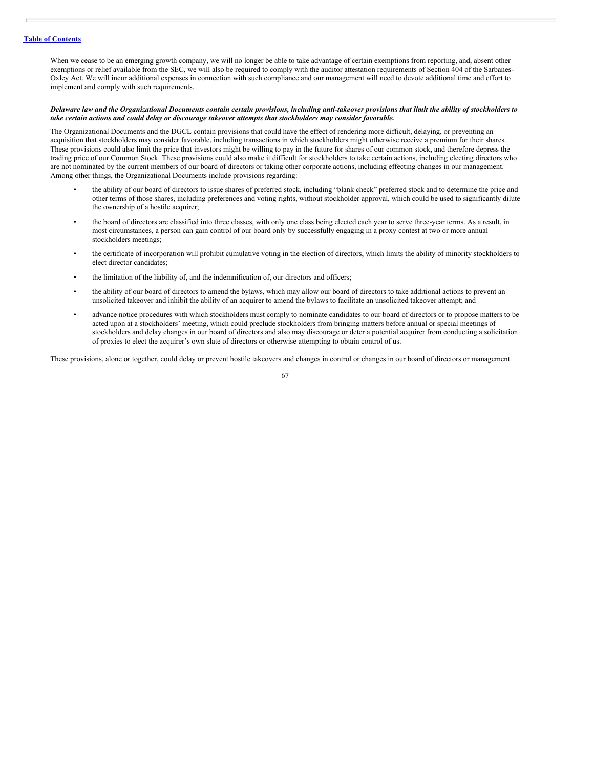When we cease to be an emerging growth company, we will no longer be able to take advantage of certain exemptions from reporting, and, absent other exemptions or relief available from the SEC, we will also be required to comply with the auditor attestation requirements of Section 404 of the Sarbanes-Oxley Act. We will incur additional expenses in connection with such compliance and our management will need to devote additional time and effort to implement and comply with such requirements.

***Delaware law and the Organizational Documents contain certain provisions, including anti-takeover provisions that limit the ability of stockholders to take certain actions and could delay or discourage takeover attempts that stockholders may consider favorable.***

The Organizational Documents and the DGCL contain provisions that could have the effect of rendering more difficult, delaying, or preventing an acquisition that stockholders may consider favorable, including transactions in which stockholders might otherwise receive a premium for their shares. These provisions could also limit the price that investors might be willing to pay in the future for shares of our common stock, and therefore depress the trading price of our Common Stock. These provisions could also make it difficult for stockholders to take certain actions, including electing directors who are not nominated by the current members of our board of directors or taking other corporate actions, including effecting changes in our management. Among other things, the Organizational Documents include provisions regarding:

- the ability of our board of directors to issue shares of preferred stock, including "blank check" preferred stock and to determine the price and other terms of those shares, including preferences and voting rights, without stockholder approval, which could be used to significantly dilute the ownership of a hostile acquirer;
- the board of directors are classified into three classes, with only one class being elected each year to serve three-year terms. As a result, in most circumstances, a person can gain control of our board only by successfully engaging in a proxy contest at two or more annual stockholders meetings;
- the certificate of incorporation will prohibit cumulative voting in the election of directors, which limits the ability of minority stockholders to elect director candidates;
- the limitation of the liability of, and the indemnification of, our directors and officers;
- the ability of our board of directors to amend the bylaws, which may allow our board of directors to take additional actions to prevent an unsolicited takeover and inhibit the ability of an acquirer to amend the bylaws to facilitate an unsolicited takeover attempt; and
- advance notice procedures with which stockholders must comply to nominate candidates to our board of directors or to propose matters to be acted upon at a stockholders' meeting, which could preclude stockholders from bringing matters before annual or special meetings of stockholders and delay changes in our board of directors and also may discourage or deter a potential acquirer from conducting a solicitation of proxies to elect the acquirer's own slate of directors or otherwise attempting to obtain control of us.

These provisions, alone or together, could delay or prevent hostile takeovers and changes in control or changes in our board of directors or management.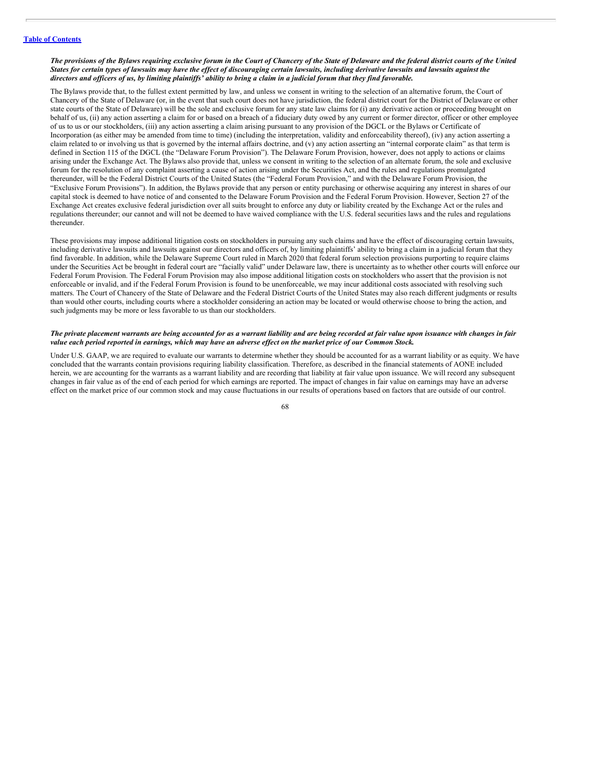*The provisions of the Bylaws requiring exclusive forum in the Court of Chancery of the State of Delaware and the federal district courts of the United States for certain types of lawsuits may have the effect of discouraging certain lawsuits, including derivative lawsuits and lawsuits against the directors and officers of us, by limiting plaintiffs' ability to bring a claim in a judicial forum that they find favorable.*

The Bylaws provide that, to the fullest extent permitted by law, and unless we consent in writing to the selection of an alternative forum, the Court of Chancery of the State of Delaware (or, in the event that such court does not have jurisdiction, the federal district court for the District of Delaware or other state courts of the State of Delaware) will be the sole and exclusive forum for any state law claims for (i) any derivative action or proceeding brought on behalf of us, (ii) any action asserting a claim for or based on a breach of a fiduciary duty owed by any current or former director, officer or other employee of us to us or our stockholders, (iii) any action asserting a claim arising pursuant to any provision of the DGCL or the Bylaws or Certificate of Incorporation (as either may be amended from time to time) (including the interpretation, validity and enforceability thereof), (iv) any action asserting a claim related to or involving us that is governed by the internal affairs doctrine, and (v) any action asserting an "internal corporate claim" as that term is defined in Section 115 of the DGCL (the "Delaware Forum Provision"). The Delaware Forum Provision, however, does not apply to actions or claims arising under the Exchange Act. The Bylaws also provide that, unless we consent in writing to the selection of an alternate forum, the sole and exclusive forum for the resolution of any complaint asserting a cause of action arising under the Securities Act, and the rules and regulations promulgated thereunder, will be the Federal District Courts of the United States (the "Federal Forum Provision," and with the Delaware Forum Provision, the "Exclusive Forum Provisions"). In addition, the Bylaws provide that any person or entity purchasing or otherwise acquiring any interest in shares of our capital stock is deemed to have notice of and consented to the Delaware Forum Provision and the Federal Forum Provision. However, Section 27 of the Exchange Act creates exclusive federal jurisdiction over all suits brought to enforce any duty or liability created by the Exchange Act or the rules and regulations thereunder; our cannot and will not be deemed to have waived compliance with the U.S. federal securities laws and the rules and regulations thereunder.

These provisions may impose additional litigation costs on stockholders in pursuing any such claims and have the effect of discouraging certain lawsuits, including derivative lawsuits and lawsuits against our directors and officers of, by limiting plaintiffs' ability to bring a claim in a judicial forum that they find favorable. In addition, while the Delaware Supreme Court ruled in March 2020 that federal forum selection provisions purporting to require claims under the Securities Act be brought in federal court are "facially valid" under Delaware law, there is uncertainty as to whether other courts will enforce our Federal Forum Provision. The Federal Forum Provision may also impose additional litigation costs on stockholders who assert that the provision is not enforceable or invalid, and if the Federal Forum Provision is found to be unenforceable, we may incur additional costs associated with resolving such matters. The Court of Chancery of the State of Delaware and the Federal District Courts of the United States may also reach different judgments or results than would other courts, including courts where a stockholder considering an action may be located or would otherwise choose to bring the action, and such judgments may be more or less favorable to us than our stockholders.

*The private placement warrants are being accounted for as a warrant liability and are being recorded at fair value upon issuance with changes in fair value each period reported in earnings, which may have an adverse effect on the market price of our Common Stock.*

Under U.S. GAAP, we are required to evaluate our warrants to determine whether they should be accounted for as a warrant liability or as equity. We have concluded that the warrants contain provisions requiring liability classification. Therefore, as described in the financial statements of AONE included herein, we are accounting for the warrants as a warrant liability and are recording that liability at fair value upon issuance. We will record any subsequent changes in fair value as of the end of each period for which earnings are reported. The impact of changes in fair value on earnings may have an adverse effect on the market price of our common stock and may cause fluctuations in our results of operations based on factors that are outside of our control.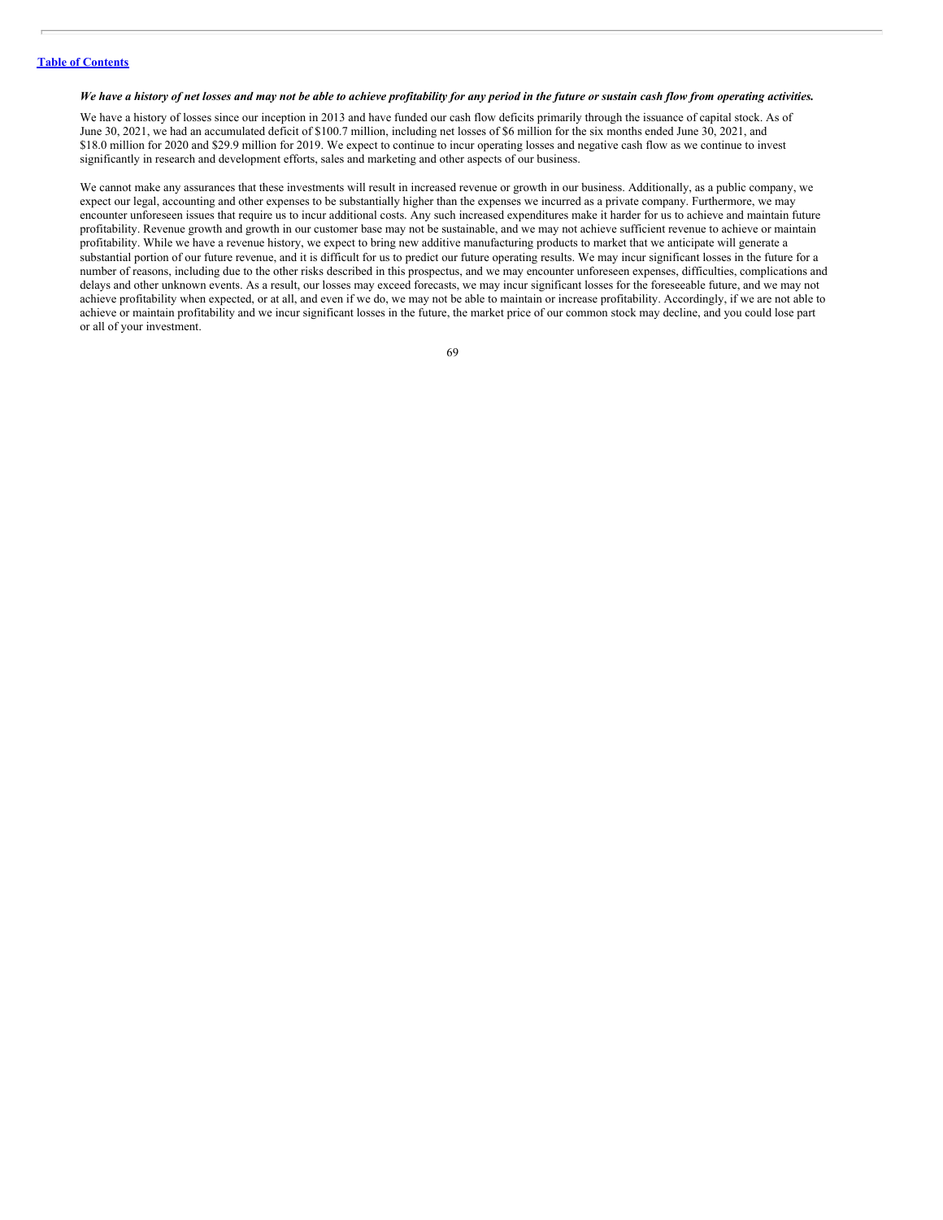*We have a history of net losses and may not be able to achieve profitability for any period in the future or sustain cash flow from operating activities.*

We have a history of losses since our inception in 2013 and have funded our cash flow deficits primarily through the issuance of capital stock. As of June 30, 2021, we had an accumulated deficit of $100.7 million, including net losses of $6 million for the six months ended June 30, 2021, and $18.0 million for 2020 and $29.9 million for 2019. We expect to continue to incur operating losses and negative cash flow as we continue to invest significantly in research and development efforts, sales and marketing and other aspects of our business.

We cannot make any assurances that these investments will result in increased revenue or growth in our business. Additionally, as a public company, we expect our legal, accounting and other expenses to be substantially higher than the expenses we incurred as a private company. Furthermore, we may encounter unforeseen issues that require us to incur additional costs. Any such increased expenditures make it harder for us to achieve and maintain future profitability. Revenue growth and growth in our customer base may not be sustainable, and we may not achieve sufficient revenue to achieve or maintain profitability. While we have a revenue history, we expect to bring new additive manufacturing products to market that we anticipate will generate a substantial portion of our future revenue, and it is difficult for us to predict our future operating results. We may incur significant losses in the future for a number of reasons, including due to the other risks described in this prospectus, and we may encounter unforeseen expenses, difficulties, complications and delays and other unknown events. As a result, our losses may exceed forecasts, we may incur significant losses for the foreseeable future, and we may not achieve profitability when expected, or at all, and even if we do, we may not be able to maintain or increase profitability. Accordingly, if we are not able to achieve or maintain profitability and we incur significant losses in the future, the market price of our common stock may decline, and you could lose part or all of your investment.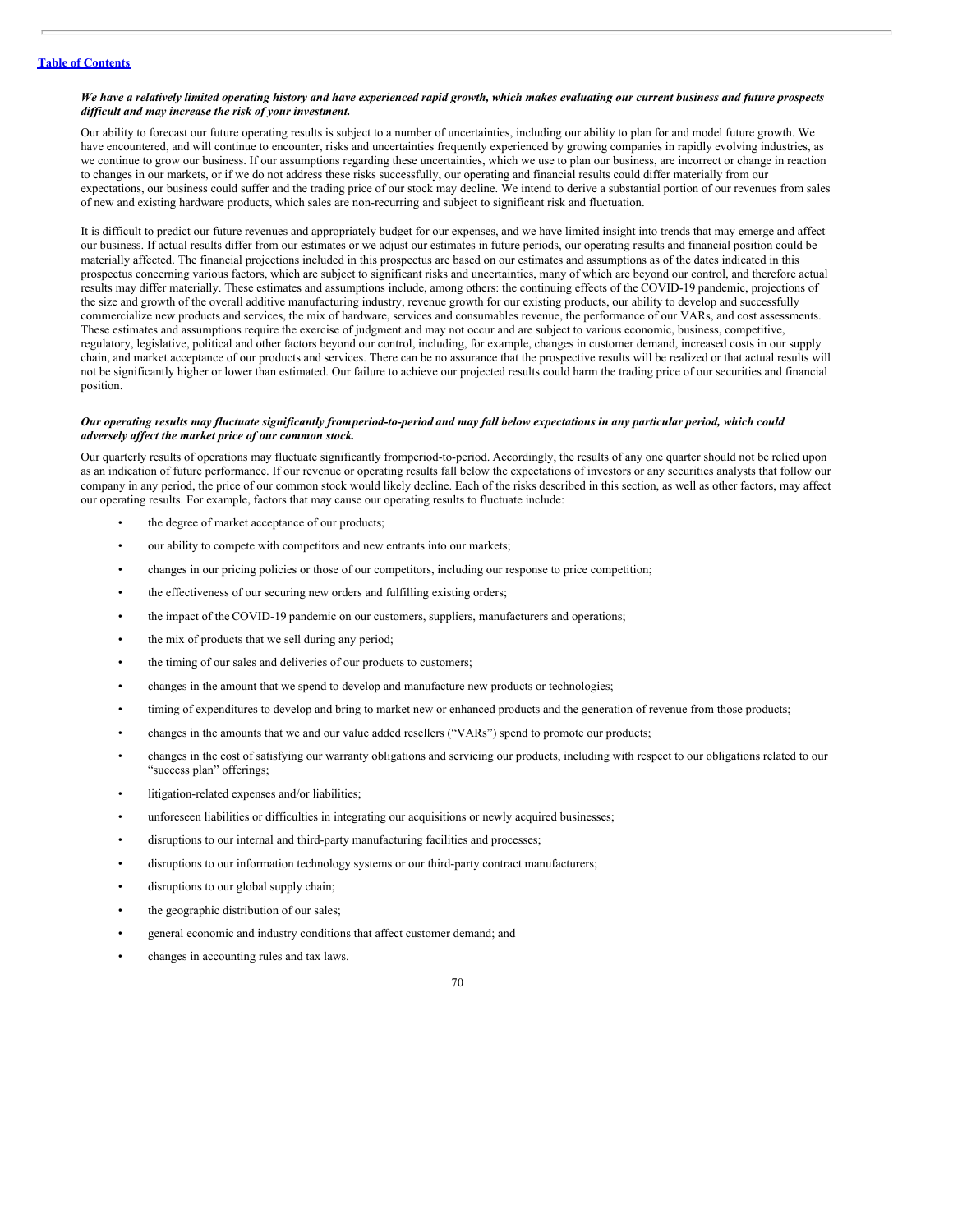***We have a relatively limited operating history and have experienced rapid growth, which makes evaluating our current business and future prospects difficult and may increase the risk of your investment.***

Our ability to forecast our future operating results is subject to a number of uncertainties, including our ability to plan for and model future growth. We have encountered, and will continue to encounter, risks and uncertainties frequently experienced by growing companies in rapidly evolving industries, as we continue to grow our business. If our assumptions regarding these uncertainties, which we use to plan our business, are incorrect or change in reaction to changes in our markets, or if we do not address these risks successfully, our operating and financial results could differ materially from our expectations, our business could suffer and the trading price of our stock may decline. We intend to derive a substantial portion of our revenues from sales of new and existing hardware products, which sales are non-recurring and subject to significant risk and fluctuation.

It is difficult to predict our future revenues and appropriately budget for our expenses, and we have limited insight into trends that may emerge and affect our business. If actual results differ from our estimates or we adjust our estimates in future periods, our operating results and financial position could be materially affected. The financial projections included in this prospectus are based on our estimates and assumptions as of the dates indicated in this prospectus concerning various factors, which are subject to significant risks and uncertainties, many of which are beyond our control, and therefore actual results may differ materially. These estimates and assumptions include, among others: the continuing effects of the COVID-19 pandemic, projections of the size and growth of the overall additive manufacturing industry, revenue growth for our existing products, our ability to develop and successfully commercialize new products and services, the mix of hardware, services and consumables revenue, the performance of our VARs, and cost assessments. These estimates and assumptions require the exercise of judgment and may not occur and are subject to various economic, business, competitive, regulatory, legislative, political and other factors beyond our control, including, for example, changes in customer demand, increased costs in our supply chain, and market acceptance of our products and services. There can be no assurance that the prospective results will be realized or that actual results will not be significantly higher or lower than estimated. Our failure to achieve our projected results could harm the trading price of our securities and financial position.

***Our operating results may fluctuate significantly from period-to-period and may fall below expectations in any particular period, which could adversely affect the market price of our common stock.***

Our quarterly results of operations may fluctuate significantly from period-to-period. Accordingly, the results of any one quarter should not be relied upon as an indication of future performance. If our revenue or operating results fall below the expectations of investors or any securities analysts that follow our company in any period, the price of our common stock would likely decline. Each of the risks described in this section, as well as other factors, may affect our operating results. For example, factors that may cause our operating results to fluctuate include:

- the degree of market acceptance of our products;
- our ability to compete with competitors and new entrants into our markets;
- changes in our pricing policies or those of our competitors, including our response to price competition;
- the effectiveness of our securing new orders and fulfilling existing orders;
- the impact of the COVID-19 pandemic on our customers, suppliers, manufacturers and operations;
- the mix of products that we sell during any period;
- the timing of our sales and deliveries of our products to customers;
- changes in the amount that we spend to develop and manufacture new products or technologies;
- timing of expenditures to develop and bring to market new or enhanced products and the generation of revenue from those products;
- changes in the amounts that we and our value added resellers ("VARs") spend to promote our products;
- changes in the cost of satisfying our warranty obligations and servicing our products, including with respect to our obligations related to our "success plan" offerings;
- litigation-related expenses and/or liabilities;
- unforeseen liabilities or difficulties in integrating our acquisitions or newly acquired businesses;
- disruptions to our internal and third-party manufacturing facilities and processes;
- disruptions to our information technology systems or our third-party contract manufacturers;
- disruptions to our global supply chain;
- the geographic distribution of our sales;
- general economic and industry conditions that affect customer demand; and
- changes in accounting rules and tax laws.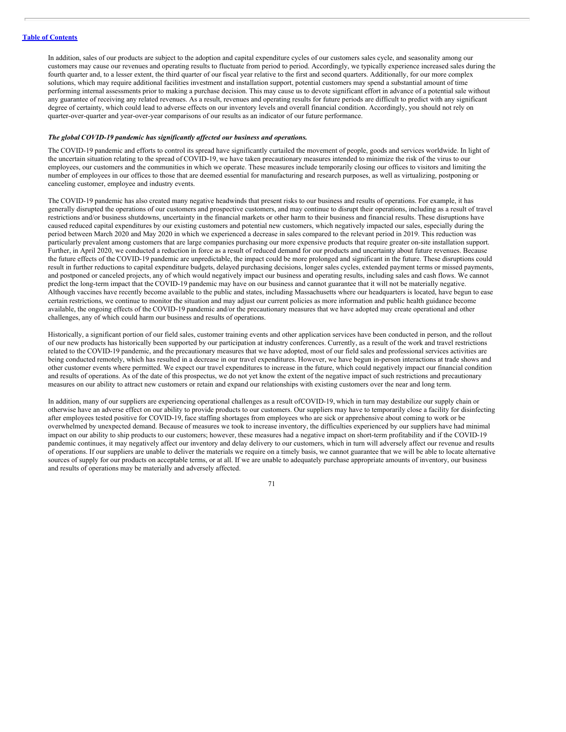In addition, sales of our products are subject to the adoption and capital expenditure cycles of our customers sales cycle, and seasonality among our customers may cause our revenues and operating results to fluctuate from period to period. Accordingly, we typically experience increased sales during the fourth quarter and, to a lesser extent, the third quarter of our fiscal year relative to the first and second quarters. Additionally, for our more complex solutions, which may require additional facilities investment and installation support, potential customers may spend a substantial amount of time performing internal assessments prior to making a purchase decision. This may cause us to devote significant effort in advance of a potential sale without any guarantee of receiving any related revenues. As a result, revenues and operating results for future periods are difficult to predict with any significant degree of certainty, which could lead to adverse effects on our inventory levels and overall financial condition. Accordingly, you should not rely on quarter-over-quarter and year-over-year comparisons of our results as an indicator of our future performance.

***The global COVID-19 pandemic has significantly affected our business and operations.***

The COVID-19 pandemic and efforts to control its spread have significantly curtailed the movement of people, goods and services worldwide. In light of the uncertain situation relating to the spread of COVID-19, we have taken precautionary measures intended to minimize the risk of the virus to our employees, our customers and the communities in which we operate. These measures include temporarily closing our offices to visitors and limiting the number of employees in our offices to those that are deemed essential for manufacturing and research purposes, as well as virtualizing, postponing or canceling customer, employee and industry events.

The COVID-19 pandemic has also created many negative headwinds that present risks to our business and results of operations. For example, it has generally disrupted the operations of our customers and prospective customers, and may continue to disrupt their operations, including as a result of travel restrictions and/or business shutdowns, uncertainty in the financial markets or other harm to their business and financial results. These disruptions have caused reduced capital expenditures by our existing customers and potential new customers, which negatively impacted our sales, especially during the period between March 2020 and May 2020 in which we experienced a decrease in sales compared to the relevant period in 2019. This reduction was particularly prevalent among customers that are large companies purchasing our more expensive products that require greater on-site installation support. Further, in April 2020, we conducted a reduction in force as a result of reduced demand for our products and uncertainty about future revenues. Because the future effects of the COVID-19 pandemic are unpredictable, the impact could be more prolonged and significant in the future. These disruptions could result in further reductions to capital expenditure budgets, delayed purchasing decisions, longer sales cycles, extended payment terms or missed payments, and postponed or canceled projects, any of which would negatively impact our business and operating results, including sales and cash flows. We cannot predict the long-term impact that the COVID-19 pandemic may have on our business and cannot guarantee that it will not be materially negative. Although vaccines have recently become available to the public and states, including Massachusetts where our headquarters is located, have begun to ease certain restrictions, we continue to monitor the situation and may adjust our current policies as more information and public health guidance become available, the ongoing effects of the COVID-19 pandemic and/or the precautionary measures that we have adopted may create operational and other challenges, any of which could harm our business and results of operations.

Historically, a significant portion of our field sales, customer training events and other application services have been conducted in person, and the rollout of our new products has historically been supported by our participation at industry conferences. Currently, as a result of the work and travel restrictions related to the COVID-19 pandemic, and the precautionary measures that we have adopted, most of our field sales and professional services activities are being conducted remotely, which has resulted in a decrease in our travel expenditures. However, we have begun in-person interactions at trade shows and other customer events where permitted. We expect our travel expenditures to increase in the future, which could negatively impact our financial condition and results of operations. As of the date of this prospectus, we do not yet know the extent of the negative impact of such restrictions and precautionary measures on our ability to attract new customers or retain and expand our relationships with existing customers over the near and long term.

In addition, many of our suppliers are experiencing operational challenges as a result ofCOVID-19, which in turn may destabilize our supply chain or otherwise have an adverse effect on our ability to provide products to our customers. Our suppliers may have to temporarily close a facility for disinfecting after employees tested positive for COVID-19, face staffing shortages from employees who are sick or apprehensive about coming to work or be overwhelmed by unexpected demand. Because of measures we took to increase inventory, the difficulties experienced by our suppliers have had minimal impact on our ability to ship products to our customers; however, these measures had a negative impact on short-term profitability and if the COVID-19 pandemic continues, it may negatively affect our inventory and delay delivery to our customers, which in turn will adversely affect our revenue and results of operations. If our suppliers are unable to deliver the materials we require on a timely basis, we cannot guarantee that we will be able to locate alternative sources of supply for our products on acceptable terms, or at all. If we are unable to adequately purchase appropriate amounts of inventory, our business and results of operations may be materially and adversely affected.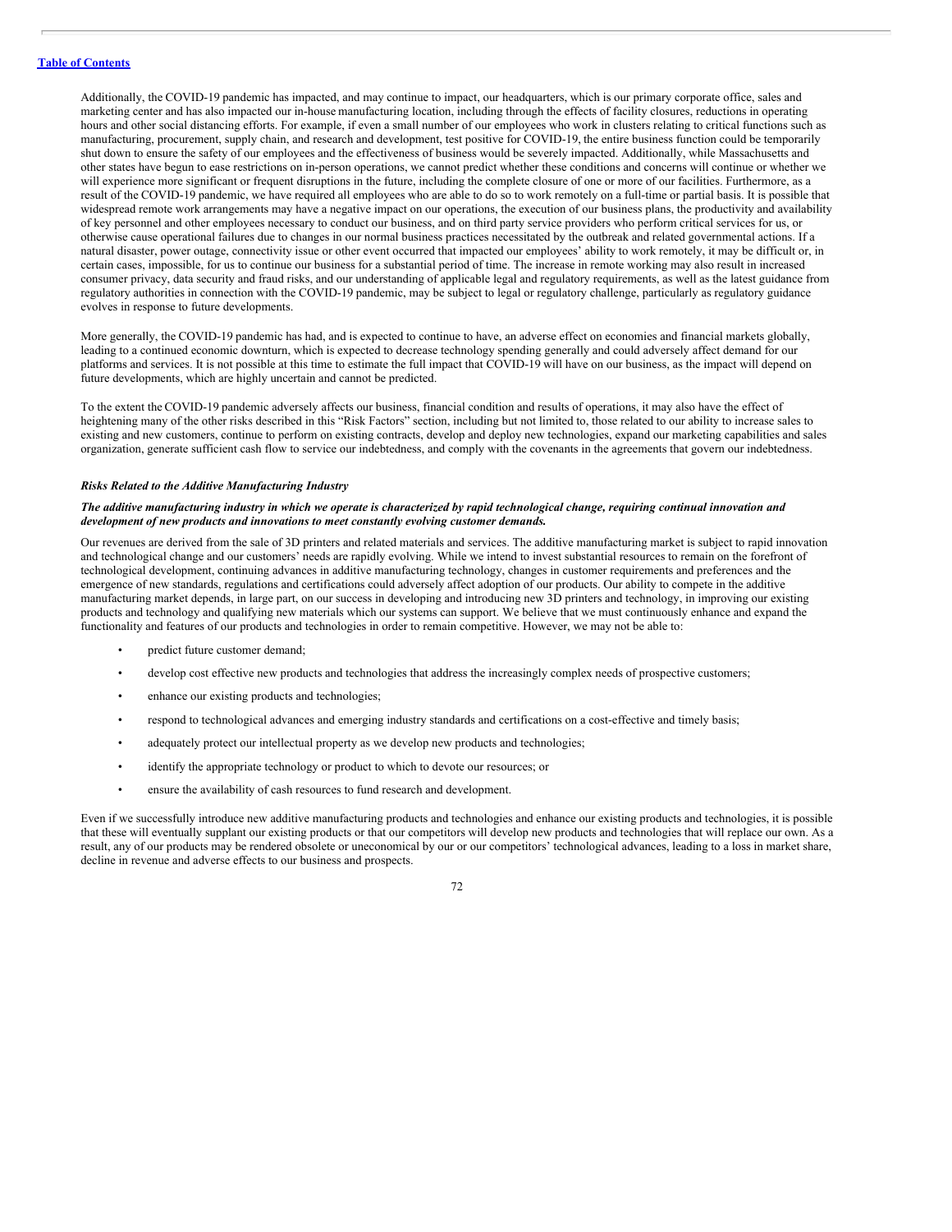Additionally, the COVID-19 pandemic has impacted, and may continue to impact, our headquarters, which is our primary corporate office, sales and marketing center and has also impacted our in-house manufacturing location, including through the effects of facility closures, reductions in operating hours and other social distancing efforts. For example, if even a small number of our employees who work in clusters relating to critical functions such as manufacturing, procurement, supply chain, and research and development, test positive for COVID-19, the entire business function could be temporarily shut down to ensure the safety of our employees and the effectiveness of business would be severely impacted. Additionally, while Massachusetts and other states have begun to ease restrictions on in-person operations, we cannot predict whether these conditions and concerns will continue or whether we will experience more significant or frequent disruptions in the future, including the complete closure of one or more of our facilities. Furthermore, as a result of the COVID-19 pandemic, we have required all employees who are able to do so to work remotely on a full-time or partial basis. It is possible that widespread remote work arrangements may have a negative impact on our operations, the execution of our business plans, the productivity and availability of key personnel and other employees necessary to conduct our business, and on third party service providers who perform critical services for us, or otherwise cause operational failures due to changes in our normal business practices necessitated by the outbreak and related governmental actions. If a natural disaster, power outage, connectivity issue or other event occurred that impacted our employees' ability to work remotely, it may be difficult or, in certain cases, impossible, for us to continue our business for a substantial period of time. The increase in remote working may also result in increased consumer privacy, data security and fraud risks, and our understanding of applicable legal and regulatory requirements, as well as the latest guidance from regulatory authorities in connection with the COVID-19 pandemic, may be subject to legal or regulatory challenge, particularly as regulatory guidance evolves in response to future developments.

More generally, the COVID-19 pandemic has had, and is expected to continue to have, an adverse effect on economies and financial markets globally, leading to a continued economic downturn, which is expected to decrease technology spending generally and could adversely affect demand for our platforms and services. It is not possible at this time to estimate the full impact that COVID-19 will have on our business, as the impact will depend on future developments, which are highly uncertain and cannot be predicted.

To the extent the COVID-19 pandemic adversely affects our business, financial condition and results of operations, it may also have the effect of heightening many of the other risks described in this "Risk Factors" section, including but not limited to, those related to our ability to increase sales to existing and new customers, continue to perform on existing contracts, develop and deploy new technologies, expand our marketing capabilities and sales organization, generate sufficient cash flow to service our indebtedness, and comply with the covenants in the agreements that govern our indebtedness.

### *Risks Related to the Additive Manufacturing Industry*

***The additive manufacturing industry in which we operate is characterized by rapid technological change, requiring continual innovation and development of new products and innovations to meet constantly evolving customer demands.***

Our revenues are derived from the sale of 3D printers and related materials and services. The additive manufacturing market is subject to rapid innovation and technological change and our customers' needs are rapidly evolving. While we intend to invest substantial resources to remain on the forefront of technological development, continuing advances in additive manufacturing technology, changes in customer requirements and preferences and the emergence of new standards, regulations and certifications could adversely affect adoption of our products. Our ability to compete in the additive manufacturing market depends, in large part, on our success in developing and introducing new 3D printers and technology, in improving our existing products and technology and qualifying new materials which our systems can support. We believe that we must continuously enhance and expand the functionality and features of our products and technologies in order to remain competitive. However, we may not be able to:

- predict future customer demand;
- develop cost effective new products and technologies that address the increasingly complex needs of prospective customers;
- enhance our existing products and technologies;
- respond to technological advances and emerging industry standards and certifications on a cost-effective and timely basis;
- adequately protect our intellectual property as we develop new products and technologies;
- identify the appropriate technology or product to which to devote our resources; or
- ensure the availability of cash resources to fund research and development.

Even if we successfully introduce new additive manufacturing products and technologies and enhance our existing products and technologies, it is possible that these will eventually supplant our existing products or that our competitors will develop new products and technologies that will replace our own. As a result, any of our products may be rendered obsolete or uneconomical by our or our competitors' technological advances, leading to a loss in market share, decline in revenue and adverse effects to our business and prospects.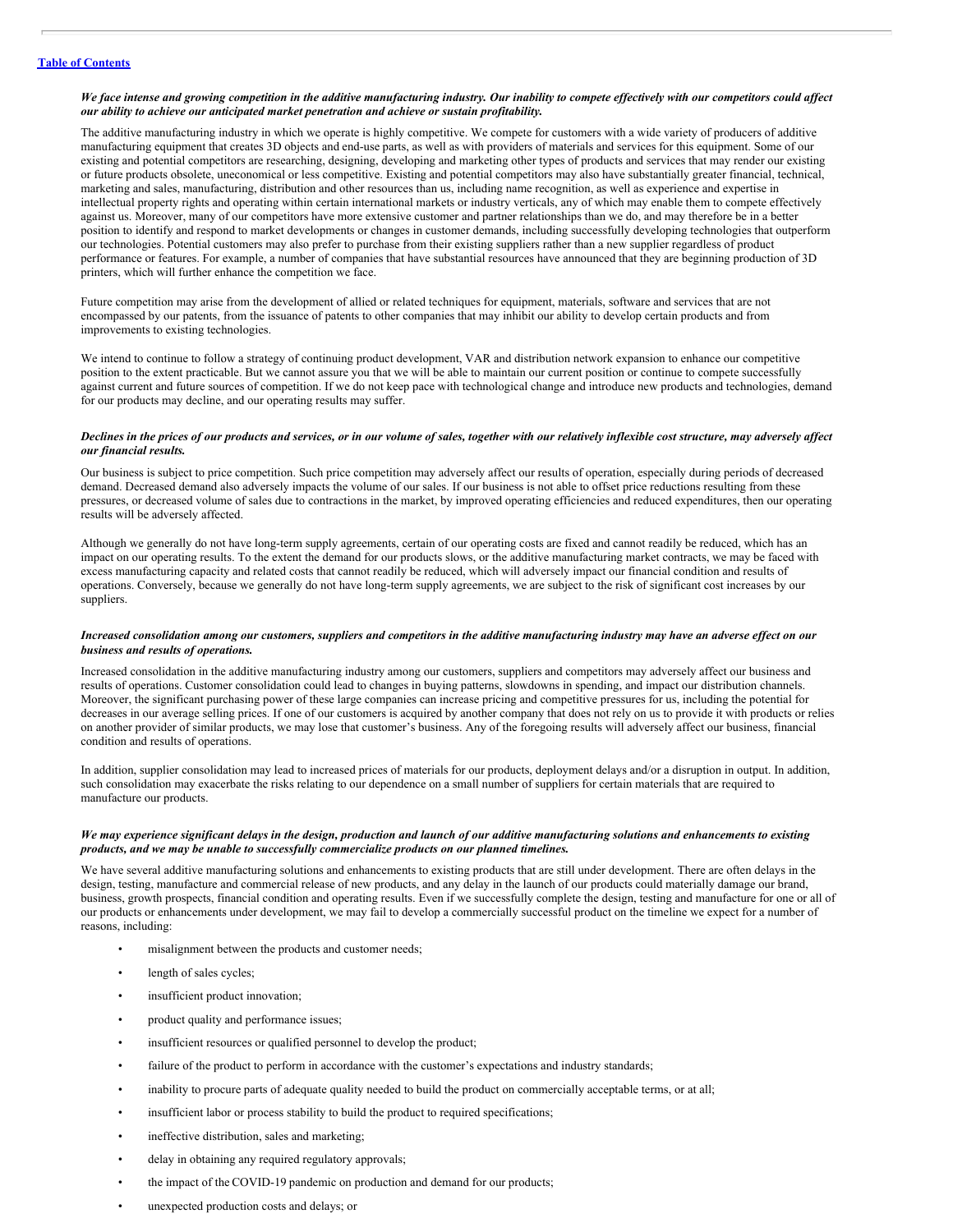[Table of Contents](#)

***We face intense and growing competition in the additive manufacturing industry. Our inability to compete effectively with our competitors could affect our ability to achieve our anticipated market penetration and achieve or sustain profitability.***

The additive manufacturing industry in which we operate is highly competitive. We compete for customers with a wide variety of producers of additive manufacturing equipment that creates 3D objects and end-use parts, as well as with providers of materials and services for this equipment. Some of our existing and potential competitors are researching, designing, developing and marketing other types of products and services that may render our existing or future products obsolete, uneconomical or less competitive. Existing and potential competitors may also have substantially greater financial, technical, marketing and sales, manufacturing, distribution and other resources than us, including name recognition, as well as experience and expertise in intellectual property rights and operating within certain international markets or industry verticals, any of which may enable them to compete effectively against us. Moreover, many of our competitors have more extensive customer and partner relationships than we do, and may therefore be in a better position to identify and respond to market developments or changes in customer demands, including successfully developing technologies that outperform our technologies. Potential customers may also prefer to purchase from their existing suppliers rather than a new supplier regardless of product performance or features. For example, a number of companies that have substantial resources have announced that they are beginning production of 3D printers, which will further enhance the competition we face.

Future competition may arise from the development of allied or related techniques for equipment, materials, software and services that are not encompassed by our patents, from the issuance of patents to other companies that may inhibit our ability to develop certain products and from improvements to existing technologies.

We intend to continue to follow a strategy of continuing product development, VAR and distribution network expansion to enhance our competitive position to the extent practicable. But we cannot assure you that we will be able to maintain our current position or continue to compete successfully against current and future sources of competition. If we do not keep pace with technological change and introduce new products and technologies, demand for our products may decline, and our operating results may suffer.

***Declines in the prices of our products and services, or in our volume of sales, together with our relatively inflexible cost structure, may adversely affect our financial results.***

Our business is subject to price competition. Such price competition may adversely affect our results of operation, especially during periods of decreased demand. Decreased demand also adversely impacts the volume of our sales. If our business is not able to offset price reductions resulting from these pressures, or decreased volume of sales due to contractions in the market, by improved operating efficiencies and reduced expenditures, then our operating results will be adversely affected.

Although we generally do not have long-term supply agreements, certain of our operating costs are fixed and cannot readily be reduced, which has an impact on our operating results. To the extent the demand for our products slows, or the additive manufacturing market contracts, we may be faced with excess manufacturing capacity and related costs that cannot readily be reduced, which will adversely impact our financial condition and results of operations. Conversely, because we generally do not have long-term supply agreements, we are subject to the risk of significant cost increases by our suppliers.

***Increased consolidation among our customers, suppliers and competitors in the additive manufacturing industry may have an adverse effect on our business and results of operations.***

Increased consolidation in the additive manufacturing industry among our customers, suppliers and competitors may adversely affect our business and results of operations. Customer consolidation could lead to changes in buying patterns, slowdowns in spending, and impact our distribution channels. Moreover, the significant purchasing power of these large companies can increase pricing and competitive pressures for us, including the potential for decreases in our average selling prices. If one of our customers is acquired by another company that does not rely on us to provide it with products or relies on another provider of similar products, we may lose that customer's business. Any of the foregoing results will adversely affect our business, financial condition and results of operations.

In addition, supplier consolidation may lead to increased prices of materials for our products, deployment delays and/or a disruption in output. In addition, such consolidation may exacerbate the risks relating to our dependence on a small number of suppliers for certain materials that are required to manufacture our products.

***We may experience significant delays in the design, production and launch of our additive manufacturing solutions and enhancements to existing products, and we may be unable to successfully commercialize products on our planned timelines.***

We have several additive manufacturing solutions and enhancements to existing products that are still under development. There are often delays in the design, testing, manufacture and commercial release of new products, and any delay in the launch of our products could materially damage our brand, business, growth prospects, financial condition and operating results. Even if we successfully complete the design, testing and manufacture for one or all of our products or enhancements under development, we may fail to develop a commercially successful product on the timeline we expect for a number of reasons, including:

- misalignment between the products and customer needs;
- length of sales cycles;
- insufficient product innovation;
- product quality and performance issues;
- insufficient resources or qualified personnel to develop the product;
- failure of the product to perform in accordance with the customer's expectations and industry standards;
- inability to procure parts of adequate quality needed to build the product on commercially acceptable terms, or at all;
- insufficient labor or process stability to build the product to required specifications;
- ineffective distribution, sales and marketing;
- delay in obtaining any required regulatory approvals;
- the impact of the COVID-19 pandemic on production and demand for our products;
- unexpected production costs and delays; or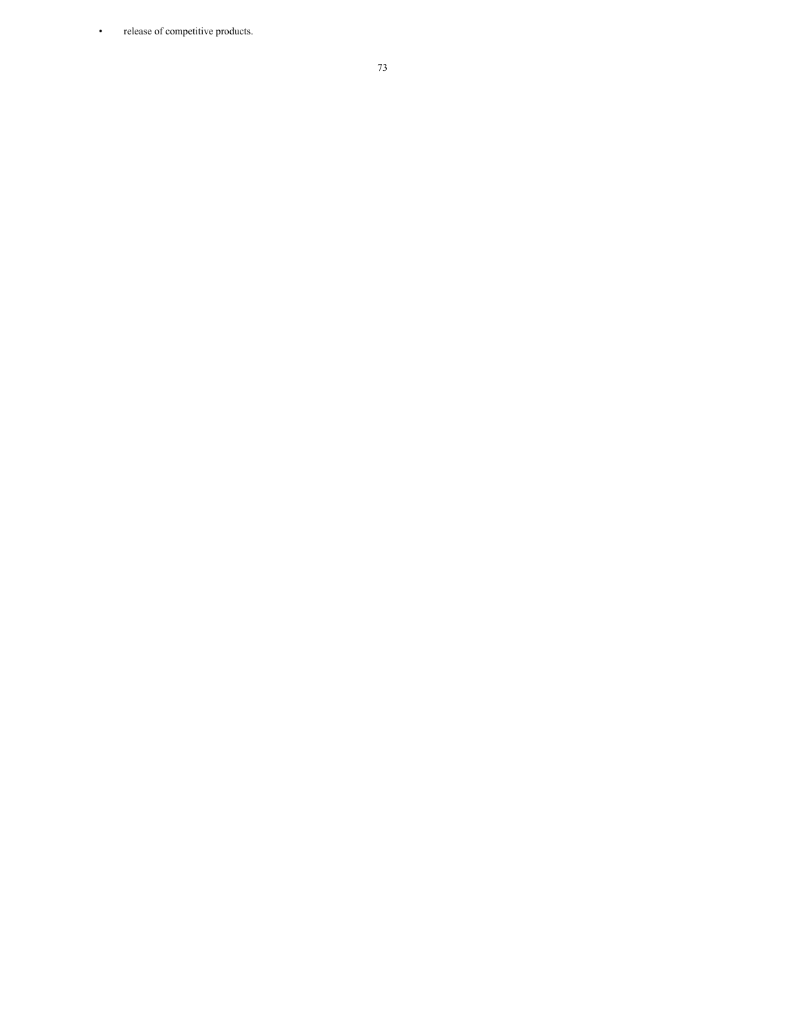- release of competitive products.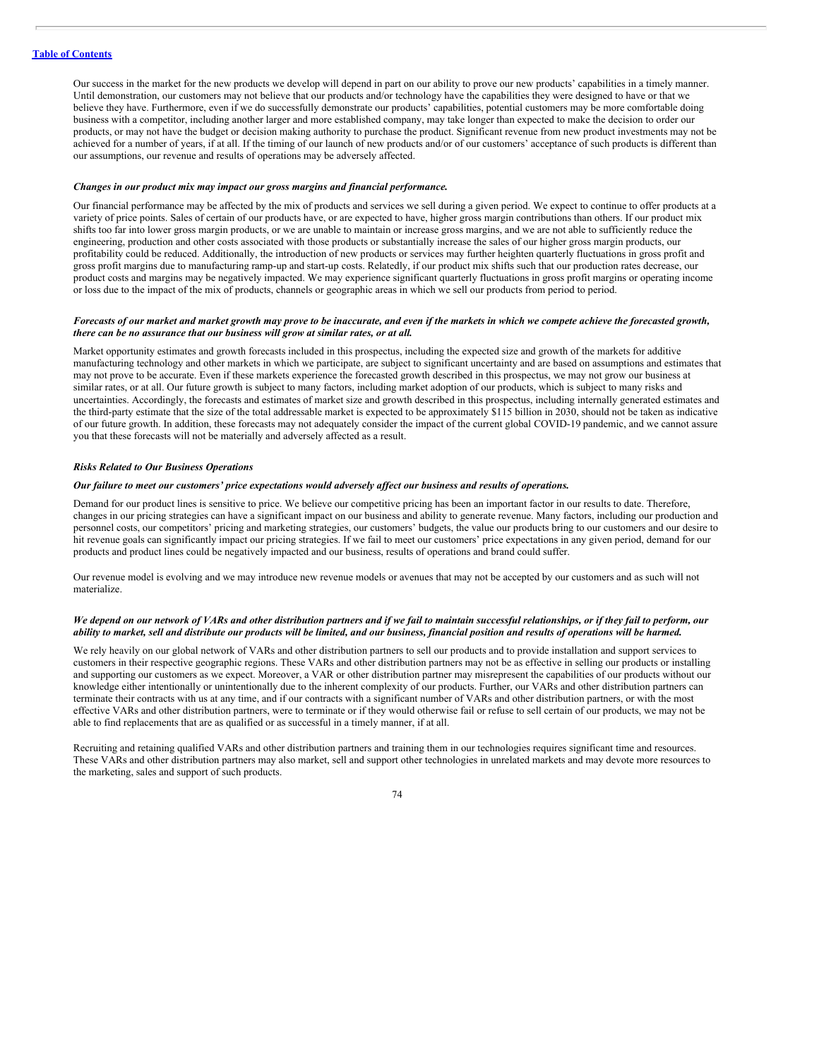Our success in the market for the new products we develop will depend in part on our ability to prove our new products' capabilities in a timely manner. Until demonstration, our customers may not believe that our products and/or technology have the capabilities they were designed to have or that we believe they have. Furthermore, even if we do successfully demonstrate our products' capabilities, potential customers may be more comfortable doing business with a competitor, including another larger and more established company, may take longer than expected to make the decision to order our products, or may not have the budget or decision making authority to purchase the product. Significant revenue from new product investments may not be achieved for a number of years, if at all. If the timing of our launch of new products and/or of our customers' acceptance of such products is different than our assumptions, our revenue and results of operations may be adversely affected.

***Changes in our product mix may impact our gross margins and financial performance.***

Our financial performance may be affected by the mix of products and services we sell during a given period. We expect to continue to offer products at a variety of price points. Sales of certain of our products have, or are expected to have, higher gross margin contributions than others. If our product mix shifts too far into lower gross margin products, or we are unable to maintain or increase gross margins, and we are not able to sufficiently reduce the engineering, production and other costs associated with those products or substantially increase the sales of our higher gross margin products, our profitability could be reduced. Additionally, the introduction of new products or services may further heighten quarterly fluctuations in gross profit and gross profit margins due to manufacturing ramp-up and start-up costs. Relatedly, if our product mix shifts such that our production rates decrease, our product costs and margins may be negatively impacted. We may experience significant quarterly fluctuations in gross profit margins or operating income or loss due to the impact of the mix of products, channels or geographic areas in which we sell our products from period to period.

***Forecasts of our market and market growth may prove to be inaccurate, and even if the markets in which we compete achieve the forecasted growth, there can be no assurance that our business will grow at similar rates, or at all.***

Market opportunity estimates and growth forecasts included in this prospectus, including the expected size and growth of the markets for additive manufacturing technology and other markets in which we participate, are subject to significant uncertainty and are based on assumptions and estimates that may not prove to be accurate. Even if these markets experience the forecasted growth described in this prospectus, we may not grow our business at similar rates, or at all. Our future growth is subject to many factors, including market adoption of our products, which is subject to many risks and uncertainties. Accordingly, the forecasts and estimates of market size and growth described in this prospectus, including internally generated estimates and the third-party estimate that the size of the total addressable market is expected to be approximately $115 billion in 2030, should not be taken as indicative of our future growth. In addition, these forecasts may not adequately consider the impact of the current global COVID-19 pandemic, and we cannot assure you that these forecasts will not be materially and adversely affected as a result.

***Risks Related to Our Business Operations***

***Our failure to meet our customers' price expectations would adversely affect our business and results of operations.***

Demand for our product lines is sensitive to price. We believe our competitive pricing has been an important factor in our results to date. Therefore, changes in our pricing strategies can have a significant impact on our business and ability to generate revenue. Many factors, including our production and personnel costs, our competitors' pricing and marketing strategies, our customers' budgets, the value our products bring to our customers and our desire to hit revenue goals can significantly impact our pricing strategies. If we fail to meet our customers' price expectations in any given period, demand for our products and product lines could be negatively impacted and our business, results of operations and brand could suffer.

Our revenue model is evolving and we may introduce new revenue models or avenues that may not be accepted by our customers and as such will not materialize.

***We depend on our network of VARs and other distribution partners and if we fail to maintain successful relationships, or if they fail to perform, our ability to market, sell and distribute our products will be limited, and our business, financial position and results of operations will be harmed.***

We rely heavily on our global network of VARs and other distribution partners to sell our products and to provide installation and support services to customers in their respective geographic regions. These VARs and other distribution partners may not be as effective in selling our products or installing and supporting our customers as we expect. Moreover, a VAR or other distribution partner may misrepresent the capabilities of our products without our knowledge either intentionally or unintentionally due to the inherent complexity of our products. Further, our VARs and other distribution partners can terminate their contracts with us at any time, and if our contracts with a significant number of VARs and other distribution partners, or with the most effective VARs and other distribution partners, were to terminate or if they would otherwise fail or refuse to sell certain of our products, we may not be able to find replacements that are as qualified or as successful in a timely manner, if at all.

Recruiting and retaining qualified VARs and other distribution partners and training them in our technologies requires significant time and resources. These VARs and other distribution partners may also market, sell and support other technologies in unrelated markets and may devote more resources to the marketing, sales and support of such products.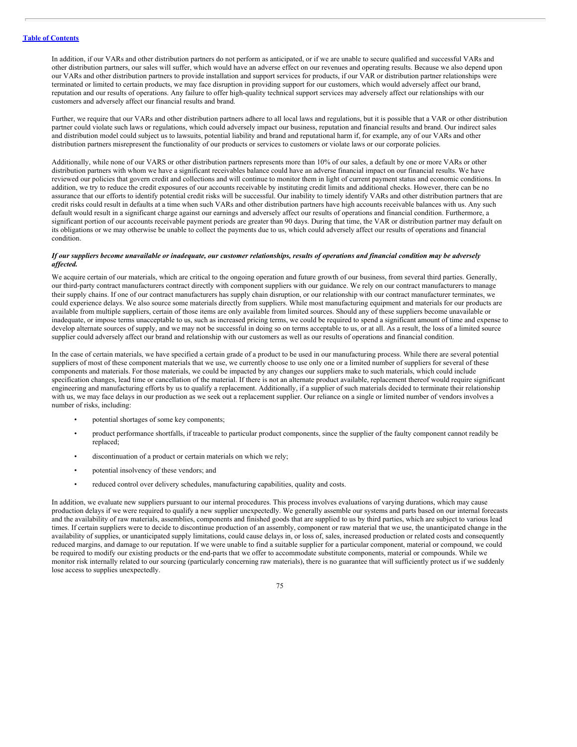In addition, if our VARs and other distribution partners do not perform as anticipated, or if we are unable to secure qualified and successful VARs and other distribution partners, our sales will suffer, which would have an adverse effect on our revenues and operating results. Because we also depend upon our VARs and other distribution partners to provide installation and support services for products, if our VAR or distribution partner relationships were terminated or limited to certain products, we may face disruption in providing support for our customers, which would adversely affect our brand, reputation and our results of operations. Any failure to offer high-quality technical support services may adversely affect our relationships with our customers and adversely affect our financial results and brand.

Further, we require that our VARs and other distribution partners adhere to all local laws and regulations, but it is possible that a VAR or other distribution partner could violate such laws or regulations, which could adversely impact our business, reputation and financial results and brand. Our indirect sales and distribution model could subject us to lawsuits, potential liability and brand and reputational harm if, for example, any of our VARs and other distribution partners misrepresent the functionality of our products or services to customers or violate laws or our corporate policies.

Additionally, while none of our VARS or other distribution partners represents more than 10% of our sales, a default by one or more VARs or other distribution partners with whom we have a significant receivables balance could have an adverse financial impact on our financial results. We have reviewed our policies that govern credit and collections and will continue to monitor them in light of current payment status and economic conditions. In addition, we try to reduce the credit exposures of our accounts receivable by instituting credit limits and additional checks. However, there can be no assurance that our efforts to identify potential credit risks will be successful. Our inability to timely identify VARs and other distribution partners that are credit risks could result in defaults at a time when such VARs and other distribution partners have high accounts receivable balances with us. Any such default would result in a significant charge against our earnings and adversely affect our results of operations and financial condition. Furthermore, a significant portion of our accounts receivable payment periods are greater than 90 days. During that time, the VAR or distribution partner may default on its obligations or we may otherwise be unable to collect the payments due to us, which could adversely affect our results of operations and financial condition.

***If our suppliers become unavailable or inadequate, our customer relationships, results of operations and financial condition may be adversely affected.***

We acquire certain of our materials, which are critical to the ongoing operation and future growth of our business, from several third parties. Generally, our third-party contract manufacturers contract directly with component suppliers with our guidance. We rely on our contract manufacturers to manage their supply chains. If one of our contract manufacturers has supply chain disruption, or our relationship with our contract manufacturer terminates, we could experience delays. We also source some materials directly from suppliers. While most manufacturing equipment and materials for our products are available from multiple suppliers, certain of those items are only available from limited sources. Should any of these suppliers become unavailable or inadequate, or impose terms unacceptable to us, such as increased pricing terms, we could be required to spend a significant amount of time and expense to develop alternate sources of supply, and we may not be successful in doing so on terms acceptable to us, or at all. As a result, the loss of a limited source supplier could adversely affect our brand and relationship with our customers as well as our results of operations and financial condition.

In the case of certain materials, we have specified a certain grade of a product to be used in our manufacturing process. While there are several potential suppliers of most of these component materials that we use, we currently choose to use only one or a limited number of suppliers for several of these components and materials. For those materials, we could be impacted by any changes our suppliers make to such materials, which could include specification changes, lead time or cancellation of the material. If there is not an alternate product available, replacement thereof would require significant engineering and manufacturing efforts by us to qualify a replacement. Additionally, if a supplier of such materials decided to terminate their relationship with us, we may face delays in our production as we seek out a replacement supplier. Our reliance on a single or limited number of vendors involves a number of risks, including:

- potential shortages of some key components;
- product performance shortfalls, if traceable to particular product components, since the supplier of the faulty component cannot readily be replaced;
- discontinuation of a product or certain materials on which we rely;
- potential insolvency of these vendors; and
- reduced control over delivery schedules, manufacturing capabilities, quality and costs.

In addition, we evaluate new suppliers pursuant to our internal procedures. This process involves evaluations of varying durations, which may cause production delays if we were required to qualify a new supplier unexpectedly. We generally assemble our systems and parts based on our internal forecasts and the availability of raw materials, assemblies, components and finished goods that are supplied to us by third parties, which are subject to various lead times. If certain suppliers were to decide to discontinue production of an assembly, component or raw material that we use, the unanticipated change in the availability of supplies, or unanticipated supply limitations, could cause delays in, or loss of, sales, increased production or related costs and consequently reduced margins, and damage to our reputation. If we were unable to find a suitable supplier for a particular component, material or compound, we could be required to modify our existing products or the end-parts that we offer to accommodate substitute components, material or compounds. While we monitor risk internally related to our sourcing (particularly concerning raw materials), there is no guarantee that will sufficiently protect us if we suddenly lose access to supplies unexpectedly.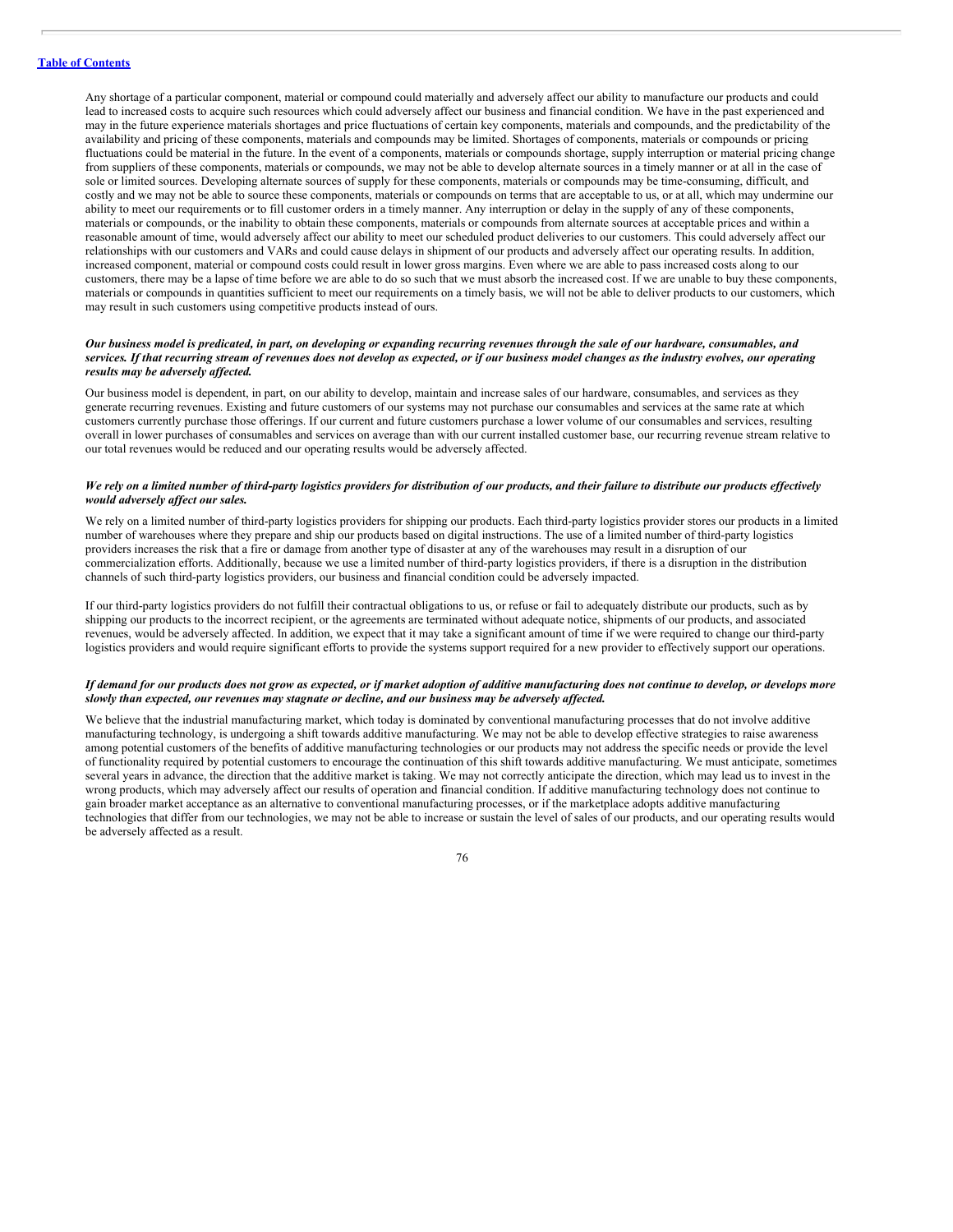Any shortage of a particular component, material or compound could materially and adversely affect our ability to manufacture our products and could lead to increased costs to acquire such resources which could adversely affect our business and financial condition. We have in the past experienced and may in the future experience materials shortages and price fluctuations of certain key components, materials and compounds, and the predictability of the availability and pricing of these components, materials and compounds may be limited. Shortages of components, materials or compounds or pricing fluctuations could be material in the future. In the event of a components, materials or compounds shortage, supply interruption or material pricing change from suppliers of these components, materials or compounds, we may not be able to develop alternate sources in a timely manner or at all in the case of sole or limited sources. Developing alternate sources of supply for these components, materials or compounds may be time-consuming, difficult, and costly and we may not be able to source these components, materials or compounds on terms that are acceptable to us, or at all, which may undermine our ability to meet our requirements or to fill customer orders in a timely manner. Any interruption or delay in the supply of any of these components, materials or compounds, or the inability to obtain these components, materials or compounds from alternate sources at acceptable prices and within a reasonable amount of time, would adversely affect our ability to meet our scheduled product deliveries to our customers. This could adversely affect our relationships with our customers and VARs and could cause delays in shipment of our products and adversely affect our operating results. In addition, increased component, material or compound costs could result in lower gross margins. Even where we are able to pass increased costs along to our customers, there may be a lapse of time before we are able to do so such that we must absorb the increased cost. If we are unable to buy these components, materials or compounds in quantities sufficient to meet our requirements on a timely basis, we will not be able to deliver products to our customers, which may result in such customers using competitive products instead of ours.

***Our business model is predicated, in part, on developing or expanding recurring revenues through the sale of our hardware, consumables, and services. If that recurring stream of revenues does not develop as expected, or if our business model changes as the industry evolves, our operating results may be adversely affected.***

Our business model is dependent, in part, on our ability to develop, maintain and increase sales of our hardware, consumables, and services as they generate recurring revenues. Existing and future customers of our systems may not purchase our consumables and services at the same rate at which customers currently purchase those offerings. If our current and future customers purchase a lower volume of our consumables and services, resulting overall in lower purchases of consumables and services on average than with our current installed customer base, our recurring revenue stream relative to our total revenues would be reduced and our operating results would be adversely affected.

***We rely on a limited number of third-party logistics providers for distribution of our products, and their failure to distribute our products effectively would adversely affect our sales.***

We rely on a limited number of third-party logistics providers for shipping our products. Each third-party logistics provider stores our products in a limited number of warehouses where they prepare and ship our products based on digital instructions. The use of a limited number of third-party logistics providers increases the risk that a fire or damage from another type of disaster at any of the warehouses may result in a disruption of our commercialization efforts. Additionally, because we use a limited number of third-party logistics providers, if there is a disruption in the distribution channels of such third-party logistics providers, our business and financial condition could be adversely impacted.

If our third-party logistics providers do not fulfill their contractual obligations to us, or refuse or fail to adequately distribute our products, such as by shipping our products to the incorrect recipient, or the agreements are terminated without adequate notice, shipments of our products, and associated revenues, would be adversely affected. In addition, we expect that it may take a significant amount of time if we were required to change our third-party logistics providers and would require significant efforts to provide the systems support required for a new provider to effectively support our operations.

***If demand for our products does not grow as expected, or if market adoption of additive manufacturing does not continue to develop, or develops more slowly than expected, our revenues may stagnate or decline, and our business may be adversely affected.***

We believe that the industrial manufacturing market, which today is dominated by conventional manufacturing processes that do not involve additive manufacturing technology, is undergoing a shift towards additive manufacturing. We may not be able to develop effective strategies to raise awareness among potential customers of the benefits of additive manufacturing technologies or our products may not address the specific needs or provide the level of functionality required by potential customers to encourage the continuation of this shift towards additive manufacturing. We must anticipate, sometimes several years in advance, the direction that the additive market is taking. We may not correctly anticipate the direction, which may lead us to invest in the wrong products, which may adversely affect our results of operation and financial condition. If additive manufacturing technology does not continue to gain broader market acceptance as an alternative to conventional manufacturing processes, or if the marketplace adopts additive manufacturing technologies that differ from our technologies, we may not be able to increase or sustain the level of sales of our products, and our operating results would be adversely affected as a result.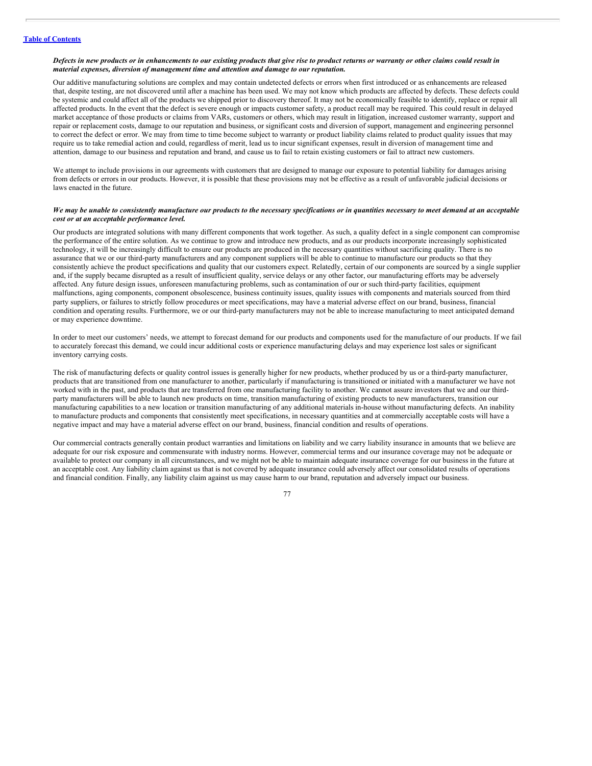***Defects in new products or in enhancements to our existing products that give rise to product returns or warranty or other claims could result in material expenses, diversion of management time and attention and damage to our reputation.***

Our additive manufacturing solutions are complex and may contain undetected defects or errors when first introduced or as enhancements are released that, despite testing, are not discovered until after a machine has been used. We may not know which products are affected by defects. These defects could be systemic and could affect all of the products we shipped prior to discovery thereof. It may not be economically feasible to identify, replace or repair all affected products. In the event that the defect is severe enough or impacts customer safety, a product recall may be required. This could result in delayed market acceptance of those products or claims from VARs, customers or others, which may result in litigation, increased customer warranty, support and repair or replacement costs, damage to our reputation and business, or significant costs and diversion of support, management and engineering personnel to correct the defect or error. We may from time to time become subject to warranty or product liability claims related to product quality issues that may require us to take remedial action and could, regardless of merit, lead us to incur significant expenses, result in diversion of management time and attention, damage to our business and reputation and brand, and cause us to fail to retain existing customers or fail to attract new customers.

We attempt to include provisions in our agreements with customers that are designed to manage our exposure to potential liability for damages arising from defects or errors in our products. However, it is possible that these provisions may not be effective as a result of unfavorable judicial decisions or laws enacted in the future.

***We may be unable to consistently manufacture our products to the necessary specifications or in quantities necessary to meet demand at an acceptable cost or at an acceptable performance level.***

Our products are integrated solutions with many different components that work together. As such, a quality defect in a single component can compromise the performance of the entire solution. As we continue to grow and introduce new products, and as our products incorporate increasingly sophisticated technology, it will be increasingly difficult to ensure our products are produced in the necessary quantities without sacrificing quality. There is no assurance that we or our third-party manufacturers and any component suppliers will be able to continue to manufacture our products so that they consistently achieve the product specifications and quality that our customers expect. Relatedly, certain of our components are sourced by a single supplier and, if the supply became disrupted as a result of insufficient quality, service delays or any other factor, our manufacturing efforts may be adversely affected. Any future design issues, unforeseen manufacturing problems, such as contamination of our or such third-party facilities, equipment malfunctions, aging components, component obsolescence, business continuity issues, quality issues with components and materials sourced from third party suppliers, or failures to strictly follow procedures or meet specifications, may have a material adverse effect on our brand, business, financial condition and operating results. Furthermore, we or our third-party manufacturers may not be able to increase manufacturing to meet anticipated demand or may experience downtime.

In order to meet our customers' needs, we attempt to forecast demand for our products and components used for the manufacture of our products. If we fail to accurately forecast this demand, we could incur additional costs or experience manufacturing delays and may experience lost sales or significant inventory carrying costs.

The risk of manufacturing defects or quality control issues is generally higher for new products, whether produced by us or a third-party manufacturer, products that are transitioned from one manufacturer to another, particularly if manufacturing is transitioned or initiated with a manufacturer we have not worked with in the past, and products that are transferred from one manufacturing facility to another. We cannot assure investors that we and our third-party manufacturers will be able to launch new products on time, transition manufacturing of existing products to new manufacturers, transition our manufacturing capabilities to a new location or transition manufacturing of any additional materials in-house without manufacturing defects. An inability to manufacture products and components that consistently meet specifications, in necessary quantities and at commercially acceptable costs will have a negative impact and may have a material adverse effect on our brand, business, financial condition and results of operations.

Our commercial contracts generally contain product warranties and limitations on liability and we carry liability insurance in amounts that we believe are adequate for our risk exposure and commensurate with industry norms. However, commercial terms and our insurance coverage may not be adequate or available to protect our company in all circumstances, and we might not be able to maintain adequate insurance coverage for our business in the future at an acceptable cost. Any liability claim against us that is not covered by adequate insurance could adversely affect our consolidated results of operations and financial condition. Finally, any liability claim against us may cause harm to our brand, reputation and adversely impact our business.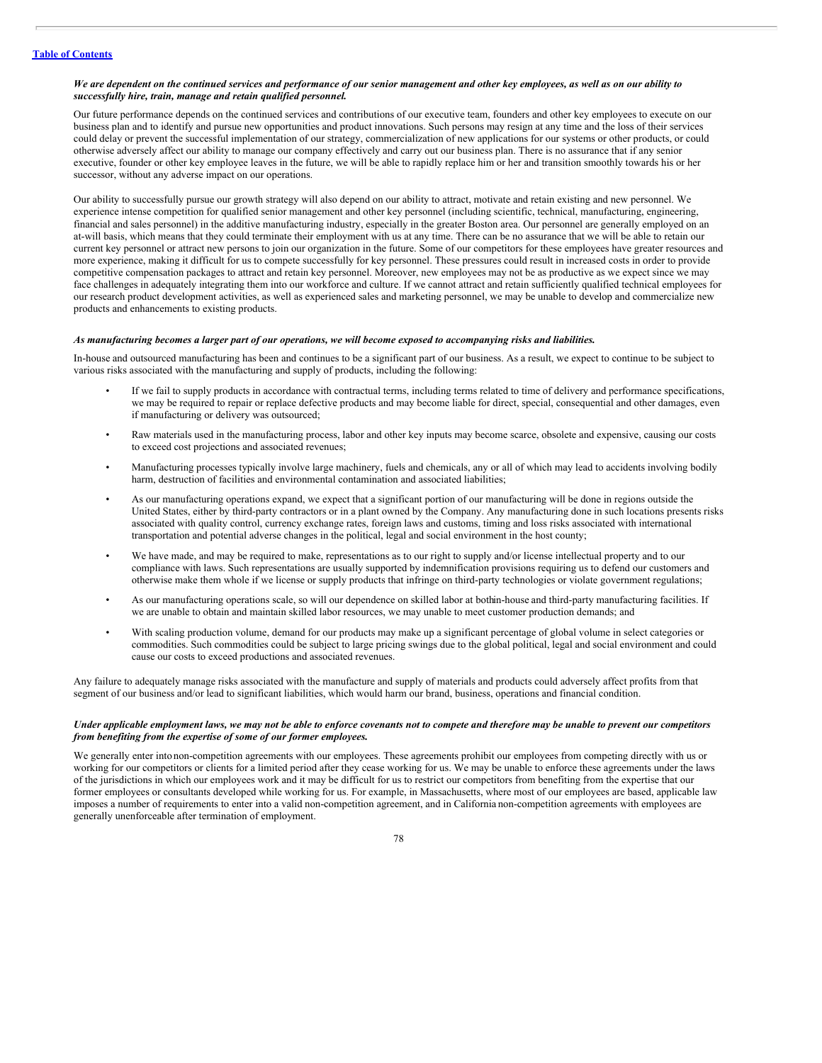*We are dependent on the continued services and performance of our senior management and other key employees, as well as on our ability to successfully hire, train, manage and retain qualified personnel.*

Our future performance depends on the continued services and contributions of our executive team, founders and other key employees to execute on our business plan and to identify and pursue new opportunities and product innovations. Such persons may resign at any time and the loss of their services could delay or prevent the successful implementation of our strategy, commercialization of new applications for our systems or other products, or could otherwise adversely affect our ability to manage our company effectively and carry out our business plan. There is no assurance that if any senior executive, founder or other key employee leaves in the future, we will be able to rapidly replace him or her and transition smoothly towards his or her successor, without any adverse impact on our operations.

Our ability to successfully pursue our growth strategy will also depend on our ability to attract, motivate and retain existing and new personnel. We experience intense competition for qualified senior management and other key personnel (including scientific, technical, manufacturing, engineering, financial and sales personnel) in the additive manufacturing industry, especially in the greater Boston area. Our personnel are generally employed on an at-will basis, which means that they could terminate their employment with us at any time. There can be no assurance that we will be able to retain our current key personnel or attract new persons to join our organization in the future. Some of our competitors for these employees have greater resources and more experience, making it difficult for us to compete successfully for key personnel. These pressures could result in increased costs in order to provide competitive compensation packages to attract and retain key personnel. Moreover, new employees may not be as productive as we expect since we may face challenges in adequately integrating them into our workforce and culture. If we cannot attract and retain sufficiently qualified technical employees for our research product development activities, as well as experienced sales and marketing personnel, we may be unable to develop and commercialize new products and enhancements to existing products.

*As manufacturing becomes a larger part of our operations, we will become exposed to accompanying risks and liabilities.*

In-house and outsourced manufacturing has been and continues to be a significant part of our business. As a result, we expect to continue to be subject to various risks associated with the manufacturing and supply of products, including the following:

- If we fail to supply products in accordance with contractual terms, including terms related to time of delivery and performance specifications, we may be required to repair or replace defective products and may become liable for direct, special, consequential and other damages, even if manufacturing or delivery was outsourced;
- Raw materials used in the manufacturing process, labor and other key inputs may become scarce, obsolete and expensive, causing our costs to exceed cost projections and associated revenues;
- Manufacturing processes typically involve large machinery, fuels and chemicals, any or all of which may lead to accidents involving bodily harm, destruction of facilities and environmental contamination and associated liabilities;
- As our manufacturing operations expand, we expect that a significant portion of our manufacturing will be done in regions outside the United States, either by third-party contractors or in a plant owned by the Company. Any manufacturing done in such locations presents risks associated with quality control, currency exchange rates, foreign laws and customs, timing and loss risks associated with international transportation and potential adverse changes in the political, legal and social environment in the host county;
- We have made, and may be required to make, representations as to our right to supply and/or license intellectual property and to our compliance with laws. Such representations are usually supported by indemnification provisions requiring us to defend our customers and otherwise make them whole if we license or supply products that infringe on third-party technologies or violate government regulations;
- As our manufacturing operations scale, so will our dependence on skilled labor at bothin-house and third-party manufacturing facilities. If we are unable to obtain and maintain skilled labor resources, we may unable to meet customer production demands; and
- With scaling production volume, demand for our products may make up a significant percentage of global volume in select categories or commodities. Such commodities could be subject to large pricing swings due to the global political, legal and social environment and could cause our costs to exceed productions and associated revenues.

Any failure to adequately manage risks associated with the manufacture and supply of materials and products could adversely affect profits from that segment of our business and/or lead to significant liabilities, which would harm our brand, business, operations and financial condition.

*Under applicable employment laws, we may not be able to enforce covenants not to compete and therefore may be unable to prevent our competitors from benefiting from the expertise of some of our former employees.*

We generally enter intonon-competition agreements with our employees. These agreements prohibit our employees from competing directly with us or working for our competitors or clients for a limited period after they cease working for us. We may be unable to enforce these agreements under the laws of the jurisdictions in which our employees work and it may be difficult for us to restrict our competitors from benefiting from the expertise that our former employees or consultants developed while working for us. For example, in Massachusetts, where most of our employees are based, applicable law imposes a number of requirements to enter into a valid non-competition agreement, and in California non-competition agreements with employees are generally unenforceable after termination of employment.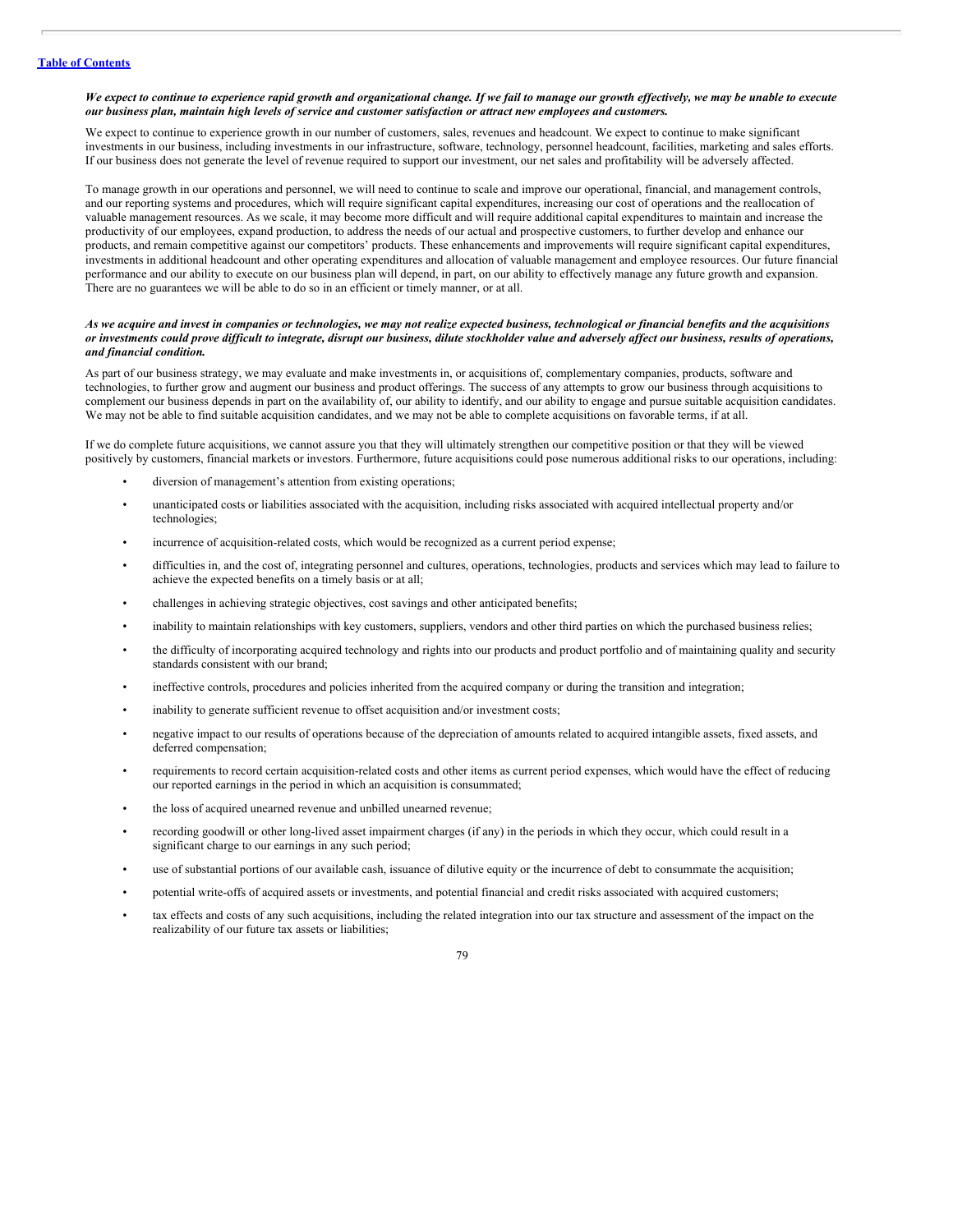***We expect to continue to experience rapid growth and organizational change. If we fail to manage our growth effectively, we may be unable to execute our business plan, maintain high levels of service and customer satisfaction or attract new employees and customers.***

We expect to continue to experience growth in our number of customers, sales, revenues and headcount. We expect to continue to make significant investments in our business, including investments in our infrastructure, software, technology, personnel headcount, facilities, marketing and sales efforts. If our business does not generate the level of revenue required to support our investment, our net sales and profitability will be adversely affected.

To manage growth in our operations and personnel, we will need to continue to scale and improve our operational, financial, and management controls, and our reporting systems and procedures, which will require significant capital expenditures, increasing our cost of operations and the reallocation of valuable management resources. As we scale, it may become more difficult and will require additional capital expenditures to maintain and increase the productivity of our employees, expand production, to address the needs of our actual and prospective customers, to further develop and enhance our products, and remain competitive against our competitors' products. These enhancements and improvements will require significant capital expenditures, investments in additional headcount and other operating expenditures and allocation of valuable management and employee resources. Our future financial performance and our ability to execute on our business plan will depend, in part, on our ability to effectively manage any future growth and expansion. There are no guarantees we will be able to do so in an efficient or timely manner, or at all.

***As we acquire and invest in companies or technologies, we may not realize expected business, technological or financial benefits and the acquisitions or investments could prove difficult to integrate, disrupt our business, dilute stockholder value and adversely affect our business, results of operations, and financial condition.***

As part of our business strategy, we may evaluate and make investments in, or acquisitions of, complementary companies, products, software and technologies, to further grow and augment our business and product offerings. The success of any attempts to grow our business through acquisitions to complement our business depends in part on the availability of, our ability to identify, and our ability to engage and pursue suitable acquisition candidates. We may not be able to find suitable acquisition candidates, and we may not be able to complete acquisitions on favorable terms, if at all.

If we do complete future acquisitions, we cannot assure you that they will ultimately strengthen our competitive position or that they will be viewed positively by customers, financial markets or investors. Furthermore, future acquisitions could pose numerous additional risks to our operations, including:

- diversion of management's attention from existing operations;
- unanticipated costs or liabilities associated with the acquisition, including risks associated with acquired intellectual property and/or technologies;
- incurrence of acquisition-related costs, which would be recognized as a current period expense;
- difficulties in, and the cost of, integrating personnel and cultures, operations, technologies, products and services which may lead to failure to achieve the expected benefits on a timely basis or at all;
- challenges in achieving strategic objectives, cost savings and other anticipated benefits;
- inability to maintain relationships with key customers, suppliers, vendors and other third parties on which the purchased business relies;
- the difficulty of incorporating acquired technology and rights into our products and product portfolio and of maintaining quality and security standards consistent with our brand;
- ineffective controls, procedures and policies inherited from the acquired company or during the transition and integration;
- inability to generate sufficient revenue to offset acquisition and/or investment costs;
- negative impact to our results of operations because of the depreciation of amounts related to acquired intangible assets, fixed assets, and deferred compensation;
- requirements to record certain acquisition-related costs and other items as current period expenses, which would have the effect of reducing our reported earnings in the period in which an acquisition is consummated;
- the loss of acquired unearned revenue and unbilled unearned revenue;
- recording goodwill or other long-lived asset impairment charges (if any) in the periods in which they occur, which could result in a significant charge to our earnings in any such period;
- use of substantial portions of our available cash, issuance of dilutive equity or the incurrence of debt to consummate the acquisition;
- potential write-offs of acquired assets or investments, and potential financial and credit risks associated with acquired customers;
- tax effects and costs of any such acquisitions, including the related integration into our tax structure and assessment of the impact on the realizability of our future tax assets or liabilities;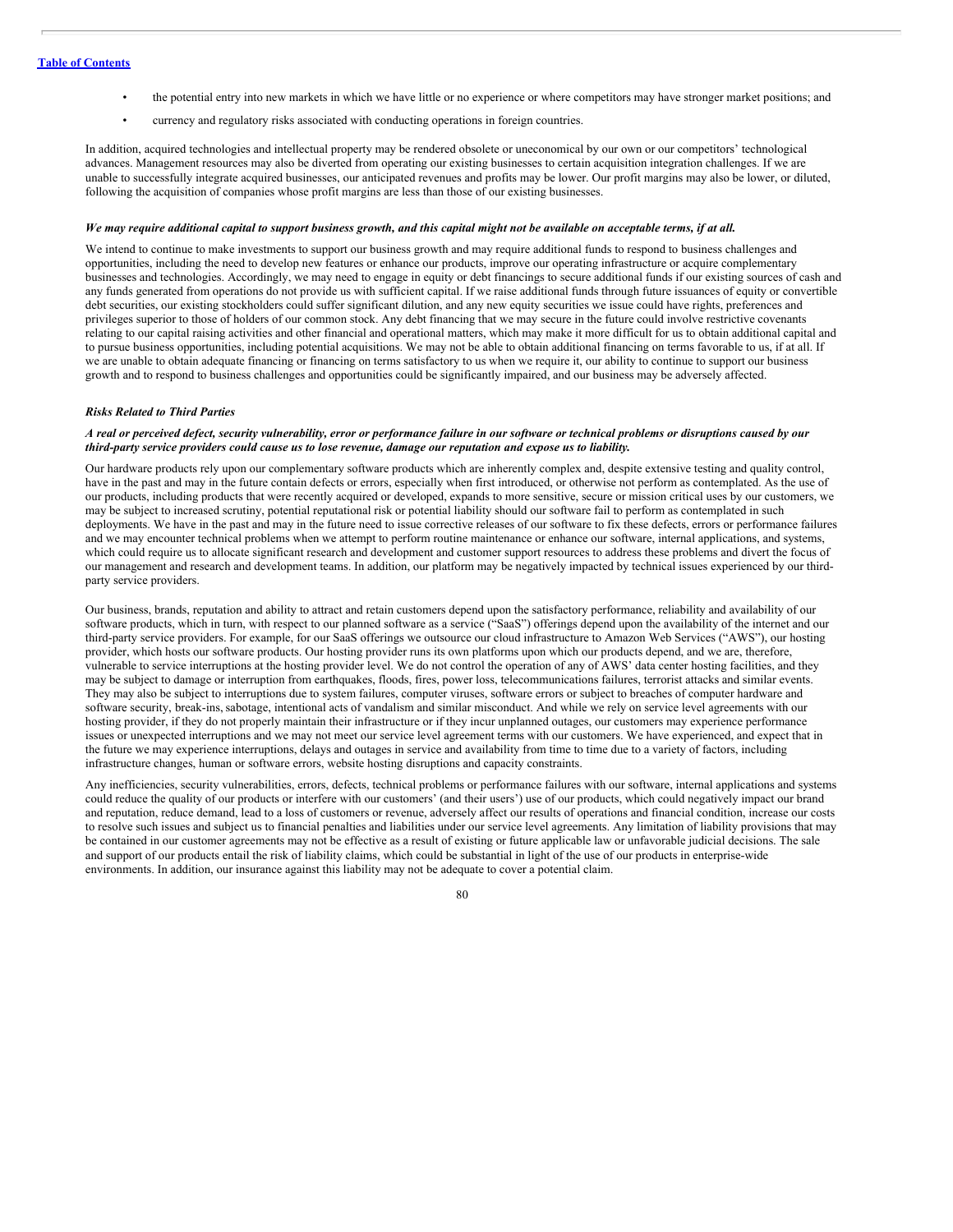- the potential entry into new markets in which we have little or no experience or where competitors may have stronger market positions; and
- currency and regulatory risks associated with conducting operations in foreign countries.

In addition, acquired technologies and intellectual property may be rendered obsolete or uneconomical by our own or our competitors' technological advances. Management resources may also be diverted from operating our existing businesses to certain acquisition integration challenges. If we are unable to successfully integrate acquired businesses, our anticipated revenues and profits may be lower. Our profit margins may also be lower, or diluted, following the acquisition of companies whose profit margins are less than those of our existing businesses.

***We may require additional capital to support business growth, and this capital might not be available on acceptable terms, if at all.***

We intend to continue to make investments to support our business growth and may require additional funds to respond to business challenges and opportunities, including the need to develop new features or enhance our products, improve our operating infrastructure or acquire complementary businesses and technologies. Accordingly, we may need to engage in equity or debt financings to secure additional funds if our existing sources of cash and any funds generated from operations do not provide us with sufficient capital. If we raise additional funds through future issuances of equity or convertible debt securities, our existing stockholders could suffer significant dilution, and any new equity securities we issue could have rights, preferences and privileges superior to those of holders of our common stock. Any debt financing that we may secure in the future could involve restrictive covenants relating to our capital raising activities and other financial and operational matters, which may make it more difficult for us to obtain additional capital and to pursue business opportunities, including potential acquisitions. We may not be able to obtain additional financing on terms favorable to us, if at all. If we are unable to obtain adequate financing or financing on terms satisfactory to us when we require it, our ability to continue to support our business growth and to respond to business challenges and opportunities could be significantly impaired, and our business may be adversely affected.

***Risks Related to Third Parties***

***A real or perceived defect, security vulnerability, error or performance failure in our software or technical problems or disruptions caused by our third-party service providers could cause us to lose revenue, damage our reputation and expose us to liability.***

Our hardware products rely upon our complementary software products which are inherently complex and, despite extensive testing and quality control, have in the past and may in the future contain defects or errors, especially when first introduced, or otherwise not perform as contemplated. As the use of our products, including products that were recently acquired or developed, expands to more sensitive, secure or mission critical uses by our customers, we may be subject to increased scrutiny, potential reputational risk or potential liability should our software fail to perform as contemplated in such deployments. We have in the past and may in the future need to issue corrective releases of our software to fix these defects, errors or performance failures and we may encounter technical problems when we attempt to perform routine maintenance or enhance our software, internal applications, and systems, which could require us to allocate significant research and development and customer support resources to address these problems and divert the focus of our management and research and development teams. In addition, our platform may be negatively impacted by technical issues experienced by our third-party service providers.

Our business, brands, reputation and ability to attract and retain customers depend upon the satisfactory performance, reliability and availability of our software products, which in turn, with respect to our planned software as a service ("SaaS") offerings depend upon the availability of the internet and our third-party service providers. For example, for our SaaS offerings we outsource our cloud infrastructure to Amazon Web Services ("AWS"), our hosting provider, which hosts our software products. Our hosting provider runs its own platforms upon which our products depend, and we are, therefore, vulnerable to service interruptions at the hosting provider level. We do not control the operation of any of AWS' data center hosting facilities, and they may be subject to damage or interruption from earthquakes, floods, fires, power loss, telecommunications failures, terrorist attacks and similar events. They may also be subject to interruptions due to system failures, computer viruses, software errors or subject to breaches of computer hardware and software security, break-ins, sabotage, intentional acts of vandalism and similar misconduct. And while we rely on service level agreements with our hosting provider, if they do not properly maintain their infrastructure or if they incur unplanned outages, our customers may experience performance issues or unexpected interruptions and we may not meet our service level agreement terms with our customers. We have experienced, and expect that in the future we may experience interruptions, delays and outages in service and availability from time to time due to a variety of factors, including infrastructure changes, human or software errors, website hosting disruptions and capacity constraints.

Any inefficiencies, security vulnerabilities, errors, defects, technical problems or performance failures with our software, internal applications and systems could reduce the quality of our products or interfere with our customers' (and their users') use of our products, which could negatively impact our brand and reputation, reduce demand, lead to a loss of customers or revenue, adversely affect our results of operations and financial condition, increase our costs to resolve such issues and subject us to financial penalties and liabilities under our service level agreements. Any limitation of liability provisions that may be contained in our customer agreements may not be effective as a result of existing or future applicable law or unfavorable judicial decisions. The sale and support of our products entail the risk of liability claims, which could be substantial in light of the use of our products in enterprise-wide environments. In addition, our insurance against this liability may not be adequate to cover a potential claim.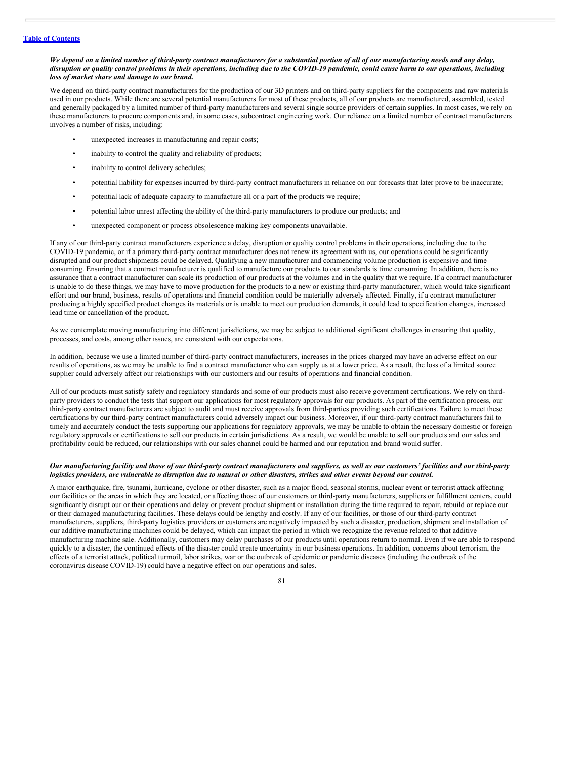***We depend on a limited number of third-party contract manufacturers for a substantial portion of all of our manufacturing needs and any delay, disruption or quality control problems in their operations, including due to the COVID-19 pandemic, could cause harm to our operations, including loss of market share and damage to our brand.***

We depend on third-party contract manufacturers for the production of our 3D printers and on third-party suppliers for the components and raw materials used in our products. While there are several potential manufacturers for most of these products, all of our products are manufactured, assembled, tested and generally packaged by a limited number of third-party manufacturers and several single source providers of certain supplies. In most cases, we rely on these manufacturers to procure components and, in some cases, subcontract engineering work. Our reliance on a limited number of contract manufacturers involves a number of risks, including:

- unexpected increases in manufacturing and repair costs;
- inability to control the quality and reliability of products;
- inability to control delivery schedules;
- potential liability for expenses incurred by third-party contract manufacturers in reliance on our forecasts that later prove to be inaccurate;
- potential lack of adequate capacity to manufacture all or a part of the products we require;
- potential labor unrest affecting the ability of the third-party manufacturers to produce our products; and
- unexpected component or process obsolescence making key components unavailable.

If any of our third-party contract manufacturers experience a delay, disruption or quality control problems in their operations, including due to the COVID-19 pandemic, or if a primary third-party contract manufacturer does not renew its agreement with us, our operations could be significantly disrupted and our product shipments could be delayed. Qualifying a new manufacturer and commencing volume production is expensive and time consuming. Ensuring that a contract manufacturer is qualified to manufacture our products to our standards is time consuming. In addition, there is no assurance that a contract manufacturer can scale its production of our products at the volumes and in the quality that we require. If a contract manufacturer is unable to do these things, we may have to move production for the products to a new or existing third-party manufacturer, which would take significant effort and our brand, business, results of operations and financial condition could be materially adversely affected. Finally, if a contract manufacturer producing a highly specified product changes its materials or is unable to meet our production demands, it could lead to specification changes, increased lead time or cancellation of the product.

As we contemplate moving manufacturing into different jurisdictions, we may be subject to additional significant challenges in ensuring that quality, processes, and costs, among other issues, are consistent with our expectations.

In addition, because we use a limited number of third-party contract manufacturers, increases in the prices charged may have an adverse effect on our results of operations, as we may be unable to find a contract manufacturer who can supply us at a lower price. As a result, the loss of a limited source supplier could adversely affect our relationships with our customers and our results of operations and financial condition.

All of our products must satisfy safety and regulatory standards and some of our products must also receive government certifications. We rely on third-party providers to conduct the tests that support our applications for most regulatory approvals for our products. As part of the certification process, our third-party contract manufacturers are subject to audit and must receive approvals from third-parties providing such certifications. Failure to meet these certifications by our third-party contract manufacturers could adversely impact our business. Moreover, if our third-party contract manufacturers fail to timely and accurately conduct the tests supporting our applications for regulatory approvals, we may be unable to obtain the necessary domestic or foreign regulatory approvals or certifications to sell our products in certain jurisdictions. As a result, we would be unable to sell our products and our sales and profitability could be reduced, our relationships with our sales channel could be harmed and our reputation and brand would suffer.

***Our manufacturing facility and those of our third-party contract manufacturers and suppliers, as well as our customers' facilities and our third-party logistics providers, are vulnerable to disruption due to natural or other disasters, strikes and other events beyond our control.***

A major earthquake, fire, tsunami, hurricane, cyclone or other disaster, such as a major flood, seasonal storms, nuclear event or terrorist attack affecting our facilities or the areas in which they are located, or affecting those of our customers or third-party manufacturers, suppliers or fulfillment centers, could significantly disrupt our or their operations and delay or prevent product shipment or installation during the time required to repair, rebuild or replace our or their damaged manufacturing facilities. These delays could be lengthy and costly. If any of our facilities, or those of our third-party contract manufacturers, suppliers, third-party logistics providers or customers are negatively impacted by such a disaster, production, shipment and installation of our additive manufacturing machines could be delayed, which can impact the period in which we recognize the revenue related to that additive manufacturing machine sale. Additionally, customers may delay purchases of our products until operations return to normal. Even if we are able to respond quickly to a disaster, the continued effects of the disaster could create uncertainty in our business operations. In addition, concerns about terrorism, the effects of a terrorist attack, political turmoil, labor strikes, war or the outbreak of epidemic or pandemic diseases (including the outbreak of the coronavirus disease COVID-19) could have a negative effect on our operations and sales.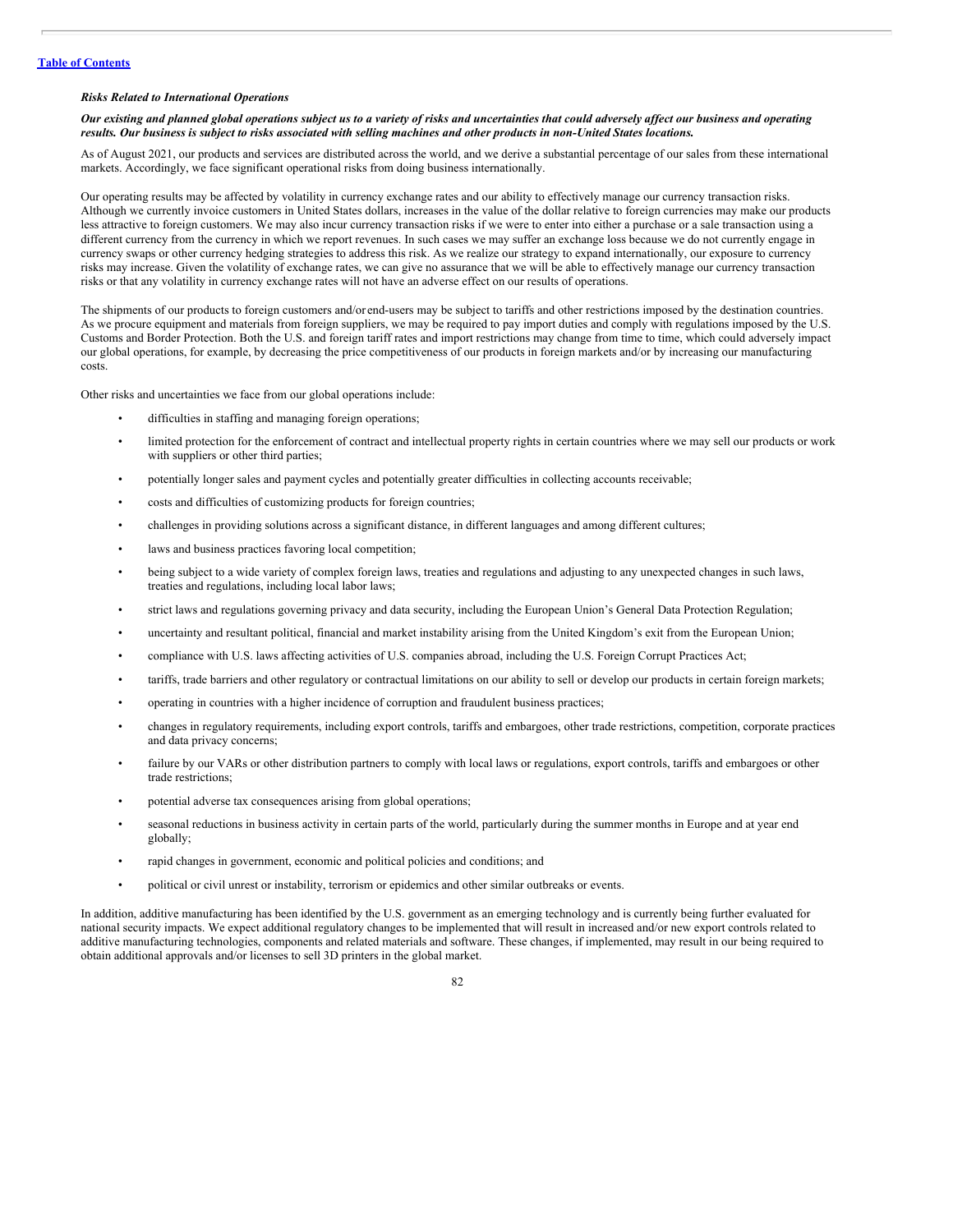*Risks Related to International Operations*

***Our existing and planned global operations subject us to a variety of risks and uncertainties that could adversely affect our business and operating results. Our business is subject to risks associated with selling machines and other products in non-United States locations.***

As of August 2021, our products and services are distributed across the world, and we derive a substantial percentage of our sales from these international markets. Accordingly, we face significant operational risks from doing business internationally.

Our operating results may be affected by volatility in currency exchange rates and our ability to effectively manage our currency transaction risks. Although we currently invoice customers in United States dollars, increases in the value of the dollar relative to foreign currencies may make our products less attractive to foreign customers. We may also incur currency transaction risks if we were to enter into either a purchase or a sale transaction using a different currency from the currency in which we report revenues. In such cases we may suffer an exchange loss because we do not currently engage in currency swaps or other currency hedging strategies to address this risk. As we realize our strategy to expand internationally, our exposure to currency risks may increase. Given the volatility of exchange rates, we can give no assurance that we will be able to effectively manage our currency transaction risks or that any volatility in currency exchange rates will not have an adverse effect on our results of operations.

The shipments of our products to foreign customers and/or end-users may be subject to tariffs and other restrictions imposed by the destination countries. As we procure equipment and materials from foreign suppliers, we may be required to pay import duties and comply with regulations imposed by the U.S. Customs and Border Protection. Both the U.S. and foreign tariff rates and import restrictions may change from time to time, which could adversely impact our global operations, for example, by decreasing the price competitiveness of our products in foreign markets and/or by increasing our manufacturing costs.

Other risks and uncertainties we face from our global operations include:

- difficulties in staffing and managing foreign operations;
- limited protection for the enforcement of contract and intellectual property rights in certain countries where we may sell our products or work with suppliers or other third parties;
- potentially longer sales and payment cycles and potentially greater difficulties in collecting accounts receivable;
- costs and difficulties of customizing products for foreign countries;
- challenges in providing solutions across a significant distance, in different languages and among different cultures;
- laws and business practices favoring local competition;
- being subject to a wide variety of complex foreign laws, treaties and regulations and adjusting to any unexpected changes in such laws, treaties and regulations, including local labor laws;
- strict laws and regulations governing privacy and data security, including the European Union's General Data Protection Regulation;
- uncertainty and resultant political, financial and market instability arising from the United Kingdom's exit from the European Union;
- compliance with U.S. laws affecting activities of U.S. companies abroad, including the U.S. Foreign Corrupt Practices Act;
- tariffs, trade barriers and other regulatory or contractual limitations on our ability to sell or develop our products in certain foreign markets;
- operating in countries with a higher incidence of corruption and fraudulent business practices;
- changes in regulatory requirements, including export controls, tariffs and embargoes, other trade restrictions, competition, corporate practices and data privacy concerns;
- failure by our VARs or other distribution partners to comply with local laws or regulations, export controls, tariffs and embargoes or other trade restrictions;
- potential adverse tax consequences arising from global operations;
- seasonal reductions in business activity in certain parts of the world, particularly during the summer months in Europe and at year end globally;
- rapid changes in government, economic and political policies and conditions; and
- political or civil unrest or instability, terrorism or epidemics and other similar outbreaks or events.

In addition, additive manufacturing has been identified by the U.S. government as an emerging technology and is currently being further evaluated for national security impacts. We expect additional regulatory changes to be implemented that will result in increased and/or new export controls related to additive manufacturing technologies, components and related materials and software. These changes, if implemented, may result in our being required to obtain additional approvals and/or licenses to sell 3D printers in the global market.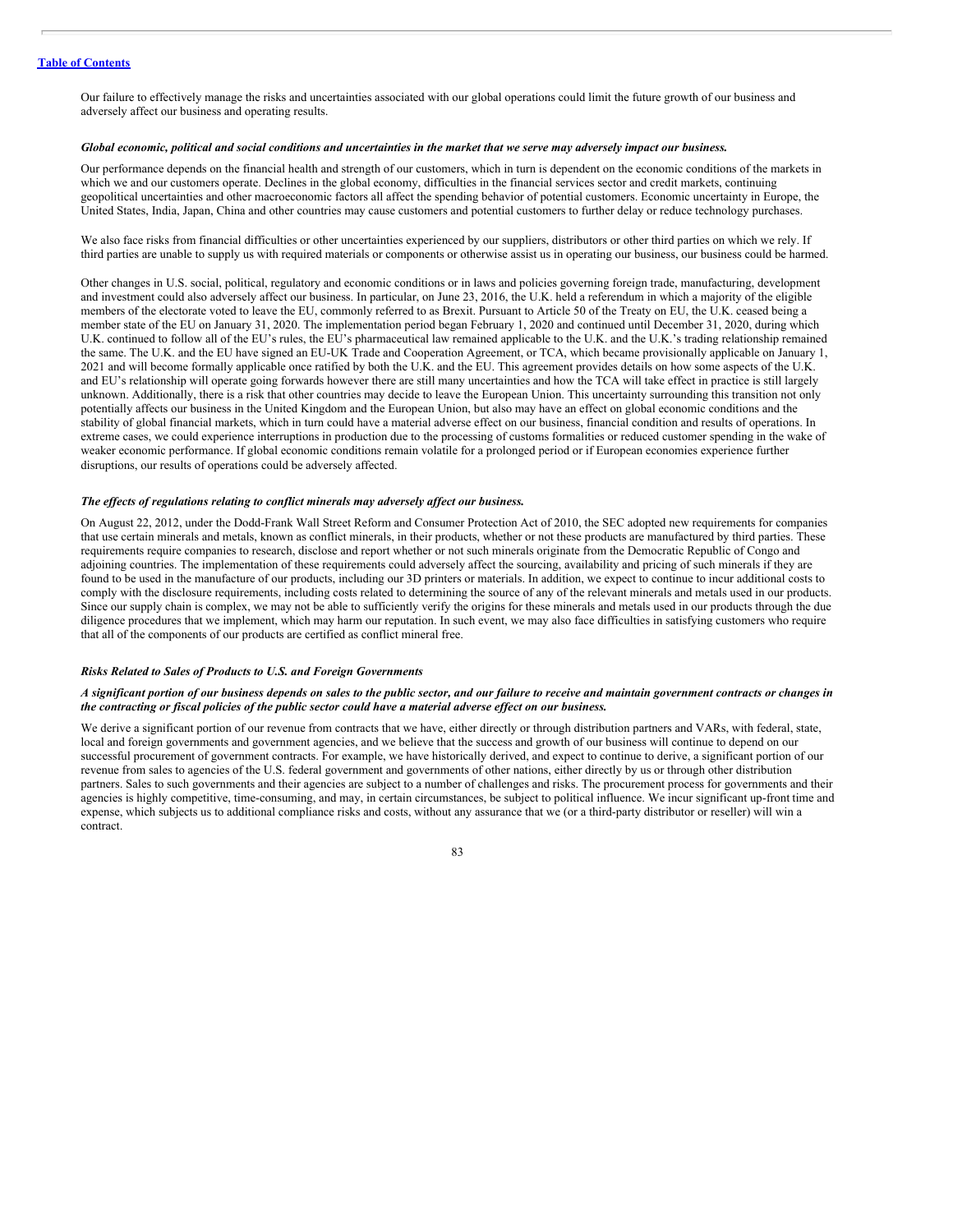Our failure to effectively manage the risks and uncertainties associated with our global operations could limit the future growth of our business and adversely affect our business and operating results.

***Global economic, political and social conditions and uncertainties in the market that we serve may adversely impact our business.***

Our performance depends on the financial health and strength of our customers, which in turn is dependent on the economic conditions of the markets in which we and our customers operate. Declines in the global economy, difficulties in the financial services sector and credit markets, continuing geopolitical uncertainties and other macroeconomic factors all affect the spending behavior of potential customers. Economic uncertainty in Europe, the United States, India, Japan, China and other countries may cause customers and potential customers to further delay or reduce technology purchases.

We also face risks from financial difficulties or other uncertainties experienced by our suppliers, distributors or other third parties on which we rely. If third parties are unable to supply us with required materials or components or otherwise assist us in operating our business, our business could be harmed.

Other changes in U.S. social, political, regulatory and economic conditions or in laws and policies governing foreign trade, manufacturing, development and investment could also adversely affect our business. In particular, on June 23, 2016, the U.K. held a referendum in which a majority of the eligible members of the electorate voted to leave the EU, commonly referred to as Brexit. Pursuant to Article 50 of the Treaty on EU, the U.K. ceased being a member state of the EU on January 31, 2020. The implementation period began February 1, 2020 and continued until December 31, 2020, during which U.K. continued to follow all of the EU's rules, the EU's pharmaceutical law remained applicable to the U.K. and the U.K.'s trading relationship remained the same. The U.K. and the EU have signed an EU-UK Trade and Cooperation Agreement, or TCA, which became provisionally applicable on January 1, 2021 and will become formally applicable once ratified by both the U.K. and the EU. This agreement provides details on how some aspects of the U.K. and EU's relationship will operate going forwards however there are still many uncertainties and how the TCA will take effect in practice is still largely unknown. Additionally, there is a risk that other countries may decide to leave the European Union. This uncertainty surrounding this transition not only potentially affects our business in the United Kingdom and the European Union, but also may have an effect on global economic conditions and the stability of global financial markets, which in turn could have a material adverse effect on our business, financial condition and results of operations. In extreme cases, we could experience interruptions in production due to the processing of customs formalities or reduced customer spending in the wake of weaker economic performance. If global economic conditions remain volatile for a prolonged period or if European economies experience further disruptions, our results of operations could be adversely affected.

***The effects of regulations relating to conflict minerals may adversely affect our business.***

On August 22, 2012, under the Dodd-Frank Wall Street Reform and Consumer Protection Act of 2010, the SEC adopted new requirements for companies that use certain minerals and metals, known as conflict minerals, in their products, whether or not these products are manufactured by third parties. These requirements require companies to research, disclose and report whether or not such minerals originate from the Democratic Republic of Congo and adjoining countries. The implementation of these requirements could adversely affect the sourcing, availability and pricing of such minerals if they are found to be used in the manufacture of our products, including our 3D printers or materials. In addition, we expect to continue to incur additional costs to comply with the disclosure requirements, including costs related to determining the source of any of the relevant minerals and metals used in our products. Since our supply chain is complex, we may not be able to sufficiently verify the origins for these minerals and metals used in our products through the due diligence procedures that we implement, which may harm our reputation. In such event, we may also face difficulties in satisfying customers who require that all of the components of our products are certified as conflict mineral free.

***Risks Related to Sales of Products to U.S. and Foreign Governments***

***A significant portion of our business depends on sales to the public sector, and our failure to receive and maintain government contracts or changes in the contracting or fiscal policies of the public sector could have a material adverse effect on our business.***

We derive a significant portion of our revenue from contracts that we have, either directly or through distribution partners and VARs, with federal, state, local and foreign governments and government agencies, and we believe that the success and growth of our business will continue to depend on our successful procurement of government contracts. For example, we have historically derived, and expect to continue to derive, a significant portion of our revenue from sales to agencies of the U.S. federal government and governments of other nations, either directly by us or through other distribution partners. Sales to such governments and their agencies are subject to a number of challenges and risks. The procurement process for governments and their agencies is highly competitive, time-consuming, and may, in certain circumstances, be subject to political influence. We incur significant up-front time and expense, which subjects us to additional compliance risks and costs, without any assurance that we (or a third-party distributor or reseller) will win a contract.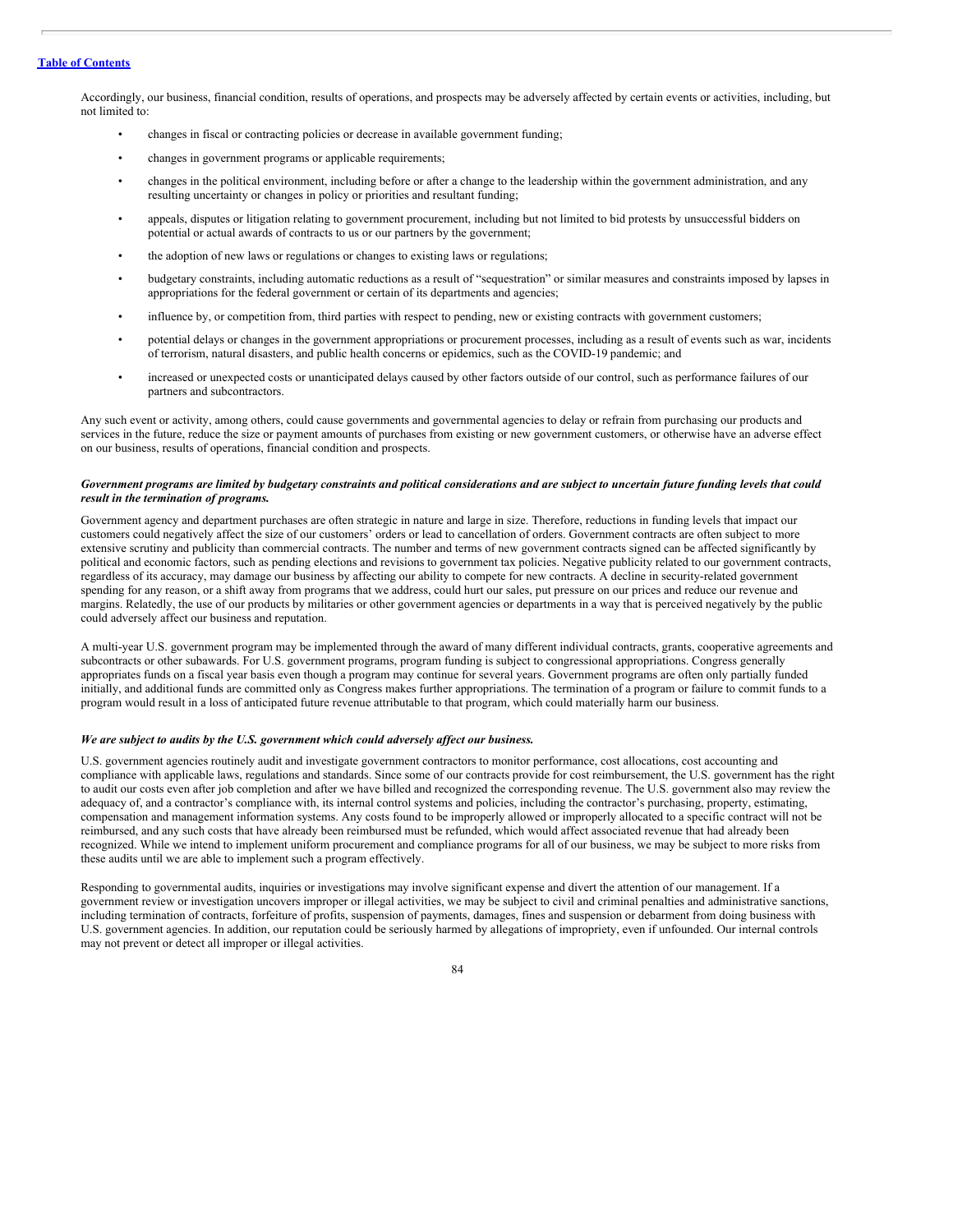Accordingly, our business, financial condition, results of operations, and prospects may be adversely affected by certain events or activities, including, but not limited to:

- changes in fiscal or contracting policies or decrease in available government funding;
- changes in government programs or applicable requirements;
- changes in the political environment, including before or after a change to the leadership within the government administration, and any resulting uncertainty or changes in policy or priorities and resultant funding;
- appeals, disputes or litigation relating to government procurement, including but not limited to bid protests by unsuccessful bidders on potential or actual awards of contracts to us or our partners by the government;
- the adoption of new laws or regulations or changes to existing laws or regulations;
- budgetary constraints, including automatic reductions as a result of "sequestration" or similar measures and constraints imposed by lapses in appropriations for the federal government or certain of its departments and agencies;
- influence by, or competition from, third parties with respect to pending, new or existing contracts with government customers;
- potential delays or changes in the government appropriations or procurement processes, including as a result of events such as war, incidents of terrorism, natural disasters, and public health concerns or epidemics, such as the COVID-19 pandemic; and
- increased or unexpected costs or unanticipated delays caused by other factors outside of our control, such as performance failures of our partners and subcontractors.

Any such event or activity, among others, could cause governments and governmental agencies to delay or refrain from purchasing our products and services in the future, reduce the size or payment amounts of purchases from existing or new government customers, or otherwise have an adverse effect on our business, results of operations, financial condition and prospects.

***Government programs are limited by budgetary constraints and political considerations and are subject to uncertain future funding levels that could result in the termination of programs.***

Government agency and department purchases are often strategic in nature and large in size. Therefore, reductions in funding levels that impact our customers could negatively affect the size of our customers' orders or lead to cancellation of orders. Government contracts are often subject to more extensive scrutiny and publicity than commercial contracts. The number and terms of new government contracts signed can be affected significantly by political and economic factors, such as pending elections and revisions to government tax policies. Negative publicity related to our government contracts, regardless of its accuracy, may damage our business by affecting our ability to compete for new contracts. A decline in security-related government spending for any reason, or a shift away from programs that we address, could hurt our sales, put pressure on our prices and reduce our revenue and margins. Relatedly, the use of our products by militaries or other government agencies or departments in a way that is perceived negatively by the public could adversely affect our business and reputation.

A multi-year U.S. government program may be implemented through the award of many different individual contracts, grants, cooperative agreements and subcontracts or other subawards. For U.S. government programs, program funding is subject to congressional appropriations. Congress generally appropriates funds on a fiscal year basis even though a program may continue for several years. Government programs are often only partially funded initially, and additional funds are committed only as Congress makes further appropriations. The termination of a program or failure to commit funds to a program would result in a loss of anticipated future revenue attributable to that program, which could materially harm our business.

***We are subject to audits by the U.S. government which could adversely affect our business.***

U.S. government agencies routinely audit and investigate government contractors to monitor performance, cost allocations, cost accounting and compliance with applicable laws, regulations and standards. Since some of our contracts provide for cost reimbursement, the U.S. government has the right to audit our costs even after job completion and after we have billed and recognized the corresponding revenue. The U.S. government also may review the adequacy of, and a contractor's compliance with, its internal control systems and policies, including the contractor's purchasing, property, estimating, compensation and management information systems. Any costs found to be improperly allowed or improperly allocated to a specific contract will not be reimbursed, and any such costs that have already been reimbursed must be refunded, which would affect associated revenue that had already been recognized. While we intend to implement uniform procurement and compliance programs for all of our business, we may be subject to more risks from these audits until we are able to implement such a program effectively.

Responding to governmental audits, inquiries or investigations may involve significant expense and divert the attention of our management. If a government review or investigation uncovers improper or illegal activities, we may be subject to civil and criminal penalties and administrative sanctions, including termination of contracts, forfeiture of profits, suspension of payments, damages, fines and suspension or debarment from doing business with U.S. government agencies. In addition, our reputation could be seriously harmed by allegations of impropriety, even if unfounded. Our internal controls may not prevent or detect all improper or illegal activities.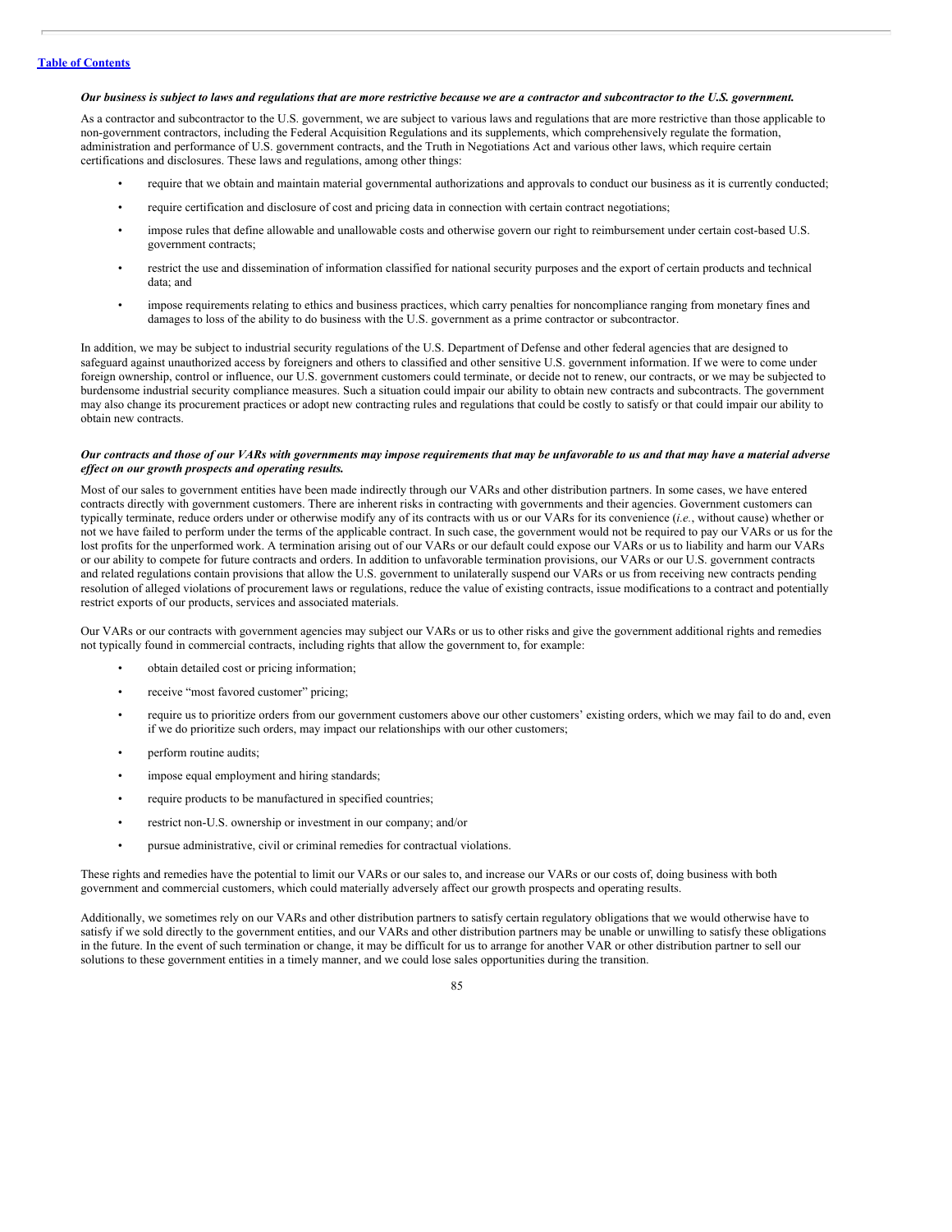***Our business is subject to laws and regulations that are more restrictive because we are a contractor and subcontractor to the U.S. government.***

As a contractor and subcontractor to the U.S. government, we are subject to various laws and regulations that are more restrictive than those applicable to non-government contractors, including the Federal Acquisition Regulations and its supplements, which comprehensively regulate the formation, administration and performance of U.S. government contracts, and the Truth in Negotiations Act and various other laws, which require certain certifications and disclosures. These laws and regulations, among other things:

- require that we obtain and maintain material governmental authorizations and approvals to conduct our business as it is currently conducted;
- require certification and disclosure of cost and pricing data in connection with certain contract negotiations;
- impose rules that define allowable and unallowable costs and otherwise govern our right to reimbursement under certain cost-based U.S. government contracts;
- restrict the use and dissemination of information classified for national security purposes and the export of certain products and technical data; and
- impose requirements relating to ethics and business practices, which carry penalties for noncompliance ranging from monetary fines and damages to loss of the ability to do business with the U.S. government as a prime contractor or subcontractor.

In addition, we may be subject to industrial security regulations of the U.S. Department of Defense and other federal agencies that are designed to safeguard against unauthorized access by foreigners and others to classified and other sensitive U.S. government information. If we were to come under foreign ownership, control or influence, our U.S. government customers could terminate, or decide not to renew, our contracts, or we may be subjected to burdensome industrial security compliance measures. Such a situation could impair our ability to obtain new contracts and subcontracts. The government may also change its procurement practices or adopt new contracting rules and regulations that could be costly to satisfy or that could impair our ability to obtain new contracts.

***Our contracts and those of our VARs with governments may impose requirements that may be unfavorable to us and that may have a material adverse effect on our growth prospects and operating results.***

Most of our sales to government entities have been made indirectly through our VARs and other distribution partners. In some cases, we have entered contracts directly with government customers. There are inherent risks in contracting with governments and their agencies. Government customers can typically terminate, reduce orders under or otherwise modify any of its contracts with us or our VARs for its convenience (*i.e.*, without cause) whether or not we have failed to perform under the terms of the applicable contract. In such case, the government would not be required to pay our VARs or us for the lost profits for the unperformed work. A termination arising out of our VARs or our default could expose our VARs or us to liability and harm our VARs or our ability to compete for future contracts and orders. In addition to unfavorable termination provisions, our VARs or our U.S. government contracts and related regulations contain provisions that allow the U.S. government to unilaterally suspend our VARs or us from receiving new contracts pending resolution of alleged violations of procurement laws or regulations, reduce the value of existing contracts, issue modifications to a contract and potentially restrict exports of our products, services and associated materials.

Our VARs or our contracts with government agencies may subject our VARs or us to other risks and give the government additional rights and remedies not typically found in commercial contracts, including rights that allow the government to, for example:

- obtain detailed cost or pricing information;
- receive "most favored customer" pricing;
- require us to prioritize orders from our government customers above our other customers' existing orders, which we may fail to do and, even if we do prioritize such orders, may impact our relationships with our other customers;
- perform routine audits;
- impose equal employment and hiring standards;
- require products to be manufactured in specified countries;
- restrict non-U.S. ownership or investment in our company; and/or
- pursue administrative, civil or criminal remedies for contractual violations.

These rights and remedies have the potential to limit our VARs or our sales to, and increase our VARs or our costs of, doing business with both government and commercial customers, which could materially adversely affect our growth prospects and operating results.

Additionally, we sometimes rely on our VARs and other distribution partners to satisfy certain regulatory obligations that we would otherwise have to satisfy if we sold directly to the government entities, and our VARs and other distribution partners may be unable or unwilling to satisfy these obligations in the future. In the event of such termination or change, it may be difficult for us to arrange for another VAR or other distribution partner to sell our solutions to these government entities in a timely manner, and we could lose sales opportunities during the transition.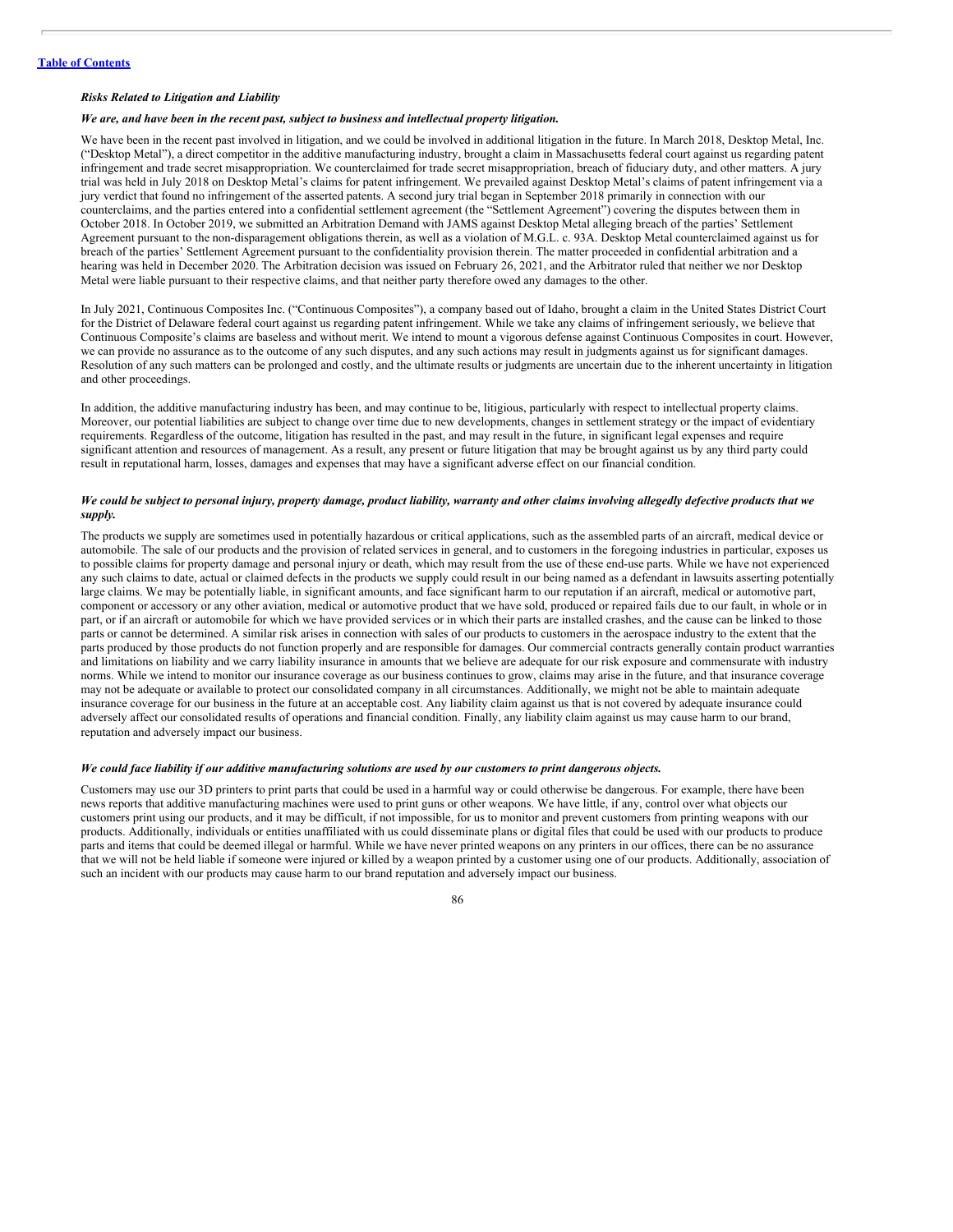*Risks Related to Litigation and Liability*

***We are, and have been in the recent past, subject to business and intellectual property litigation.***

We have been in the recent past involved in litigation, and we could be involved in additional litigation in the future. In March 2018, Desktop Metal, Inc. ("Desktop Metal"), a direct competitor in the additive manufacturing industry, brought a claim in Massachusetts federal court against us regarding patent infringement and trade secret misappropriation. We counterclaimed for trade secret misappropriation, breach of fiduciary duty, and other matters. A jury trial was held in July 2018 on Desktop Metal's claims for patent infringement. We prevailed against Desktop Metal's claims of patent infringement via a jury verdict that found no infringement of the asserted patents. A second jury trial began in September 2018 primarily in connection with our counterclaims, and the parties entered into a confidential settlement agreement (the "Settlement Agreement") covering the disputes between them in October 2018. In October 2019, we submitted an Arbitration Demand with JAMS against Desktop Metal alleging breach of the parties' Settlement Agreement pursuant to the non-disparagement obligations therein, as well as a violation of M.G.L. c. 93A. Desktop Metal counterclaimed against us for breach of the parties' Settlement Agreement pursuant to the confidentiality provision therein. The matter proceeded in confidential arbitration and a hearing was held in December 2020. The Arbitration decision was issued on February 26, 2021, and the Arbitrator ruled that neither we nor Desktop Metal were liable pursuant to their respective claims, and that neither party therefore owed any damages to the other.

In July 2021, Continuous Composites Inc. ("Continuous Composites"), a company based out of Idaho, brought a claim in the United States District Court for the District of Delaware federal court against us regarding patent infringement. While we take any claims of infringement seriously, we believe that Continuous Composite's claims are baseless and without merit. We intend to mount a vigorous defense against Continuous Composites in court. However, we can provide no assurance as to the outcome of any such disputes, and any such actions may result in judgments against us for significant damages. Resolution of any such matters can be prolonged and costly, and the ultimate results or judgments are uncertain due to the inherent uncertainty in litigation and other proceedings.

In addition, the additive manufacturing industry has been, and may continue to be, litigious, particularly with respect to intellectual property claims. Moreover, our potential liabilities are subject to change over time due to new developments, changes in settlement strategy or the impact of evidentiary requirements. Regardless of the outcome, litigation has resulted in the past, and may result in the future, in significant legal expenses and require significant attention and resources of management. As a result, any present or future litigation that may be brought against us by any third party could result in reputational harm, losses, damages and expenses that may have a significant adverse effect on our financial condition.

***We could be subject to personal injury, property damage, product liability, warranty and other claims involving allegedly defective products that we supply.***

The products we supply are sometimes used in potentially hazardous or critical applications, such as the assembled parts of an aircraft, medical device or automobile. The sale of our products and the provision of related services in general, and to customers in the foregoing industries in particular, exposes us to possible claims for property damage and personal injury or death, which may result from the use of these end-use parts. While we have not experienced any such claims to date, actual or claimed defects in the products we supply could result in our being named as a defendant in lawsuits asserting potentially large claims. We may be potentially liable, in significant amounts, and face significant harm to our reputation if an aircraft, medical or automotive part, component or accessory or any other aviation, medical or automotive product that we have sold, produced or repaired fails due to our fault, in whole or in part, or if an aircraft or automobile for which we have provided services or in which their parts are installed crashes, and the cause can be linked to those parts or cannot be determined. A similar risk arises in connection with sales of our products to customers in the aerospace industry to the extent that the parts produced by those products do not function properly and are responsible for damages. Our commercial contracts generally contain product warranties and limitations on liability and we carry liability insurance in amounts that we believe are adequate for our risk exposure and commensurate with industry norms. While we intend to monitor our insurance coverage as our business continues to grow, claims may arise in the future, and that insurance coverage may not be adequate or available to protect our consolidated company in all circumstances. Additionally, we might not be able to maintain adequate insurance coverage for our business in the future at an acceptable cost. Any liability claim against us that is not covered by adequate insurance could adversely affect our consolidated results of operations and financial condition. Finally, any liability claim against us may cause harm to our brand, reputation and adversely impact our business.

***We could face liability if our additive manufacturing solutions are used by our customers to print dangerous objects.***

Customers may use our 3D printers to print parts that could be used in a harmful way or could otherwise be dangerous. For example, there have been news reports that additive manufacturing machines were used to print guns or other weapons. We have little, if any, control over what objects our customers print using our products, and it may be difficult, if not impossible, for us to monitor and prevent customers from printing weapons with our products. Additionally, individuals or entities unaffiliated with us could disseminate plans or digital files that could be used with our products to produce parts and items that could be deemed illegal or harmful. While we have never printed weapons on any printers in our offices, there can be no assurance that we will not be held liable if someone were injured or killed by a weapon printed by a customer using one of our products. Additionally, association of such an incident with our products may cause harm to our brand reputation and adversely impact our business.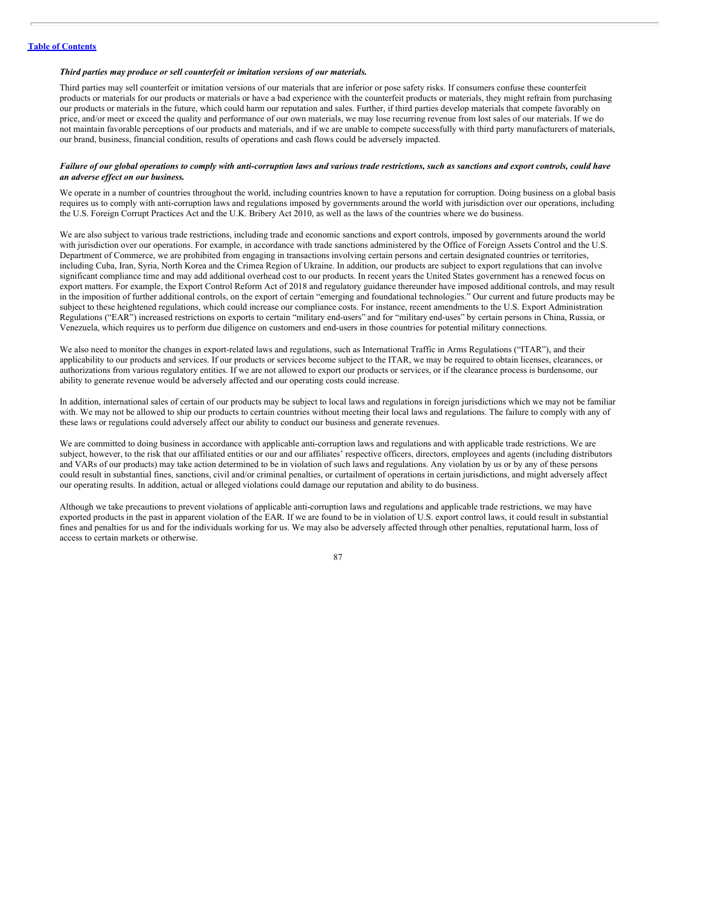*Third parties may produce or sell counterfeit or imitation versions of our materials.*

Third parties may sell counterfeit or imitation versions of our materials that are inferior or pose safety risks. If consumers confuse these counterfeit products or materials for our products or materials or have a bad experience with the counterfeit products or materials, they might refrain from purchasing our products or materials in the future, which could harm our reputation and sales. Further, if third parties develop materials that compete favorably on price, and/or meet or exceed the quality and performance of our own materials, we may lose recurring revenue from lost sales of our materials. If we do not maintain favorable perceptions of our products and materials, and if we are unable to compete successfully with third party manufacturers of materials, our brand, business, financial condition, results of operations and cash flows could be adversely impacted.

***Failure of our global operations to comply with anti-corruption laws and various trade restrictions, such as sanctions and export controls, could have an adverse effect on our business.***

We operate in a number of countries throughout the world, including countries known to have a reputation for corruption. Doing business on a global basis requires us to comply with anti-corruption laws and regulations imposed by governments around the world with jurisdiction over our operations, including the U.S. Foreign Corrupt Practices Act and the U.K. Bribery Act 2010, as well as the laws of the countries where we do business.

We are also subject to various trade restrictions, including trade and economic sanctions and export controls, imposed by governments around the world with jurisdiction over our operations. For example, in accordance with trade sanctions administered by the Office of Foreign Assets Control and the U.S. Department of Commerce, we are prohibited from engaging in transactions involving certain persons and certain designated countries or territories, including Cuba, Iran, Syria, North Korea and the Crimea Region of Ukraine. In addition, our products are subject to export regulations that can involve significant compliance time and may add additional overhead cost to our products. In recent years the United States government has a renewed focus on export matters. For example, the Export Control Reform Act of 2018 and regulatory guidance thereunder have imposed additional controls, and may result in the imposition of further additional controls, on the export of certain "emerging and foundational technologies." Our current and future products may be subject to these heightened regulations, which could increase our compliance costs. For instance, recent amendments to the U.S. Export Administration Regulations ("EAR") increased restrictions on exports to certain "military end-users" and for "military end-uses" by certain persons in China, Russia, or Venezuela, which requires us to perform due diligence on customers and end-users in those countries for potential military connections.

We also need to monitor the changes in export-related laws and regulations, such as International Traffic in Arms Regulations ("ITAR"), and their applicability to our products and services. If our products or services become subject to the ITAR, we may be required to obtain licenses, clearances, or authorizations from various regulatory entities. If we are not allowed to export our products or services, or if the clearance process is burdensome, our ability to generate revenue would be adversely affected and our operating costs could increase.

In addition, international sales of certain of our products may be subject to local laws and regulations in foreign jurisdictions which we may not be familiar with. We may not be allowed to ship our products to certain countries without meeting their local laws and regulations. The failure to comply with any of these laws or regulations could adversely affect our ability to conduct our business and generate revenues.

We are committed to doing business in accordance with applicable anti-corruption laws and regulations and with applicable trade restrictions. We are subject, however, to the risk that our affiliated entities or our and our affiliates' respective officers, directors, employees and agents (including distributors and VARs of our products) may take action determined to be in violation of such laws and regulations. Any violation by us or by any of these persons could result in substantial fines, sanctions, civil and/or criminal penalties, or curtailment of operations in certain jurisdictions, and might adversely affect our operating results. In addition, actual or alleged violations could damage our reputation and ability to do business.

Although we take precautions to prevent violations of applicable anti-corruption laws and regulations and applicable trade restrictions, we may have exported products in the past in apparent violation of the EAR. If we are found to be in violation of U.S. export control laws, it could result in substantial fines and penalties for us and for the individuals working for us. We may also be adversely affected through other penalties, reputational harm, loss of access to certain markets or otherwise.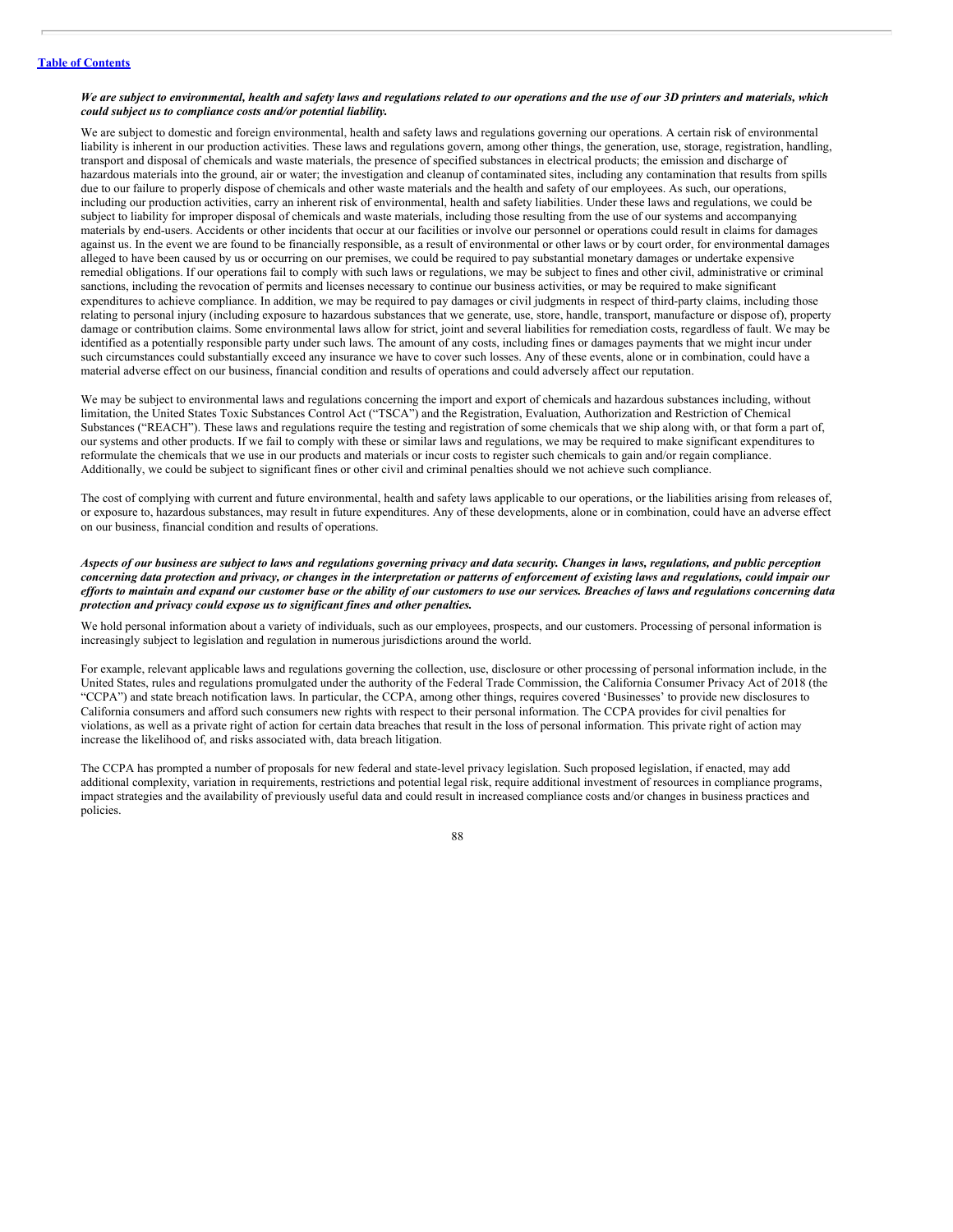*We are subject to environmental, health and safety laws and regulations related to our operations and the use of our 3D printers and materials, which could subject us to compliance costs and/or potential liability.*

We are subject to domestic and foreign environmental, health and safety laws and regulations governing our operations. A certain risk of environmental liability is inherent in our production activities. These laws and regulations govern, among other things, the generation, use, storage, registration, handling, transport and disposal of chemicals and waste materials, the presence of specified substances in electrical products; the emission and discharge of hazardous materials into the ground, air or water; the investigation and cleanup of contaminated sites, including any contamination that results from spills due to our failure to properly dispose of chemicals and other waste materials and the health and safety of our employees. As such, our operations, including our production activities, carry an inherent risk of environmental, health and safety liabilities. Under these laws and regulations, we could be subject to liability for improper disposal of chemicals and waste materials, including those resulting from the use of our systems and accompanying materials by end-users. Accidents or other incidents that occur at our facilities or involve our personnel or operations could result in claims for damages against us. In the event we are found to be financially responsible, as a result of environmental or other laws or by court order, for environmental damages alleged to have been caused by us or occurring on our premises, we could be required to pay substantial monetary damages or undertake expensive remedial obligations. If our operations fail to comply with such laws or regulations, we may be subject to fines and other civil, administrative or criminal sanctions, including the revocation of permits and licenses necessary to continue our business activities, or may be required to make significant expenditures to achieve compliance. In addition, we may be required to pay damages or civil judgments in respect of third-party claims, including those relating to personal injury (including exposure to hazardous substances that we generate, use, store, handle, transport, manufacture or dispose of), property damage or contribution claims. Some environmental laws allow for strict, joint and several liabilities for remediation costs, regardless of fault. We may be identified as a potentially responsible party under such laws. The amount of any costs, including fines or damages payments that we might incur under such circumstances could substantially exceed any insurance we have to cover such losses. Any of these events, alone or in combination, could have a material adverse effect on our business, financial condition and results of operations and could adversely affect our reputation.

We may be subject to environmental laws and regulations concerning the import and export of chemicals and hazardous substances including, without limitation, the United States Toxic Substances Control Act ("TSCA") and the Registration, Evaluation, Authorization and Restriction of Chemical Substances ("REACH"). These laws and regulations require the testing and registration of some chemicals that we ship along with, or that form a part of, our systems and other products. If we fail to comply with these or similar laws and regulations, we may be required to make significant expenditures to reformulate the chemicals that we use in our products and materials or incur costs to register such chemicals to gain and/or regain compliance. Additionally, we could be subject to significant fines or other civil and criminal penalties should we not achieve such compliance.

The cost of complying with current and future environmental, health and safety laws applicable to our operations, or the liabilities arising from releases of, or exposure to, hazardous substances, may result in future expenditures. Any of these developments, alone or in combination, could have an adverse effect on our business, financial condition and results of operations.

*Aspects of our business are subject to laws and regulations governing privacy and data security. Changes in laws, regulations, and public perception concerning data protection and privacy, or changes in the interpretation or patterns of enforcement of existing laws and regulations, could impair our efforts to maintain and expand our customer base or the ability of our customers to use our services. Breaches of laws and regulations concerning data protection and privacy could expose us to significant fines and other penalties.*

We hold personal information about a variety of individuals, such as our employees, prospects, and our customers. Processing of personal information is increasingly subject to legislation and regulation in numerous jurisdictions around the world.

For example, relevant applicable laws and regulations governing the collection, use, disclosure or other processing of personal information include, in the United States, rules and regulations promulgated under the authority of the Federal Trade Commission, the California Consumer Privacy Act of 2018 (the "CCPA") and state breach notification laws. In particular, the CCPA, among other things, requires covered 'Businesses' to provide new disclosures to California consumers and afford such consumers new rights with respect to their personal information. The CCPA provides for civil penalties for violations, as well as a private right of action for certain data breaches that result in the loss of personal information. This private right of action may increase the likelihood of, and risks associated with, data breach litigation.

The CCPA has prompted a number of proposals for new federal and state-level privacy legislation. Such proposed legislation, if enacted, may add additional complexity, variation in requirements, restrictions and potential legal risk, require additional investment of resources in compliance programs, impact strategies and the availability of previously useful data and could result in increased compliance costs and/or changes in business practices and policies.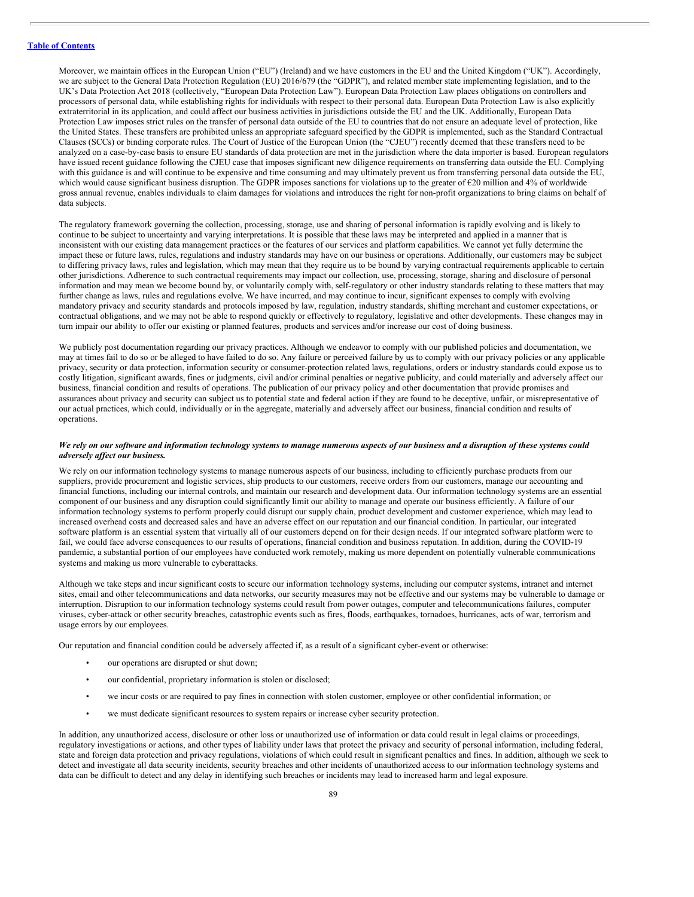Moreover, we maintain offices in the European Union ("EU") (Ireland) and we have customers in the EU and the United Kingdom ("UK"). Accordingly, we are subject to the General Data Protection Regulation (EU) 2016/679 (the "GDPR"), and related member state implementing legislation, and to the UK's Data Protection Act 2018 (collectively, "European Data Protection Law"). European Data Protection Law places obligations on controllers and processors of personal data, while establishing rights for individuals with respect to their personal data. European Data Protection Law is also explicitly extraterritorial in its application, and could affect our business activities in jurisdictions outside the EU and the UK. Additionally, European Data Protection Law imposes strict rules on the transfer of personal data outside of the EU to countries that do not ensure an adequate level of protection, like the United States. These transfers are prohibited unless an appropriate safeguard specified by the GDPR is implemented, such as the Standard Contractual Clauses (SCCs) or binding corporate rules. The Court of Justice of the European Union (the "CJEU") recently deemed that these transfers need to be analyzed on a case-by-case basis to ensure EU standards of data protection are met in the jurisdiction where the data importer is based. European regulators have issued recent guidance following the CJEU case that imposes significant new diligence requirements on transferring data outside the EU. Complying with this guidance is and will continue to be expensive and time consuming and may ultimately prevent us from transferring personal data outside the EU, which would cause significant business disruption. The GDPR imposes sanctions for violations up to the greater of €20 million and 4% of worldwide gross annual revenue, enables individuals to claim damages for violations and introduces the right for non-profit organizations to bring claims on behalf of data subjects.

The regulatory framework governing the collection, processing, storage, use and sharing of personal information is rapidly evolving and is likely to continue to be subject to uncertainty and varying interpretations. It is possible that these laws may be interpreted and applied in a manner that is inconsistent with our existing data management practices or the features of our services and platform capabilities. We cannot yet fully determine the impact these or future laws, rules, regulations and industry standards may have on our business or operations. Additionally, our customers may be subject to differing privacy laws, rules and legislation, which may mean that they require us to be bound by varying contractual requirements applicable to certain other jurisdictions. Adherence to such contractual requirements may impact our collection, use, processing, storage, sharing and disclosure of personal information and may mean we become bound by, or voluntarily comply with, self-regulatory or other industry standards relating to these matters that may further change as laws, rules and regulations evolve. We have incurred, and may continue to incur, significant expenses to comply with evolving mandatory privacy and security standards and protocols imposed by law, regulation, industry standards, shifting merchant and customer expectations, or contractual obligations, and we may not be able to respond quickly or effectively to regulatory, legislative and other developments. These changes may in turn impair our ability to offer our existing or planned features, products and services and/or increase our cost of doing business.

We publicly post documentation regarding our privacy practices. Although we endeavor to comply with our published policies and documentation, we may at times fail to do so or be alleged to have failed to do so. Any failure or perceived failure by us to comply with our privacy policies or any applicable privacy, security or data protection, information security or consumer-protection related laws, regulations, orders or industry standards could expose us to costly litigation, significant awards, fines or judgments, civil and/or criminal penalties or negative publicity, and could materially and adversely affect our business, financial condition and results of operations. The publication of our privacy policy and other documentation that provide promises and assurances about privacy and security can subject us to potential state and federal action if they are found to be deceptive, unfair, or misrepresentative of our actual practices, which could, individually or in the aggregate, materially and adversely affect our business, financial condition and results of operations.

***We rely on our software and information technology systems to manage numerous aspects of our business and a disruption of these systems could adversely affect our business.***

We rely on our information technology systems to manage numerous aspects of our business, including to efficiently purchase products from our suppliers, provide procurement and logistic services, ship products to our customers, receive orders from our customers, manage our accounting and financial functions, including our internal controls, and maintain our research and development data. Our information technology systems are an essential component of our business and any disruption could significantly limit our ability to manage and operate our business efficiently. A failure of our information technology systems to perform properly could disrupt our supply chain, product development and customer experience, which may lead to increased overhead costs and decreased sales and have an adverse effect on our reputation and our financial condition. In particular, our integrated software platform is an essential system that virtually all of our customers depend on for their design needs. If our integrated software platform were to fail, we could face adverse consequences to our results of operations, financial condition and business reputation. In addition, during the COVID-19 pandemic, a substantial portion of our employees have conducted work remotely, making us more dependent on potentially vulnerable communications systems and making us more vulnerable to cyberattacks.

Although we take steps and incur significant costs to secure our information technology systems, including our computer systems, intranet and internet sites, email and other telecommunications and data networks, our security measures may not be effective and our systems may be vulnerable to damage or interruption. Disruption to our information technology systems could result from power outages, computer and telecommunications failures, computer viruses, cyber-attack or other security breaches, catastrophic events such as fires, floods, earthquakes, tornadoes, hurricanes, acts of war, terrorism and usage errors by our employees.

Our reputation and financial condition could be adversely affected if, as a result of a significant cyber-event or otherwise:

- our operations are disrupted or shut down;
- our confidential, proprietary information is stolen or disclosed;
- we incur costs or are required to pay fines in connection with stolen customer, employee or other confidential information; or
- we must dedicate significant resources to system repairs or increase cyber security protection.

In addition, any unauthorized access, disclosure or other loss or unauthorized use of information or data could result in legal claims or proceedings, regulatory investigations or actions, and other types of liability under laws that protect the privacy and security of personal information, including federal, state and foreign data protection and privacy regulations, violations of which could result in significant penalties and fines. In addition, although we seek to detect and investigate all data security incidents, security breaches and other incidents of unauthorized access to our information technology systems and data can be difficult to detect and any delay in identifying such breaches or incidents may lead to increased harm and legal exposure.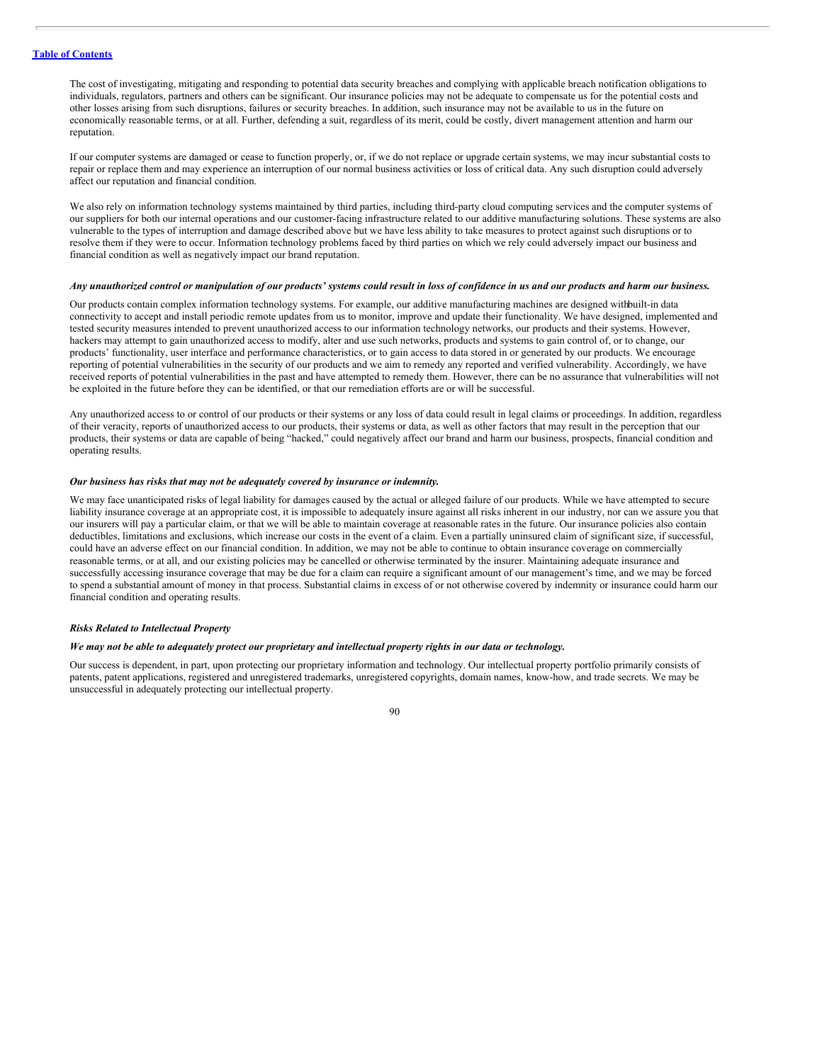The cost of investigating, mitigating and responding to potential data security breaches and complying with applicable breach notification obligations to individuals, regulators, partners and others can be significant. Our insurance policies may not be adequate to compensate us for the potential costs and other losses arising from such disruptions, failures or security breaches. In addition, such insurance may not be available to us in the future on economically reasonable terms, or at all. Further, defending a suit, regardless of its merit, could be costly, divert management attention and harm our reputation.

If our computer systems are damaged or cease to function properly, or, if we do not replace or upgrade certain systems, we may incur substantial costs to repair or replace them and may experience an interruption of our normal business activities or loss of critical data. Any such disruption could adversely affect our reputation and financial condition.

We also rely on information technology systems maintained by third parties, including third-party cloud computing services and the computer systems of our suppliers for both our internal operations and our customer-facing infrastructure related to our additive manufacturing solutions. These systems are also vulnerable to the types of interruption and damage described above but we have less ability to take measures to protect against such disruptions or to resolve them if they were to occur. Information technology problems faced by third parties on which we rely could adversely impact our business and financial condition as well as negatively impact our brand reputation.

***Any unauthorized control or manipulation of our products' systems could result in loss of confidence in us and our products and harm our business.***

Our products contain complex information technology systems. For example, our additive manufacturing machines are designed withbuilt-in data connectivity to accept and install periodic remote updates from us to monitor, improve and update their functionality. We have designed, implemented and tested security measures intended to prevent unauthorized access to our information technology networks, our products and their systems. However, hackers may attempt to gain unauthorized access to modify, alter and use such networks, products and systems to gain control of, or to change, our products' functionality, user interface and performance characteristics, or to gain access to data stored in or generated by our products. We encourage reporting of potential vulnerabilities in the security of our products and we aim to remedy any reported and verified vulnerability. Accordingly, we have received reports of potential vulnerabilities in the past and have attempted to remedy them. However, there can be no assurance that vulnerabilities will not be exploited in the future before they can be identified, or that our remediation efforts are or will be successful.

Any unauthorized access to or control of our products or their systems or any loss of data could result in legal claims or proceedings. In addition, regardless of their veracity, reports of unauthorized access to our products, their systems or data, as well as other factors that may result in the perception that our products, their systems or data are capable of being "hacked," could negatively affect our brand and harm our business, prospects, financial condition and operating results.

***Our business has risks that may not be adequately covered by insurance or indemnity.***

We may face unanticipated risks of legal liability for damages caused by the actual or alleged failure of our products. While we have attempted to secure liability insurance coverage at an appropriate cost, it is impossible to adequately insure against all risks inherent in our industry, nor can we assure you that our insurers will pay a particular claim, or that we will be able to maintain coverage at reasonable rates in the future. Our insurance policies also contain deductibles, limitations and exclusions, which increase our costs in the event of a claim. Even a partially uninsured claim of significant size, if successful, could have an adverse effect on our financial condition. In addition, we may not be able to continue to obtain insurance coverage on commercially reasonable terms, or at all, and our existing policies may be cancelled or otherwise terminated by the insurer. Maintaining adequate insurance and successfully accessing insurance coverage that may be due for a claim can require a significant amount of our management's time, and we may be forced to spend a substantial amount of money in that process. Substantial claims in excess of or not otherwise covered by indemnity or insurance could harm our financial condition and operating results.

***Risks Related to Intellectual Property***

***We may not be able to adequately protect our proprietary and intellectual property rights in our data or technology.***

Our success is dependent, in part, upon protecting our proprietary information and technology. Our intellectual property portfolio primarily consists of patents, patent applications, registered and unregistered trademarks, unregistered copyrights, domain names, know-how, and trade secrets. We may be unsuccessful in adequately protecting our intellectual property.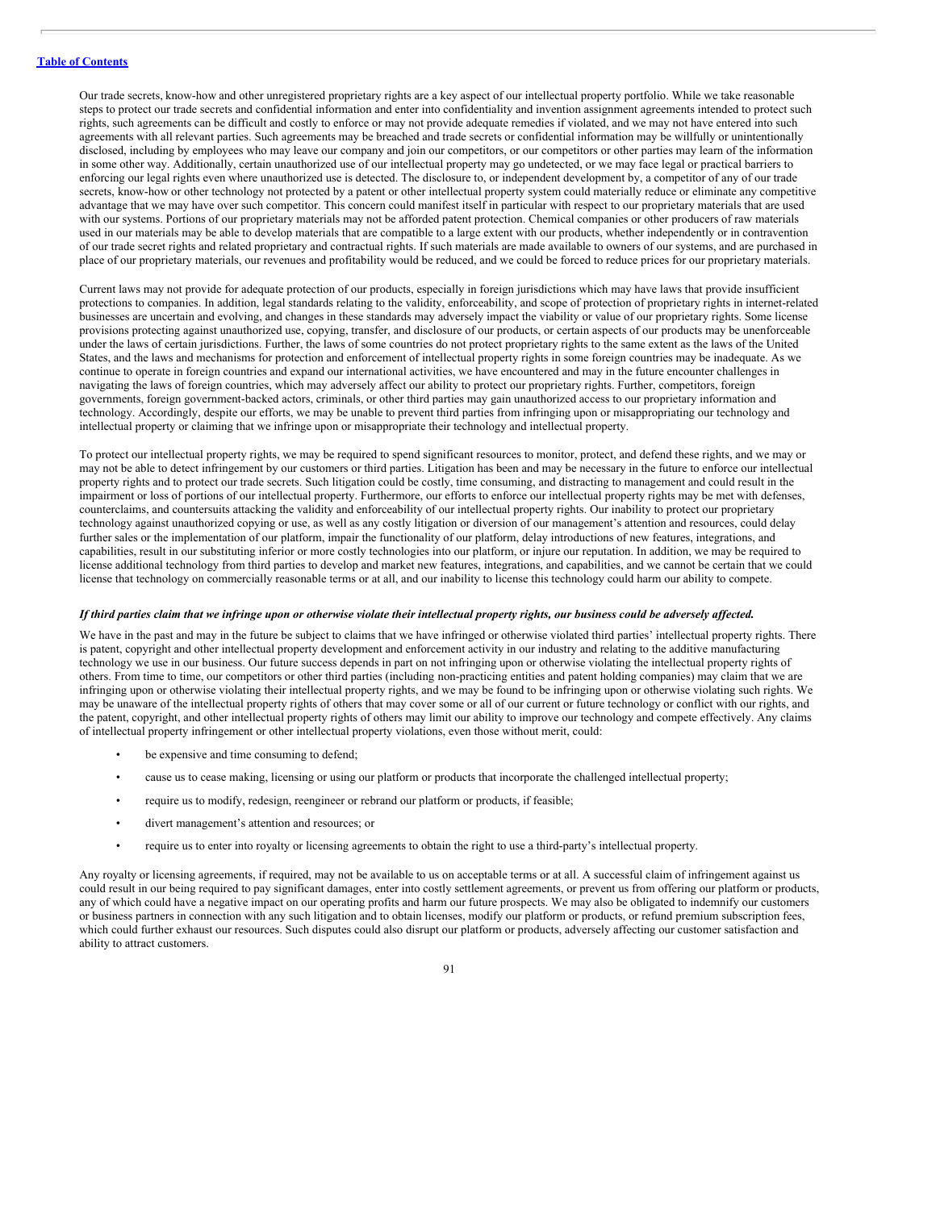Our trade secrets, know-how and other unregistered proprietary rights are a key aspect of our intellectual property portfolio. While we take reasonable steps to protect our trade secrets and confidential information and enter into confidentiality and invention assignment agreements intended to protect such rights, such agreements can be difficult and costly to enforce or may not provide adequate remedies if violated, and we may not have entered into such agreements with all relevant parties. Such agreements may be breached and trade secrets or confidential information may be willfully or unintentionally disclosed, including by employees who may leave our company and join our competitors, or our competitors or other parties may learn of the information in some other way. Additionally, certain unauthorized use of our intellectual property may go undetected, or we may face legal or practical barriers to enforcing our legal rights even where unauthorized use is detected. The disclosure to, or independent development by, a competitor of any of our trade secrets, know-how or other technology not protected by a patent or other intellectual property system could materially reduce or eliminate any competitive advantage that we may have over such competitor. This concern could manifest itself in particular with respect to our proprietary materials that are used with our systems. Portions of our proprietary materials may not be afforded patent protection. Chemical companies or other producers of raw materials used in our materials may be able to develop materials that are compatible to a large extent with our products, whether independently or in contravention of our trade secret rights and related proprietary and contractual rights. If such materials are made available to owners of our systems, and are purchased in place of our proprietary materials, our revenues and profitability would be reduced, and we could be forced to reduce prices for our proprietary materials.

Current laws may not provide for adequate protection of our products, especially in foreign jurisdictions which may have laws that provide insufficient protections to companies. In addition, legal standards relating to the validity, enforceability, and scope of protection of proprietary rights in internet-related businesses are uncertain and evolving, and changes in these standards may adversely impact the viability or value of our proprietary rights. Some license provisions protecting against unauthorized use, copying, transfer, and disclosure of our products, or certain aspects of our products may be unenforceable under the laws of certain jurisdictions. Further, the laws of some countries do not protect proprietary rights to the same extent as the laws of the United States, and the laws and mechanisms for protection and enforcement of intellectual property rights in some foreign countries may be inadequate. As we continue to operate in foreign countries and expand our international activities, we have encountered and may in the future encounter challenges in navigating the laws of foreign countries, which may adversely affect our ability to protect our proprietary rights. Further, competitors, foreign governments, foreign government-backed actors, criminals, or other third parties may gain unauthorized access to our proprietary information and technology. Accordingly, despite our efforts, we may be unable to prevent third parties from infringing upon or misappropriating our technology and intellectual property or claiming that we infringe upon or misappropriate their technology and intellectual property.

To protect our intellectual property rights, we may be required to spend significant resources to monitor, protect, and defend these rights, and we may or may not be able to detect infringement by our customers or third parties. Litigation has been and may be necessary in the future to enforce our intellectual property rights and to protect our trade secrets. Such litigation could be costly, time consuming, and distracting to management and could result in the impairment or loss of portions of our intellectual property. Furthermore, our efforts to enforce our intellectual property rights may be met with defenses, counterclaims, and countersuits attacking the validity and enforceability of our intellectual property rights. Our inability to protect our proprietary technology against unauthorized copying or use, as well as any costly litigation or diversion of our management's attention and resources, could delay further sales or the implementation of our platform, impair the functionality of our platform, delay introductions of new features, integrations, and capabilities, result in our substituting inferior or more costly technologies into our platform, or injure our reputation. In addition, we may be required to license additional technology from third parties to develop and market new features, integrations, and capabilities, and we cannot be certain that we could license that technology on commercially reasonable terms or at all, and our inability to license this technology could harm our ability to compete.

***If third parties claim that we infringe upon or otherwise violate their intellectual property rights, our business could be adversely affected.***

We have in the past and may in the future be subject to claims that we have infringed or otherwise violated third parties' intellectual property rights. There is patent, copyright and other intellectual property development and enforcement activity in our industry and relating to the additive manufacturing technology we use in our business. Our future success depends in part on not infringing upon or otherwise violating the intellectual property rights of others. From time to time, our competitors or other third parties (including non-practicing entities and patent holding companies) may claim that we are infringing upon or otherwise violating their intellectual property rights, and we may be found to be infringing upon or otherwise violating such rights. We may be unaware of the intellectual property rights of others that may cover some or all of our current or future technology or conflict with our rights, and the patent, copyright, and other intellectual property rights of others may limit our ability to improve our technology and compete effectively. Any claims of intellectual property infringement or other intellectual property violations, even those without merit, could:

- be expensive and time consuming to defend;
- cause us to cease making, licensing or using our platform or products that incorporate the challenged intellectual property;
- require us to modify, redesign, reengineer or rebrand our platform or products, if feasible;
- divert management's attention and resources; or
- require us to enter into royalty or licensing agreements to obtain the right to use a third-party's intellectual property.

Any royalty or licensing agreements, if required, may not be available to us on acceptable terms or at all. A successful claim of infringement against us could result in our being required to pay significant damages, enter into costly settlement agreements, or prevent us from offering our platform or products, any of which could have a negative impact on our operating profits and harm our future prospects. We may also be obligated to indemnify our customers or business partners in connection with any such litigation and to obtain licenses, modify our platform or products, or refund premium subscription fees, which could further exhaust our resources. Such disputes could also disrupt our platform or products, adversely affecting our customer satisfaction and ability to attract customers.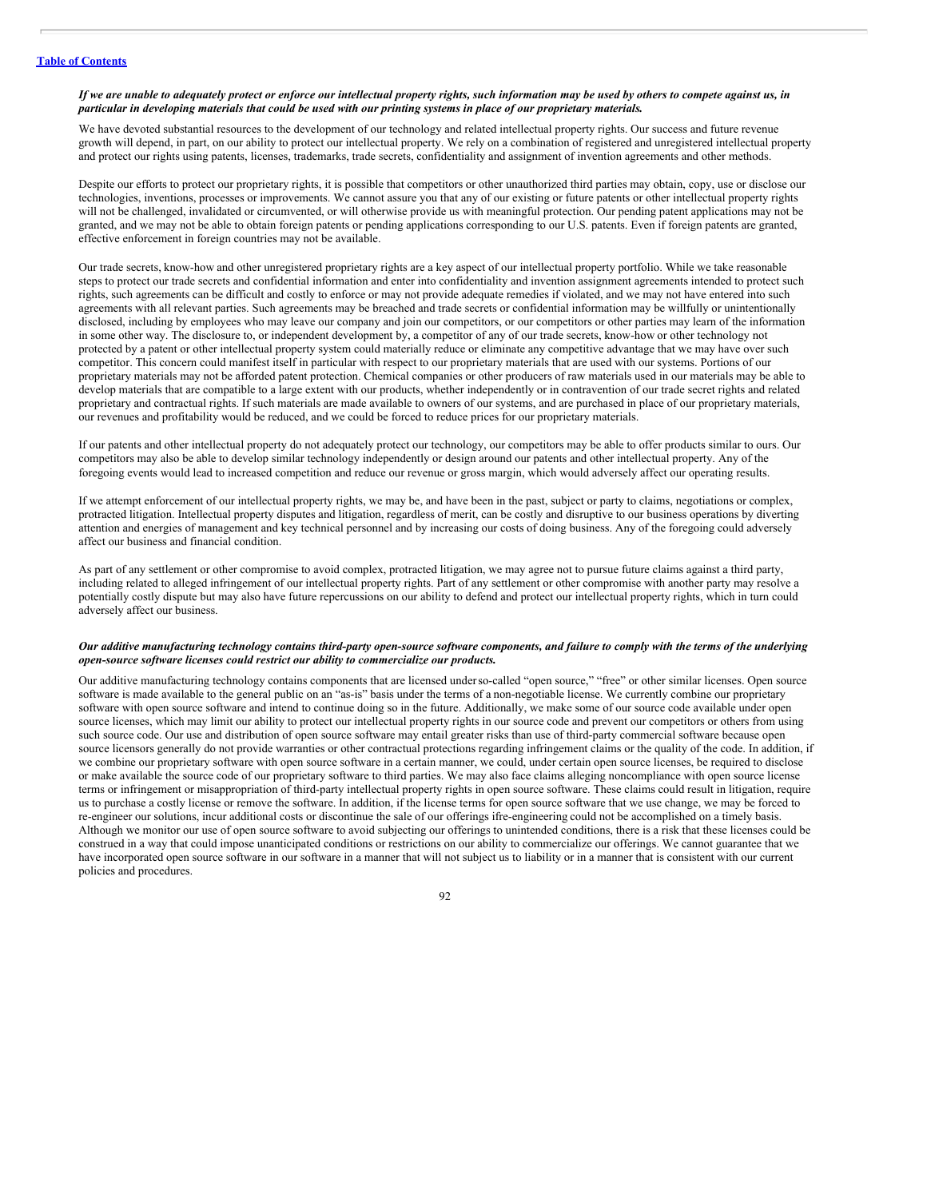***If we are unable to adequately protect or enforce our intellectual property rights, such information may be used by others to compete against us, in particular in developing materials that could be used with our printing systems in place of our proprietary materials.***

We have devoted substantial resources to the development of our technology and related intellectual property rights. Our success and future revenue growth will depend, in part, on our ability to protect our intellectual property. We rely on a combination of registered and unregistered intellectual property and protect our rights using patents, licenses, trademarks, trade secrets, confidentiality and assignment of invention agreements and other methods.

Despite our efforts to protect our proprietary rights, it is possible that competitors or other unauthorized third parties may obtain, copy, use or disclose our technologies, inventions, processes or improvements. We cannot assure you that any of our existing or future patents or other intellectual property rights will not be challenged, invalidated or circumvented, or will otherwise provide us with meaningful protection. Our pending patent applications may not be granted, and we may not be able to obtain foreign patents or pending applications corresponding to our U.S. patents. Even if foreign patents are granted, effective enforcement in foreign countries may not be available.

Our trade secrets, know-how and other unregistered proprietary rights are a key aspect of our intellectual property portfolio. While we take reasonable steps to protect our trade secrets and confidential information and enter into confidentiality and invention assignment agreements intended to protect such rights, such agreements can be difficult and costly to enforce or may not provide adequate remedies if violated, and we may not have entered into such agreements with all relevant parties. Such agreements may be breached and trade secrets or confidential information may be willfully or unintentionally disclosed, including by employees who may leave our company and join our competitors, or our competitors or other parties may learn of the information in some other way. The disclosure to, or independent development by, a competitor of any of our trade secrets, know-how or other technology not protected by a patent or other intellectual property system could materially reduce or eliminate any competitive advantage that we may have over such competitor. This concern could manifest itself in particular with respect to our proprietary materials that are used with our systems. Portions of our proprietary materials may not be afforded patent protection. Chemical companies or other producers of raw materials used in our materials may be able to develop materials that are compatible to a large extent with our products, whether independently or in contravention of our trade secret rights and related proprietary and contractual rights. If such materials are made available to owners of our systems, and are purchased in place of our proprietary materials, our revenues and profitability would be reduced, and we could be forced to reduce prices for our proprietary materials.

If our patents and other intellectual property do not adequately protect our technology, our competitors may be able to offer products similar to ours. Our competitors may also be able to develop similar technology independently or design around our patents and other intellectual property. Any of the foregoing events would lead to increased competition and reduce our revenue or gross margin, which would adversely affect our operating results.

If we attempt enforcement of our intellectual property rights, we may be, and have been in the past, subject or party to claims, negotiations or complex, protracted litigation. Intellectual property disputes and litigation, regardless of merit, can be costly and disruptive to our business operations by diverting attention and energies of management and key technical personnel and by increasing our costs of doing business. Any of the foregoing could adversely affect our business and financial condition.

As part of any settlement or other compromise to avoid complex, protracted litigation, we may agree not to pursue future claims against a third party, including related to alleged infringement of our intellectual property rights. Part of any settlement or other compromise with another party may resolve a potentially costly dispute but may also have future repercussions on our ability to defend and protect our intellectual property rights, which in turn could adversely affect our business.

***Our additive manufacturing technology contains third-party open-source software components, and failure to comply with the terms of the underlying open-source software licenses could restrict our ability to commercialize our products.***

Our additive manufacturing technology contains components that are licensed under so-called "open source," "free" or other similar licenses. Open source software is made available to the general public on an "as-is" basis under the terms of a non-negotiable license. We currently combine our proprietary software with open source software and intend to continue doing so in the future. Additionally, we make some of our source code available under open source licenses, which may limit our ability to protect our intellectual property rights in our source code and prevent our competitors or others from using such source code. Our use and distribution of open source software may entail greater risks than use of third-party commercial software because open source licensors generally do not provide warranties or other contractual protections regarding infringement claims or the quality of the code. In addition, if we combine our proprietary software with open source software in a certain manner, we could, under certain open source licenses, be required to disclose or make available the source code of our proprietary software to third parties. We may also face claims alleging noncompliance with open source license terms or infringement or misappropriation of third-party intellectual property rights in open source software. These claims could result in litigation, require us to purchase a costly license or remove the software. In addition, if the license terms for open source software that we use change, we may be forced to re-engineer our solutions, incur additional costs or discontinue the sale of our offerings if re-engineering could not be accomplished on a timely basis. Although we monitor our use of open source software to avoid subjecting our offerings to unintended conditions, there is a risk that these licenses could be construed in a way that could impose unanticipated conditions or restrictions on our ability to commercialize our offerings. We cannot guarantee that we have incorporated open source software in our software in a manner that will not subject us to liability or in a manner that is consistent with our current policies and procedures.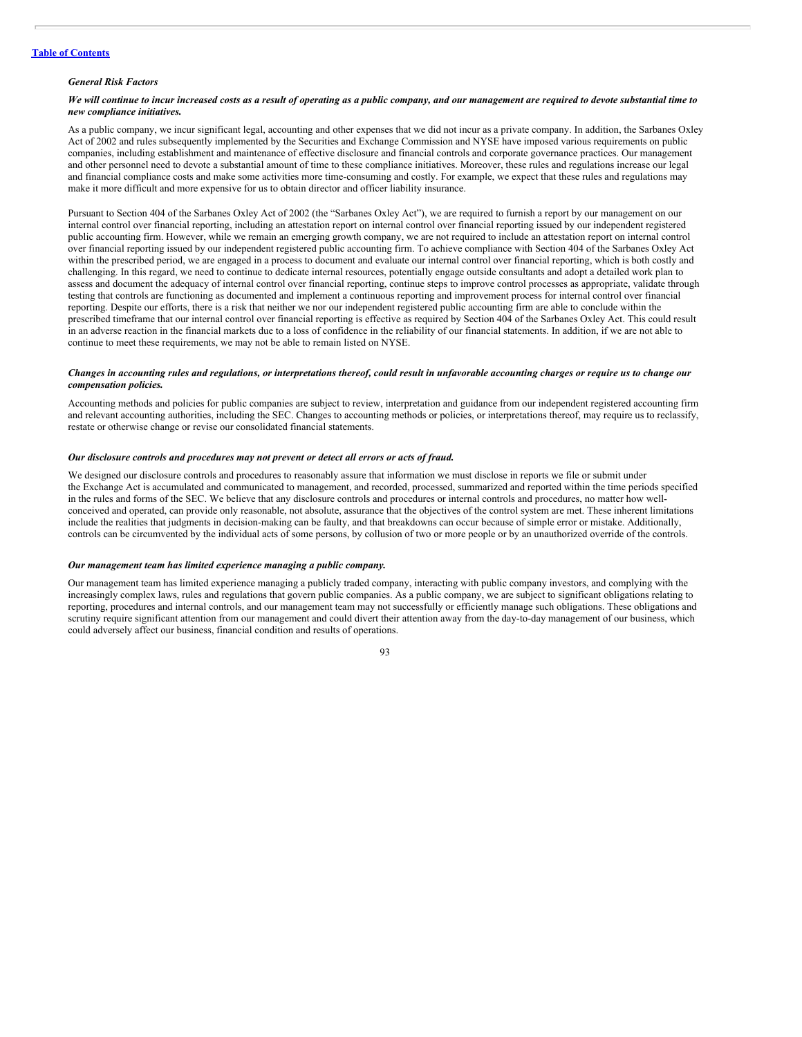*General Risk Factors*

***We will continue to incur increased costs as a result of operating as a public company, and our management are required to devote substantial time to new compliance initiatives.***

As a public company, we incur significant legal, accounting and other expenses that we did not incur as a private company. In addition, the Sarbanes Oxley Act of 2002 and rules subsequently implemented by the Securities and Exchange Commission and NYSE have imposed various requirements on public companies, including establishment and maintenance of effective disclosure and financial controls and corporate governance practices. Our management and other personnel need to devote a substantial amount of time to these compliance initiatives. Moreover, these rules and regulations increase our legal and financial compliance costs and make some activities more time-consuming and costly. For example, we expect that these rules and regulations may make it more difficult and more expensive for us to obtain director and officer liability insurance.

Pursuant to Section 404 of the Sarbanes Oxley Act of 2002 (the "Sarbanes Oxley Act"), we are required to furnish a report by our management on our internal control over financial reporting, including an attestation report on internal control over financial reporting issued by our independent registered public accounting firm. However, while we remain an emerging growth company, we are not required to include an attestation report on internal control over financial reporting issued by our independent registered public accounting firm. To achieve compliance with Section 404 of the Sarbanes Oxley Act within the prescribed period, we are engaged in a process to document and evaluate our internal control over financial reporting, which is both costly and challenging. In this regard, we need to continue to dedicate internal resources, potentially engage outside consultants and adopt a detailed work plan to assess and document the adequacy of internal control over financial reporting, continue steps to improve control processes as appropriate, validate through testing that controls are functioning as documented and implement a continuous reporting and improvement process for internal control over financial reporting. Despite our efforts, there is a risk that neither we nor our independent registered public accounting firm are able to conclude within the prescribed timeframe that our internal control over financial reporting is effective as required by Section 404 of the Sarbanes Oxley Act. This could result in an adverse reaction in the financial markets due to a loss of confidence in the reliability of our financial statements. In addition, if we are not able to continue to meet these requirements, we may not be able to remain listed on NYSE.

***Changes in accounting rules and regulations, or interpretations thereof, could result in unfavorable accounting charges or require us to change our compensation policies.***

Accounting methods and policies for public companies are subject to review, interpretation and guidance from our independent registered accounting firm and relevant accounting authorities, including the SEC. Changes to accounting methods or policies, or interpretations thereof, may require us to reclassify, restate or otherwise change or revise our consolidated financial statements.

***Our disclosure controls and procedures may not prevent or detect all errors or acts of fraud.***

We designed our disclosure controls and procedures to reasonably assure that information we must disclose in reports we file or submit under the Exchange Act is accumulated and communicated to management, and recorded, processed, summarized and reported within the time periods specified in the rules and forms of the SEC. We believe that any disclosure controls and procedures or internal controls and procedures, no matter how well-conceived and operated, can provide only reasonable, not absolute, assurance that the objectives of the control system are met. These inherent limitations include the realities that judgments in decision-making can be faulty, and that breakdowns can occur because of simple error or mistake. Additionally, controls can be circumvented by the individual acts of some persons, by collusion of two or more people or by an unauthorized override of the controls.

***Our management team has limited experience managing a public company.***

Our management team has limited experience managing a publicly traded company, interacting with public company investors, and complying with the increasingly complex laws, rules and regulations that govern public companies. As a public company, we are subject to significant obligations relating to reporting, procedures and internal controls, and our management team may not successfully or efficiently manage such obligations. These obligations and scrutiny require significant attention from our management and could divert their attention away from the day-to-day management of our business, which could adversely affect our business, financial condition and results of operations.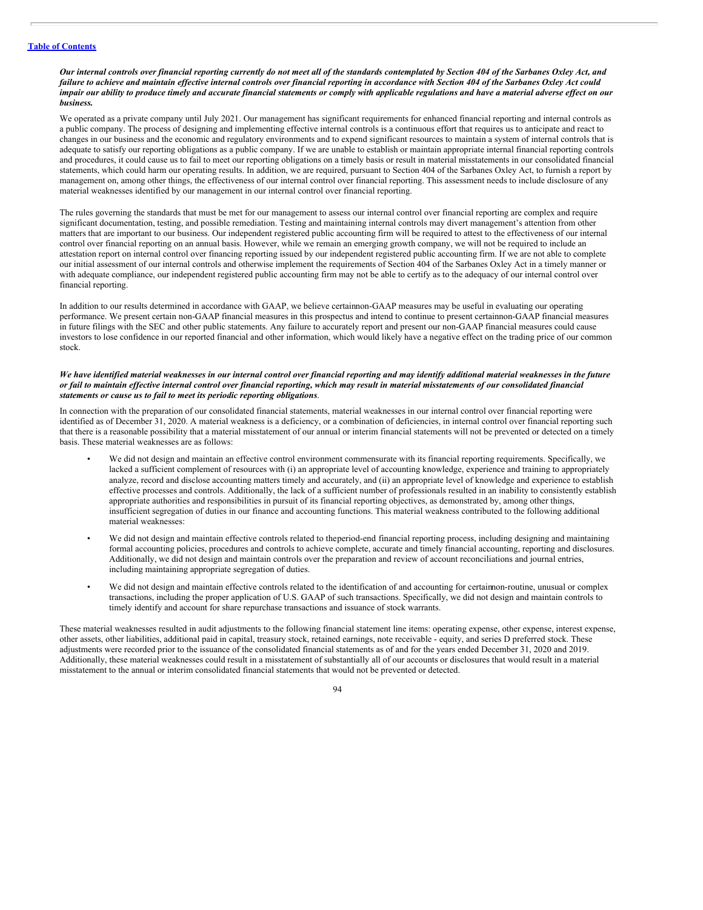***Our internal controls over financial reporting currently do not meet all of the standards contemplated by Section 404 of the Sarbanes Oxley Act, and failure to achieve and maintain effective internal controls over financial reporting in accordance with Section 404 of the Sarbanes Oxley Act could impair our ability to produce timely and accurate financial statements or comply with applicable regulations and have a material adverse effect on our business.***

We operated as a private company until July 2021. Our management has significant requirements for enhanced financial reporting and internal controls as a public company. The process of designing and implementing effective internal controls is a continuous effort that requires us to anticipate and react to changes in our business and the economic and regulatory environments and to expend significant resources to maintain a system of internal controls that is adequate to satisfy our reporting obligations as a public company. If we are unable to establish or maintain appropriate internal financial reporting controls and procedures, it could cause us to fail to meet our reporting obligations on a timely basis or result in material misstatements in our consolidated financial statements, which could harm our operating results. In addition, we are required, pursuant to Section 404 of the Sarbanes Oxley Act, to furnish a report by management on, among other things, the effectiveness of our internal control over financial reporting. This assessment needs to include disclosure of any material weaknesses identified by our management in our internal control over financial reporting.

The rules governing the standards that must be met for our management to assess our internal control over financial reporting are complex and require significant documentation, testing, and possible remediation. Testing and maintaining internal controls may divert management's attention from other matters that are important to our business. Our independent registered public accounting firm will be required to attest to the effectiveness of our internal control over financial reporting on an annual basis. However, while we remain an emerging growth company, we will not be required to include an attestation report on internal control over financing reporting issued by our independent registered public accounting firm. If we are not able to complete our initial assessment of our internal controls and otherwise implement the requirements of Section 404 of the Sarbanes Oxley Act in a timely manner or with adequate compliance, our independent registered public accounting firm may not be able to certify as to the adequacy of our internal control over financial reporting.

In addition to our results determined in accordance with GAAP, we believe certainnon-GAAP measures may be useful in evaluating our operating performance. We present certain non-GAAP financial measures in this prospectus and intend to continue to present certainnon-GAAP financial measures in future filings with the SEC and other public statements. Any failure to accurately report and present our non-GAAP financial measures could cause investors to lose confidence in our reported financial and other information, which would likely have a negative effect on the trading price of our common stock.

***We have identified material weaknesses in our internal control over financial reporting and may identify additional material weaknesses in the future or fail to maintain effective internal control over financial reporting, which may result in material misstatements of our consolidated financial statements or cause us to fail to meet its periodic reporting obligations***.

In connection with the preparation of our consolidated financial statements, material weaknesses in our internal control over financial reporting were identified as of December 31, 2020. A material weakness is a deficiency, or a combination of deficiencies, in internal control over financial reporting such that there is a reasonable possibility that a material misstatement of our annual or interim financial statements will not be prevented or detected on a timely basis. These material weaknesses are as follows:

- We did not design and maintain an effective control environment commensurate with its financial reporting requirements. Specifically, we lacked a sufficient complement of resources with (i) an appropriate level of accounting knowledge, experience and training to appropriately analyze, record and disclose accounting matters timely and accurately, and (ii) an appropriate level of knowledge and experience to establish effective processes and controls. Additionally, the lack of a sufficient number of professionals resulted in an inability to consistently establish appropriate authorities and responsibilities in pursuit of its financial reporting objectives, as demonstrated by, among other things, insufficient segregation of duties in our finance and accounting functions. This material weakness contributed to the following additional material weaknesses:
- We did not design and maintain effective controls related to theperiod-end financial reporting process, including designing and maintaining formal accounting policies, procedures and controls to achieve complete, accurate and timely financial accounting, reporting and disclosures. Additionally, we did not design and maintain controls over the preparation and review of account reconciliations and journal entries, including maintaining appropriate segregation of duties.
- We did not design and maintain effective controls related to the identification of and accounting for certainnon-routine, unusual or complex transactions, including the proper application of U.S. GAAP of such transactions. Specifically, we did not design and maintain controls to timely identify and account for share repurchase transactions and issuance of stock warrants.

These material weaknesses resulted in audit adjustments to the following financial statement line items: operating expense, other expense, interest expense, other assets, other liabilities, additional paid in capital, treasury stock, retained earnings, note receivable - equity, and series D preferred stock. These adjustments were recorded prior to the issuance of the consolidated financial statements as of and for the years ended December 31, 2020 and 2019. Additionally, these material weaknesses could result in a misstatement of substantially all of our accounts or disclosures that would result in a material misstatement to the annual or interim consolidated financial statements that would not be prevented or detected.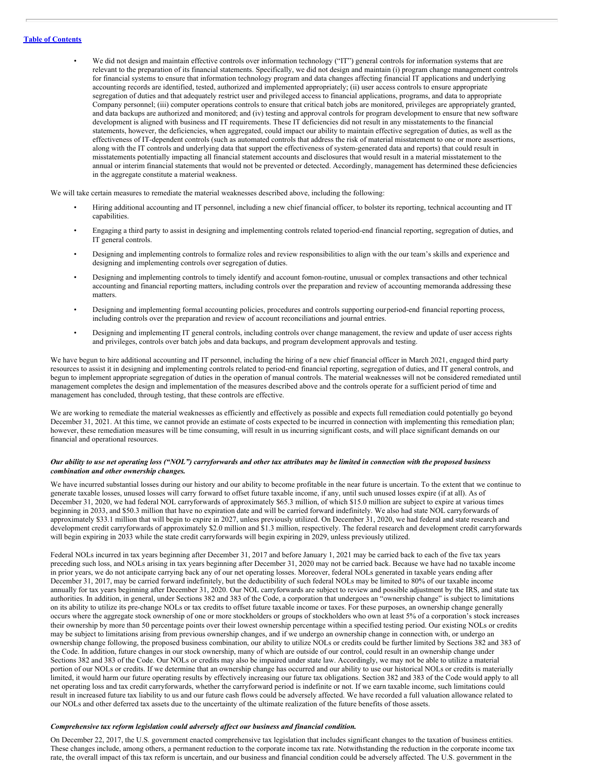- We did not design and maintain effective controls over information technology ("IT") general controls for information systems that are relevant to the preparation of its financial statements. Specifically, we did not design and maintain (i) program change management controls for financial systems to ensure that information technology program and data changes affecting financial IT applications and underlying accounting records are identified, tested, authorized and implemented appropriately; (ii) user access controls to ensure appropriate segregation of duties and that adequately restrict user and privileged access to financial applications, programs, and data to appropriate Company personnel; (iii) computer operations controls to ensure that critical batch jobs are monitored, privileges are appropriately granted, and data backups are authorized and monitored; and (iv) testing and approval controls for program development to ensure that new software development is aligned with business and IT requirements. These IT deficiencies did not result in any misstatements to the financial statements, however, the deficiencies, when aggregated, could impact our ability to maintain effective segregation of duties, as well as the effectiveness of IT-dependent controls (such as automated controls that address the risk of material misstatement to one or more assertions, along with the IT controls and underlying data that support the effectiveness of system-generated data and reports) that could result in misstatements potentially impacting all financial statement accounts and disclosures that would result in a material misstatement to the annual or interim financial statements that would not be prevented or detected. Accordingly, management has determined these deficiencies in the aggregate constitute a material weakness.

We will take certain measures to remediate the material weaknesses described above, including the following:

- Hiring additional accounting and IT personnel, including a new chief financial officer, to bolster its reporting, technical accounting and IT capabilities.
- Engaging a third party to assist in designing and implementing controls related toperiod-end financial reporting, segregation of duties, and IT general controls.
- Designing and implementing controls to formalize roles and review responsibilities to align with the our team's skills and experience and designing and implementing controls over segregation of duties.
- Designing and implementing controls to timely identify and account fornon-routine, unusual or complex transactions and other technical accounting and financial reporting matters, including controls over the preparation and review of accounting memoranda addressing these matters.
- Designing and implementing formal accounting policies, procedures and controls supporting ourperiod-end financial reporting process, including controls over the preparation and review of account reconciliations and journal entries.
- Designing and implementing IT general controls, including controls over change management, the review and update of user access rights and privileges, controls over batch jobs and data backups, and program development approvals and testing.

We have begun to hire additional accounting and IT personnel, including the hiring of a new chief financial officer in March 2021, engaged third party resources to assist it in designing and implementing controls related to period-end financial reporting, segregation of duties, and IT general controls, and begun to implement appropriate segregation of duties in the operation of manual controls. The material weaknesses will not be considered remediated until management completes the design and implementation of the measures described above and the controls operate for a sufficient period of time and management has concluded, through testing, that these controls are effective.

We are working to remediate the material weaknesses as efficiently and effectively as possible and expects full remediation could potentially go beyond December 31, 2021. At this time, we cannot provide an estimate of costs expected to be incurred in connection with implementing this remediation plan; however, these remediation measures will be time consuming, will result in us incurring significant costs, and will place significant demands on our financial and operational resources.

***Our ability to use net operating loss ("NOL") carryforwards and other tax attributes may be limited in connection with the proposed business combination and other ownership changes.***

We have incurred substantial losses during our history and our ability to become profitable in the near future is uncertain. To the extent that we continue to generate taxable losses, unused losses will carry forward to offset future taxable income, if any, until such unused losses expire (if at all). As of December 31, 2020, we had federal NOL carryforwards of approximately $65.3 million, of which $15.0 million are subject to expire at various times beginning in 2033, and $50.3 million that have no expiration date and will be carried forward indefinitely. We also had state NOL carryforwards of approximately $33.1 million that will begin to expire in 2027, unless previously utilized. On December 31, 2020, we had federal and state research and development credit carryforwards of approximately $2.0 million and $1.3 million, respectively. The federal research and development credit carryforwards will begin expiring in 2033 while the state credit carryforwards will begin expiring in 2029, unless previously utilized.

Federal NOLs incurred in tax years beginning after December 31, 2017 and before January 1, 2021 may be carried back to each of the five tax years preceding such loss, and NOLs arising in tax years beginning after December 31, 2020 may not be carried back. Because we have had no taxable income in prior years, we do not anticipate carrying back any of our net operating losses. Moreover, federal NOLs generated in taxable years ending after December 31, 2017, may be carried forward indefinitely, but the deductibility of such federal NOLs may be limited to 80% of our taxable income annually for tax years beginning after December 31, 2020. Our NOL carryforwards are subject to review and possible adjustment by the IRS, and state tax authorities. In addition, in general, under Sections 382 and 383 of the Code, a corporation that undergoes an "ownership change" is subject to limitations on its ability to utilize its pre-change NOLs or tax credits to offset future taxable income or taxes. For these purposes, an ownership change generally occurs where the aggregate stock ownership of one or more stockholders or groups of stockholders who own at least 5% of a corporation's stock increases their ownership by more than 50 percentage points over their lowest ownership percentage within a specified testing period. Our existing NOLs or credits may be subject to limitations arising from previous ownership changes, and if we undergo an ownership change in connection with, or undergo an ownership change following, the proposed business combination, our ability to utilize NOLs or credits could be further limited by Sections 382 and 383 of the Code. In addition, future changes in our stock ownership, many of which are outside of our control, could result in an ownership change under Sections 382 and 383 of the Code. Our NOLs or credits may also be impaired under state law. Accordingly, we may not be able to utilize a material portion of our NOLs or credits. If we determine that an ownership change has occurred and our ability to use our historical NOLs or credits is materially limited, it would harm our future operating results by effectively increasing our future tax obligations. Section 382 and 383 of the Code would apply to all net operating loss and tax credit carryforwards, whether the carryforward period is indefinite or not. If we earn taxable income, such limitations could result in increased future tax liability to us and our future cash flows could be adversely affected. We have recorded a full valuation allowance related to our NOLs and other deferred tax assets due to the uncertainty of the ultimate realization of the future benefits of those assets.

***Comprehensive tax reform legislation could adversely affect our business and financial condition.***

On December 22, 2017, the U.S. government enacted comprehensive tax legislation that includes significant changes to the taxation of business entities. These changes include, among others, a permanent reduction to the corporate income tax rate. Notwithstanding the reduction in the corporate income tax rate, the overall impact of this tax reform is uncertain, and our business and financial condition could be adversely affected. The U.S. government in the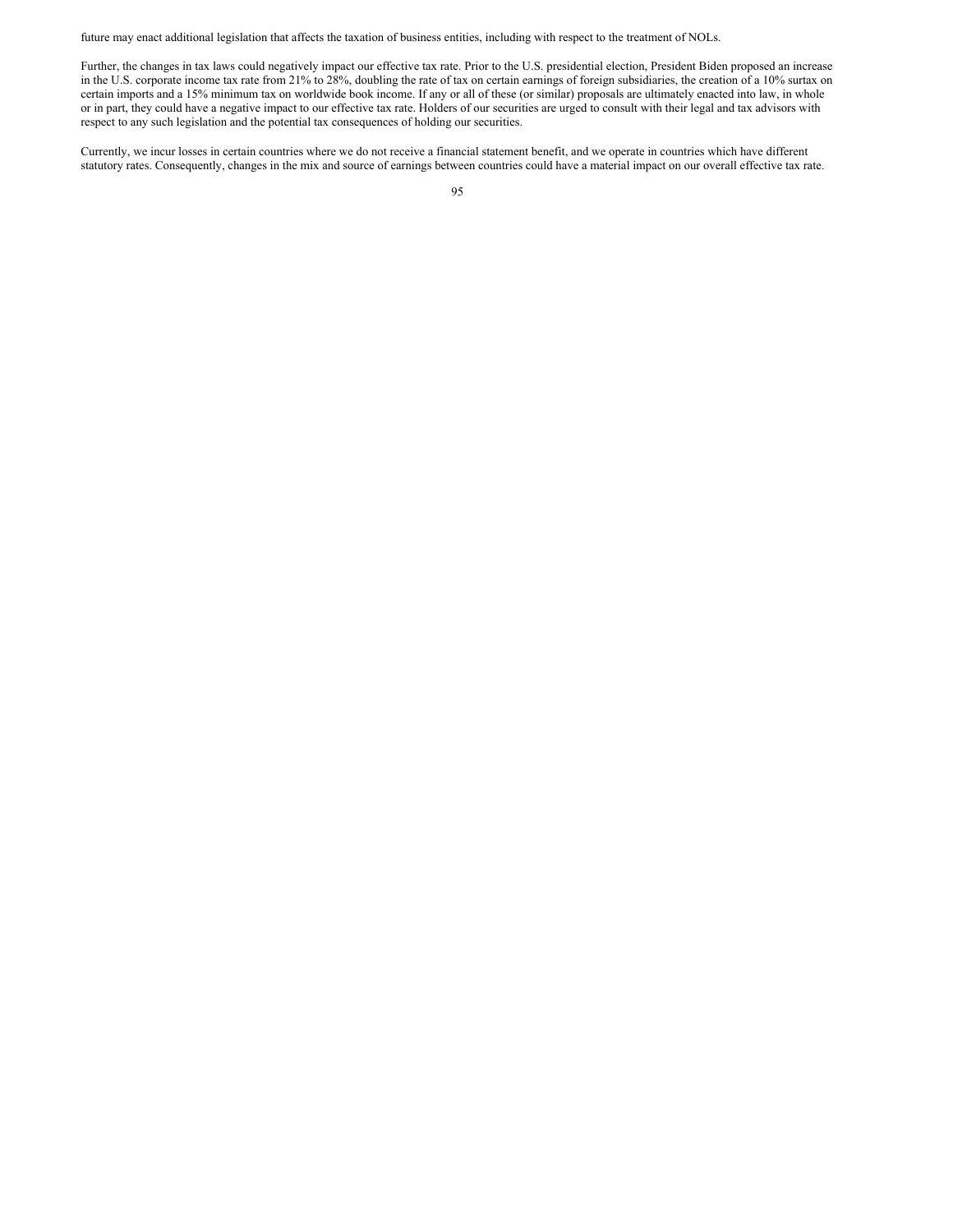future may enact additional legislation that affects the taxation of business entities, including with respect to the treatment of NOLs.

Further, the changes in tax laws could negatively impact our effective tax rate. Prior to the U.S. presidential election, President Biden proposed an increase in the U.S. corporate income tax rate from 21% to 28%, doubling the rate of tax on certain earnings of foreign subsidiaries, the creation of a 10% surtax on certain imports and a 15% minimum tax on worldwide book income. If any or all of these (or similar) proposals are ultimately enacted into law, in whole or in part, they could have a negative impact to our effective tax rate. Holders of our securities are urged to consult with their legal and tax advisors with respect to any such legislation and the potential tax consequences of holding our securities.

Currently, we incur losses in certain countries where we do not receive a financial statement benefit, and we operate in countries which have different statutory rates. Consequently, changes in the mix and source of earnings between countries could have a material impact on our overall effective tax rate.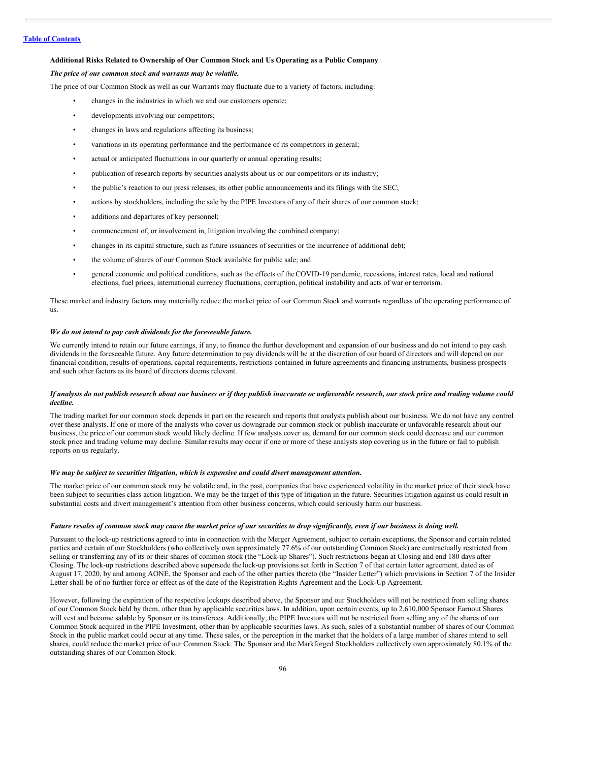### Additional Risks Related to Ownership of Our Common Stock and Us Operating as a Public Company

***The price of our common stock and warrants may be volatile.***

The price of our Common Stock as well as our Warrants may fluctuate due to a variety of factors, including:

- changes in the industries in which we and our customers operate;
- developments involving our competitors;
- changes in laws and regulations affecting its business;
- variations in its operating performance and the performance of its competitors in general;
- actual or anticipated fluctuations in our quarterly or annual operating results;
- publication of research reports by securities analysts about us or our competitors or its industry;
- the public's reaction to our press releases, its other public announcements and its filings with the SEC;
- actions by stockholders, including the sale by the PIPE Investors of any of their shares of our common stock;
- additions and departures of key personnel;
- commencement of, or involvement in, litigation involving the combined company;
- changes in its capital structure, such as future issuances of securities or the incurrence of additional debt;
- the volume of shares of our Common Stock available for public sale; and
- general economic and political conditions, such as the effects of the COVID-19 pandemic, recessions, interest rates, local and national elections, fuel prices, international currency fluctuations, corruption, political instability and acts of war or terrorism.

These market and industry factors may materially reduce the market price of our Common Stock and warrants regardless of the operating performance of us.

***We do not intend to pay cash dividends for the foreseeable future.***

We currently intend to retain our future earnings, if any, to finance the further development and expansion of our business and do not intend to pay cash dividends in the foreseeable future. Any future determination to pay dividends will be at the discretion of our board of directors and will depend on our financial condition, results of operations, capital requirements, restrictions contained in future agreements and financing instruments, business prospects and such other factors as its board of directors deems relevant.

***If analysts do not publish research about our business or if they publish inaccurate or unfavorable research, our stock price and trading volume could decline.***

The trading market for our common stock depends in part on the research and reports that analysts publish about our business. We do not have any control over these analysts. If one or more of the analysts who cover us downgrade our common stock or publish inaccurate or unfavorable research about our business, the price of our common stock would likely decline. If few analysts cover us, demand for our common stock could decrease and our common stock price and trading volume may decline. Similar results may occur if one or more of these analysts stop covering us in the future or fail to publish reports on us regularly.

***We may be subject to securities litigation, which is expensive and could divert management attention.***

The market price of our common stock may be volatile and, in the past, companies that have experienced volatility in the market price of their stock have been subject to securities class action litigation. We may be the target of this type of litigation in the future. Securities litigation against us could result in substantial costs and divert management's attention from other business concerns, which could seriously harm our business.

***Future resales of common stock may cause the market price of our securities to drop significantly, even if our business is doing well.***

Pursuant to the lock-up restrictions agreed to into in connection with the Merger Agreement, subject to certain exceptions, the Sponsor and certain related parties and certain of our Stockholders (who collectively own approximately 77.6% of our outstanding Common Stock) are contractually restricted from selling or transferring any of its or their shares of common stock (the "Lock-up Shares"). Such restrictions began at Closing and end 180 days after Closing. The lock-up restrictions described above supersede the lock-up provisions set forth in Section 7 of that certain letter agreement, dated as of August 17, 2020, by and among AONE, the Sponsor and each of the other parties thereto (the "Insider Letter") which provisions in Section 7 of the Insider Letter shall be of no further force or effect as of the date of the Registration Rights Agreement and the Lock-Up Agreement.

However, following the expiration of the respective lockups described above, the Sponsor and our Stockholders will not be restricted from selling shares of our Common Stock held by them, other than by applicable securities laws. In addition, upon certain events, up to 2,610,000 Sponsor Earnout Shares will vest and become salable by Sponsor or its transferees. Additionally, the PIPE Investors will not be restricted from selling any of the shares of our Common Stock acquired in the PIPE Investment, other than by applicable securities laws. As such, sales of a substantial number of shares of our Common Stock in the public market could occur at any time. These sales, or the perception in the market that the holders of a large number of shares intend to sell shares, could reduce the market price of our Common Stock. The Sponsor and the Markforged Stockholders collectively own approximately 80.1% of the outstanding shares of our Common Stock.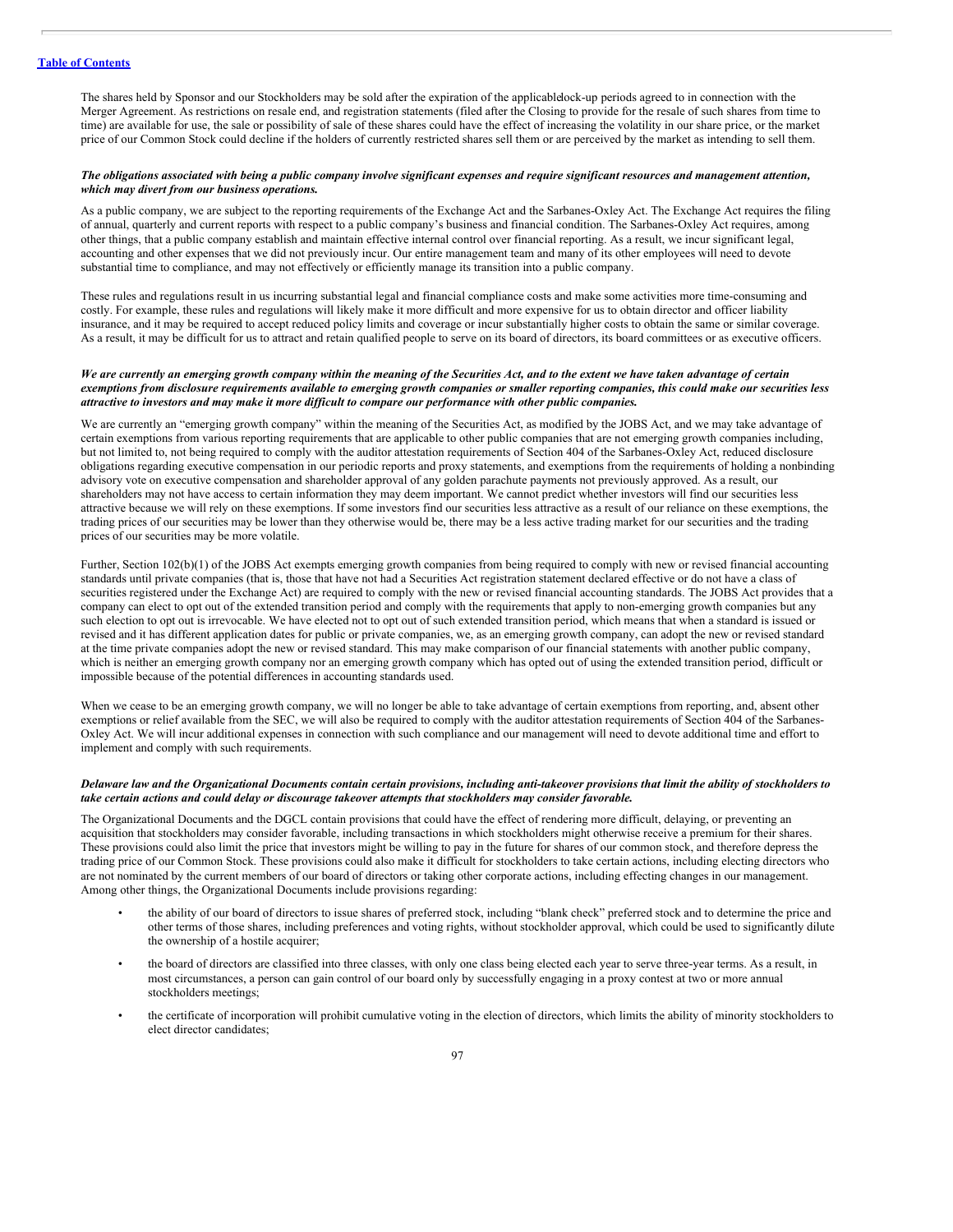The shares held by Sponsor and our Stockholders may be sold after the expiration of the applicablelock-up periods agreed to in connection with the Merger Agreement. As restrictions on resale end, and registration statements (filed after the Closing to provide for the resale of such shares from time to time) are available for use, the sale or possibility of sale of these shares could have the effect of increasing the volatility in our share price, or the market price of our Common Stock could decline if the holders of currently restricted shares sell them or are perceived by the market as intending to sell them.

***The obligations associated with being a public company involve significant expenses and require significant resources and management attention, which may divert from our business operations.***

As a public company, we are subject to the reporting requirements of the Exchange Act and the Sarbanes-Oxley Act. The Exchange Act requires the filing of annual, quarterly and current reports with respect to a public company's business and financial condition. The Sarbanes-Oxley Act requires, among other things, that a public company establish and maintain effective internal control over financial reporting. As a result, we incur significant legal, accounting and other expenses that we did not previously incur. Our entire management team and many of its other employees will need to devote substantial time to compliance, and may not effectively or efficiently manage its transition into a public company.

These rules and regulations result in us incurring substantial legal and financial compliance costs and make some activities more time-consuming and costly. For example, these rules and regulations will likely make it more difficult and more expensive for us to obtain director and officer liability insurance, and it may be required to accept reduced policy limits and coverage or incur substantially higher costs to obtain the same or similar coverage. As a result, it may be difficult for us to attract and retain qualified people to serve on its board of directors, its board committees or as executive officers.

***We are currently an emerging growth company within the meaning of the Securities Act, and to the extent we have taken advantage of certain exemptions from disclosure requirements available to emerging growth companies or smaller reporting companies, this could make our securities less attractive to investors and may make it more difficult to compare our performance with other public companies.***

We are currently an "emerging growth company" within the meaning of the Securities Act, as modified by the JOBS Act, and we may take advantage of certain exemptions from various reporting requirements that are applicable to other public companies that are not emerging growth companies including, but not limited to, not being required to comply with the auditor attestation requirements of Section 404 of the Sarbanes-Oxley Act, reduced disclosure obligations regarding executive compensation in our periodic reports and proxy statements, and exemptions from the requirements of holding a nonbinding advisory vote on executive compensation and shareholder approval of any golden parachute payments not previously approved. As a result, our shareholders may not have access to certain information they may deem important. We cannot predict whether investors will find our securities less attractive because we will rely on these exemptions. If some investors find our securities less attractive as a result of our reliance on these exemptions, the trading prices of our securities may be lower than they otherwise would be, there may be a less active trading market for our securities and the trading prices of our securities may be more volatile.

Further, Section 102(b)(1) of the JOBS Act exempts emerging growth companies from being required to comply with new or revised financial accounting standards until private companies (that is, those that have not had a Securities Act registration statement declared effective or do not have a class of securities registered under the Exchange Act) are required to comply with the new or revised financial accounting standards. The JOBS Act provides that a company can elect to opt out of the extended transition period and comply with the requirements that apply to non-emerging growth companies but any such election to opt out is irrevocable. We have elected not to opt out of such extended transition period, which means that when a standard is issued or revised and it has different application dates for public or private companies, we, as an emerging growth company, can adopt the new or revised standard at the time private companies adopt the new or revised standard. This may make comparison of our financial statements with another public company, which is neither an emerging growth company nor an emerging growth company which has opted out of using the extended transition period, difficult or impossible because of the potential differences in accounting standards used.

When we cease to be an emerging growth company, we will no longer be able to take advantage of certain exemptions from reporting, and, absent other exemptions or relief available from the SEC, we will also be required to comply with the auditor attestation requirements of Section 404 of the Sarbanes-Oxley Act. We will incur additional expenses in connection with such compliance and our management will need to devote additional time and effort to implement and comply with such requirements.

***Delaware law and the Organizational Documents contain certain provisions, including anti-takeover provisions that limit the ability of stockholders to take certain actions and could delay or discourage takeover attempts that stockholders may consider favorable.***

The Organizational Documents and the DGCL contain provisions that could have the effect of rendering more difficult, delaying, or preventing an acquisition that stockholders may consider favorable, including transactions in which stockholders might otherwise receive a premium for their shares. These provisions could also limit the price that investors might be willing to pay in the future for shares of our common stock, and therefore depress the trading price of our Common Stock. These provisions could also make it difficult for stockholders to take certain actions, including electing directors who are not nominated by the current members of our board of directors or taking other corporate actions, including effecting changes in our management. Among other things, the Organizational Documents include provisions regarding:

- the ability of our board of directors to issue shares of preferred stock, including "blank check" preferred stock and to determine the price and other terms of those shares, including preferences and voting rights, without stockholder approval, which could be used to significantly dilute the ownership of a hostile acquirer;
- the board of directors are classified into three classes, with only one class being elected each year to serve three-year terms. As a result, in most circumstances, a person can gain control of our board only by successfully engaging in a proxy contest at two or more annual stockholders meetings;
- the certificate of incorporation will prohibit cumulative voting in the election of directors, which limits the ability of minority stockholders to elect director candidates;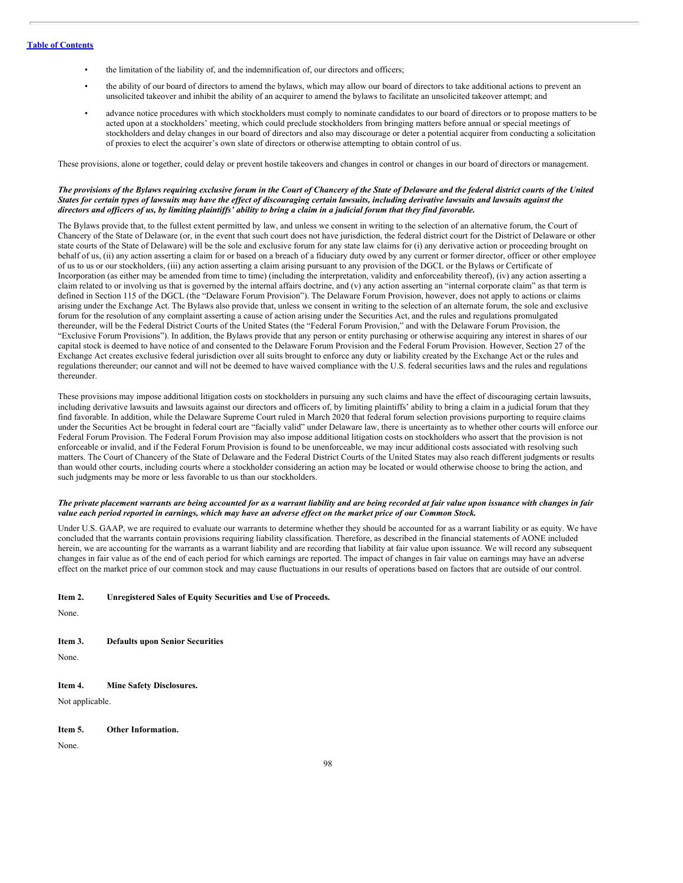- the limitation of the liability of, and the indemnification of, our directors and officers;
- the ability of our board of directors to amend the bylaws, which may allow our board of directors to take additional actions to prevent an unsolicited takeover and inhibit the ability of an acquirer to amend the bylaws to facilitate an unsolicited takeover attempt; and
- advance notice procedures with which stockholders must comply to nominate candidates to our board of directors or to propose matters to be acted upon at a stockholders' meeting, which could preclude stockholders from bringing matters before annual or special meetings of stockholders and delay changes in our board of directors and also may discourage or deter a potential acquirer from conducting a solicitation of proxies to elect the acquirer's own slate of directors or otherwise attempting to obtain control of us.

These provisions, alone or together, could delay or prevent hostile takeovers and changes in control or changes in our board of directors or management.

***The provisions of the Bylaws requiring exclusive forum in the Court of Chancery of the State of Delaware and the federal district courts of the United States for certain types of lawsuits may have the effect of discouraging certain lawsuits, including derivative lawsuits and lawsuits against the directors and officers of us, by limiting plaintiffs' ability to bring a claim in a judicial forum that they find favorable.***

The Bylaws provide that, to the fullest extent permitted by law, and unless we consent in writing to the selection of an alternative forum, the Court of Chancery of the State of Delaware (or, in the event that such court does not have jurisdiction, the federal district court for the District of Delaware or other state courts of the State of Delaware) will be the sole and exclusive forum for any state law claims for (i) any derivative action or proceeding brought on behalf of us, (ii) any action asserting a claim for or based on a breach of a fiduciary duty owed by any current or former director, officer or other employee of us to us or our stockholders, (iii) any action asserting a claim arising pursuant to any provision of the DGCL or the Bylaws or Certificate of Incorporation (as either may be amended from time to time) (including the interpretation, validity and enforceability thereof), (iv) any action asserting a claim related to or involving us that is governed by the internal affairs doctrine, and (v) any action asserting an "internal corporate claim" as that term is defined in Section 115 of the DGCL (the "Delaware Forum Provision"). The Delaware Forum Provision, however, does not apply to actions or claims arising under the Exchange Act. The Bylaws also provide that, unless we consent in writing to the selection of an alternate forum, the sole and exclusive forum for the resolution of any complaint asserting a cause of action arising under the Securities Act, and the rules and regulations promulgated thereunder, will be the Federal District Courts of the United States (the "Federal Forum Provision," and with the Delaware Forum Provision, the "Exclusive Forum Provisions"). In addition, the Bylaws provide that any person or entity purchasing or otherwise acquiring any interest in shares of our capital stock is deemed to have notice of and consented to the Delaware Forum Provision and the Federal Forum Provision. However, Section 27 of the Exchange Act creates exclusive federal jurisdiction over all suits brought to enforce any duty or liability created by the Exchange Act or the rules and regulations thereunder; our cannot and will not be deemed to have waived compliance with the U.S. federal securities laws and the rules and regulations thereunder.

These provisions may impose additional litigation costs on stockholders in pursuing any such claims and have the effect of discouraging certain lawsuits, including derivative lawsuits and lawsuits against our directors and officers of, by limiting plaintiffs' ability to bring a claim in a judicial forum that they find favorable. In addition, while the Delaware Supreme Court ruled in March 2020 that federal forum selection provisions purporting to require claims under the Securities Act be brought in federal court are "facially valid" under Delaware law, there is uncertainty as to whether other courts will enforce our Federal Forum Provision. The Federal Forum Provision may also impose additional litigation costs on stockholders who assert that the provision is not enforceable or invalid, and if the Federal Forum Provision is found to be unenforceable, we may incur additional costs associated with resolving such matters. The Court of Chancery of the State of Delaware and the Federal District Courts of the United States may also reach different judgments or results than would other courts, including courts where a stockholder considering an action may be located or would otherwise choose to bring the action, and such judgments may be more or less favorable to us than our stockholders.

***The private placement warrants are being accounted for as a warrant liability and are being recorded at fair value upon issuance with changes in fair value each period reported in earnings, which may have an adverse effect on the market price of our Common Stock.***

Under U.S. GAAP, we are required to evaluate our warrants to determine whether they should be accounted for as a warrant liability or as equity. We have concluded that the warrants contain provisions requiring liability classification. Therefore, as described in the financial statements of AONE included herein, we are accounting for the warrants as a warrant liability and are recording that liability at fair value upon issuance. We will record any subsequent changes in fair value as of the end of each period for which earnings are reported. The impact of changes in fair value on earnings may have an adverse effect on the market price of our common stock and may cause fluctuations in our results of operations based on factors that are outside of our control.

## Item 2. Unregistered Sales of Equity Securities and Use of Proceeds.

None.

## Item 3. Defaults upon Senior Securities

None.

## Item 4. Mine Safety Disclosures.

Not applicable.

## Item 5. Other Information.

None.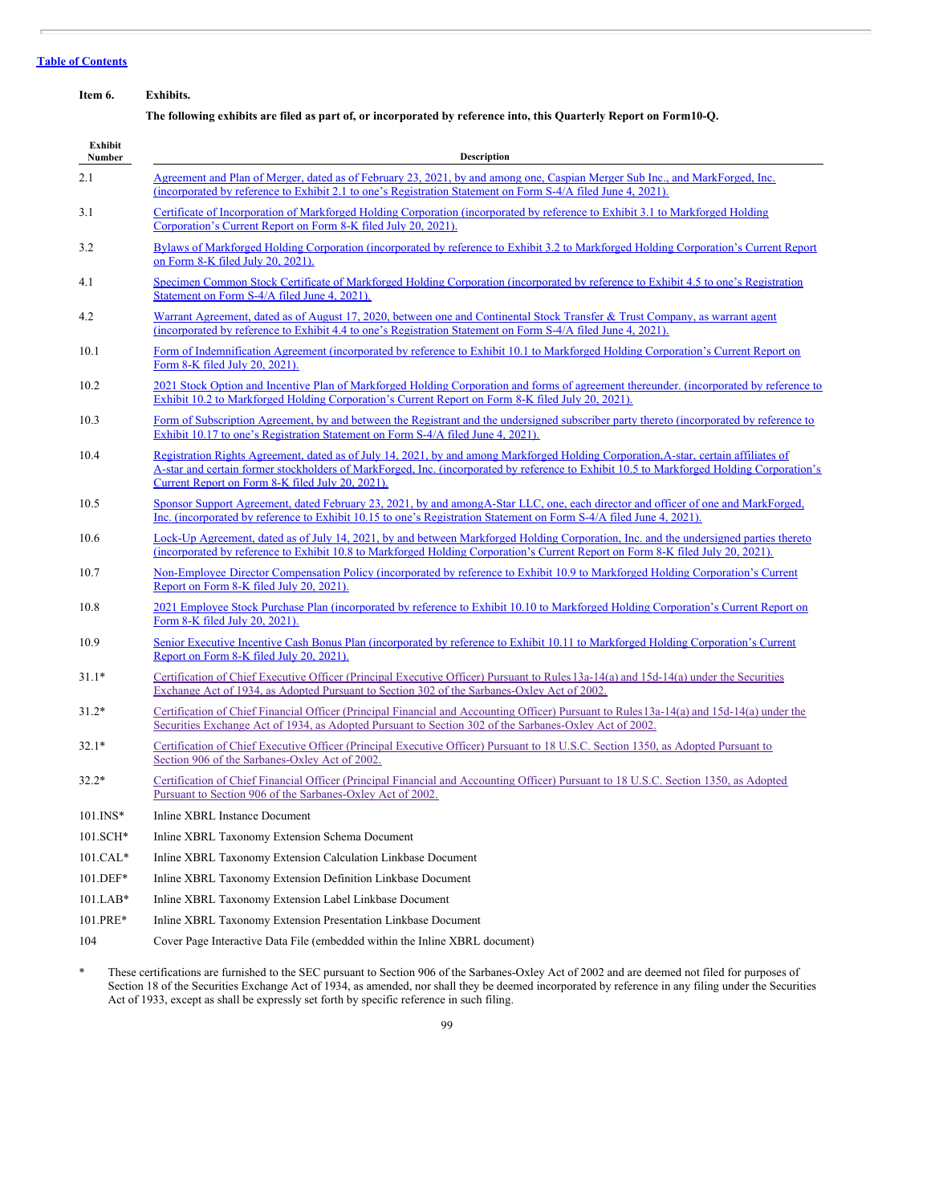[Table of Contents](#)

**Item 6. Exhibits.**

**The following exhibits are filed as part of, or incorporated by reference into, this Quarterly Report on Form10-Q.**

| Exhibit Number | Description |
|---|---|
| 2.1 | Agreement and Plan of Merger, dated as of February 23, 2021, by and among one, Caspian Merger Sub Inc., and MarkForged, Inc. (incorporated by reference to Exhibit 2.1 to one's Registration Statement on Form S-4/A filed June 4, 2021). |
| 3.1 | Certificate of Incorporation of Markforged Holding Corporation (incorporated by reference to Exhibit 3.1 to Markforged Holding Corporation's Current Report on Form 8-K filed July 20, 2021). |
| 3.2 | Bylaws of Markforged Holding Corporation (incorporated by reference to Exhibit 3.2 to Markforged Holding Corporation's Current Report on Form 8-K filed July 20, 2021). |
| 4.1 | Specimen Common Stock Certificate of Markforged Holding Corporation (incorporated by reference to Exhibit 4.5 to one's Registration Statement on Form S-4/A filed June 4, 2021). |
| 4.2 | Warrant Agreement, dated as of August 17, 2020, between one and Continental Stock Transfer & Trust Company, as warrant agent (incorporated by reference to Exhibit 4.4 to one's Registration Statement on Form S-4/A filed June 4, 2021). |
| 10.1 | Form of Indemnification Agreement (incorporated by reference to Exhibit 10.1 to Markforged Holding Corporation's Current Report on Form 8-K filed July 20, 2021). |
| 10.2 | 2021 Stock Option and Incentive Plan of Markforged Holding Corporation and forms of agreement thereunder. (incorporated by reference to Exhibit 10.2 to Markforged Holding Corporation's Current Report on Form 8-K filed July 20, 2021). |
| 10.3 | Form of Subscription Agreement, by and between the Registrant and the undersigned subscriber party thereto (incorporated by reference to Exhibit 10.17 to one's Registration Statement on Form S-4/A filed June 4, 2021). |
| 10.4 | Registration Rights Agreement, dated as of July 14, 2021, by and among Markforged Holding Corporation,A-star, certain affiliates of A-star and certain former stockholders of MarkForged, Inc. (incorporated by reference to Exhibit 10.5 to Markforged Holding Corporation's Current Report on Form 8-K filed July 20, 2021). |
| 10.5 | Sponsor Support Agreement, dated February 23, 2021, by and amongA-Star LLC, one, each director and officer of one and MarkForged, Inc. (incorporated by reference to Exhibit 10.15 to one's Registration Statement on Form S-4/A filed June 4, 2021). |
| 10.6 | Lock-Up Agreement, dated as of July 14, 2021, by and between Markforged Holding Corporation, Inc. and the undersigned parties thereto (incorporated by reference to Exhibit 10.8 to Markforged Holding Corporation's Current Report on Form 8-K filed July 20, 2021). |
| 10.7 | Non-Employee Director Compensation Policy (incorporated by reference to Exhibit 10.9 to Markforged Holding Corporation's Current Report on Form 8-K filed July 20, 2021). |
| 10.8 | 2021 Employee Stock Purchase Plan (incorporated by reference to Exhibit 10.10 to Markforged Holding Corporation's Current Report on Form 8-K filed July 20, 2021). |
| 10.9 | Senior Executive Incentive Cash Bonus Plan (incorporated by reference to Exhibit 10.11 to Markforged Holding Corporation's Current Report on Form 8-K filed July 20, 2021). |
| 31.1* | Certification of Chief Executive Officer (Principal Executive Officer) Pursuant to Rules13a-14(a) and 15d-14(a) under the Securities Exchange Act of 1934, as Adopted Pursuant to Section 302 of the Sarbanes-Oxley Act of 2002. |
| 31.2* | Certification of Chief Financial Officer (Principal Financial and Accounting Officer) Pursuant to Rules13a-14(a) and 15d-14(a) under the Securities Exchange Act of 1934, as Adopted Pursuant to Section 302 of the Sarbanes-Oxley Act of 2002. |
| 32.1* | Certification of Chief Executive Officer (Principal Executive Officer) Pursuant to 18 U.S.C. Section 1350, as Adopted Pursuant to Section 906 of the Sarbanes-Oxley Act of 2002. |
| 32.2* | Certification of Chief Financial Officer (Principal Financial and Accounting Officer) Pursuant to 18 U.S.C. Section 1350, as Adopted Pursuant to Section 906 of the Sarbanes-Oxley Act of 2002. |
| 101.INS* | Inline XBRL Instance Document |
| 101.SCH* | Inline XBRL Taxonomy Extension Schema Document |
| 101.CAL* | Inline XBRL Taxonomy Extension Calculation Linkbase Document |
| 101.DEF* | Inline XBRL Taxonomy Extension Definition Linkbase Document |
| 101.LAB* | Inline XBRL Taxonomy Extension Label Linkbase Document |
| 101.PRE* | Inline XBRL Taxonomy Extension Presentation Linkbase Document |
| 104 | Cover Page Interactive Data File (embedded within the Inline XBRL document) |

\* These certifications are furnished to the SEC pursuant to Section 906 of the Sarbanes-Oxley Act of 2002 and are deemed not filed for purposes of Section 18 of the Securities Exchange Act of 1934, as amended, nor shall they be deemed incorporated by reference in any filing under the Securities Act of 1933, except as shall be expressly set forth by specific reference in such filing.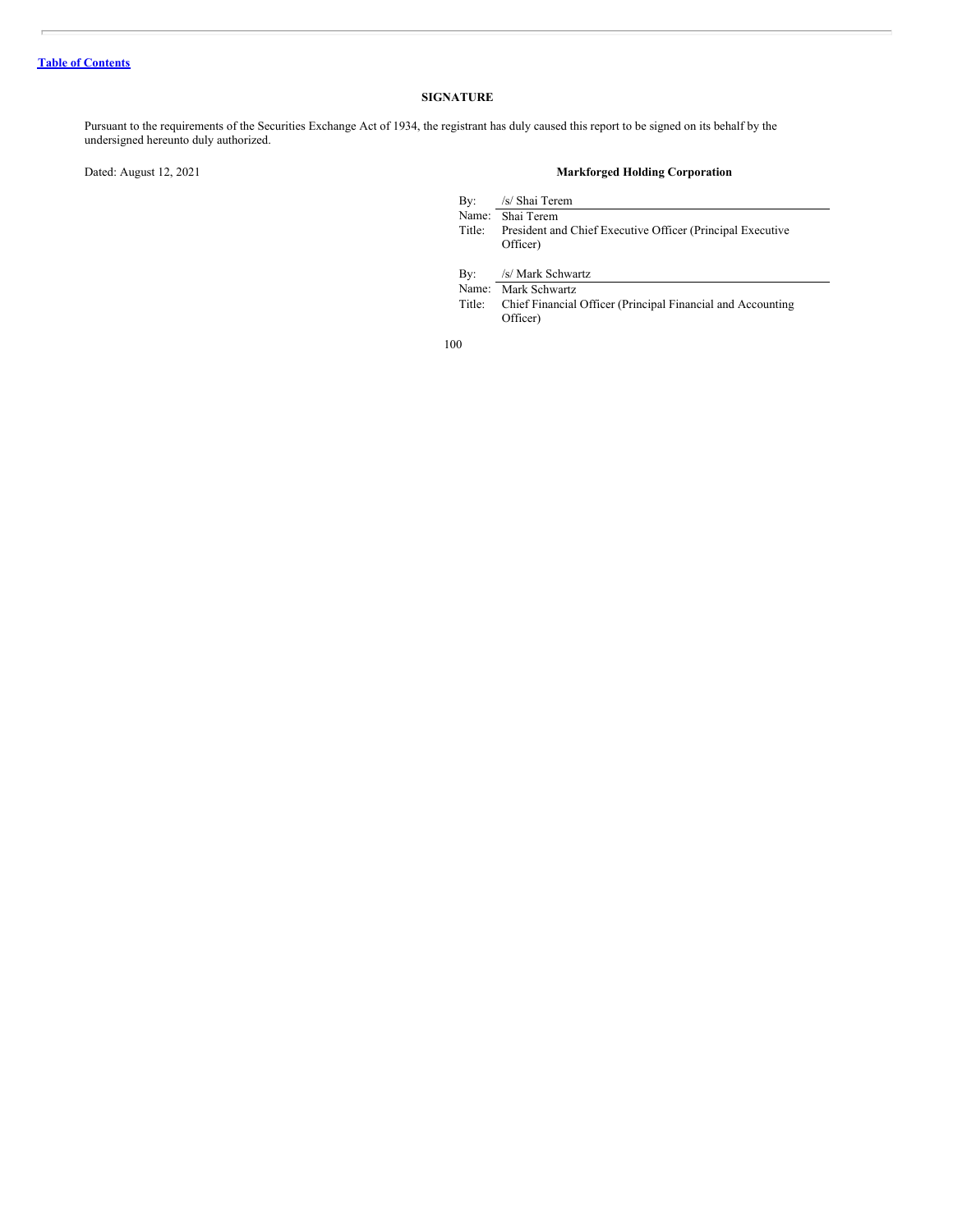## SIGNATURE

Pursuant to the requirements of the Securities Exchange Act of 1934, the registrant has duly caused this report to be signed on its behalf by the undersigned hereunto duly authorized.

Dated: August 12, 2021

**Markforged Holding Corporation**

By: /s/ Shai Terem
Name: Shai Terem
Title: President and Chief Executive Officer (Principal Executive Officer)

By: /s/ Mark Schwartz
Name: Mark Schwartz
Title: Chief Financial Officer (Principal Financial and Accounting Officer)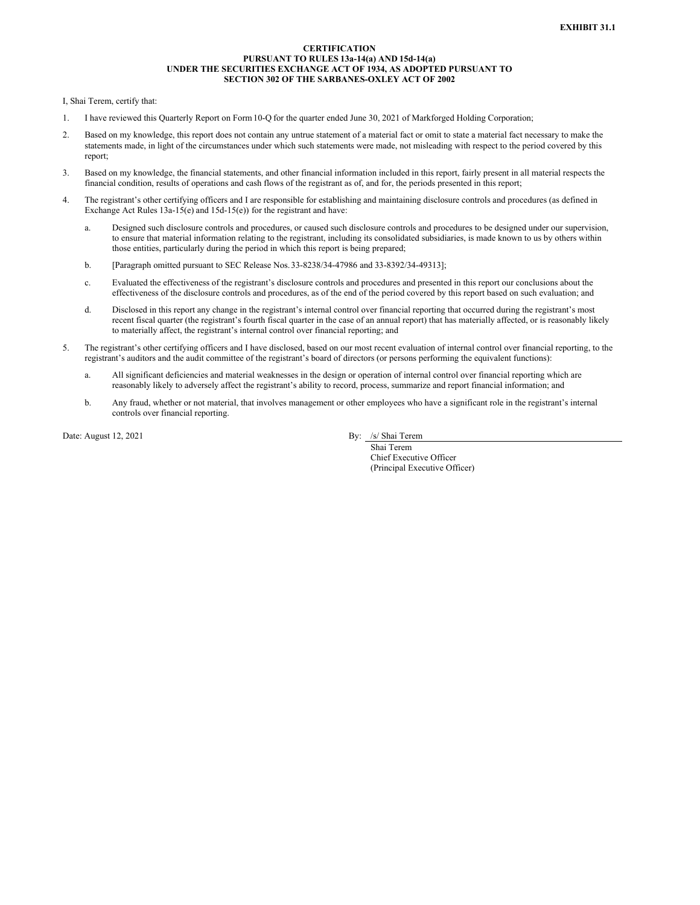**EXHIBIT 31.1**

**CERTIFICATION**
**PURSUANT TO RULES 13a-14(a) AND 15d-14(a)**
**UNDER THE SECURITIES EXCHANGE ACT OF 1934, AS ADOPTED PURSUANT TO**
**SECTION 302 OF THE SARBANES-OXLEY ACT OF 2002**

I, Shai Terem, certify that:

1. I have reviewed this Quarterly Report on Form 10-Q for the quarter ended June 30, 2021 of Markforged Holding Corporation;
2. Based on my knowledge, this report does not contain any untrue statement of a material fact or omit to state a material fact necessary to make the statements made, in light of the circumstances under which such statements were made, not misleading with respect to the period covered by this report;
3. Based on my knowledge, the financial statements, and other financial information included in this report, fairly present in all material respects the financial condition, results of operations and cash flows of the registrant as of, and for, the periods presented in this report;
4. The registrant's other certifying officers and I are responsible for establishing and maintaining disclosure controls and procedures (as defined in Exchange Act Rules 13a-15(e) and 15d-15(e)) for the registrant and have:
   a. Designed such disclosure controls and procedures, or caused such disclosure controls and procedures to be designed under our supervision, to ensure that material information relating to the registrant, including its consolidated subsidiaries, is made known to us by others within those entities, particularly during the period in which this report is being prepared;
   b. [Paragraph omitted pursuant to SEC Release Nos. 33-8238/34-47986 and 33-8392/34-49313];
   c. Evaluated the effectiveness of the registrant's disclosure controls and procedures and presented in this report our conclusions about the effectiveness of the disclosure controls and procedures, as of the end of the period covered by this report based on such evaluation; and
   d. Disclosed in this report any change in the registrant's internal control over financial reporting that occurred during the registrant's most recent fiscal quarter (the registrant's fourth fiscal quarter in the case of an annual report) that has materially affected, or is reasonably likely to materially affect, the registrant's internal control over financial reporting; and
5. The registrant's other certifying officers and I have disclosed, based on our most recent evaluation of internal control over financial reporting, to the registrant's auditors and the audit committee of the registrant's board of directors (or persons performing the equivalent functions):
   a. All significant deficiencies and material weaknesses in the design or operation of internal control over financial reporting which are reasonably likely to adversely affect the registrant's ability to record, process, summarize and report financial information; and
   b. Any fraud, whether or not material, that involves management or other employees who have a significant role in the registrant's internal controls over financial reporting.

Date: August 12, 2021

By: /s/ Shai Terem
Shai Terem
Chief Executive Officer
(Principal Executive Officer)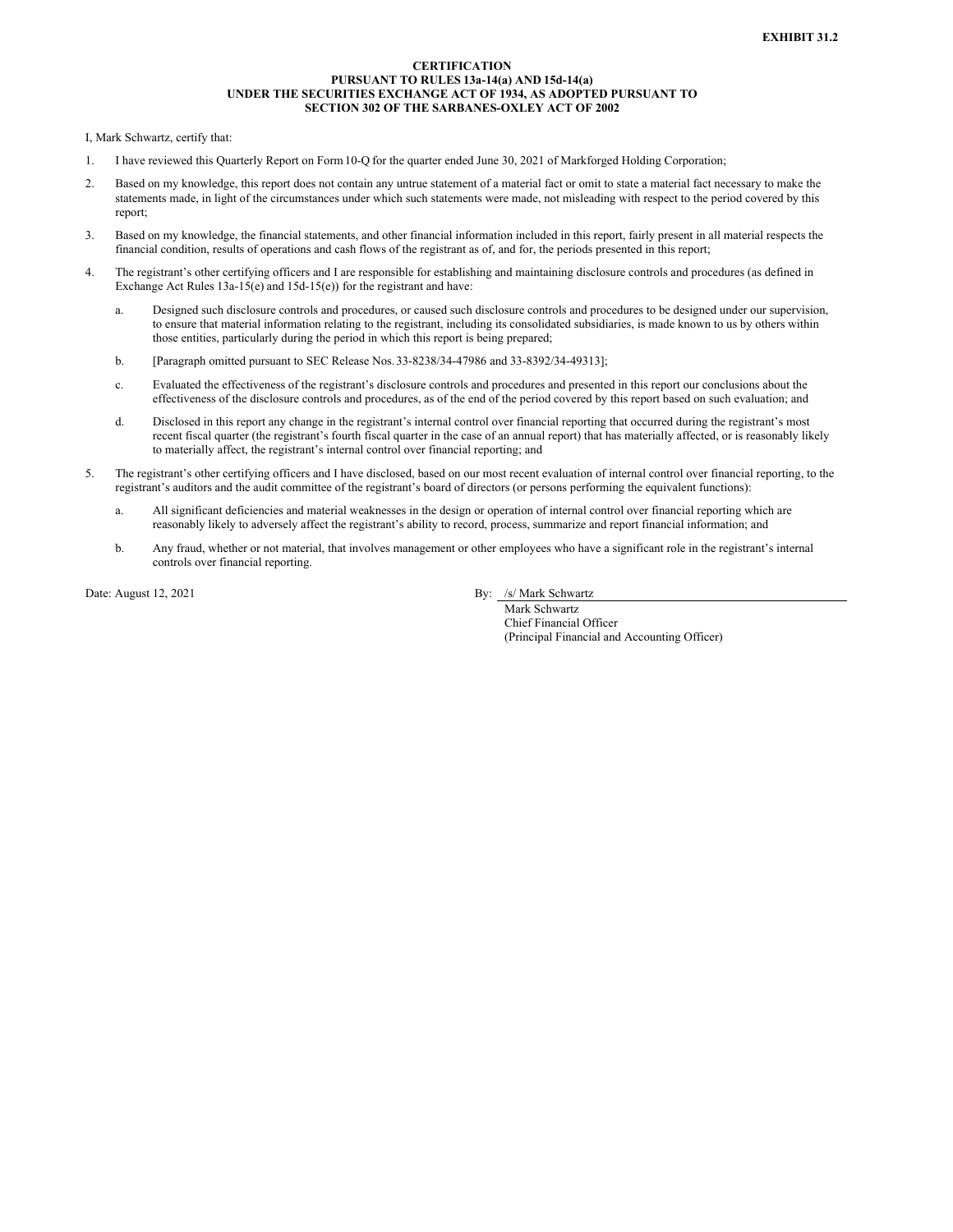**EXHIBIT 31.2**

**CERTIFICATION**
**PURSUANT TO RULES 13a-14(a) AND 15d-14(a)**
**UNDER THE SECURITIES EXCHANGE ACT OF 1934, AS ADOPTED PURSUANT TO**
**SECTION 302 OF THE SARBANES-OXLEY ACT OF 2002**

I, Mark Schwartz, certify that:

1. I have reviewed this Quarterly Report on Form 10-Q for the quarter ended June 30, 2021 of Markforged Holding Corporation;

2. Based on my knowledge, this report does not contain any untrue statement of a material fact or omit to state a material fact necessary to make the statements made, in light of the circumstances under which such statements were made, not misleading with respect to the period covered by this report;

3. Based on my knowledge, the financial statements, and other financial information included in this report, fairly present in all material respects the financial condition, results of operations and cash flows of the registrant as of, and for, the periods presented in this report;

4. The registrant's other certifying officers and I are responsible for establishing and maintaining disclosure controls and procedures (as defined in Exchange Act Rules 13a-15(e) and 15d-15(e)) for the registrant and have:

   a. Designed such disclosure controls and procedures, or caused such disclosure controls and procedures to be designed under our supervision, to ensure that material information relating to the registrant, including its consolidated subsidiaries, is made known to us by others within those entities, particularly during the period in which this report is being prepared;

   b. [Paragraph omitted pursuant to SEC Release Nos. 33-8238/34-47986 and 33-8392/34-49313];

   c. Evaluated the effectiveness of the registrant's disclosure controls and procedures and presented in this report our conclusions about the effectiveness of the disclosure controls and procedures, as of the end of the period covered by this report based on such evaluation; and

   d. Disclosed in this report any change in the registrant's internal control over financial reporting that occurred during the registrant's most recent fiscal quarter (the registrant's fourth fiscal quarter in the case of an annual report) that has materially affected, or is reasonably likely to materially affect, the registrant's internal control over financial reporting; and

5. The registrant's other certifying officers and I have disclosed, based on our most recent evaluation of internal control over financial reporting, to the registrant's auditors and the audit committee of the registrant's board of directors (or persons performing the equivalent functions):

   a. All significant deficiencies and material weaknesses in the design or operation of internal control over financial reporting which are reasonably likely to adversely affect the registrant's ability to record, process, summarize and report financial information; and

   b. Any fraud, whether or not material, that involves management or other employees who have a significant role in the registrant's internal controls over financial reporting.

Date: August 12, 2021

By: /s/ Mark Schwartz
Mark Schwartz
Chief Financial Officer
(Principal Financial and Accounting Officer)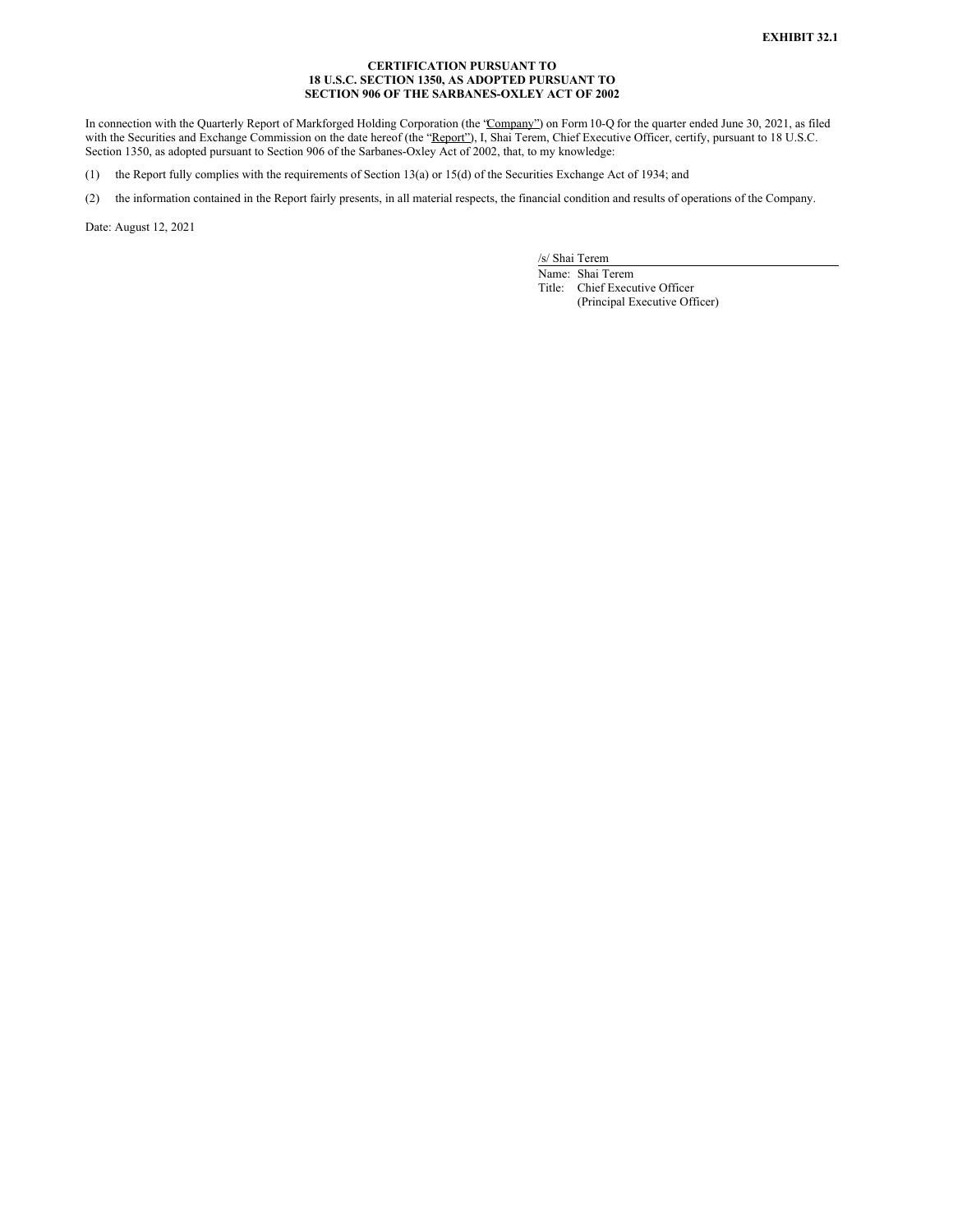**EXHIBIT 32.1**

**CERTIFICATION PURSUANT TO
18 U.S.C. SECTION 1350, AS ADOPTED PURSUANT TO
SECTION 906 OF THE SARBANES-OXLEY ACT OF 2002**

In connection with the Quarterly Report of Markforged Holding Corporation (the "Company") on Form 10-Q for the quarter ended June 30, 2021, as filed with the Securities and Exchange Commission on the date hereof (the "Report"), I, Shai Terem, Chief Executive Officer, certify, pursuant to 18 U.S.C. Section 1350, as adopted pursuant to Section 906 of the Sarbanes-Oxley Act of 2002, that, to my knowledge:

(1) the Report fully complies with the requirements of Section 13(a) or 15(d) of the Securities Exchange Act of 1934; and

(2) the information contained in the Report fairly presents, in all material respects, the financial condition and results of operations of the Company.

Date: August 12, 2021

/s/ Shai Terem
Name: Shai Terem
Title: Chief Executive Officer
(Principal Executive Officer)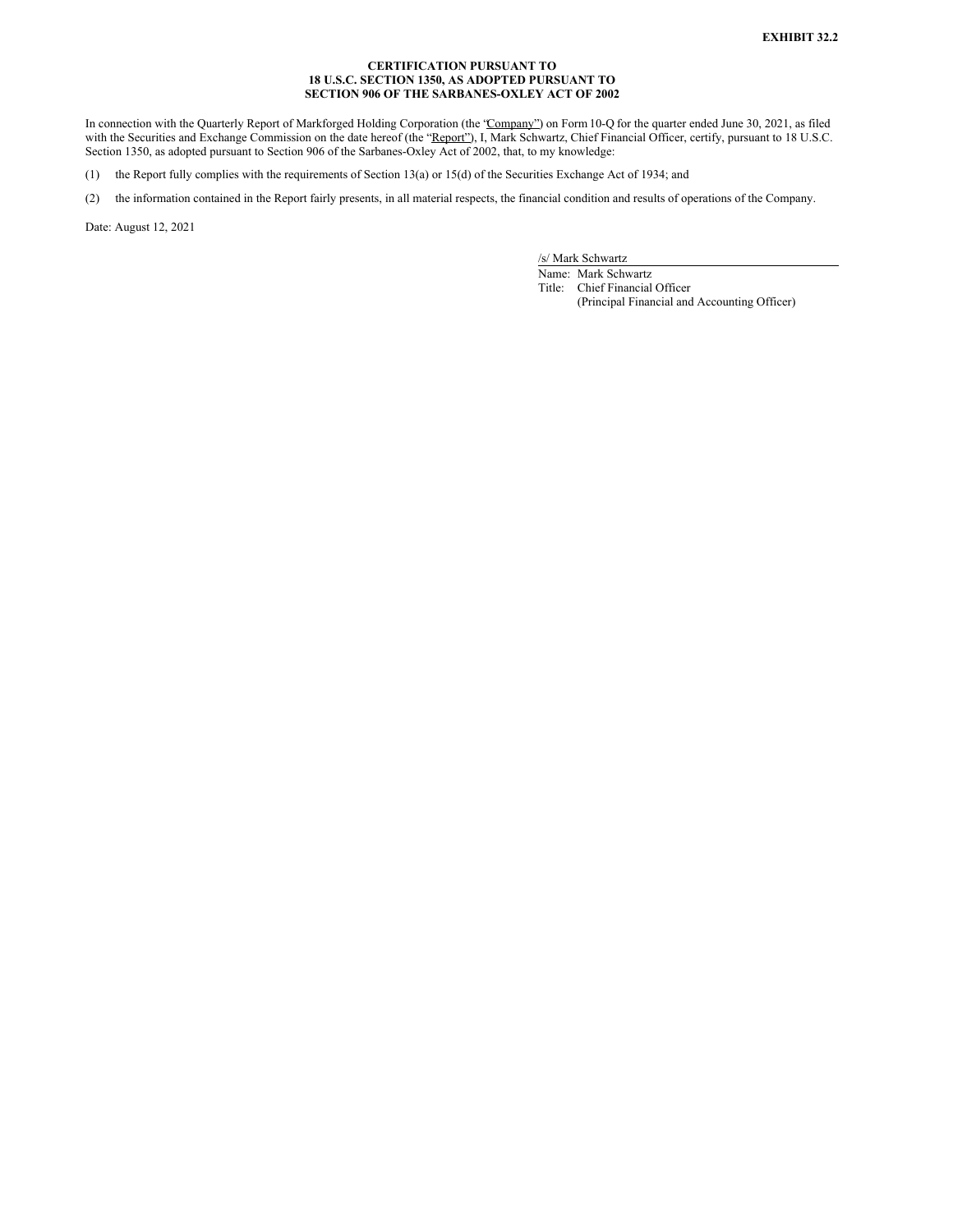**EXHIBIT 32.2**

**CERTIFICATION PURSUANT TO**
**18 U.S.C. SECTION 1350, AS ADOPTED PURSUANT TO**
**SECTION 906 OF THE SARBANES-OXLEY ACT OF 2002**

In connection with the Quarterly Report of Markforged Holding Corporation (the "Company") on Form 10-Q for the quarter ended June 30, 2021, as filed with the Securities and Exchange Commission on the date hereof (the "Report"), I, Mark Schwartz, Chief Financial Officer, certify, pursuant to 18 U.S.C. Section 1350, as adopted pursuant to Section 906 of the Sarbanes-Oxley Act of 2002, that, to my knowledge:

(1) the Report fully complies with the requirements of Section 13(a) or 15(d) of the Securities Exchange Act of 1934; and

(2) the information contained in the Report fairly presents, in all material respects, the financial condition and results of operations of the Company.

Date: August 12, 2021

/s/ Mark Schwartz

Name: Mark Schwartz

Title: Chief Financial Officer
(Principal Financial and Accounting Officer)